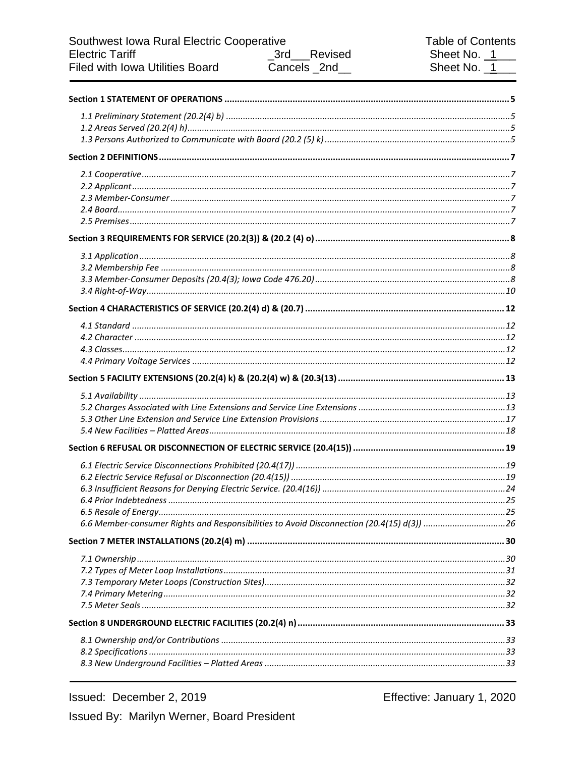Southwest Iowa Rural Electric Cooperative
Electric Tariff
Filed with Iowa Utilities Board

_3rd___Revised
Cancels _2nd__

Table of Contents
Sheet No. _1___
Sheet No. _1___

**Section 1 STATEMENT OF OPERATIONS** ..... 5

*1.1 Preliminary Statement (20.2(4) b)* ..... 5
*1.2 Areas Served (20.2(4) h)* ..... 5
*1.3 Persons Authorized to Communicate with Board (20.2 (5) k)* ..... 5

**Section 2 DEFINITIONS** ..... 7

*2.1 Cooperative* ..... 7
*2.2 Applicant* ..... 7
*2.3 Member-Consumer* ..... 7
*2.4 Board* ..... 7
*2.5 Premises* ..... 7

**Section 3 REQUIREMENTS FOR SERVICE (20.2(3)) & (20.2 (4) o)** ..... 8

*3.1 Application* ..... 8
*3.2 Membership Fee* ..... 8
*3.3 Member-Consumer Deposits (20.4(3); Iowa Code 476.20)* ..... 8
*3.4 Right-of-Way* ..... 10

**Section 4 CHARACTERISTICS OF SERVICE (20.2(4) d) & (20.7)** ..... 12

*4.1 Standard* ..... 12
*4.2 Character* ..... 12
*4.3 Classes* ..... 12
*4.4 Primary Voltage Services* ..... 12

**Section 5 FACILITY EXTENSIONS (20.2(4) k) & (20.2(4) w) & (20.3(13)** ..... 13

*5.1 Availability* ..... 13
*5.2 Charges Associated with Line Extensions and Service Line Extensions* ..... 13
*5.3 Other Line Extension and Service Line Extension Provisions* ..... 17
*5.4 New Facilities – Platted Areas* ..... 18

**Section 6 REFUSAL OR DISCONNECTION OF ELECTRIC SERVICE (20.4(15))** ..... 19

*6.1 Electric Service Disconnections Prohibited (20.4(17))* ..... 19
*6.2 Electric Service Refusal or Disconnection (20.4(15))* ..... 19
*6.3 Insufficient Reasons for Denying Electric Service. (20.4(16))* ..... 24
*6.4 Prior Indebtedness* ..... 25
*6.5 Resale of Energy* ..... 25
*6.6 Member-consumer Rights and Responsibilities to Avoid Disconnection (20.4(15) d(3))* ..... 26

**Section 7 METER INSTALLATIONS (20.2(4) m)** ..... 30

*7.1 Ownership* ..... 30
*7.2 Types of Meter Loop Installations* ..... 31
*7.3 Temporary Meter Loops (Construction Sites)* ..... 32
*7.4 Primary Metering* ..... 32
*7.5 Meter Seals* ..... 32

**Section 8 UNDERGROUND ELECTRIC FACILITIES (20.2(4) n)** ..... 33

*8.1 Ownership and/or Contributions* ..... 33
*8.2 Specifications* ..... 33
*8.3 New Underground Facilities – Platted Areas* ..... 33

Issued: December 2, 2019
Issued By: Marilyn Werner, Board President

Effective: January 1, 2020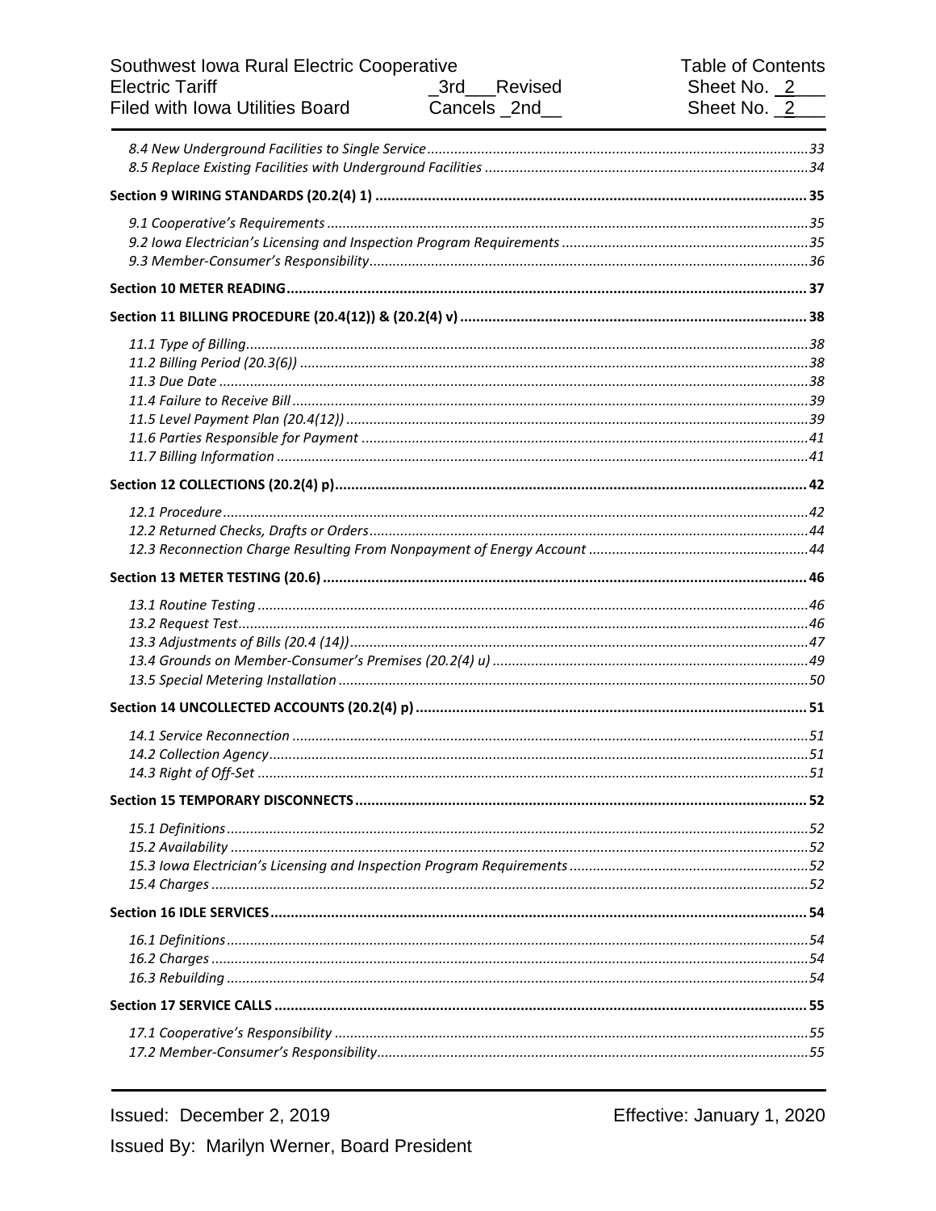*8.4 New Underground Facilities to Single Service* ... 33
*8.5 Replace Existing Facilities with Underground Facilities* ... 34

**Section 9 WIRING STANDARDS (20.2(4) 1)** ... 35

*9.1 Cooperative's Requirements* ... 35
*9.2 Iowa Electrician's Licensing and Inspection Program Requirements* ... 35
*9.3 Member-Consumer's Responsibility* ... 36

**Section 10 METER READING** ... 37

**Section 11 BILLING PROCEDURE (20.4(12)) & (20.2(4) v)** ... 38

*11.1 Type of Billing* ... 38
*11.2 Billing Period (20.3(6))* ... 38
*11.3 Due Date* ... 38
*11.4 Failure to Receive Bill* ... 39
*11.5 Level Payment Plan (20.4(12))* ... 39
*11.6 Parties Responsible for Payment* ... 41
*11.7 Billing Information* ... 41

**Section 12 COLLECTIONS (20.2(4) p)** ... 42

*12.1 Procedure* ... 42
*12.2 Returned Checks, Drafts or Orders* ... 44
*12.3 Reconnection Charge Resulting From Nonpayment of Energy Account* ... 44

**Section 13 METER TESTING (20.6)** ... 46

*13.1 Routine Testing* ... 46
*13.2 Request Test* ... 46
*13.3 Adjustments of Bills (20.4 (14))* ... 47
*13.4 Grounds on Member-Consumer's Premises (20.2(4) u)* ... 49
*13.5 Special Metering Installation* ... 50

**Section 14 UNCOLLECTED ACCOUNTS (20.2(4) p)** ... 51

*14.1 Service Reconnection* ... 51
*14.2 Collection Agency* ... 51
*14.3 Right of Off-Set* ... 51

**Section 15 TEMPORARY DISCONNECTS** ... 52

*15.1 Definitions* ... 52
*15.2 Availability* ... 52
*15.3 Iowa Electrician's Licensing and Inspection Program Requirements* ... 52
*15.4 Charges* ... 52

**Section 16 IDLE SERVICES** ... 54

*16.1 Definitions* ... 54
*16.2 Charges* ... 54
*16.3 Rebuilding* ... 54

**Section 17 SERVICE CALLS** ... 55

*17.1 Cooperative's Responsibility* ... 55
*17.2 Member-Consumer's Responsibility* ... 55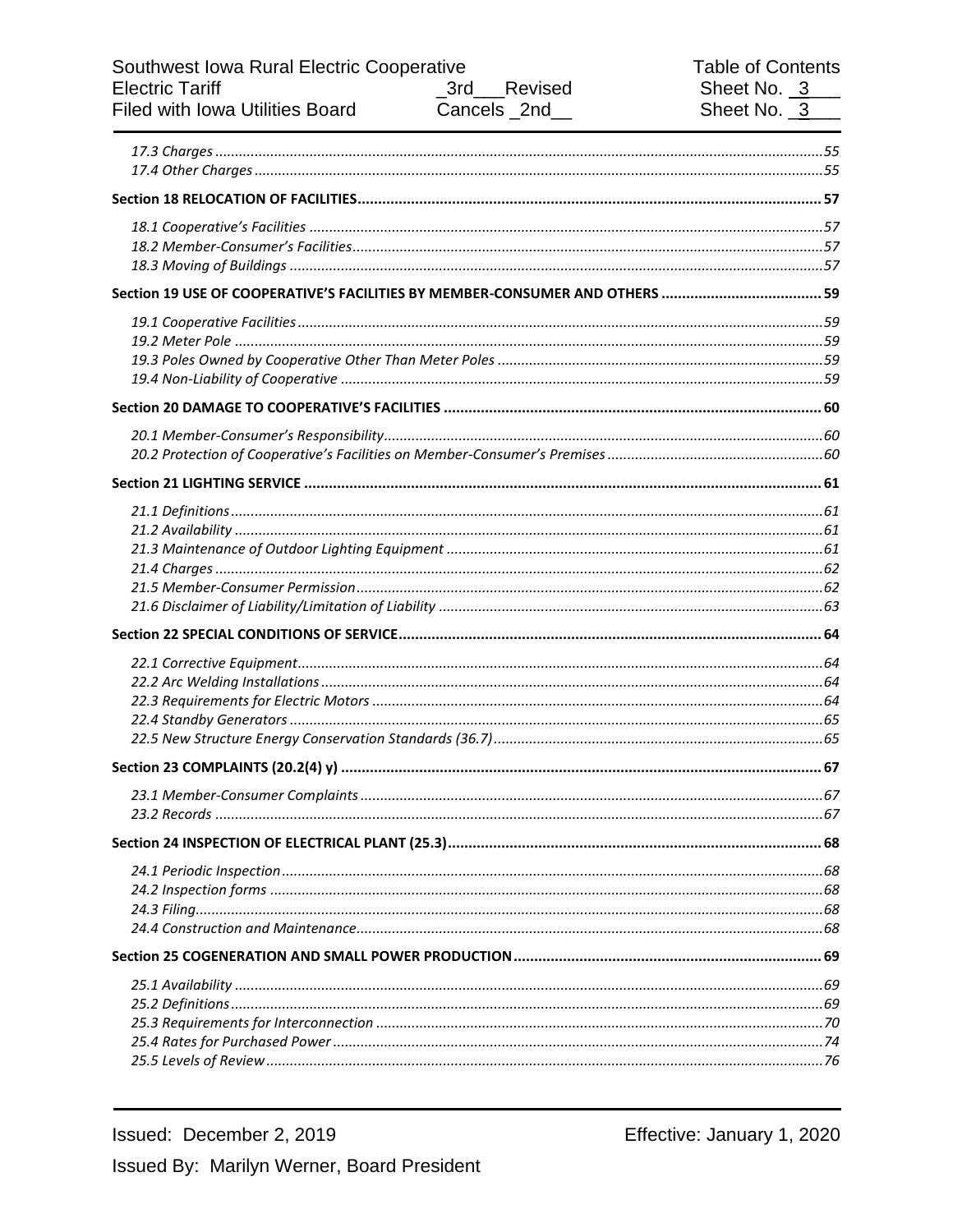*17.3 Charges* ........................................................................................................................................55
*17.4 Other Charges* ..............................................................................................................................55

**Section 18 RELOCATION OF FACILITIES** ................................................................................................57

*18.1 Cooperative's Facilities* .................................................................................................................57
*18.2 Member-Consumer's Facilities* ......................................................................................................57
*18.3 Moving of Buildings* ......................................................................................................................57

**Section 19 USE OF COOPERATIVE'S FACILITIES BY MEMBER-CONSUMER AND OTHERS** .......................................59

*19.1 Cooperative Facilities* ....................................................................................................................59
*19.2 Meter Pole* ....................................................................................................................................59
*19.3 Poles Owned by Cooperative Other Than Meter Poles* ..................................................................59
*19.4 Non-Liability of Cooperative* .........................................................................................................59

**Section 20 DAMAGE TO COOPERATIVE'S FACILITIES** ...........................................................................60

*20.1 Member-Consumer's Responsibility* ..............................................................................................60
*20.2 Protection of Cooperative's Facilities on Member-Consumer's Premises* ......................................60

**Section 21 LIGHTING SERVICE** ..............................................................................................................61

*21.1 Definitions* .....................................................................................................................................61
*21.2 Availability* ....................................................................................................................................61
*21.3 Maintenance of Outdoor Lighting Equipment* ...............................................................................61
*21.4 Charges* .........................................................................................................................................62
*21.5 Member-Consumer Permission* .....................................................................................................62
*21.6 Disclaimer of Liability/Limitation of Liability* ................................................................................63

**Section 22 SPECIAL CONDITIONS OF SERVICE** ......................................................................................64

*22.1 Corrective Equipment* ....................................................................................................................64
*22.2 Arc Welding Installations* ..............................................................................................................64
*22.3 Requirements for Electric Motors* .................................................................................................64
*22.4 Standby Generators* ......................................................................................................................65
*22.5 New Structure Energy Conservation Standards (36.7)* ...................................................................65

**Section 23 COMPLAINTS (20.2(4) y)** ......................................................................................................67

*23.1 Member-Consumer Complaints* ....................................................................................................67
*23.2 Records* .........................................................................................................................................67

**Section 24 INSPECTION OF ELECTRICAL PLANT (25.3)** ...........................................................................68

*24.1 Periodic Inspection* ........................................................................................................................68
*24.2 Inspection forms* ...........................................................................................................................68
*24.3 Filing* .............................................................................................................................................68
*24.4 Construction and Maintenance* .....................................................................................................68

**Section 25 COGENERATION AND SMALL POWER PRODUCTION** ..........................................................69

*25.1 Availability* ....................................................................................................................................69
*25.2 Definitions* .....................................................................................................................................69
*25.3 Requirements for Interconnection* ................................................................................................70
*25.4 Rates for Purchased Power* ...........................................................................................................74
*25.5 Levels of Review* ............................................................................................................................76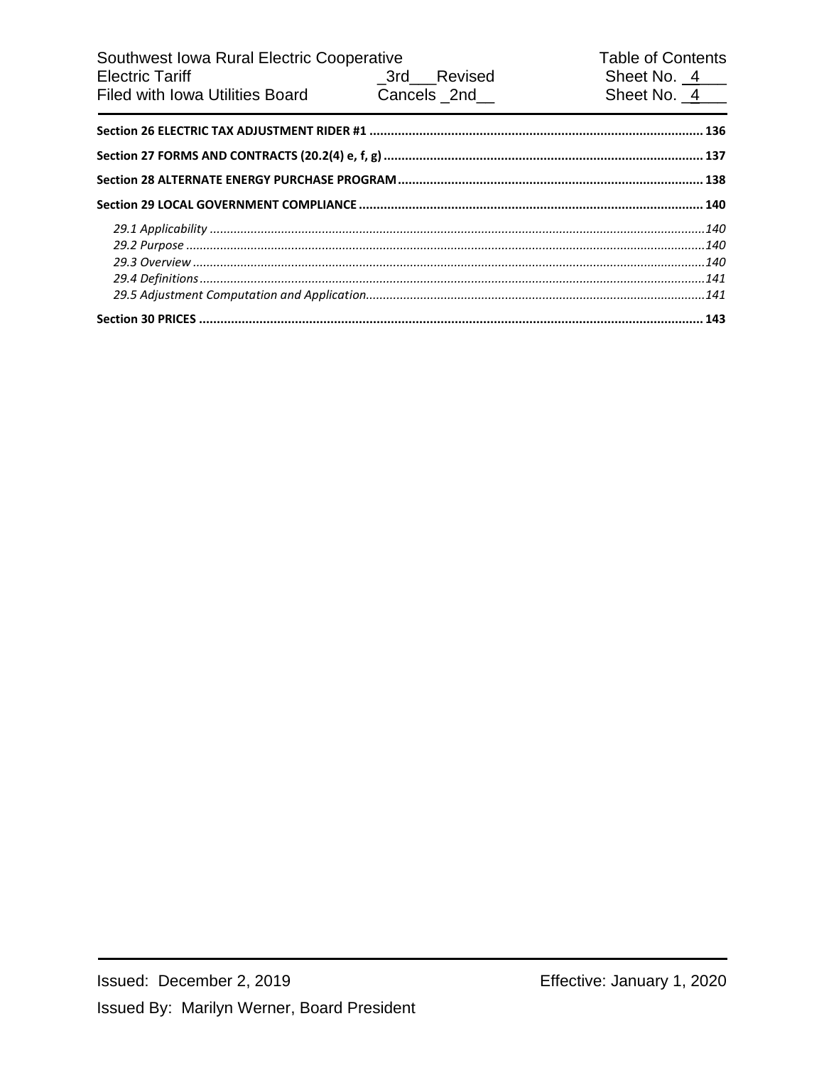**Section 26 ELECTRIC TAX ADJUSTMENT RIDER #1** ............ 136

**Section 27 FORMS AND CONTRACTS (20.2(4) e, f, g)** ............ 137

**Section 28 ALTERNATE ENERGY PURCHASE PROGRAM** ............ 138

**Section 29 LOCAL GOVERNMENT COMPLIANCE** ............ 140

*29.1 Applicability* ............ *140*
*29.2 Purpose* ............ *140*
*29.3 Overview* ............ *140*
*29.4 Definitions* ............ *141*
*29.5 Adjustment Computation and Application* ............ *141*

**Section 30 PRICES** ............ 143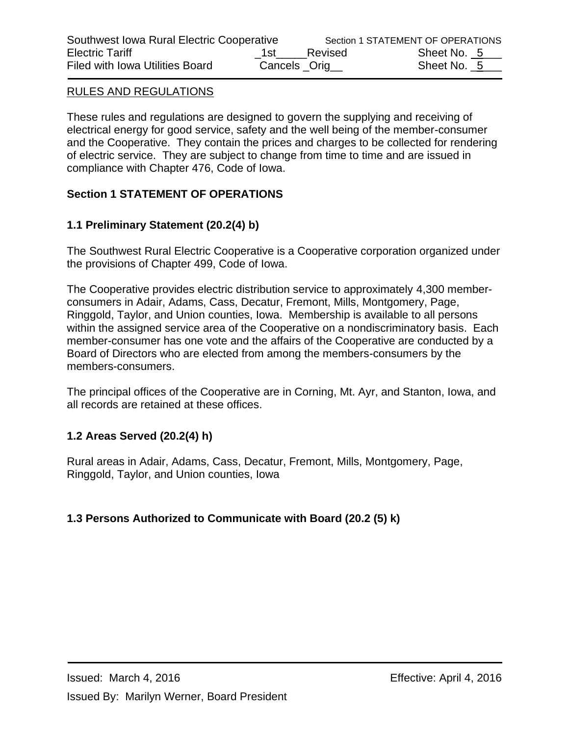RULES AND REGULATIONS

These rules and regulations are designed to govern the supplying and receiving of electrical energy for good service, safety and the well being of the member-consumer and the Cooperative. They contain the prices and charges to be collected for rendering of electric service. They are subject to change from time to time and are issued in compliance with Chapter 476, Code of Iowa.

## Section 1 STATEMENT OF OPERATIONS

### 1.1 Preliminary Statement (20.2(4) b)

The Southwest Rural Electric Cooperative is a Cooperative corporation organized under the provisions of Chapter 499, Code of Iowa.

The Cooperative provides electric distribution service to approximately 4,300 member-consumers in Adair, Adams, Cass, Decatur, Fremont, Mills, Montgomery, Page, Ringgold, Taylor, and Union counties, Iowa. Membership is available to all persons within the assigned service area of the Cooperative on a nondiscriminatory basis. Each member-consumer has one vote and the affairs of the Cooperative are conducted by a Board of Directors who are elected from among the members-consumers by the members-consumers.

The principal offices of the Cooperative are in Corning, Mt. Ayr, and Stanton, Iowa, and all records are retained at these offices.

### 1.2 Areas Served (20.2(4) h)

Rural areas in Adair, Adams, Cass, Decatur, Fremont, Mills, Montgomery, Page, Ringgold, Taylor, and Union counties, Iowa

### 1.3 Persons Authorized to Communicate with Board (20.2 (5) k)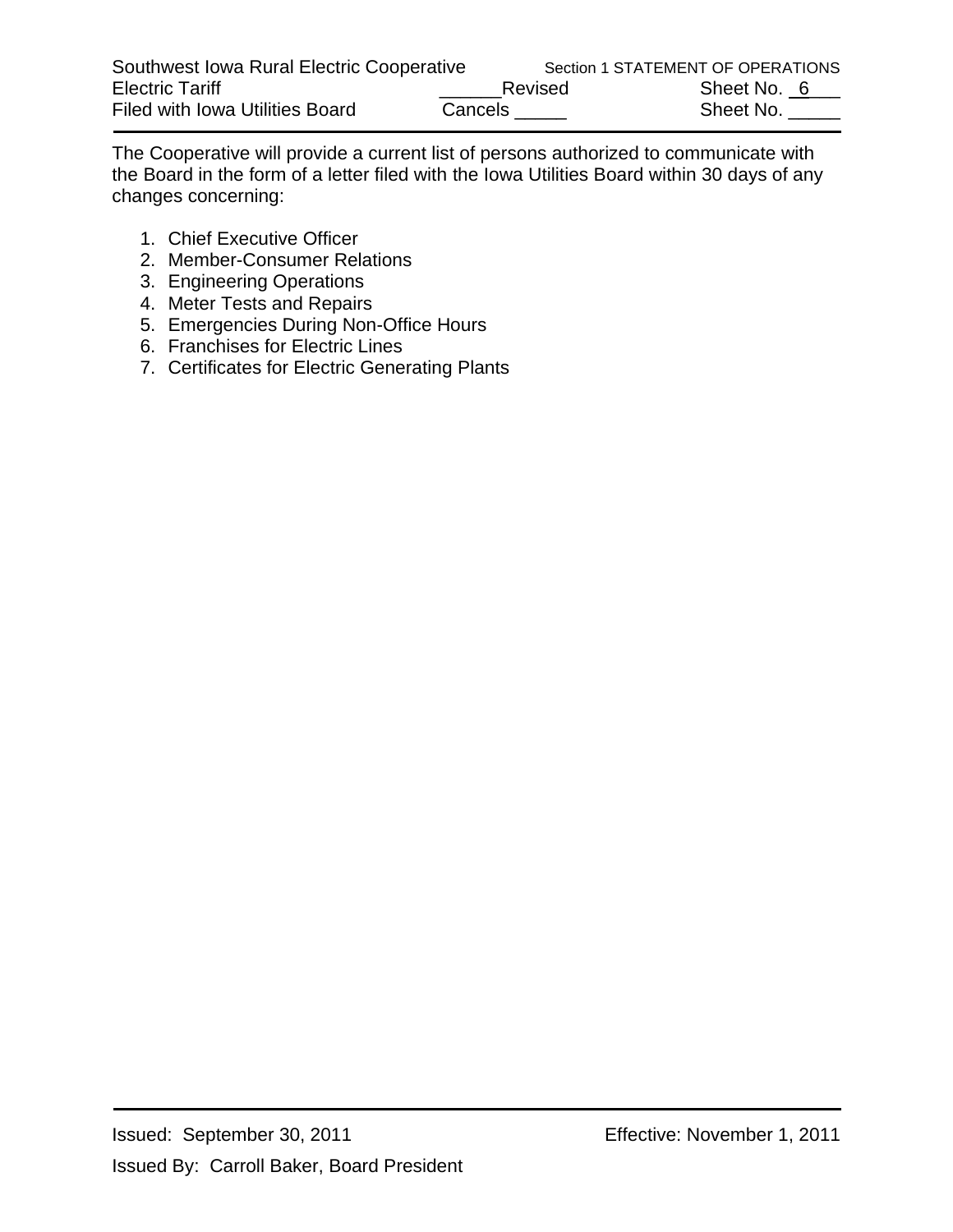The Cooperative will provide a current list of persons authorized to communicate with the Board in the form of a letter filed with the Iowa Utilities Board within 30 days of any changes concerning:

1. Chief Executive Officer
2. Member-Consumer Relations
3. Engineering Operations
4. Meter Tests and Repairs
5. Emergencies During Non-Office Hours
6. Franchises for Electric Lines
7. Certificates for Electric Generating Plants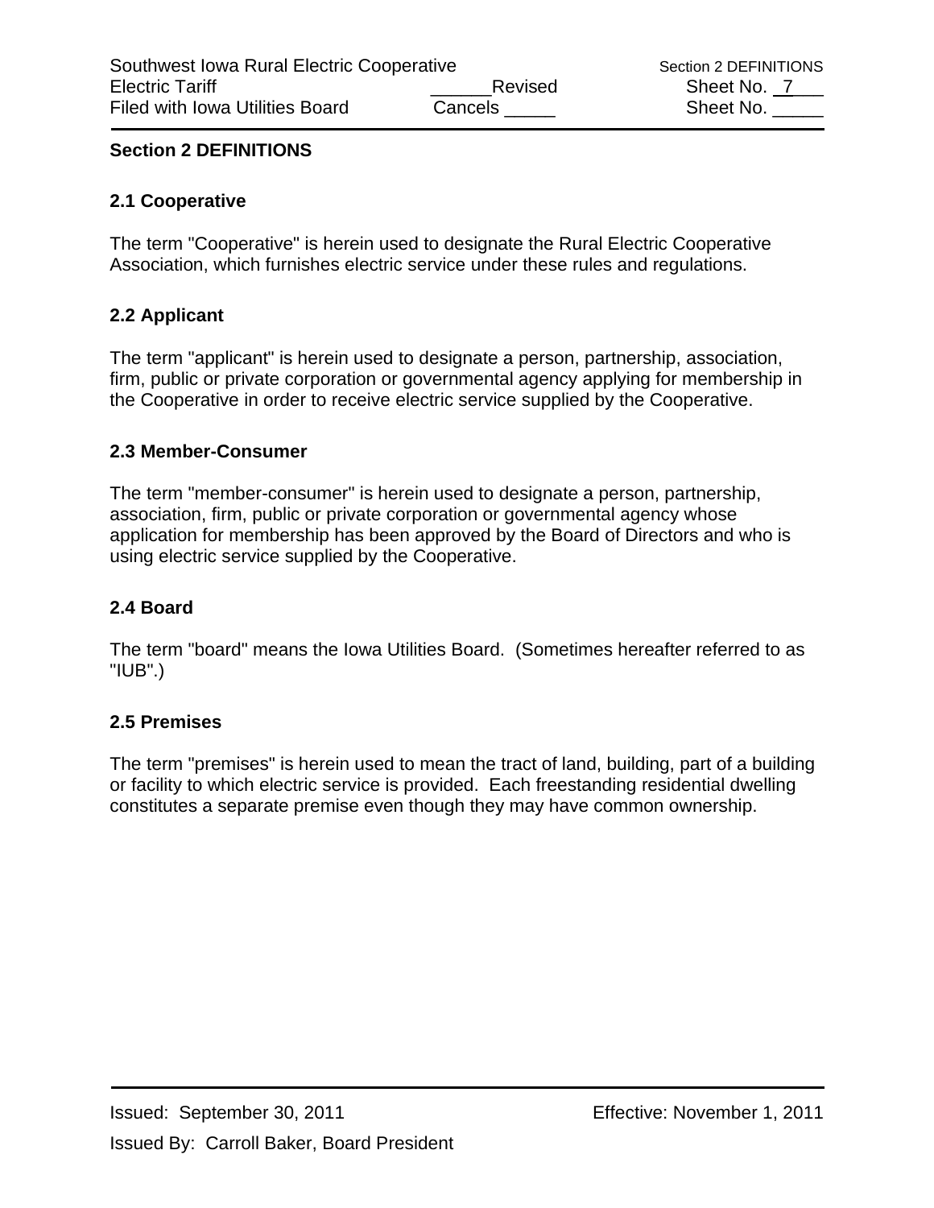## Section 2 DEFINITIONS

### 2.1 Cooperative

The term "Cooperative" is herein used to designate the Rural Electric Cooperative Association, which furnishes electric service under these rules and regulations.

### 2.2 Applicant

The term "applicant" is herein used to designate a person, partnership, association, firm, public or private corporation or governmental agency applying for membership in the Cooperative in order to receive electric service supplied by the Cooperative.

### 2.3 Member-Consumer

The term "member-consumer" is herein used to designate a person, partnership, association, firm, public or private corporation or governmental agency whose application for membership has been approved by the Board of Directors and who is using electric service supplied by the Cooperative.

### 2.4 Board

The term "board" means the Iowa Utilities Board. (Sometimes hereafter referred to as "IUB".)

### 2.5 Premises

The term "premises" is herein used to mean the tract of land, building, part of a building or facility to which electric service is provided. Each freestanding residential dwelling constitutes a separate premise even though they may have common ownership.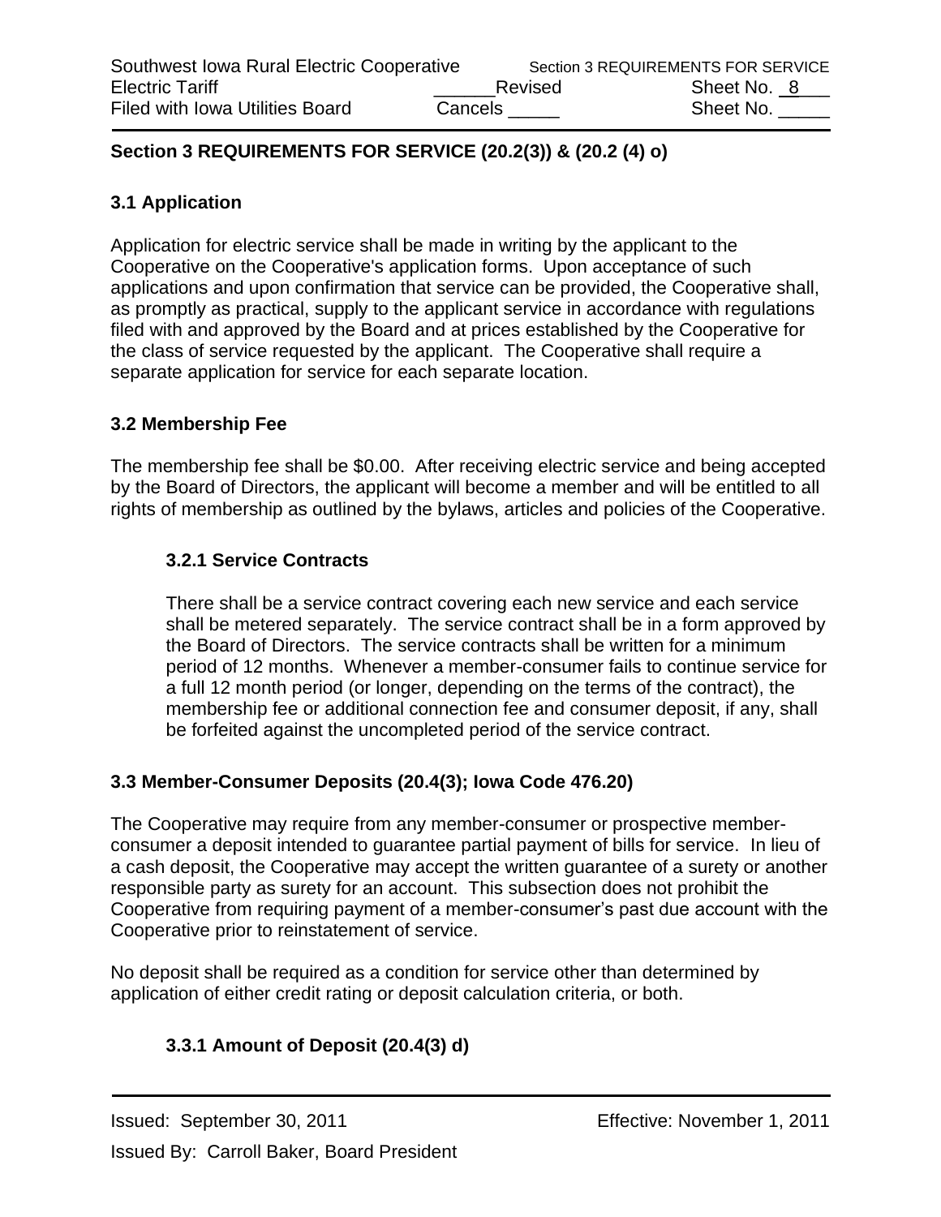## Section 3 REQUIREMENTS FOR SERVICE (20.2(3)) & (20.2 (4) o)

### 3.1 Application

Application for electric service shall be made in writing by the applicant to the Cooperative on the Cooperative's application forms. Upon acceptance of such applications and upon confirmation that service can be provided, the Cooperative shall, as promptly as practical, supply to the applicant service in accordance with regulations filed with and approved by the Board and at prices established by the Cooperative for the class of service requested by the applicant. The Cooperative shall require a separate application for service for each separate location.

### 3.2 Membership Fee

The membership fee shall be $0.00. After receiving electric service and being accepted by the Board of Directors, the applicant will become a member and will be entitled to all rights of membership as outlined by the bylaws, articles and policies of the Cooperative.

#### 3.2.1 Service Contracts

There shall be a service contract covering each new service and each service shall be metered separately. The service contract shall be in a form approved by the Board of Directors. The service contracts shall be written for a minimum period of 12 months. Whenever a member-consumer fails to continue service for a full 12 month period (or longer, depending on the terms of the contract), the membership fee or additional connection fee and consumer deposit, if any, shall be forfeited against the uncompleted period of the service contract.

### 3.3 Member-Consumer Deposits (20.4(3); Iowa Code 476.20)

The Cooperative may require from any member-consumer or prospective member-consumer a deposit intended to guarantee partial payment of bills for service. In lieu of a cash deposit, the Cooperative may accept the written guarantee of a surety or another responsible party as surety for an account. This subsection does not prohibit the Cooperative from requiring payment of a member-consumer's past due account with the Cooperative prior to reinstatement of service.

No deposit shall be required as a condition for service other than determined by application of either credit rating or deposit calculation criteria, or both.

#### 3.3.1 Amount of Deposit (20.4(3) d)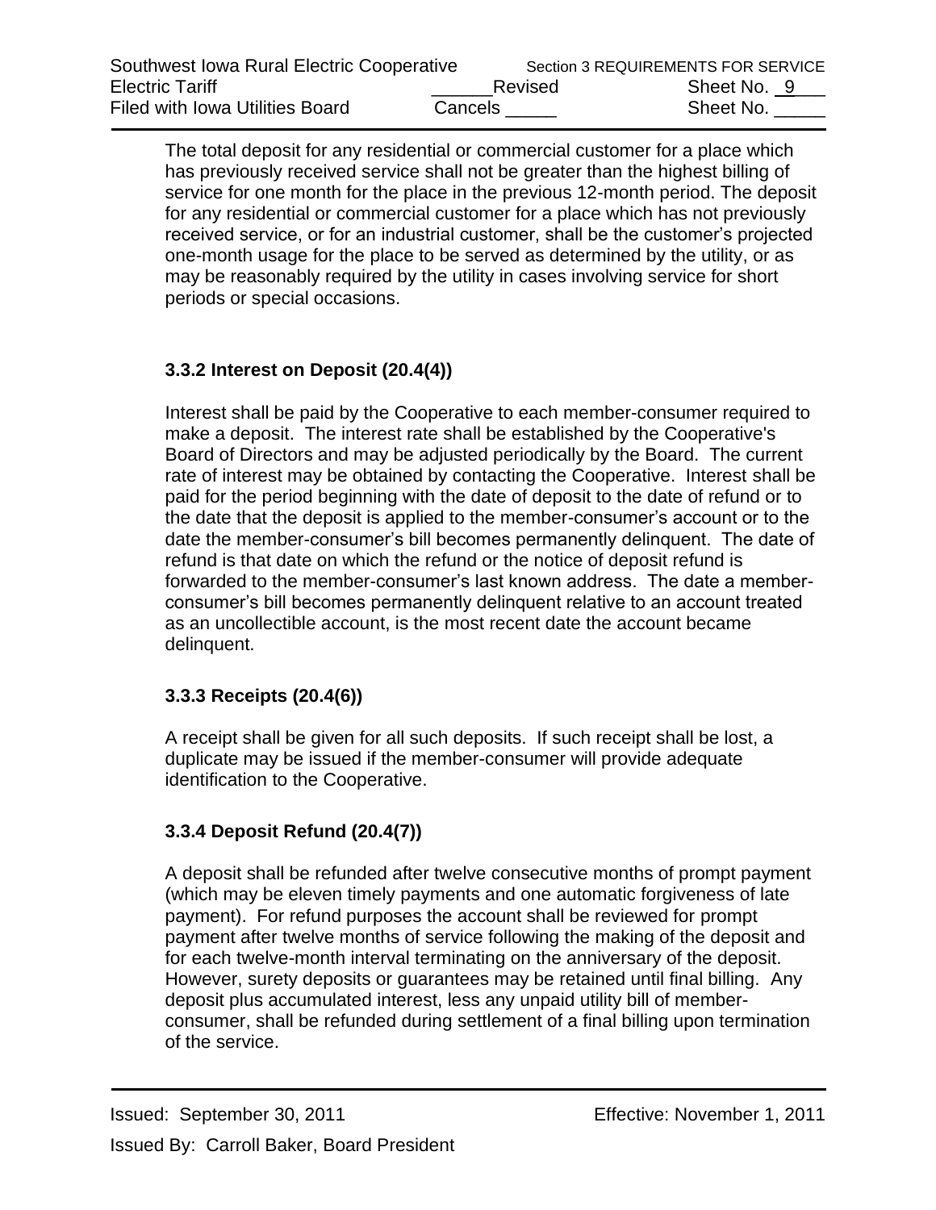The total deposit for any residential or commercial customer for a place which has previously received service shall not be greater than the highest billing of service for one month for the place in the previous 12-month period. The deposit for any residential or commercial customer for a place which has not previously received service, or for an industrial customer, shall be the customer's projected one-month usage for the place to be served as determined by the utility, or as may be reasonably required by the utility in cases involving service for short periods or special occasions.

### 3.3.2 Interest on Deposit (20.4(4))

Interest shall be paid by the Cooperative to each member-consumer required to make a deposit. The interest rate shall be established by the Cooperative's Board of Directors and may be adjusted periodically by the Board. The current rate of interest may be obtained by contacting the Cooperative. Interest shall be paid for the period beginning with the date of deposit to the date of refund or to the date that the deposit is applied to the member-consumer's account or to the date the member-consumer's bill becomes permanently delinquent. The date of refund is that date on which the refund or the notice of deposit refund is forwarded to the member-consumer's last known address. The date a member-consumer's bill becomes permanently delinquent relative to an account treated as an uncollectible account, is the most recent date the account became delinquent.

### 3.3.3 Receipts (20.4(6))

A receipt shall be given for all such deposits. If such receipt shall be lost, a duplicate may be issued if the member-consumer will provide adequate identification to the Cooperative.

### 3.3.4 Deposit Refund (20.4(7))

A deposit shall be refunded after twelve consecutive months of prompt payment (which may be eleven timely payments and one automatic forgiveness of late payment). For refund purposes the account shall be reviewed for prompt payment after twelve months of service following the making of the deposit and for each twelve-month interval terminating on the anniversary of the deposit. However, surety deposits or guarantees may be retained until final billing. Any deposit plus accumulated interest, less any unpaid utility bill of member-consumer, shall be refunded during settlement of a final billing upon termination of the service.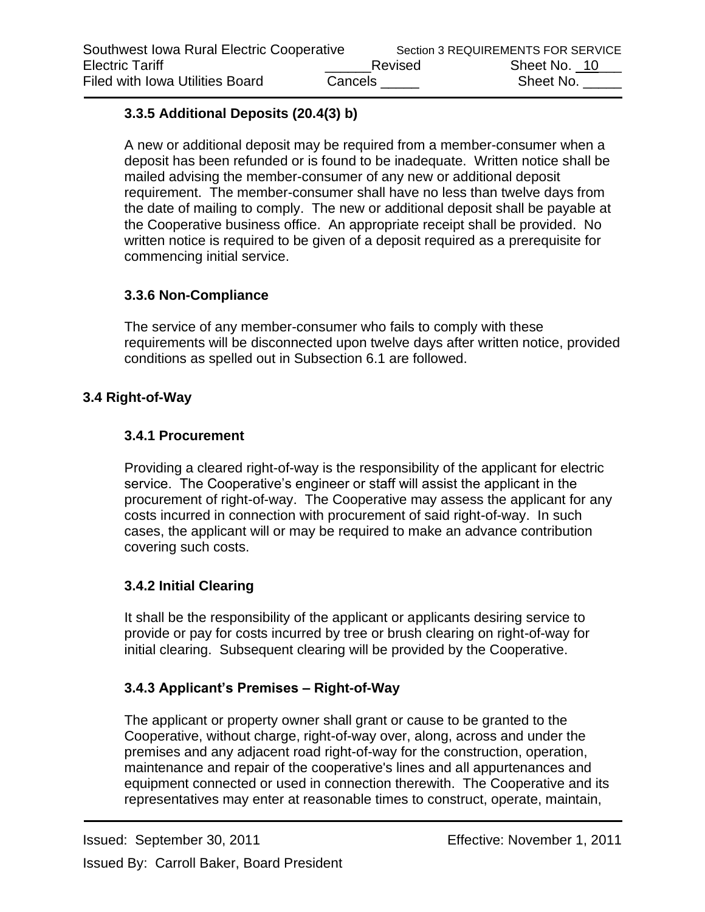### 3.3.5 Additional Deposits (20.4(3) b)

A new or additional deposit may be required from a member-consumer when a deposit has been refunded or is found to be inadequate. Written notice shall be mailed advising the member-consumer of any new or additional deposit requirement. The member-consumer shall have no less than twelve days from the date of mailing to comply. The new or additional deposit shall be payable at the Cooperative business office. An appropriate receipt shall be provided. No written notice is required to be given of a deposit required as a prerequisite for commencing initial service.

### 3.3.6 Non-Compliance

The service of any member-consumer who fails to comply with these requirements will be disconnected upon twelve days after written notice, provided conditions as spelled out in Subsection 6.1 are followed.

## 3.4 Right-of-Way

### 3.4.1 Procurement

Providing a cleared right-of-way is the responsibility of the applicant for electric service. The Cooperative's engineer or staff will assist the applicant in the procurement of right-of-way. The Cooperative may assess the applicant for any costs incurred in connection with procurement of said right-of-way. In such cases, the applicant will or may be required to make an advance contribution covering such costs.

### 3.4.2 Initial Clearing

It shall be the responsibility of the applicant or applicants desiring service to provide or pay for costs incurred by tree or brush clearing on right-of-way for initial clearing. Subsequent clearing will be provided by the Cooperative.

### 3.4.3 Applicant's Premises – Right-of-Way

The applicant or property owner shall grant or cause to be granted to the Cooperative, without charge, right-of-way over, along, across and under the premises and any adjacent road right-of-way for the construction, operation, maintenance and repair of the cooperative's lines and all appurtenances and equipment connected or used in connection therewith. The Cooperative and its representatives may enter at reasonable times to construct, operate, maintain,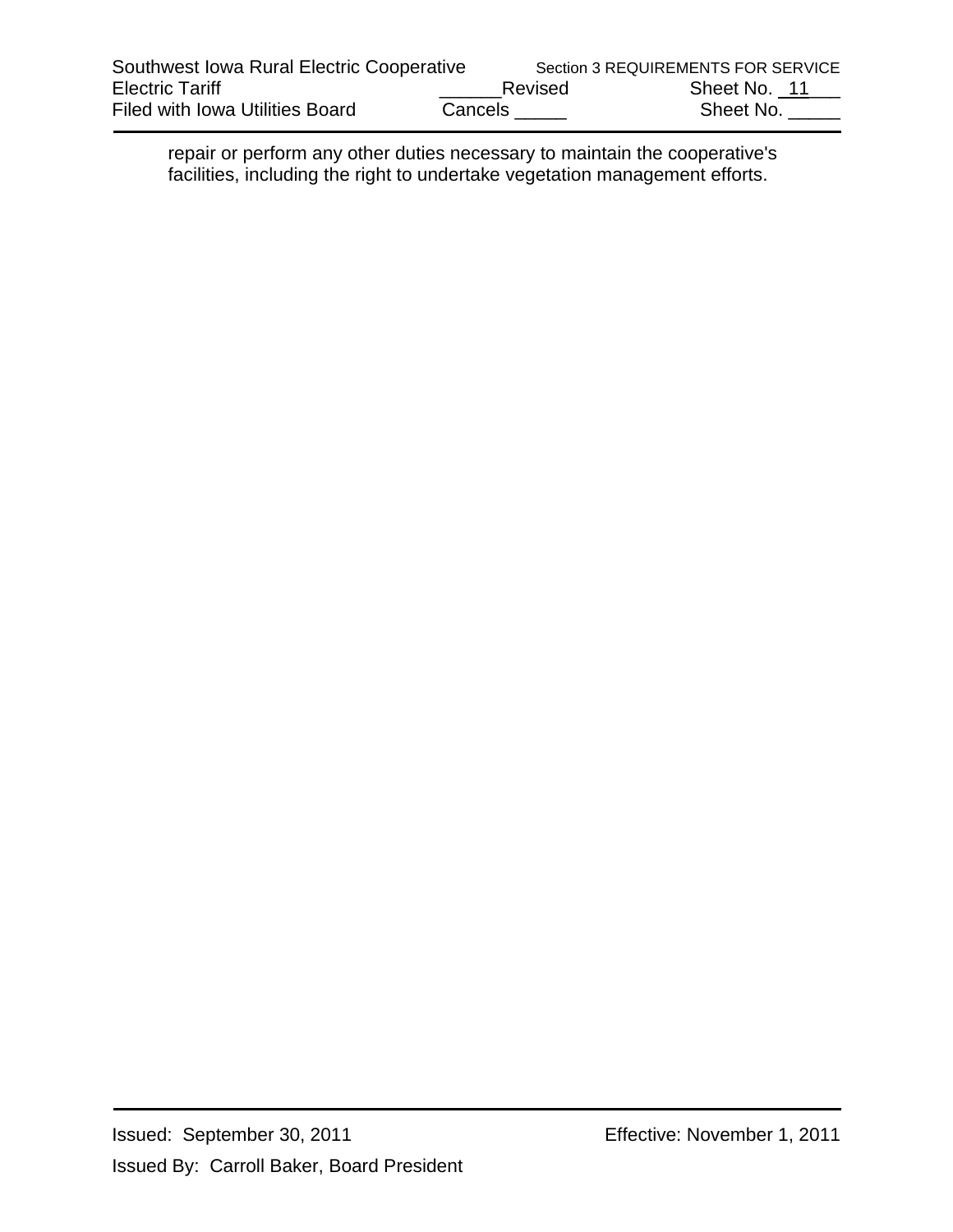repair or perform any other duties necessary to maintain the cooperative's facilities, including the right to undertake vegetation management efforts.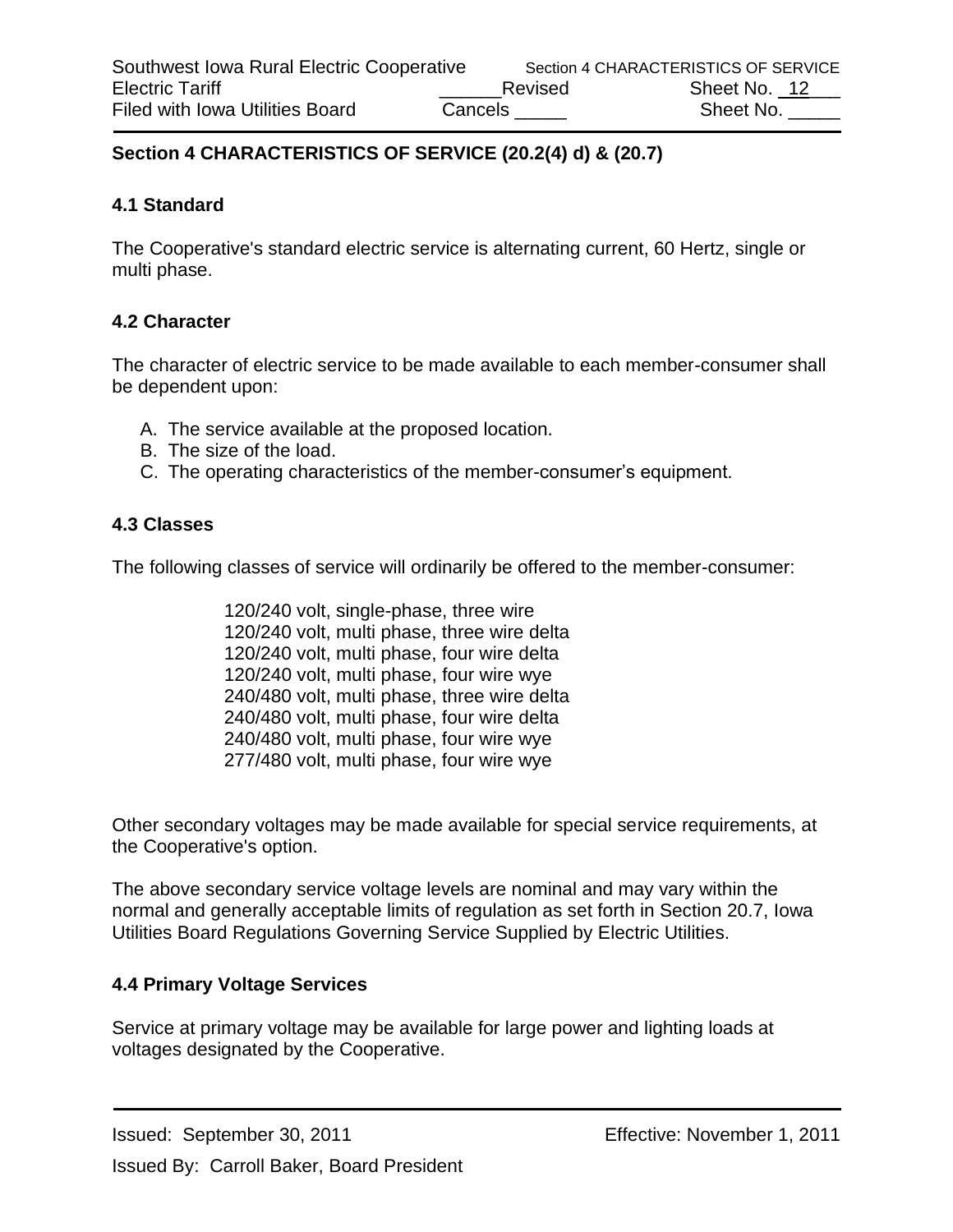## Section 4 CHARACTERISTICS OF SERVICE (20.2(4) d) & (20.7)

### 4.1 Standard

The Cooperative's standard electric service is alternating current, 60 Hertz, single or multi phase.

### 4.2 Character

The character of electric service to be made available to each member-consumer shall be dependent upon:

A. The service available at the proposed location.
B. The size of the load.
C. The operating characteristics of the member-consumer's equipment.

### 4.3 Classes

The following classes of service will ordinarily be offered to the member-consumer:

120/240 volt, single-phase, three wire
120/240 volt, multi phase, three wire delta
120/240 volt, multi phase, four wire delta
120/240 volt, multi phase, four wire wye
240/480 volt, multi phase, three wire delta
240/480 volt, multi phase, four wire delta
240/480 volt, multi phase, four wire wye
277/480 volt, multi phase, four wire wye

Other secondary voltages may be made available for special service requirements, at the Cooperative's option.

The above secondary service voltage levels are nominal and may vary within the normal and generally acceptable limits of regulation as set forth in Section 20.7, Iowa Utilities Board Regulations Governing Service Supplied by Electric Utilities.

### 4.4 Primary Voltage Services

Service at primary voltage may be available for large power and lighting loads at voltages designated by the Cooperative.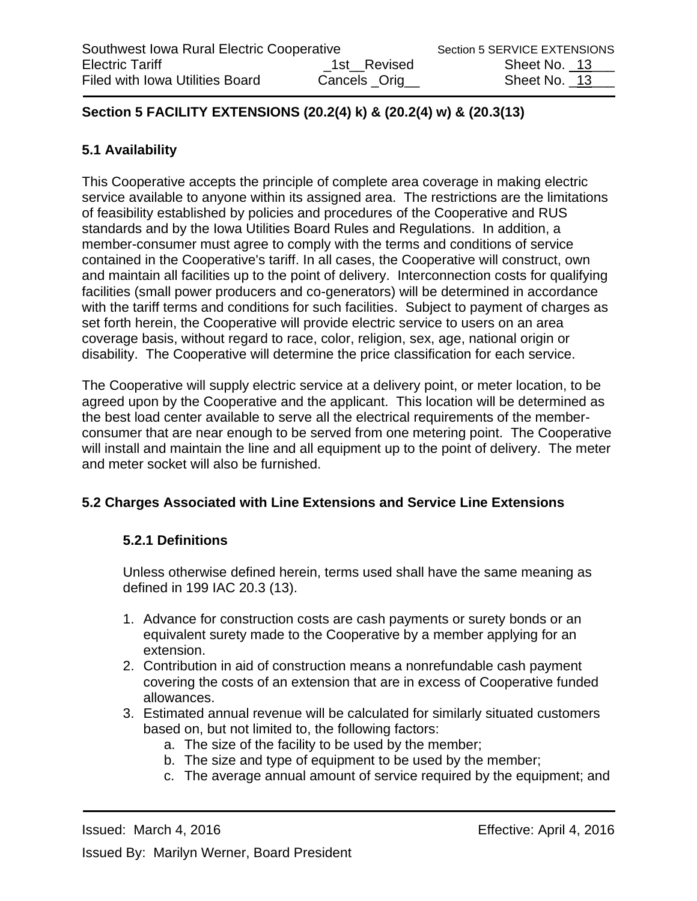## Section 5 FACILITY EXTENSIONS (20.2(4) k) & (20.2(4) w) & (20.3(13)

### 5.1 Availability

This Cooperative accepts the principle of complete area coverage in making electric service available to anyone within its assigned area. The restrictions are the limitations of feasibility established by policies and procedures of the Cooperative and RUS standards and by the Iowa Utilities Board Rules and Regulations. In addition, a member-consumer must agree to comply with the terms and conditions of service contained in the Cooperative's tariff. In all cases, the Cooperative will construct, own and maintain all facilities up to the point of delivery. Interconnection costs for qualifying facilities (small power producers and co-generators) will be determined in accordance with the tariff terms and conditions for such facilities. Subject to payment of charges as set forth herein, the Cooperative will provide electric service to users on an area coverage basis, without regard to race, color, religion, sex, age, national origin or disability. The Cooperative will determine the price classification for each service.

The Cooperative will supply electric service at a delivery point, or meter location, to be agreed upon by the Cooperative and the applicant. This location will be determined as the best load center available to serve all the electrical requirements of the member-consumer that are near enough to be served from one metering point. The Cooperative will install and maintain the line and all equipment up to the point of delivery. The meter and meter socket will also be furnished.

### 5.2 Charges Associated with Line Extensions and Service Line Extensions

#### 5.2.1 Definitions

Unless otherwise defined herein, terms used shall have the same meaning as defined in 199 IAC 20.3 (13).

1. Advance for construction costs are cash payments or surety bonds or an equivalent surety made to the Cooperative by a member applying for an extension.
2. Contribution in aid of construction means a nonrefundable cash payment covering the costs of an extension that are in excess of Cooperative funded allowances.
3. Estimated annual revenue will be calculated for similarly situated customers based on, but not limited to, the following factors:
   a. The size of the facility to be used by the member;
   b. The size and type of equipment to be used by the member;
   c. The average annual amount of service required by the equipment; and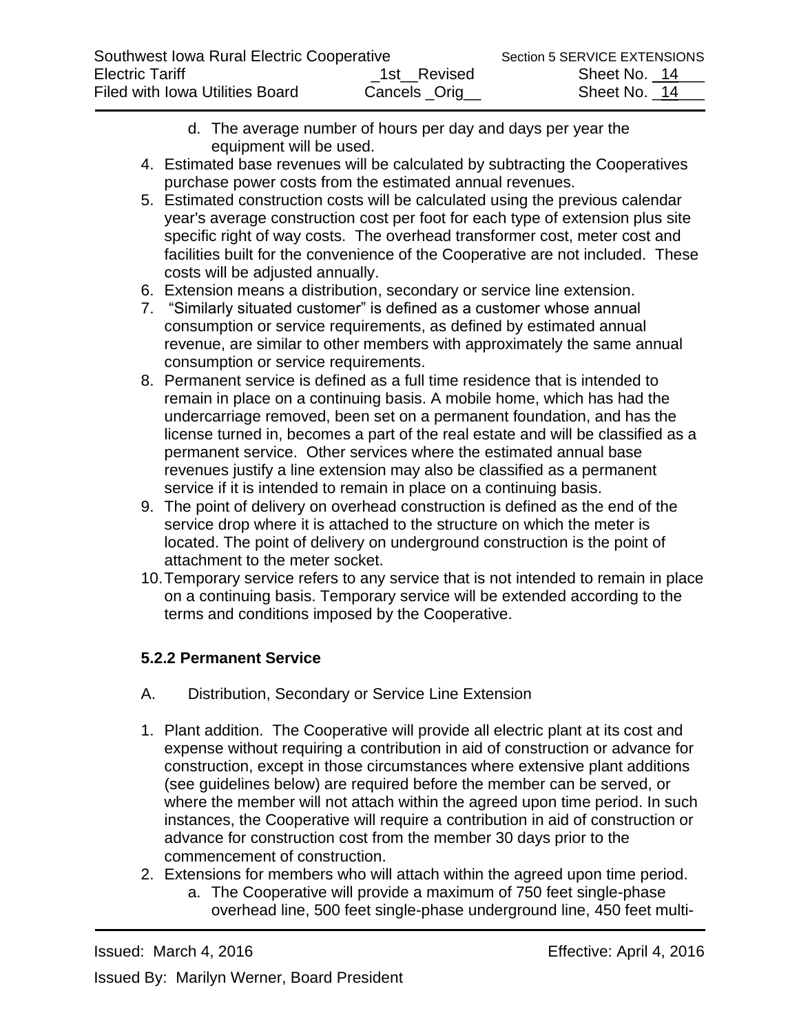d. The average number of hours per day and days per year the equipment will be used.

4. Estimated base revenues will be calculated by subtracting the Cooperatives purchase power costs from the estimated annual revenues.
5. Estimated construction costs will be calculated using the previous calendar year's average construction cost per foot for each type of extension plus site specific right of way costs. The overhead transformer cost, meter cost and facilities built for the convenience of the Cooperative are not included. These costs will be adjusted annually.
6. Extension means a distribution, secondary or service line extension.
7. "Similarly situated customer" is defined as a customer whose annual consumption or service requirements, as defined by estimated annual revenue, are similar to other members with approximately the same annual consumption or service requirements.
8. Permanent service is defined as a full time residence that is intended to remain in place on a continuing basis. A mobile home, which has had the undercarriage removed, been set on a permanent foundation, and has the license turned in, becomes a part of the real estate and will be classified as a permanent service. Other services where the estimated annual base revenues justify a line extension may also be classified as a permanent service if it is intended to remain in place on a continuing basis.
9. The point of delivery on overhead construction is defined as the end of the service drop where it is attached to the structure on which the meter is located. The point of delivery on underground construction is the point of attachment to the meter socket.
10. Temporary service refers to any service that is not intended to remain in place on a continuing basis. Temporary service will be extended according to the terms and conditions imposed by the Cooperative.

**5.2.2 Permanent Service**

A. Distribution, Secondary or Service Line Extension

1. Plant addition. The Cooperative will provide all electric plant at its cost and expense without requiring a contribution in aid of construction or advance for construction, except in those circumstances where extensive plant additions (see guidelines below) are required before the member can be served, or where the member will not attach within the agreed upon time period. In such instances, the Cooperative will require a contribution in aid of construction or advance for construction cost from the member 30 days prior to the commencement of construction.
2. Extensions for members who will attach within the agreed upon time period.
   a. The Cooperative will provide a maximum of 750 feet single-phase overhead line, 500 feet single-phase underground line, 450 feet multi-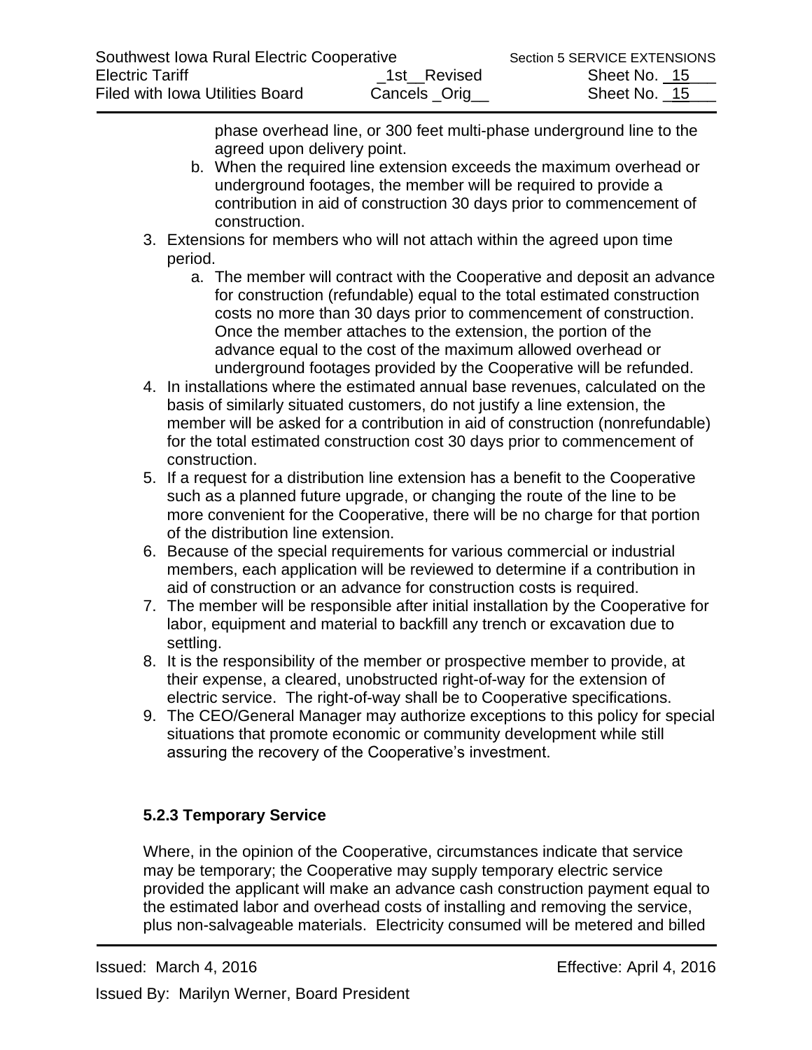phase overhead line, or 300 feet multi-phase underground line to the agreed upon delivery point.

   b. When the required line extension exceeds the maximum overhead or underground footages, the member will be required to provide a contribution in aid of construction 30 days prior to commencement of construction.

3. Extensions for members who will not attach within the agreed upon time period.
   a. The member will contract with the Cooperative and deposit an advance for construction (refundable) equal to the total estimated construction costs no more than 30 days prior to commencement of construction. Once the member attaches to the extension, the portion of the advance equal to the cost of the maximum allowed overhead or underground footages provided by the Cooperative will be refunded.
4. In installations where the estimated annual base revenues, calculated on the basis of similarly situated customers, do not justify a line extension, the member will be asked for a contribution in aid of construction (nonrefundable) for the total estimated construction cost 30 days prior to commencement of construction.
5. If a request for a distribution line extension has a benefit to the Cooperative such as a planned future upgrade, or changing the route of the line to be more convenient for the Cooperative, there will be no charge for that portion of the distribution line extension.
6. Because of the special requirements for various commercial or industrial members, each application will be reviewed to determine if a contribution in aid of construction or an advance for construction costs is required.
7. The member will be responsible after initial installation by the Cooperative for labor, equipment and material to backfill any trench or excavation due to settling.
8. It is the responsibility of the member or prospective member to provide, at their expense, a cleared, unobstructed right-of-way for the extension of electric service. The right-of-way shall be to Cooperative specifications.
9. The CEO/General Manager may authorize exceptions to this policy for special situations that promote economic or community development while still assuring the recovery of the Cooperative's investment.

### 5.2.3 Temporary Service

Where, in the opinion of the Cooperative, circumstances indicate that service may be temporary; the Cooperative may supply temporary electric service provided the applicant will make an advance cash construction payment equal to the estimated labor and overhead costs of installing and removing the service, plus non-salvageable materials. Electricity consumed will be metered and billed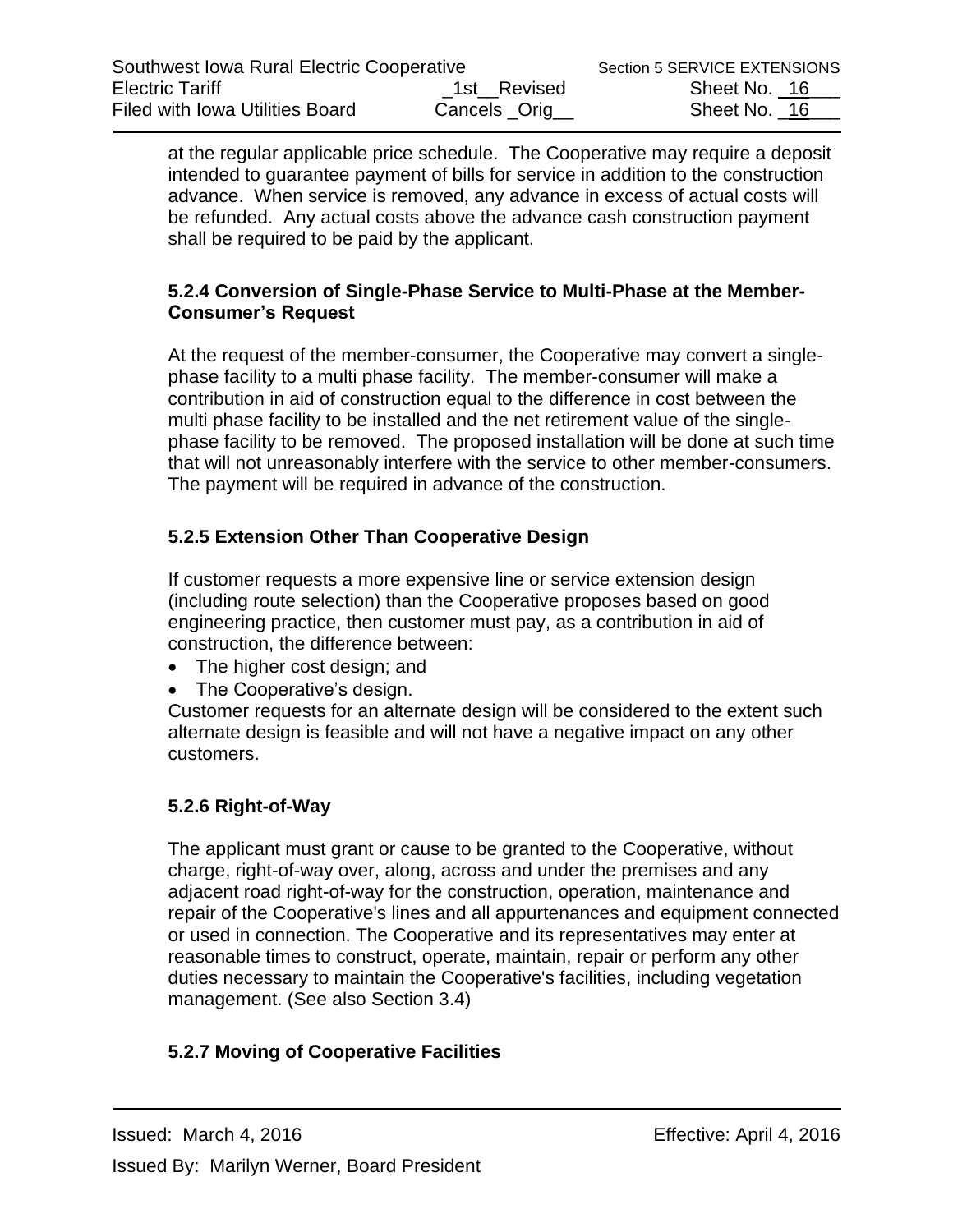at the regular applicable price schedule. The Cooperative may require a deposit intended to guarantee payment of bills for service in addition to the construction advance. When service is removed, any advance in excess of actual costs will be refunded. Any actual costs above the advance cash construction payment shall be required to be paid by the applicant.

### 5.2.4 Conversion of Single-Phase Service to Multi-Phase at the Member-Consumer's Request

At the request of the member-consumer, the Cooperative may convert a single-phase facility to a multi phase facility. The member-consumer will make a contribution in aid of construction equal to the difference in cost between the multi phase facility to be installed and the net retirement value of the single-phase facility to be removed. The proposed installation will be done at such time that will not unreasonably interfere with the service to other member-consumers. The payment will be required in advance of the construction.

### 5.2.5 Extension Other Than Cooperative Design

If customer requests a more expensive line or service extension design (including route selection) than the Cooperative proposes based on good engineering practice, then customer must pay, as a contribution in aid of construction, the difference between:

- The higher cost design; and
- The Cooperative's design.

Customer requests for an alternate design will be considered to the extent such alternate design is feasible and will not have a negative impact on any other customers.

### 5.2.6 Right-of-Way

The applicant must grant or cause to be granted to the Cooperative, without charge, right-of-way over, along, across and under the premises and any adjacent road right-of-way for the construction, operation, maintenance and repair of the Cooperative's lines and all appurtenances and equipment connected or used in connection. The Cooperative and its representatives may enter at reasonable times to construct, operate, maintain, repair or perform any other duties necessary to maintain the Cooperative's facilities, including vegetation management. (See also Section 3.4)

### 5.2.7 Moving of Cooperative Facilities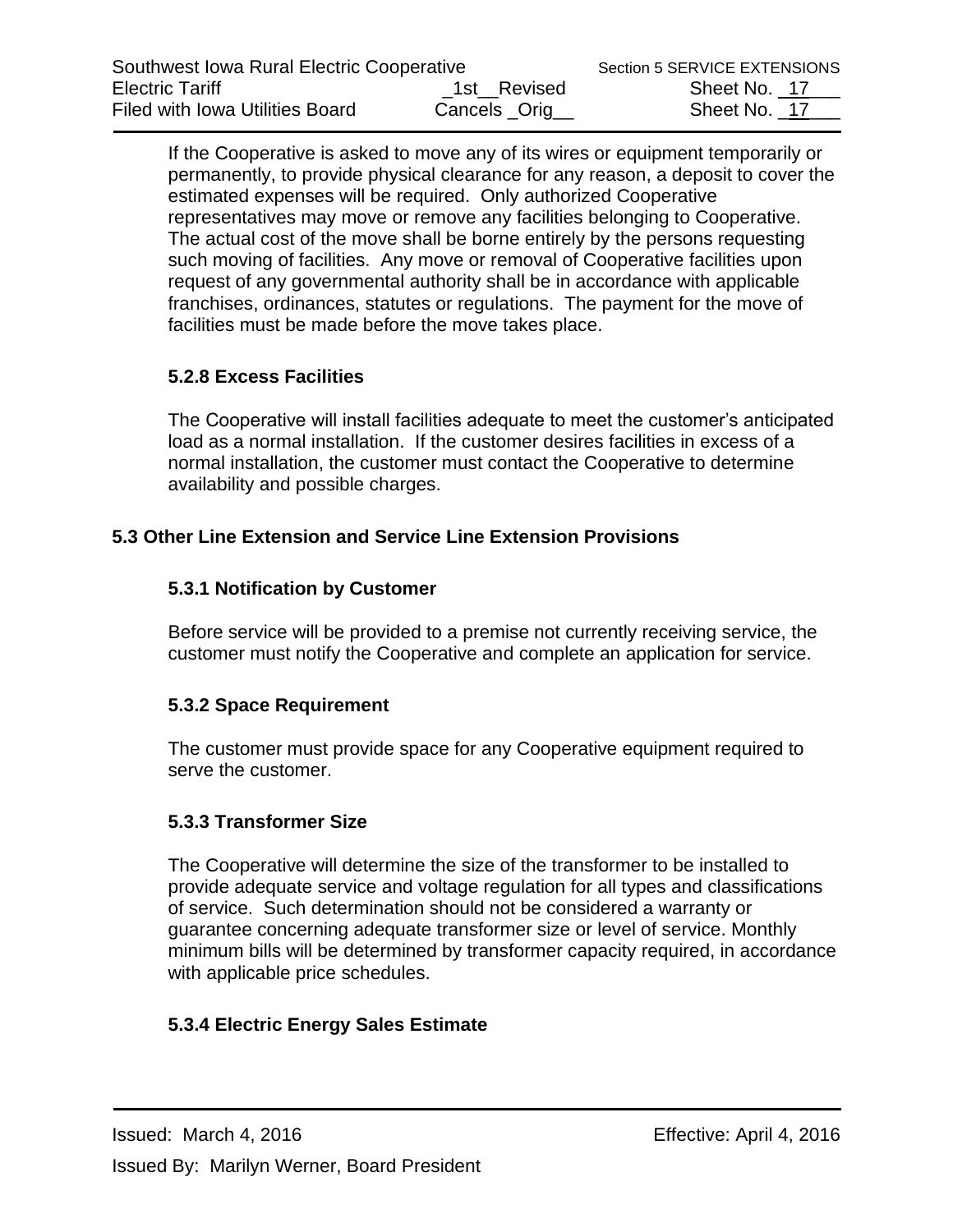If the Cooperative is asked to move any of its wires or equipment temporarily or permanently, to provide physical clearance for any reason, a deposit to cover the estimated expenses will be required. Only authorized Cooperative representatives may move or remove any facilities belonging to Cooperative. The actual cost of the move shall be borne entirely by the persons requesting such moving of facilities. Any move or removal of Cooperative facilities upon request of any governmental authority shall be in accordance with applicable franchises, ordinances, statutes or regulations. The payment for the move of facilities must be made before the move takes place.

### 5.2.8 Excess Facilities

The Cooperative will install facilities adequate to meet the customer's anticipated load as a normal installation. If the customer desires facilities in excess of a normal installation, the customer must contact the Cooperative to determine availability and possible charges.

## 5.3 Other Line Extension and Service Line Extension Provisions

### 5.3.1 Notification by Customer

Before service will be provided to a premise not currently receiving service, the customer must notify the Cooperative and complete an application for service.

### 5.3.2 Space Requirement

The customer must provide space for any Cooperative equipment required to serve the customer.

### 5.3.3 Transformer Size

The Cooperative will determine the size of the transformer to be installed to provide adequate service and voltage regulation for all types and classifications of service. Such determination should not be considered a warranty or guarantee concerning adequate transformer size or level of service. Monthly minimum bills will be determined by transformer capacity required, in accordance with applicable price schedules.

### 5.3.4 Electric Energy Sales Estimate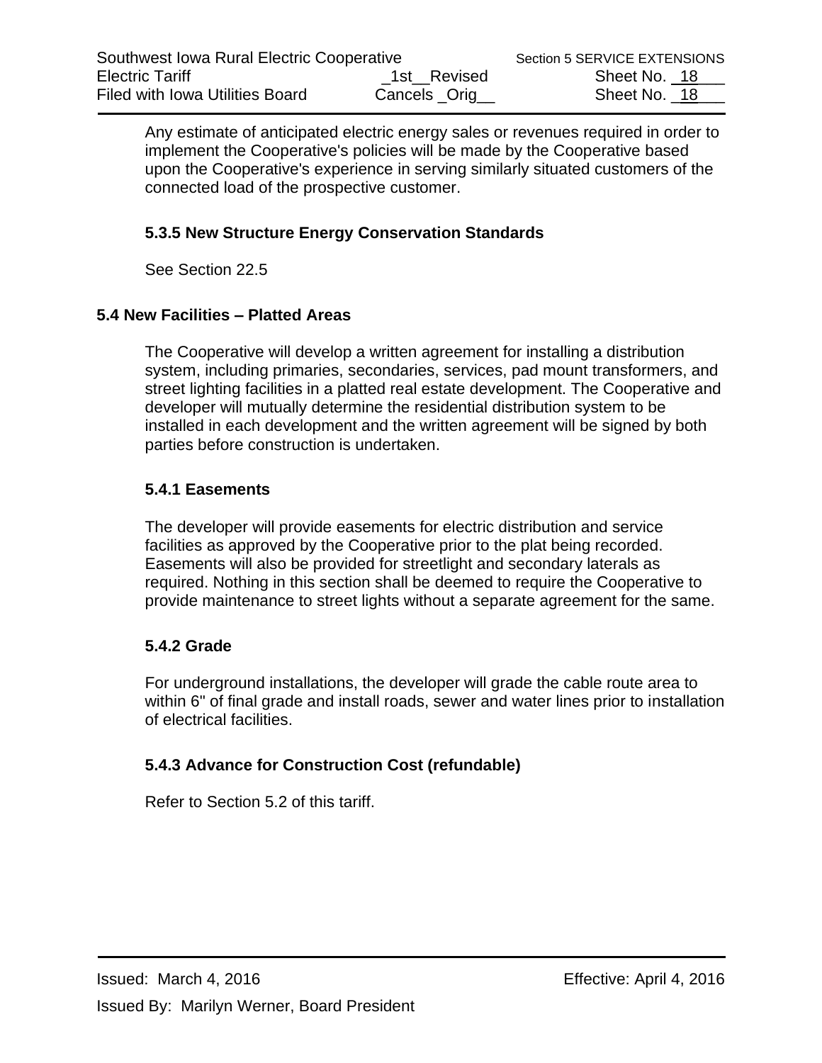Any estimate of anticipated electric energy sales or revenues required in order to implement the Cooperative's policies will be made by the Cooperative based upon the Cooperative's experience in serving similarly situated customers of the connected load of the prospective customer.

#### 5.3.5 New Structure Energy Conservation Standards

See Section 22.5

### 5.4 New Facilities – Platted Areas

The Cooperative will develop a written agreement for installing a distribution system, including primaries, secondaries, services, pad mount transformers, and street lighting facilities in a platted real estate development. The Cooperative and developer will mutually determine the residential distribution system to be installed in each development and the written agreement will be signed by both parties before construction is undertaken.

#### 5.4.1 Easements

The developer will provide easements for electric distribution and service facilities as approved by the Cooperative prior to the plat being recorded. Easements will also be provided for streetlight and secondary laterals as required. Nothing in this section shall be deemed to require the Cooperative to provide maintenance to street lights without a separate agreement for the same.

#### 5.4.2 Grade

For underground installations, the developer will grade the cable route area to within 6" of final grade and install roads, sewer and water lines prior to installation of electrical facilities.

#### 5.4.3 Advance for Construction Cost (refundable)

Refer to Section 5.2 of this tariff.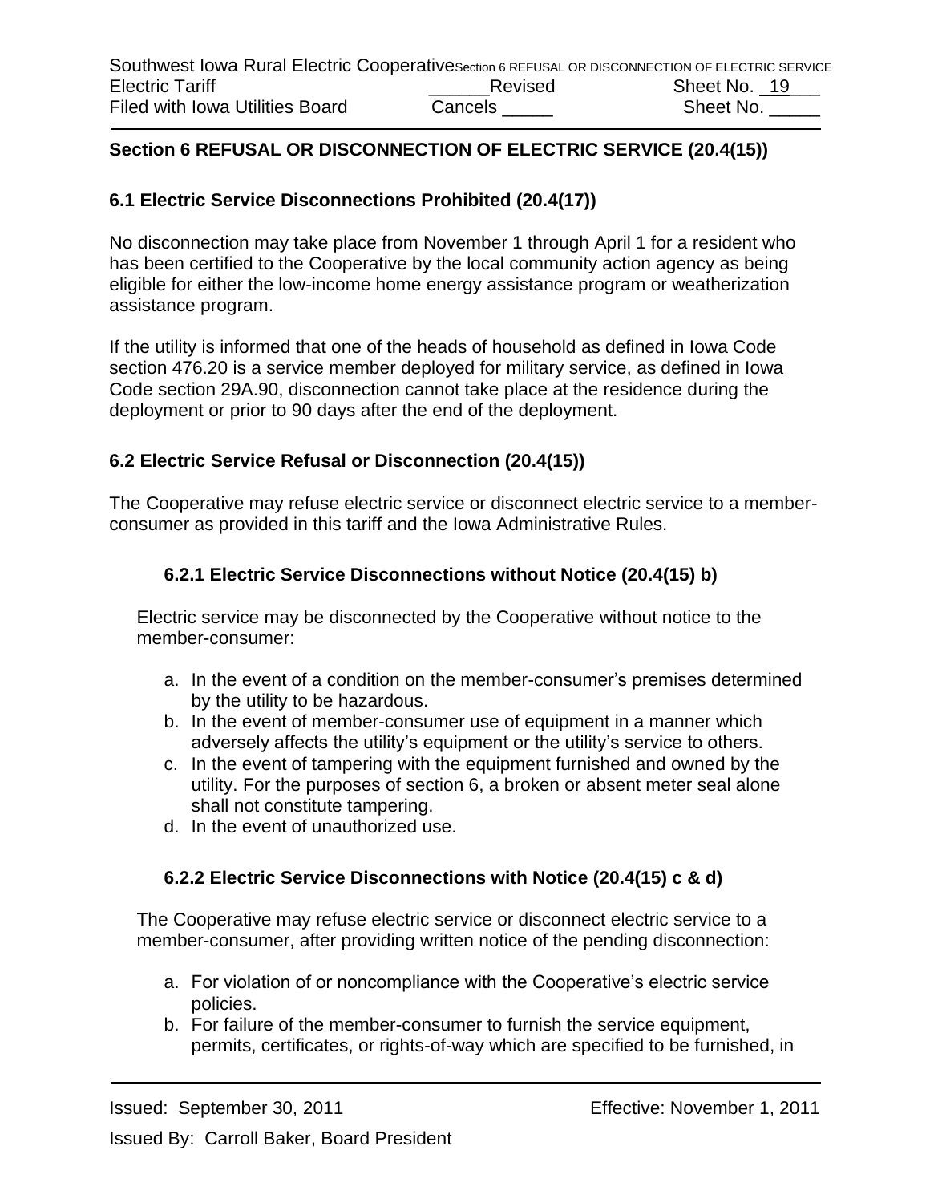## Section 6 REFUSAL OR DISCONNECTION OF ELECTRIC SERVICE (20.4(15))

### 6.1 Electric Service Disconnections Prohibited (20.4(17))

No disconnection may take place from November 1 through April 1 for a resident who has been certified to the Cooperative by the local community action agency as being eligible for either the low-income home energy assistance program or weatherization assistance program.

If the utility is informed that one of the heads of household as defined in Iowa Code section 476.20 is a service member deployed for military service, as defined in Iowa Code section 29A.90, disconnection cannot take place at the residence during the deployment or prior to 90 days after the end of the deployment.

### 6.2 Electric Service Refusal or Disconnection (20.4(15))

The Cooperative may refuse electric service or disconnect electric service to a member-consumer as provided in this tariff and the Iowa Administrative Rules.

#### 6.2.1 Electric Service Disconnections without Notice (20.4(15) b)

Electric service may be disconnected by the Cooperative without notice to the member-consumer:

a. In the event of a condition on the member-consumer's premises determined by the utility to be hazardous.
b. In the event of member-consumer use of equipment in a manner which adversely affects the utility's equipment or the utility's service to others.
c. In the event of tampering with the equipment furnished and owned by the utility. For the purposes of section 6, a broken or absent meter seal alone shall not constitute tampering.
d. In the event of unauthorized use.

#### 6.2.2 Electric Service Disconnections with Notice (20.4(15) c & d)

The Cooperative may refuse electric service or disconnect electric service to a member-consumer, after providing written notice of the pending disconnection:

a. For violation of or noncompliance with the Cooperative's electric service policies.
b. For failure of the member-consumer to furnish the service equipment, permits, certificates, or rights-of-way which are specified to be furnished, in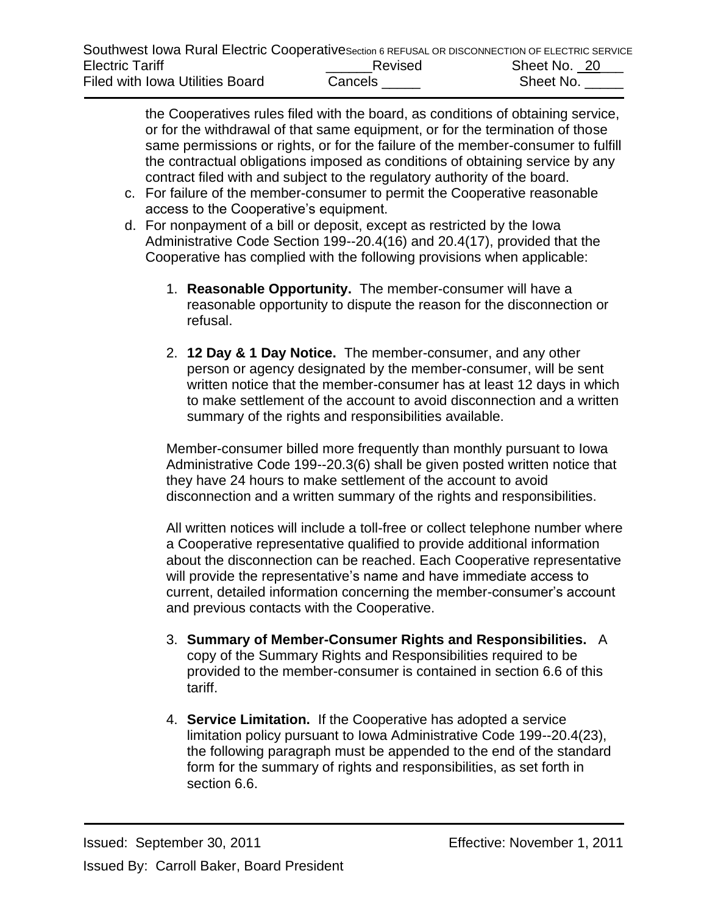the Cooperatives rules filed with the board, as conditions of obtaining service, or for the withdrawal of that same equipment, or for the termination of those same permissions or rights, or for the failure of the member-consumer to fulfill the contractual obligations imposed as conditions of obtaining service by any contract filed with and subject to the regulatory authority of the board.

c. For failure of the member-consumer to permit the Cooperative reasonable access to the Cooperative's equipment.
d. For nonpayment of a bill or deposit, except as restricted by the Iowa Administrative Code Section 199--20.4(16) and 20.4(17), provided that the Cooperative has complied with the following provisions when applicable:

   1. **Reasonable Opportunity.** The member-consumer will have a reasonable opportunity to dispute the reason for the disconnection or refusal.

   2. **12 Day & 1 Day Notice.** The member-consumer, and any other person or agency designated by the member-consumer, will be sent written notice that the member-consumer has at least 12 days in which to make settlement of the account to avoid disconnection and a written summary of the rights and responsibilities available.

   Member-consumer billed more frequently than monthly pursuant to Iowa Administrative Code 199--20.3(6) shall be given posted written notice that they have 24 hours to make settlement of the account to avoid disconnection and a written summary of the rights and responsibilities.

   All written notices will include a toll-free or collect telephone number where a Cooperative representative qualified to provide additional information about the disconnection can be reached. Each Cooperative representative will provide the representative's name and have immediate access to current, detailed information concerning the member-consumer's account and previous contacts with the Cooperative.

   3. **Summary of Member-Consumer Rights and Responsibilities.** A copy of the Summary Rights and Responsibilities required to be provided to the member-consumer is contained in section 6.6 of this tariff.

   4. **Service Limitation.** If the Cooperative has adopted a service limitation policy pursuant to Iowa Administrative Code 199--20.4(23), the following paragraph must be appended to the end of the standard form for the summary of rights and responsibilities, as set forth in section 6.6.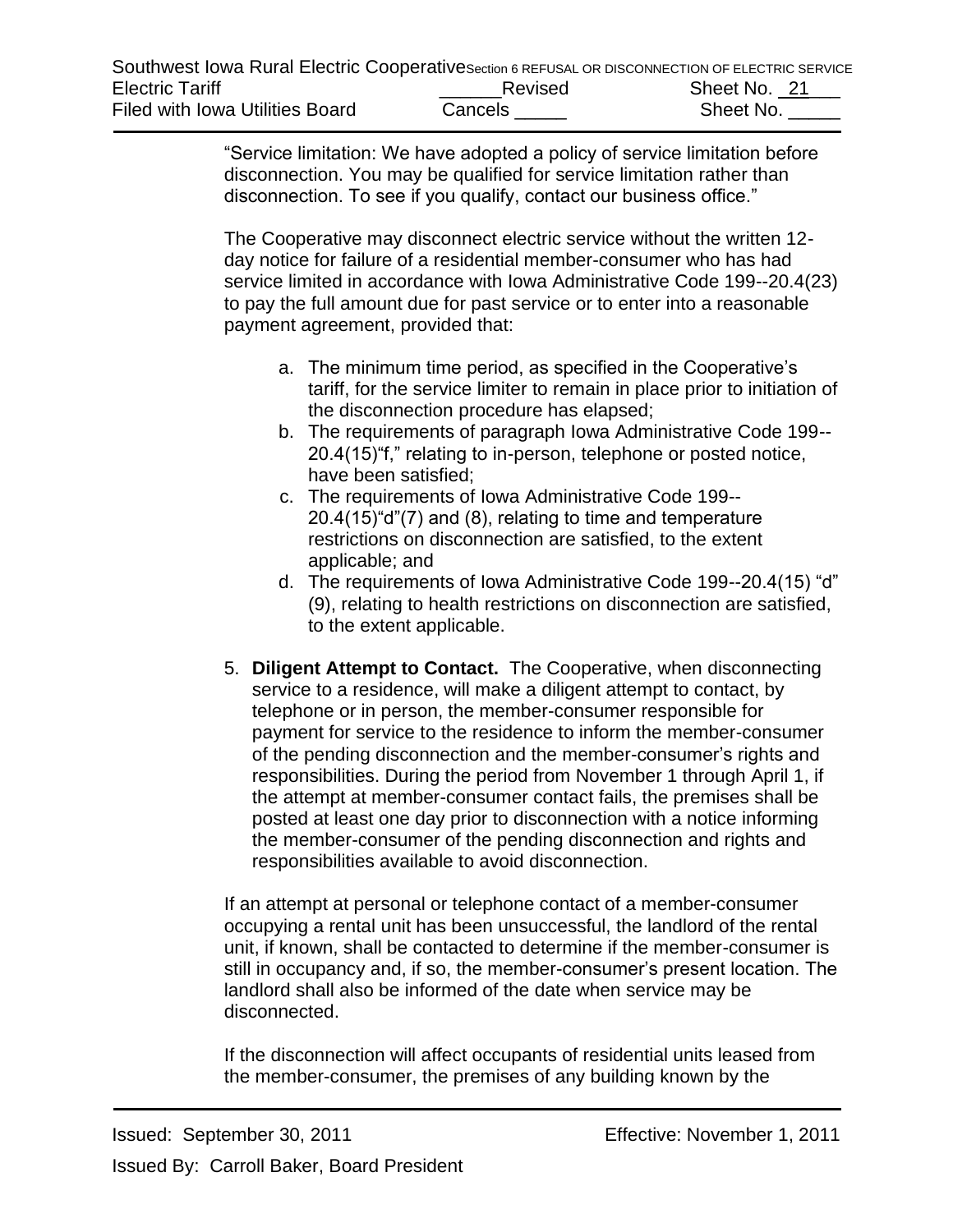"Service limitation: We have adopted a policy of service limitation before disconnection. You may be qualified for service limitation rather than disconnection. To see if you qualify, contact our business office."

The Cooperative may disconnect electric service without the written 12-day notice for failure of a residential member-consumer who has had service limited in accordance with Iowa Administrative Code 199--20.4(23) to pay the full amount due for past service or to enter into a reasonable payment agreement, provided that:

a. The minimum time period, as specified in the Cooperative's tariff, for the service limiter to remain in place prior to initiation of the disconnection procedure has elapsed;
b. The requirements of paragraph Iowa Administrative Code 199--20.4(15)"f," relating to in-person, telephone or posted notice, have been satisfied;
c. The requirements of Iowa Administrative Code 199--20.4(15)"d"(7) and (8), relating to time and temperature restrictions on disconnection are satisfied, to the extent applicable; and
d. The requirements of Iowa Administrative Code 199--20.4(15) "d" (9), relating to health restrictions on disconnection are satisfied, to the extent applicable.

5. **Diligent Attempt to Contact.** The Cooperative, when disconnecting service to a residence, will make a diligent attempt to contact, by telephone or in person, the member-consumer responsible for payment for service to the residence to inform the member-consumer of the pending disconnection and the member-consumer's rights and responsibilities. During the period from November 1 through April 1, if the attempt at member-consumer contact fails, the premises shall be posted at least one day prior to disconnection with a notice informing the member-consumer of the pending disconnection and rights and responsibilities available to avoid disconnection.

If an attempt at personal or telephone contact of a member-consumer occupying a rental unit has been unsuccessful, the landlord of the rental unit, if known, shall be contacted to determine if the member-consumer is still in occupancy and, if so, the member-consumer's present location. The landlord shall also be informed of the date when service may be disconnected.

If the disconnection will affect occupants of residential units leased from the member-consumer, the premises of any building known by the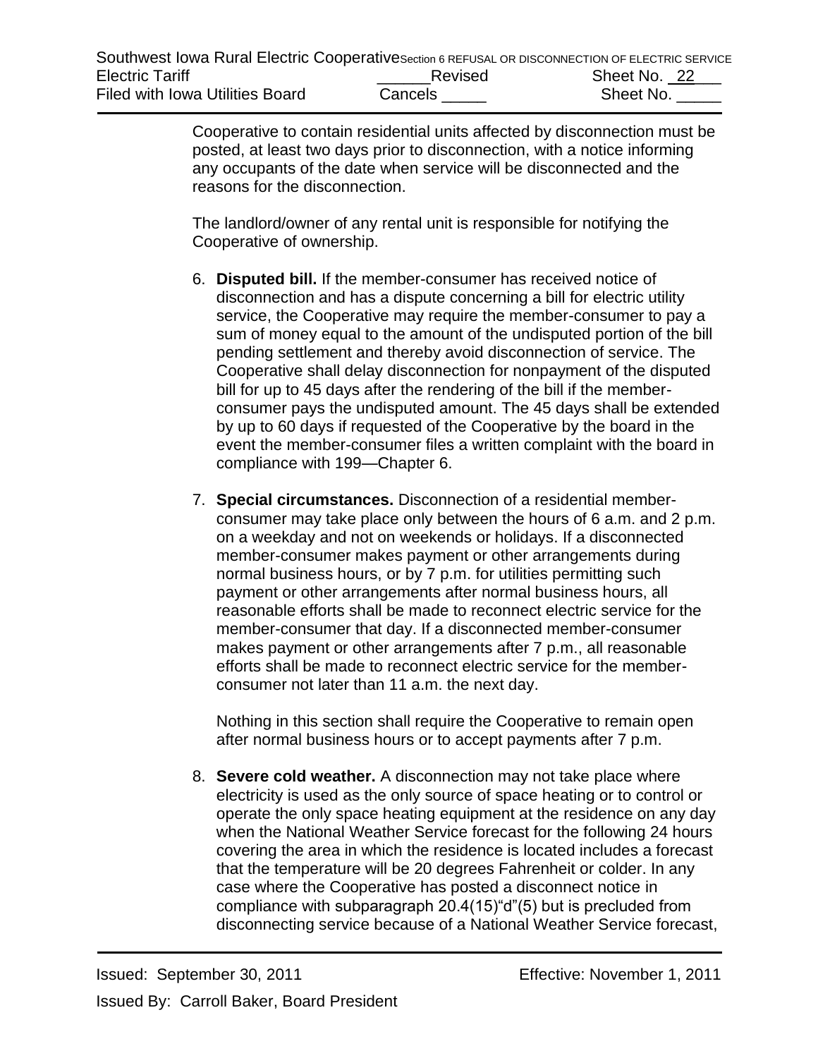Cooperative to contain residential units affected by disconnection must be posted, at least two days prior to disconnection, with a notice informing any occupants of the date when service will be disconnected and the reasons for the disconnection.

The landlord/owner of any rental unit is responsible for notifying the Cooperative of ownership.

6. **Disputed bill.** If the member-consumer has received notice of disconnection and has a dispute concerning a bill for electric utility service, the Cooperative may require the member-consumer to pay a sum of money equal to the amount of the undisputed portion of the bill pending settlement and thereby avoid disconnection of service. The Cooperative shall delay disconnection for nonpayment of the disputed bill for up to 45 days after the rendering of the bill if the member-consumer pays the undisputed amount. The 45 days shall be extended by up to 60 days if requested of the Cooperative by the board in the event the member-consumer files a written complaint with the board in compliance with 199—Chapter 6.

7. **Special circumstances.** Disconnection of a residential member-consumer may take place only between the hours of 6 a.m. and 2 p.m. on a weekday and not on weekends or holidays. If a disconnected member-consumer makes payment or other arrangements during normal business hours, or by 7 p.m. for utilities permitting such payment or other arrangements after normal business hours, all reasonable efforts shall be made to reconnect electric service for the member-consumer that day. If a disconnected member-consumer makes payment or other arrangements after 7 p.m., all reasonable efforts shall be made to reconnect electric service for the member-consumer not later than 11 a.m. the next day.

   Nothing in this section shall require the Cooperative to remain open after normal business hours or to accept payments after 7 p.m.

8. **Severe cold weather.** A disconnection may not take place where electricity is used as the only source of space heating or to control or operate the only space heating equipment at the residence on any day when the National Weather Service forecast for the following 24 hours covering the area in which the residence is located includes a forecast that the temperature will be 20 degrees Fahrenheit or colder. In any case where the Cooperative has posted a disconnect notice in compliance with subparagraph 20.4(15)"d"(5) but is precluded from disconnecting service because of a National Weather Service forecast,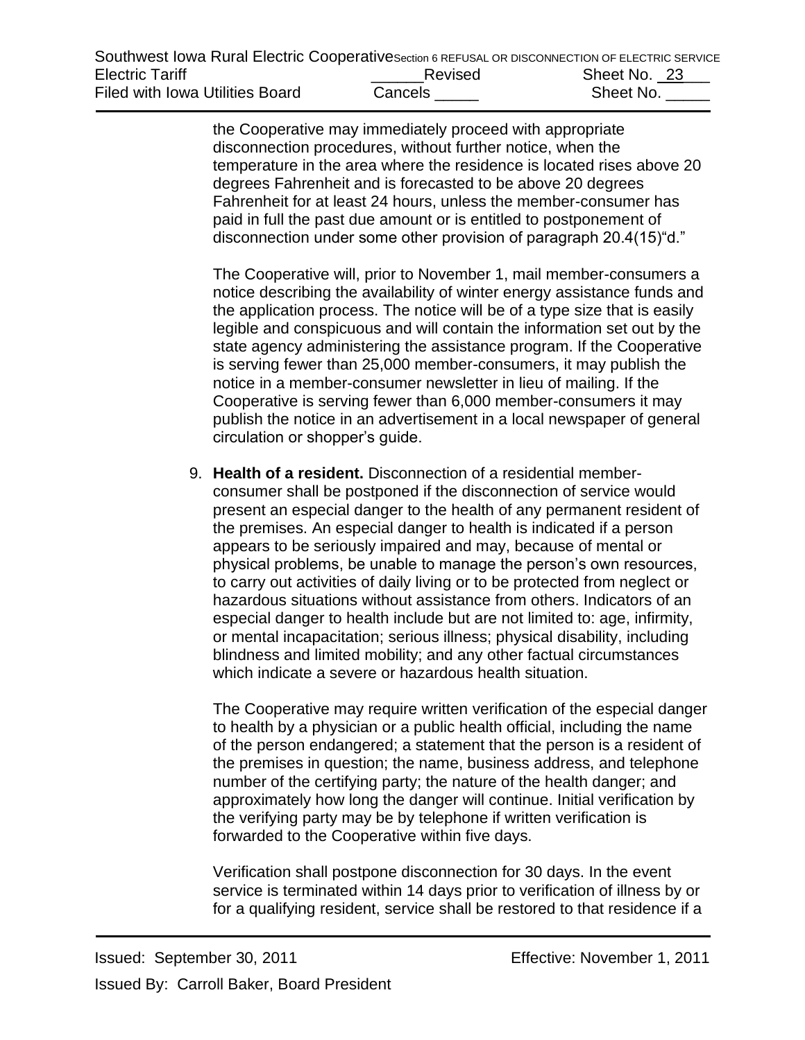the Cooperative may immediately proceed with appropriate disconnection procedures, without further notice, when the temperature in the area where the residence is located rises above 20 degrees Fahrenheit and is forecasted to be above 20 degrees Fahrenheit for at least 24 hours, unless the member-consumer has paid in full the past due amount or is entitled to postponement of disconnection under some other provision of paragraph 20.4(15)"d."

The Cooperative will, prior to November 1, mail member-consumers a notice describing the availability of winter energy assistance funds and the application process. The notice will be of a type size that is easily legible and conspicuous and will contain the information set out by the state agency administering the assistance program. If the Cooperative is serving fewer than 25,000 member-consumers, it may publish the notice in a member-consumer newsletter in lieu of mailing. If the Cooperative is serving fewer than 6,000 member-consumers it may publish the notice in an advertisement in a local newspaper of general circulation or shopper's guide.

9. **Health of a resident.** Disconnection of a residential member-consumer shall be postponed if the disconnection of service would present an especial danger to the health of any permanent resident of the premises. An especial danger to health is indicated if a person appears to be seriously impaired and may, because of mental or physical problems, be unable to manage the person's own resources, to carry out activities of daily living or to be protected from neglect or hazardous situations without assistance from others. Indicators of an especial danger to health include but are not limited to: age, infirmity, or mental incapacitation; serious illness; physical disability, including blindness and limited mobility; and any other factual circumstances which indicate a severe or hazardous health situation.

   The Cooperative may require written verification of the especial danger to health by a physician or a public health official, including the name of the person endangered; a statement that the person is a resident of the premises in question; the name, business address, and telephone number of the certifying party; the nature of the health danger; and approximately how long the danger will continue. Initial verification by the verifying party may be by telephone if written verification is forwarded to the Cooperative within five days.

   Verification shall postpone disconnection for 30 days. In the event service is terminated within 14 days prior to verification of illness by or for a qualifying resident, service shall be restored to that residence if a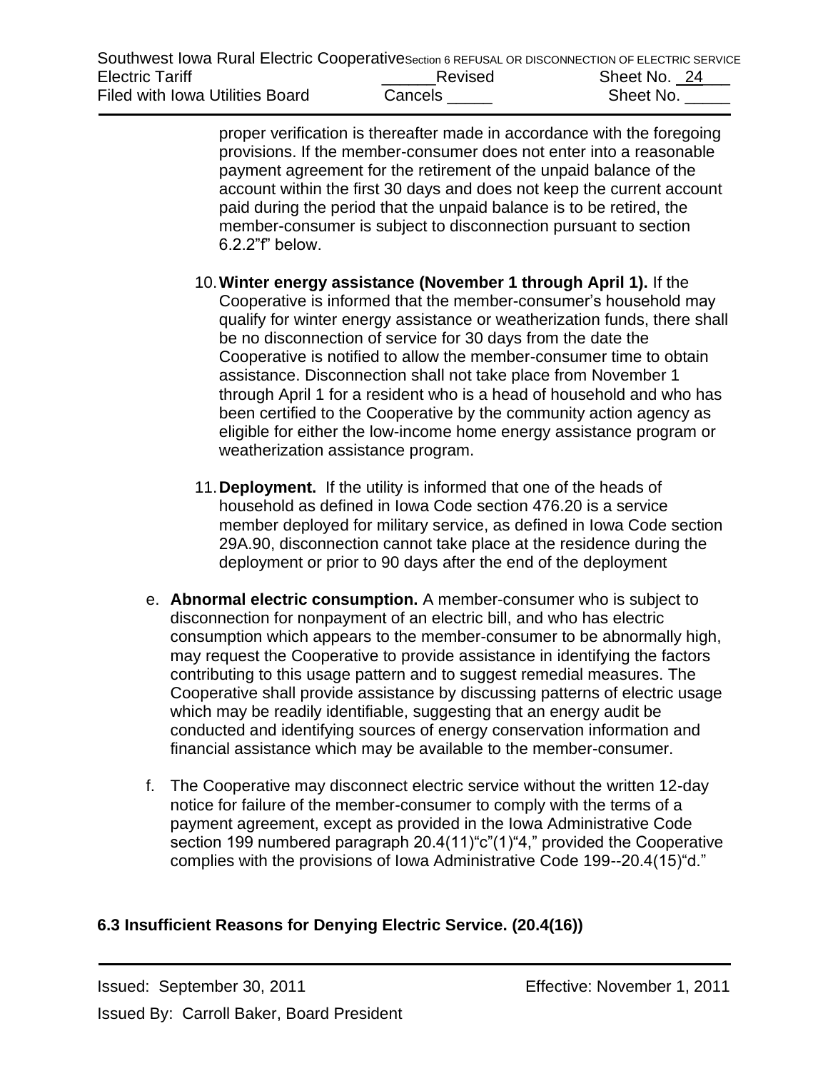proper verification is thereafter made in accordance with the foregoing provisions. If the member-consumer does not enter into a reasonable payment agreement for the retirement of the unpaid balance of the account within the first 30 days and does not keep the current account paid during the period that the unpaid balance is to be retired, the member-consumer is subject to disconnection pursuant to section 6.2.2"f" below.

10. **Winter energy assistance (November 1 through April 1).** If the Cooperative is informed that the member-consumer's household may qualify for winter energy assistance or weatherization funds, there shall be no disconnection of service for 30 days from the date the Cooperative is notified to allow the member-consumer time to obtain assistance. Disconnection shall not take place from November 1 through April 1 for a resident who is a head of household and who has been certified to the Cooperative by the community action agency as eligible for either the low-income home energy assistance program or weatherization assistance program.

11. **Deployment.** If the utility is informed that one of the heads of household as defined in Iowa Code section 476.20 is a service member deployed for military service, as defined in Iowa Code section 29A.90, disconnection cannot take place at the residence during the deployment or prior to 90 days after the end of the deployment

e. **Abnormal electric consumption.** A member-consumer who is subject to disconnection for nonpayment of an electric bill, and who has electric consumption which appears to the member-consumer to be abnormally high, may request the Cooperative to provide assistance in identifying the factors contributing to this usage pattern and to suggest remedial measures. The Cooperative shall provide assistance by discussing patterns of electric usage which may be readily identifiable, suggesting that an energy audit be conducted and identifying sources of energy conservation information and financial assistance which may be available to the member-consumer.

f. The Cooperative may disconnect electric service without the written 12-day notice for failure of the member-consumer to comply with the terms of a payment agreement, except as provided in the Iowa Administrative Code section 199 numbered paragraph 20.4(11)"c"(1)"4," provided the Cooperative complies with the provisions of Iowa Administrative Code 199--20.4(15)"d."

### 6.3 Insufficient Reasons for Denying Electric Service. (20.4(16))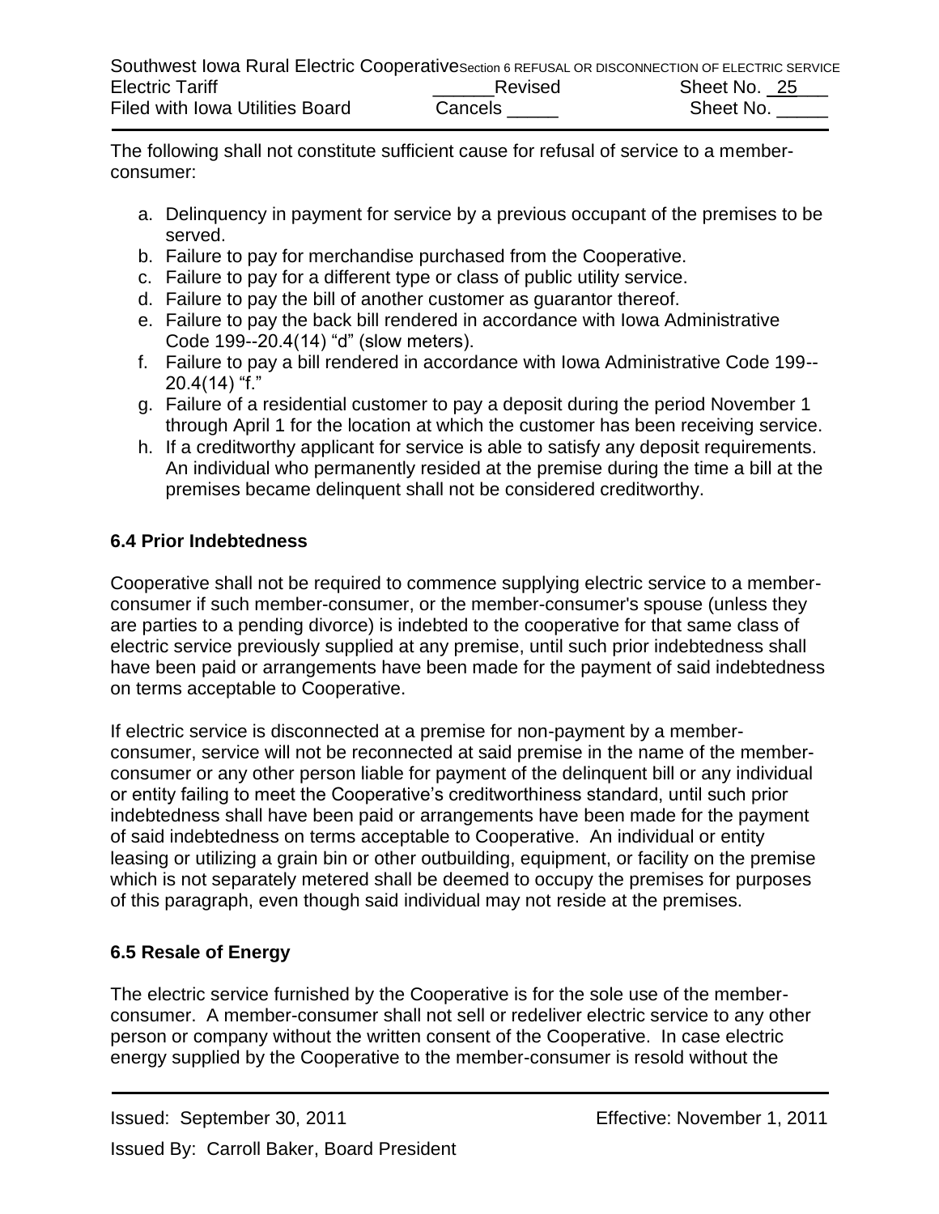The following shall not constitute sufficient cause for refusal of service to a member-consumer:

a. Delinquency in payment for service by a previous occupant of the premises to be served.
b. Failure to pay for merchandise purchased from the Cooperative.
c. Failure to pay for a different type or class of public utility service.
d. Failure to pay the bill of another customer as guarantor thereof.
e. Failure to pay the back bill rendered in accordance with Iowa Administrative Code 199--20.4(14) "d" (slow meters).
f. Failure to pay a bill rendered in accordance with Iowa Administrative Code 199--20.4(14) "f."
g. Failure of a residential customer to pay a deposit during the period November 1 through April 1 for the location at which the customer has been receiving service.
h. If a creditworthy applicant for service is able to satisfy any deposit requirements. An individual who permanently resided at the premise during the time a bill at the premises became delinquent shall not be considered creditworthy.

### 6.4 Prior Indebtedness

Cooperative shall not be required to commence supplying electric service to a member-consumer if such member-consumer, or the member-consumer's spouse (unless they are parties to a pending divorce) is indebted to the cooperative for that same class of electric service previously supplied at any premise, until such prior indebtedness shall have been paid or arrangements have been made for the payment of said indebtedness on terms acceptable to Cooperative.

If electric service is disconnected at a premise for non-payment by a member-consumer, service will not be reconnected at said premise in the name of the member-consumer or any other person liable for payment of the delinquent bill or any individual or entity failing to meet the Cooperative's creditworthiness standard, until such prior indebtedness shall have been paid or arrangements have been made for the payment of said indebtedness on terms acceptable to Cooperative. An individual or entity leasing or utilizing a grain bin or other outbuilding, equipment, or facility on the premise which is not separately metered shall be deemed to occupy the premises for purposes of this paragraph, even though said individual may not reside at the premises.

### 6.5 Resale of Energy

The electric service furnished by the Cooperative is for the sole use of the member-consumer. A member-consumer shall not sell or redeliver electric service to any other person or company without the written consent of the Cooperative. In case electric energy supplied by the Cooperative to the member-consumer is resold without the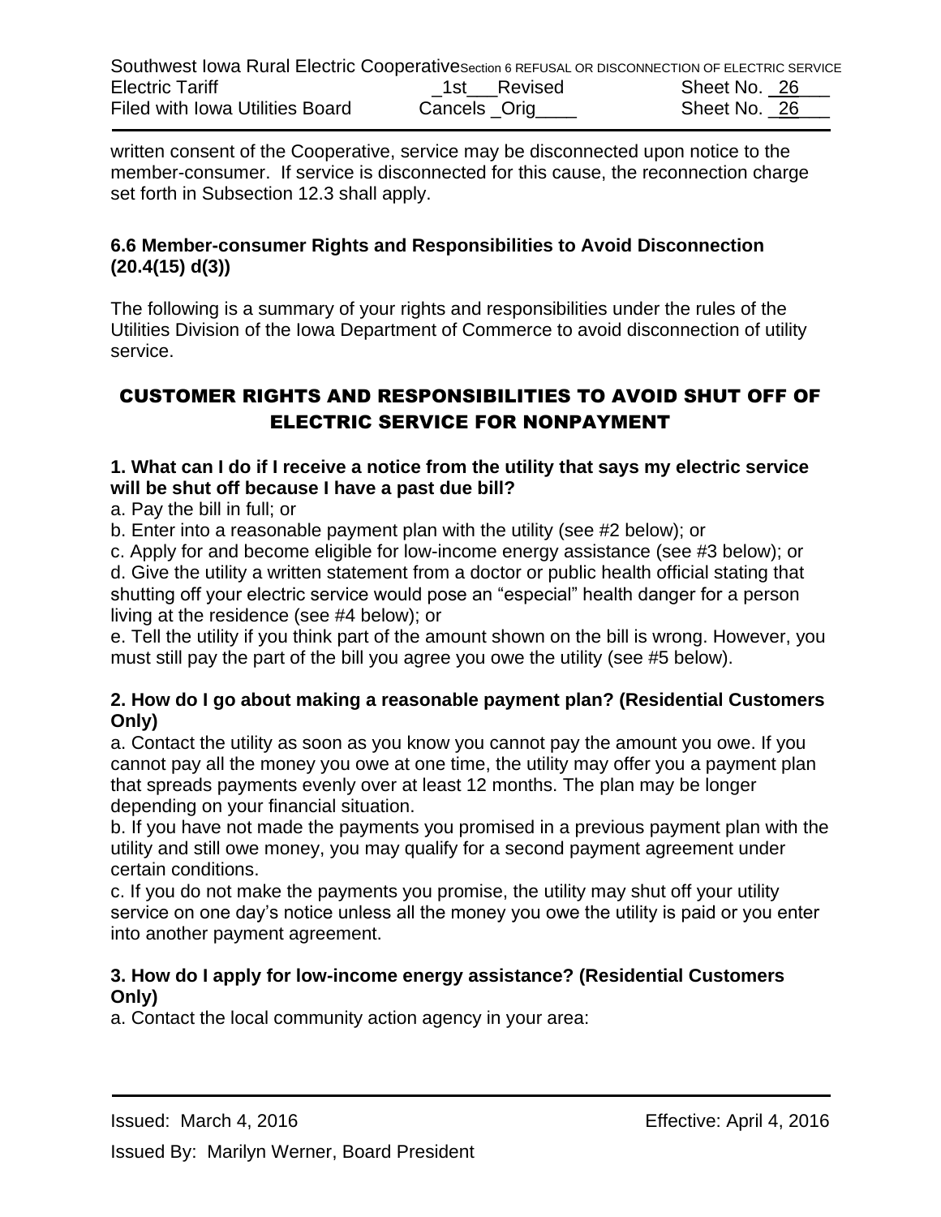written consent of the Cooperative, service may be disconnected upon notice to the member-consumer. If service is disconnected for this cause, the reconnection charge set forth in Subsection 12.3 shall apply.

### 6.6 Member-consumer Rights and Responsibilities to Avoid Disconnection (20.4(15) d(3))

The following is a summary of your rights and responsibilities under the rules of the Utilities Division of the Iowa Department of Commerce to avoid disconnection of utility service.

## CUSTOMER RIGHTS AND RESPONSIBILITIES TO AVOID SHUT OFF OF ELECTRIC SERVICE FOR NONPAYMENT

**1. What can I do if I receive a notice from the utility that says my electric service will be shut off because I have a past due bill?**

a. Pay the bill in full; or

b. Enter into a reasonable payment plan with the utility (see #2 below); or

c. Apply for and become eligible for low-income energy assistance (see #3 below); or

d. Give the utility a written statement from a doctor or public health official stating that shutting off your electric service would pose an "especial" health danger for a person living at the residence (see #4 below); or

e. Tell the utility if you think part of the amount shown on the bill is wrong. However, you must still pay the part of the bill you agree you owe the utility (see #5 below).

**2. How do I go about making a reasonable payment plan? (Residential Customers Only)**

a. Contact the utility as soon as you know you cannot pay the amount you owe. If you cannot pay all the money you owe at one time, the utility may offer you a payment plan that spreads payments evenly over at least 12 months. The plan may be longer depending on your financial situation.

b. If you have not made the payments you promised in a previous payment plan with the utility and still owe money, you may qualify for a second payment agreement under certain conditions.

c. If you do not make the payments you promise, the utility may shut off your utility service on one day's notice unless all the money you owe the utility is paid or you enter into another payment agreement.

**3. How do I apply for low-income energy assistance? (Residential Customers Only)**

a. Contact the local community action agency in your area: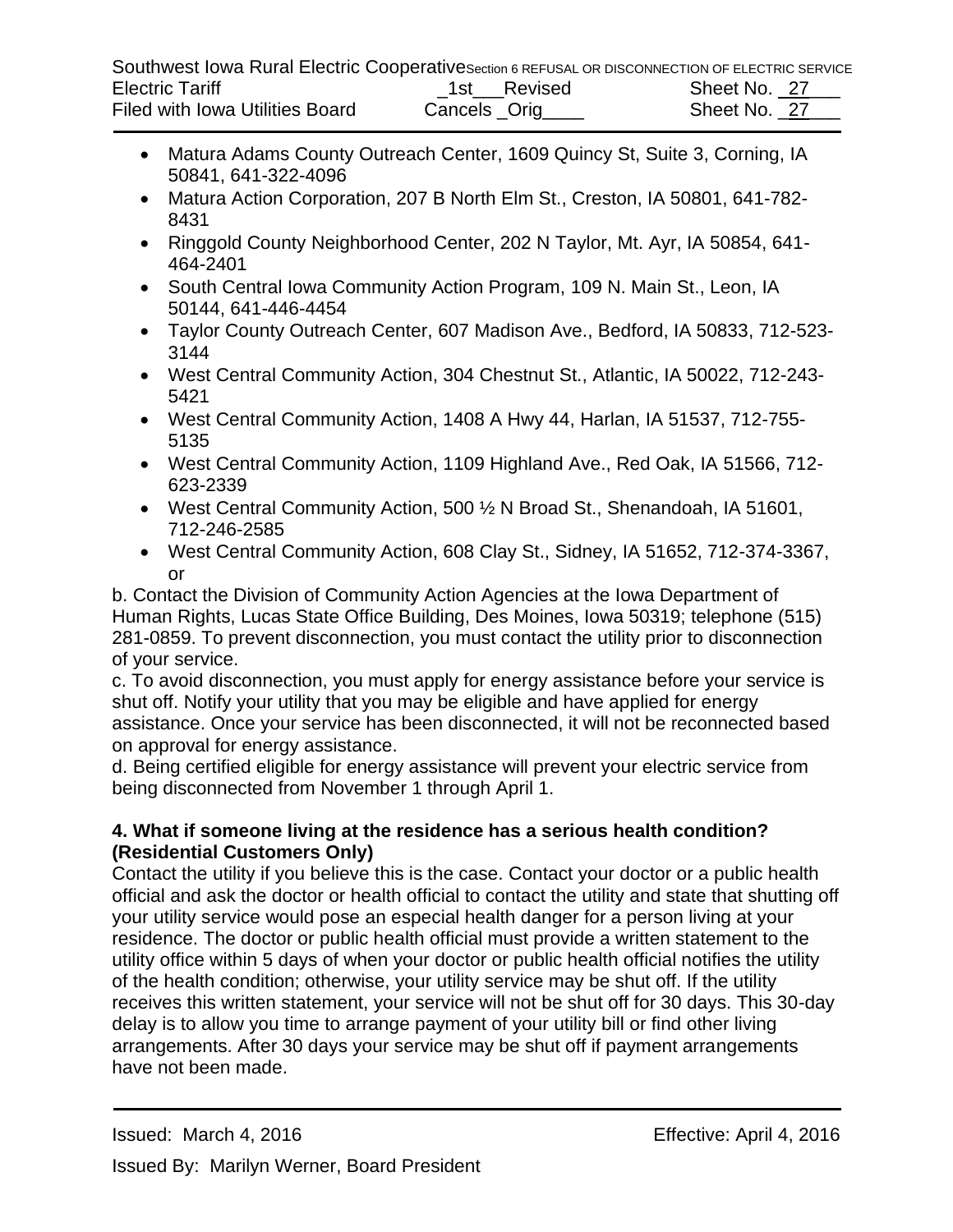- Matura Adams County Outreach Center, 1609 Quincy St, Suite 3, Corning, IA 50841, 641-322-4096
- Matura Action Corporation, 207 B North Elm St., Creston, IA 50801, 641-782-8431
- Ringgold County Neighborhood Center, 202 N Taylor, Mt. Ayr, IA 50854, 641-464-2401
- South Central Iowa Community Action Program, 109 N. Main St., Leon, IA 50144, 641-446-4454
- Taylor County Outreach Center, 607 Madison Ave., Bedford, IA 50833, 712-523-3144
- West Central Community Action, 304 Chestnut St., Atlantic, IA 50022, 712-243-5421
- West Central Community Action, 1408 A Hwy 44, Harlan, IA 51537, 712-755-5135
- West Central Community Action, 1109 Highland Ave., Red Oak, IA 51566, 712-623-2339
- West Central Community Action, 500 ½ N Broad St., Shenandoah, IA 51601, 712-246-2585
- West Central Community Action, 608 Clay St., Sidney, IA 51652, 712-374-3367, or

b. Contact the Division of Community Action Agencies at the Iowa Department of Human Rights, Lucas State Office Building, Des Moines, Iowa 50319; telephone (515) 281-0859. To prevent disconnection, you must contact the utility prior to disconnection of your service.

c. To avoid disconnection, you must apply for energy assistance before your service is shut off. Notify your utility that you may be eligible and have applied for energy assistance. Once your service has been disconnected, it will not be reconnected based on approval for energy assistance.

d. Being certified eligible for energy assistance will prevent your electric service from being disconnected from November 1 through April 1.

**4. What if someone living at the residence has a serious health condition? (Residential Customers Only)**

Contact the utility if you believe this is the case. Contact your doctor or a public health official and ask the doctor or health official to contact the utility and state that shutting off your utility service would pose an especial health danger for a person living at your residence. The doctor or public health official must provide a written statement to the utility office within 5 days of when your doctor or public health official notifies the utility of the health condition; otherwise, your utility service may be shut off. If the utility receives this written statement, your service will not be shut off for 30 days. This 30-day delay is to allow you time to arrange payment of your utility bill or find other living arrangements. After 30 days your service may be shut off if payment arrangements have not been made.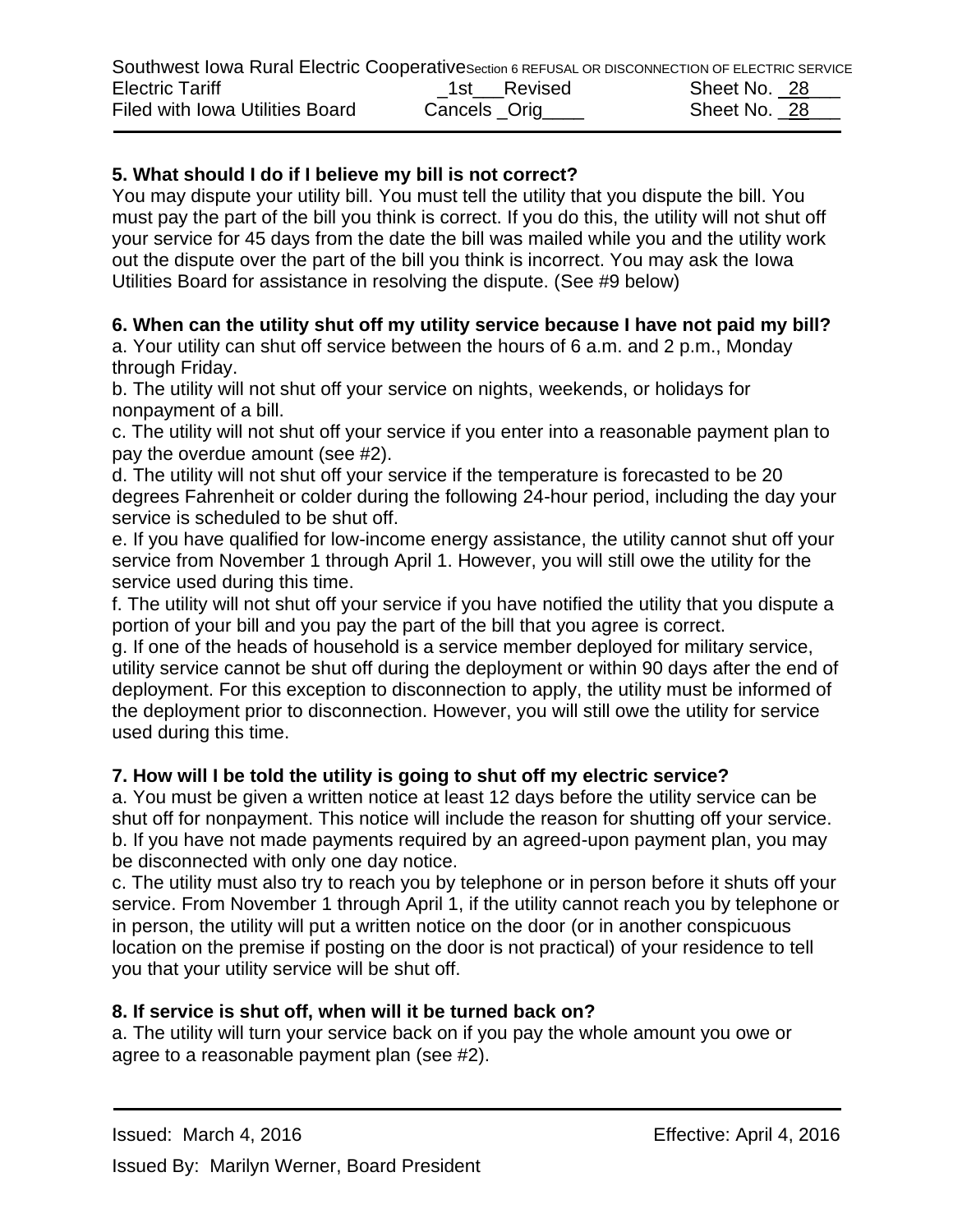**5. What should I do if I believe my bill is not correct?**
You may dispute your utility bill. You must tell the utility that you dispute the bill. You must pay the part of the bill you think is correct. If you do this, the utility will not shut off your service for 45 days from the date the bill was mailed while you and the utility work out the dispute over the part of the bill you think is incorrect. You may ask the Iowa Utilities Board for assistance in resolving the dispute. (See #9 below)

**6. When can the utility shut off my utility service because I have not paid my bill?**
a. Your utility can shut off service between the hours of 6 a.m. and 2 p.m., Monday through Friday.
b. The utility will not shut off your service on nights, weekends, or holidays for nonpayment of a bill.
c. The utility will not shut off your service if you enter into a reasonable payment plan to pay the overdue amount (see #2).
d. The utility will not shut off your service if the temperature is forecasted to be 20 degrees Fahrenheit or colder during the following 24-hour period, including the day your service is scheduled to be shut off.
e. If you have qualified for low-income energy assistance, the utility cannot shut off your service from November 1 through April 1. However, you will still owe the utility for the service used during this time.
f. The utility will not shut off your service if you have notified the utility that you dispute a portion of your bill and you pay the part of the bill that you agree is correct.
g. If one of the heads of household is a service member deployed for military service, utility service cannot be shut off during the deployment or within 90 days after the end of deployment. For this exception to disconnection to apply, the utility must be informed of the deployment prior to disconnection. However, you will still owe the utility for service used during this time.

**7. How will I be told the utility is going to shut off my electric service?**
a. You must be given a written notice at least 12 days before the utility service can be shut off for nonpayment. This notice will include the reason for shutting off your service.
b. If you have not made payments required by an agreed-upon payment plan, you may be disconnected with only one day notice.
c. The utility must also try to reach you by telephone or in person before it shuts off your service. From November 1 through April 1, if the utility cannot reach you by telephone or in person, the utility will put a written notice on the door (or in another conspicuous location on the premise if posting on the door is not practical) of your residence to tell you that your utility service will be shut off.

**8. If service is shut off, when will it be turned back on?**
a. The utility will turn your service back on if you pay the whole amount you owe or agree to a reasonable payment plan (see #2).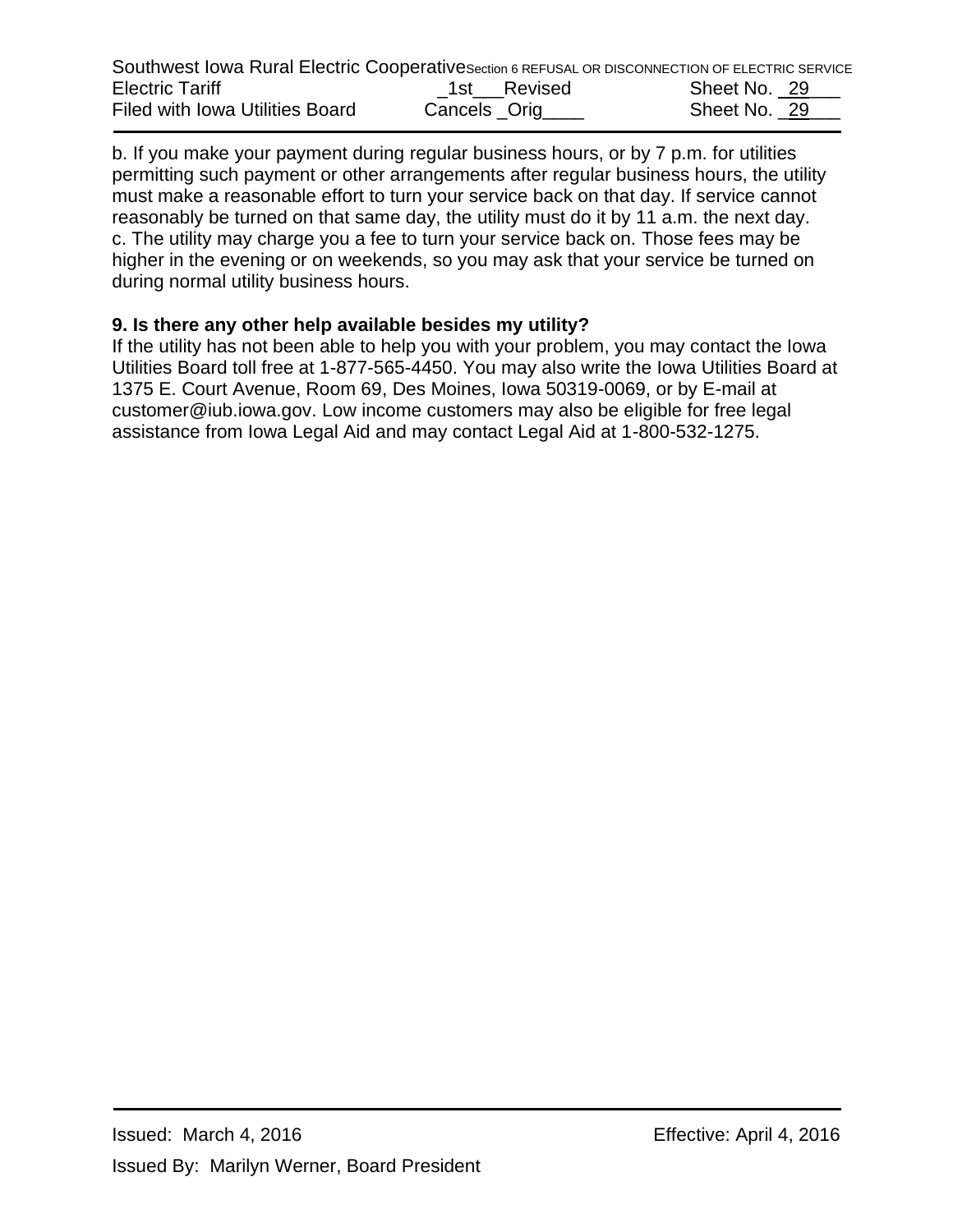b. If you make your payment during regular business hours, or by 7 p.m. for utilities permitting such payment or other arrangements after regular business hours, the utility must make a reasonable effort to turn your service back on that day. If service cannot reasonably be turned on that same day, the utility must do it by 11 a.m. the next day.
c. The utility may charge you a fee to turn your service back on. Those fees may be higher in the evening or on weekends, so you may ask that your service be turned on during normal utility business hours.

**9. Is there any other help available besides my utility?**

If the utility has not been able to help you with your problem, you may contact the Iowa Utilities Board toll free at 1-877-565-4450. You may also write the Iowa Utilities Board at 1375 E. Court Avenue, Room 69, Des Moines, Iowa 50319-0069, or by E-mail at customer@iub.iowa.gov. Low income customers may also be eligible for free legal assistance from Iowa Legal Aid and may contact Legal Aid at 1-800-532-1275.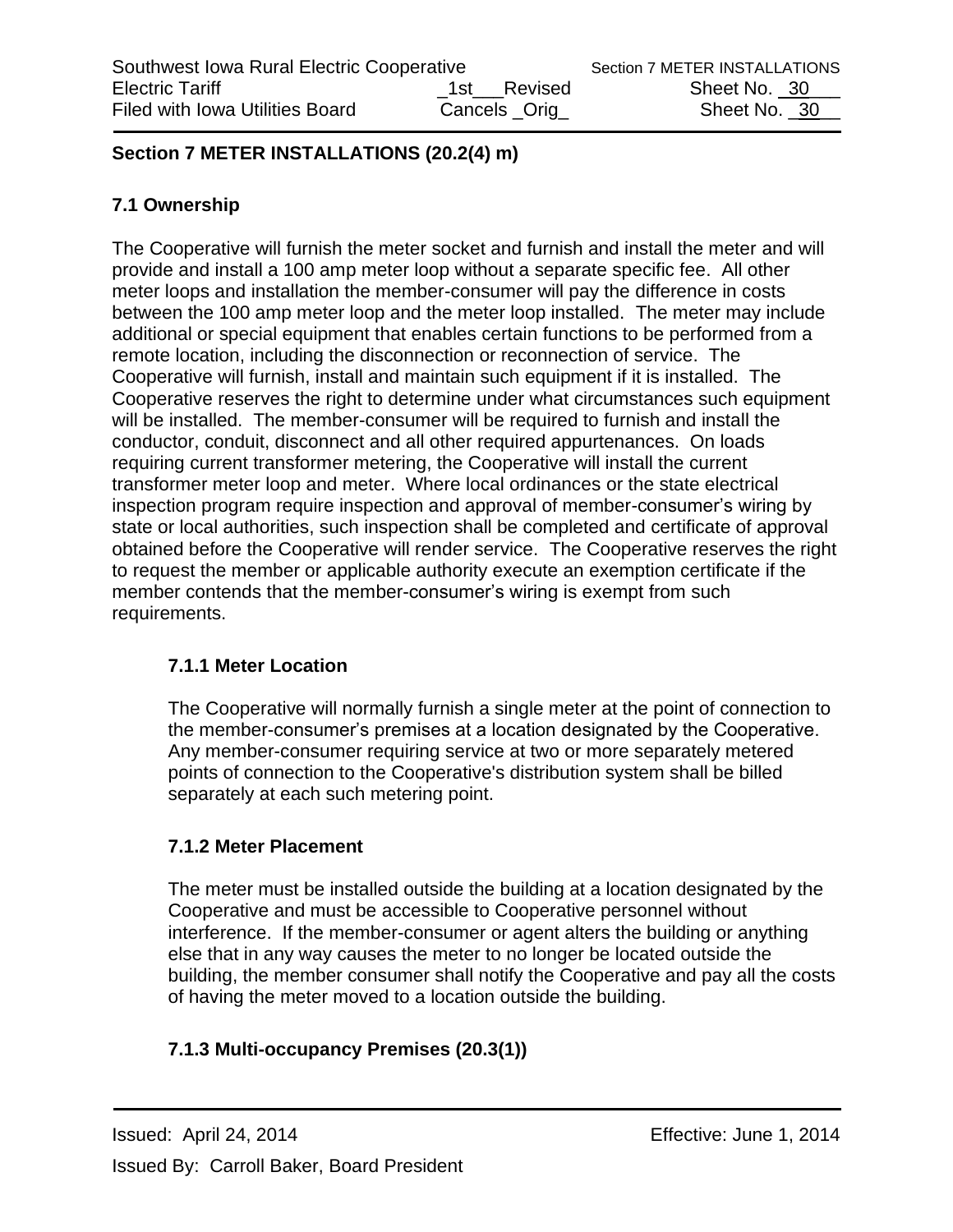## Section 7 METER INSTALLATIONS (20.2(4) m)

### 7.1 Ownership

The Cooperative will furnish the meter socket and furnish and install the meter and will provide and install a 100 amp meter loop without a separate specific fee. All other meter loops and installation the member-consumer will pay the difference in costs between the 100 amp meter loop and the meter loop installed. The meter may include additional or special equipment that enables certain functions to be performed from a remote location, including the disconnection or reconnection of service. The Cooperative will furnish, install and maintain such equipment if it is installed. The Cooperative reserves the right to determine under what circumstances such equipment will be installed. The member-consumer will be required to furnish and install the conductor, conduit, disconnect and all other required appurtenances. On loads requiring current transformer metering, the Cooperative will install the current transformer meter loop and meter. Where local ordinances or the state electrical inspection program require inspection and approval of member-consumer's wiring by state or local authorities, such inspection shall be completed and certificate of approval obtained before the Cooperative will render service. The Cooperative reserves the right to request the member or applicable authority execute an exemption certificate if the member contends that the member-consumer's wiring is exempt from such requirements.

#### 7.1.1 Meter Location

The Cooperative will normally furnish a single meter at the point of connection to the member-consumer's premises at a location designated by the Cooperative. Any member-consumer requiring service at two or more separately metered points of connection to the Cooperative's distribution system shall be billed separately at each such metering point.

#### 7.1.2 Meter Placement

The meter must be installed outside the building at a location designated by the Cooperative and must be accessible to Cooperative personnel without interference. If the member-consumer or agent alters the building or anything else that in any way causes the meter to no longer be located outside the building, the member consumer shall notify the Cooperative and pay all the costs of having the meter moved to a location outside the building.

#### 7.1.3 Multi-occupancy Premises (20.3(1))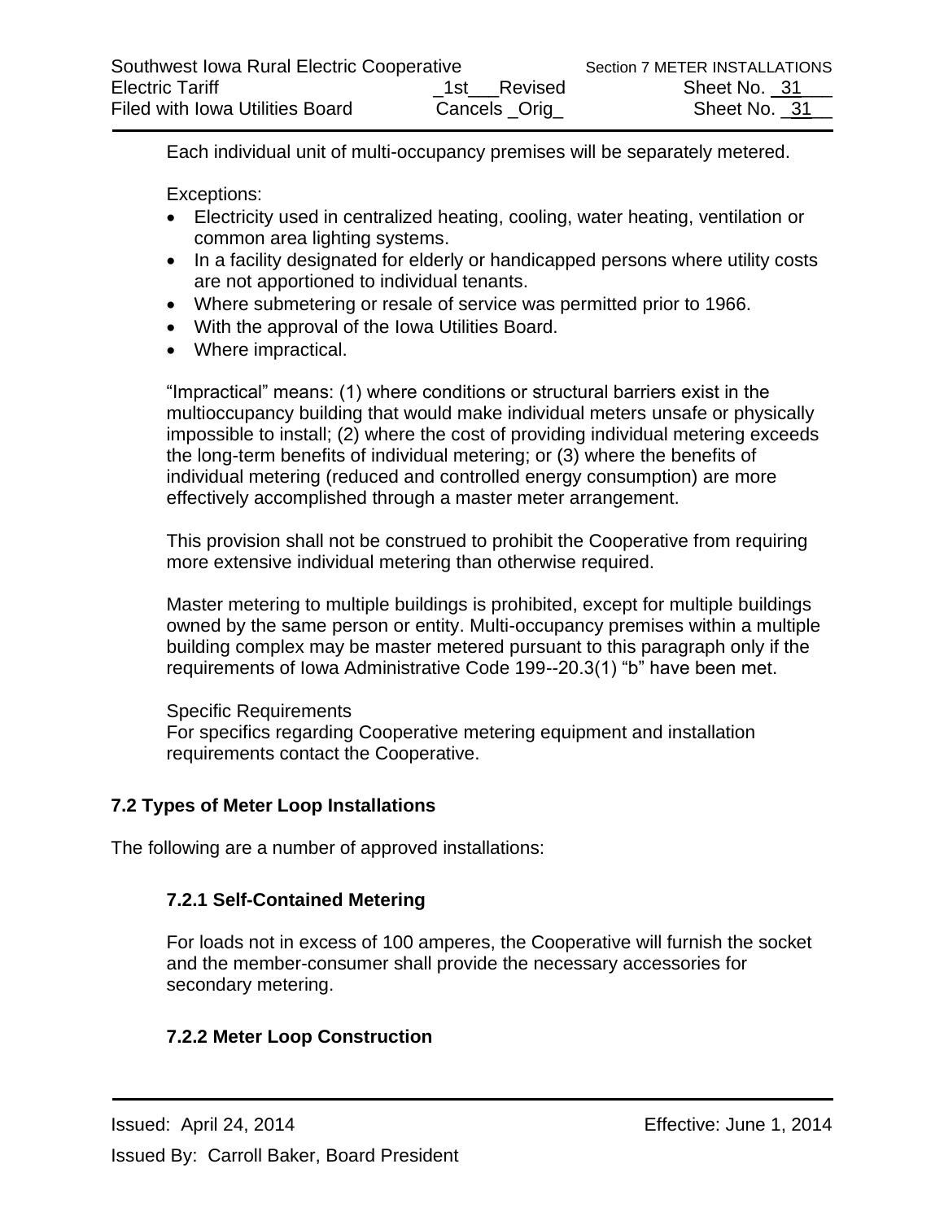Each individual unit of multi-occupancy premises will be separately metered.

Exceptions:

- Electricity used in centralized heating, cooling, water heating, ventilation or common area lighting systems.
- In a facility designated for elderly or handicapped persons where utility costs are not apportioned to individual tenants.
- Where submetering or resale of service was permitted prior to 1966.
- With the approval of the Iowa Utilities Board.
- Where impractical.

“Impractical” means: (1) where conditions or structural barriers exist in the multioccupancy building that would make individual meters unsafe or physically impossible to install; (2) where the cost of providing individual metering exceeds the long-term benefits of individual metering; or (3) where the benefits of individual metering (reduced and controlled energy consumption) are more effectively accomplished through a master meter arrangement.

This provision shall not be construed to prohibit the Cooperative from requiring more extensive individual metering than otherwise required.

Master metering to multiple buildings is prohibited, except for multiple buildings owned by the same person or entity. Multi-occupancy premises within a multiple building complex may be master metered pursuant to this paragraph only if the requirements of Iowa Administrative Code 199--20.3(1) “b” have been met.

Specific Requirements
For specifics regarding Cooperative metering equipment and installation requirements contact the Cooperative.

### 7.2 Types of Meter Loop Installations

The following are a number of approved installations:

#### 7.2.1 Self-Contained Metering

For loads not in excess of 100 amperes, the Cooperative will furnish the socket and the member-consumer shall provide the necessary accessories for secondary metering.

#### 7.2.2 Meter Loop Construction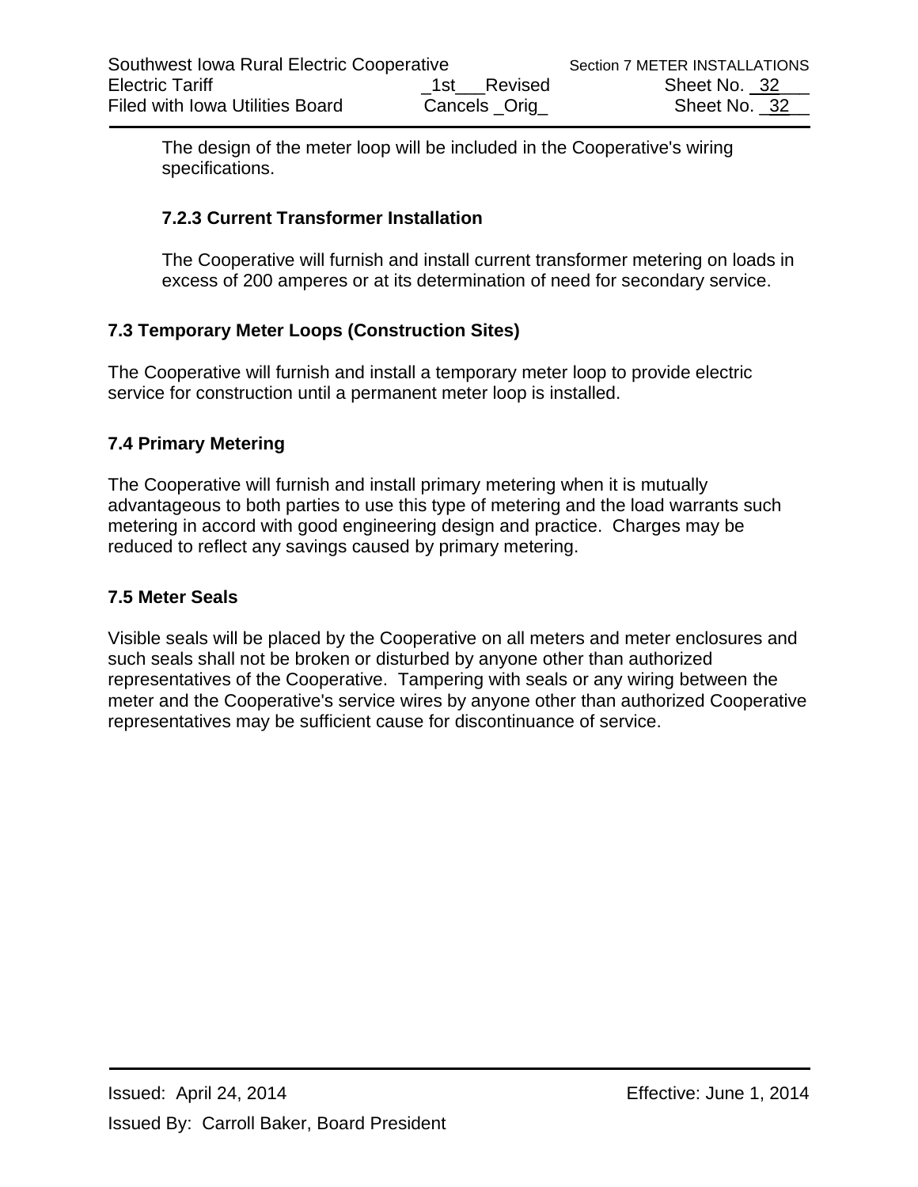The design of the meter loop will be included in the Cooperative's wiring specifications.

#### 7.2.3 Current Transformer Installation

The Cooperative will furnish and install current transformer metering on loads in excess of 200 amperes or at its determination of need for secondary service.

### 7.3 Temporary Meter Loops (Construction Sites)

The Cooperative will furnish and install a temporary meter loop to provide electric service for construction until a permanent meter loop is installed.

### 7.4 Primary Metering

The Cooperative will furnish and install primary metering when it is mutually advantageous to both parties to use this type of metering and the load warrants such metering in accord with good engineering design and practice. Charges may be reduced to reflect any savings caused by primary metering.

### 7.5 Meter Seals

Visible seals will be placed by the Cooperative on all meters and meter enclosures and such seals shall not be broken or disturbed by anyone other than authorized representatives of the Cooperative. Tampering with seals or any wiring between the meter and the Cooperative's service wires by anyone other than authorized Cooperative representatives may be sufficient cause for discontinuance of service.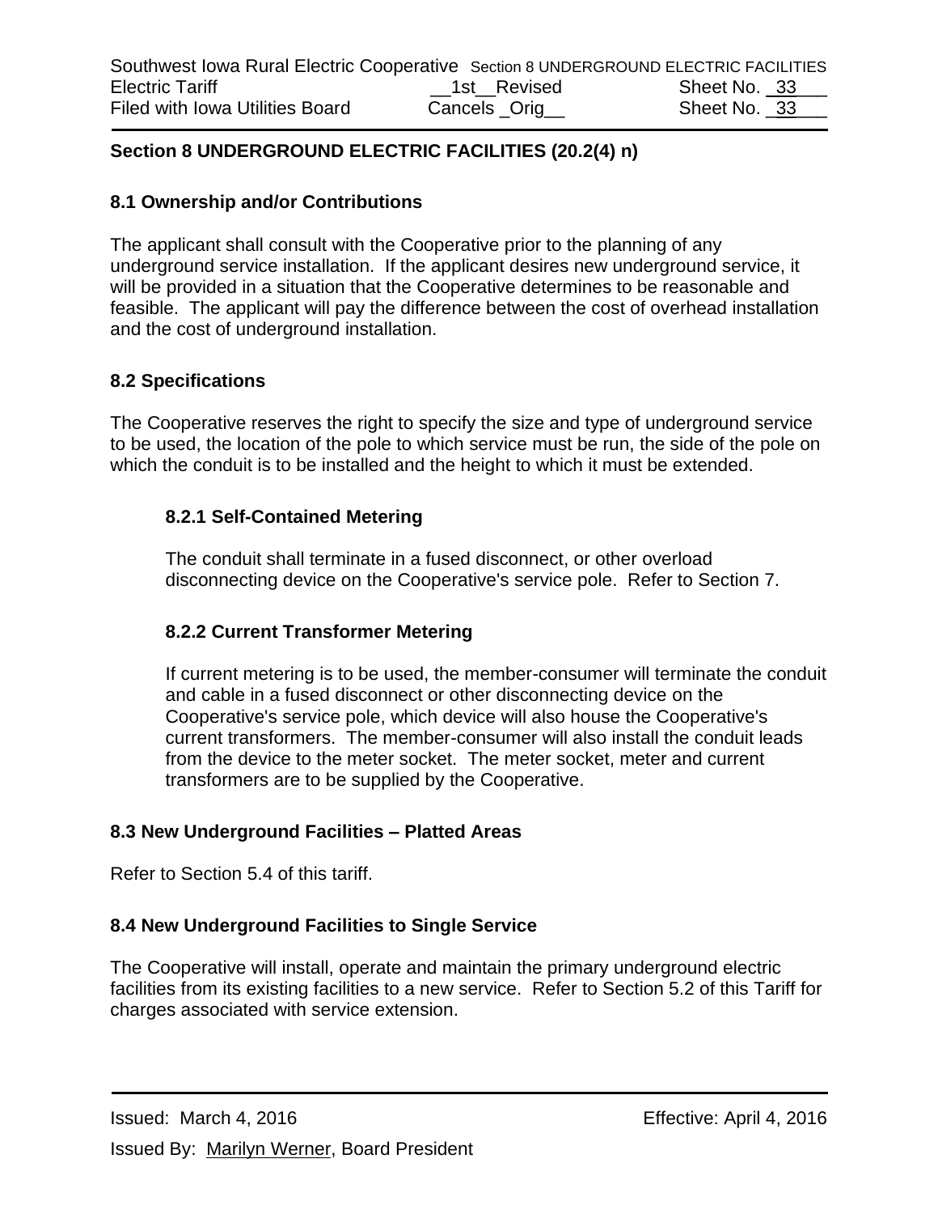## Section 8 UNDERGROUND ELECTRIC FACILITIES (20.2(4) n)

### 8.1 Ownership and/or Contributions

The applicant shall consult with the Cooperative prior to the planning of any underground service installation. If the applicant desires new underground service, it will be provided in a situation that the Cooperative determines to be reasonable and feasible. The applicant will pay the difference between the cost of overhead installation and the cost of underground installation.

### 8.2 Specifications

The Cooperative reserves the right to specify the size and type of underground service to be used, the location of the pole to which service must be run, the side of the pole on which the conduit is to be installed and the height to which it must be extended.

#### 8.2.1 Self-Contained Metering

The conduit shall terminate in a fused disconnect, or other overload disconnecting device on the Cooperative's service pole. Refer to Section 7.

#### 8.2.2 Current Transformer Metering

If current metering is to be used, the member-consumer will terminate the conduit and cable in a fused disconnect or other disconnecting device on the Cooperative's service pole, which device will also house the Cooperative's current transformers. The member-consumer will also install the conduit leads from the device to the meter socket. The meter socket, meter and current transformers are to be supplied by the Cooperative.

### 8.3 New Underground Facilities – Platted Areas

Refer to Section 5.4 of this tariff.

### 8.4 New Underground Facilities to Single Service

The Cooperative will install, operate and maintain the primary underground electric facilities from its existing facilities to a new service. Refer to Section 5.2 of this Tariff for charges associated with service extension.

Issued: March 4, 2016 Effective: April 4, 2016

Issued By: Marilyn Werner, Board President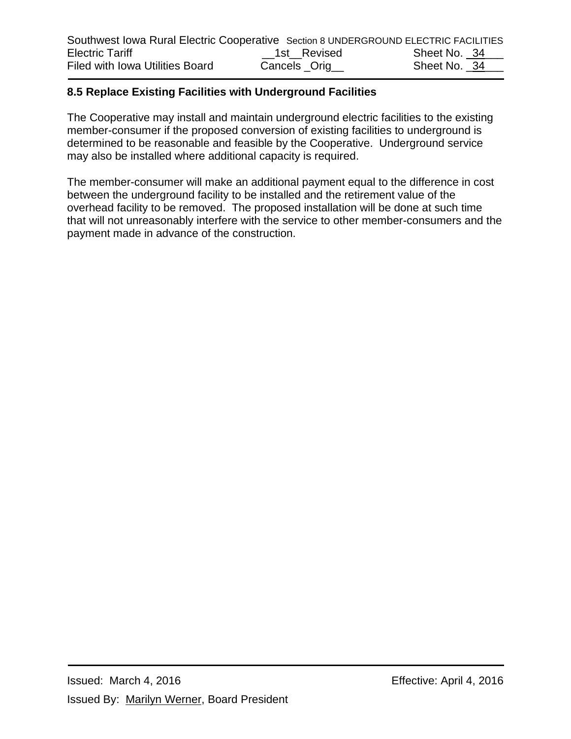## 8.5 Replace Existing Facilities with Underground Facilities

The Cooperative may install and maintain underground electric facilities to the existing member-consumer if the proposed conversion of existing facilities to underground is determined to be reasonable and feasible by the Cooperative. Underground service may also be installed where additional capacity is required.

The member-consumer will make an additional payment equal to the difference in cost between the underground facility to be installed and the retirement value of the overhead facility to be removed. The proposed installation will be done at such time that will not unreasonably interfere with the service to other member-consumers and the payment made in advance of the construction.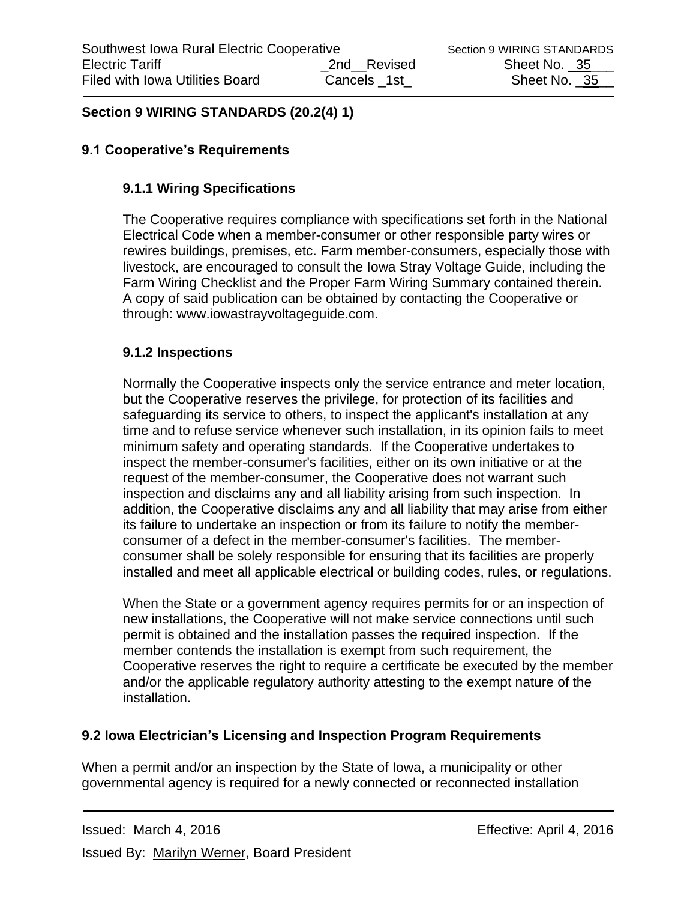## Section 9 WIRING STANDARDS (20.2(4) 1)

### 9.1 Cooperative's Requirements

#### 9.1.1 Wiring Specifications

The Cooperative requires compliance with specifications set forth in the National Electrical Code when a member-consumer or other responsible party wires or rewires buildings, premises, etc. Farm member-consumers, especially those with livestock, are encouraged to consult the Iowa Stray Voltage Guide, including the Farm Wiring Checklist and the Proper Farm Wiring Summary contained therein. A copy of said publication can be obtained by contacting the Cooperative or through: www.iowastrayvoltageguide.com.

#### 9.1.2 Inspections

Normally the Cooperative inspects only the service entrance and meter location, but the Cooperative reserves the privilege, for protection of its facilities and safeguarding its service to others, to inspect the applicant's installation at any time and to refuse service whenever such installation, in its opinion fails to meet minimum safety and operating standards. If the Cooperative undertakes to inspect the member-consumer's facilities, either on its own initiative or at the request of the member-consumer, the Cooperative does not warrant such inspection and disclaims any and all liability arising from such inspection. In addition, the Cooperative disclaims any and all liability that may arise from either its failure to undertake an inspection or from its failure to notify the member-consumer of a defect in the member-consumer's facilities. The member-consumer shall be solely responsible for ensuring that its facilities are properly installed and meet all applicable electrical or building codes, rules, or regulations.

When the State or a government agency requires permits for or an inspection of new installations, the Cooperative will not make service connections until such permit is obtained and the installation passes the required inspection. If the member contends the installation is exempt from such requirement, the Cooperative reserves the right to require a certificate be executed by the member and/or the applicable regulatory authority attesting to the exempt nature of the installation.

### 9.2 Iowa Electrician's Licensing and Inspection Program Requirements

When a permit and/or an inspection by the State of Iowa, a municipality or other governmental agency is required for a newly connected or reconnected installation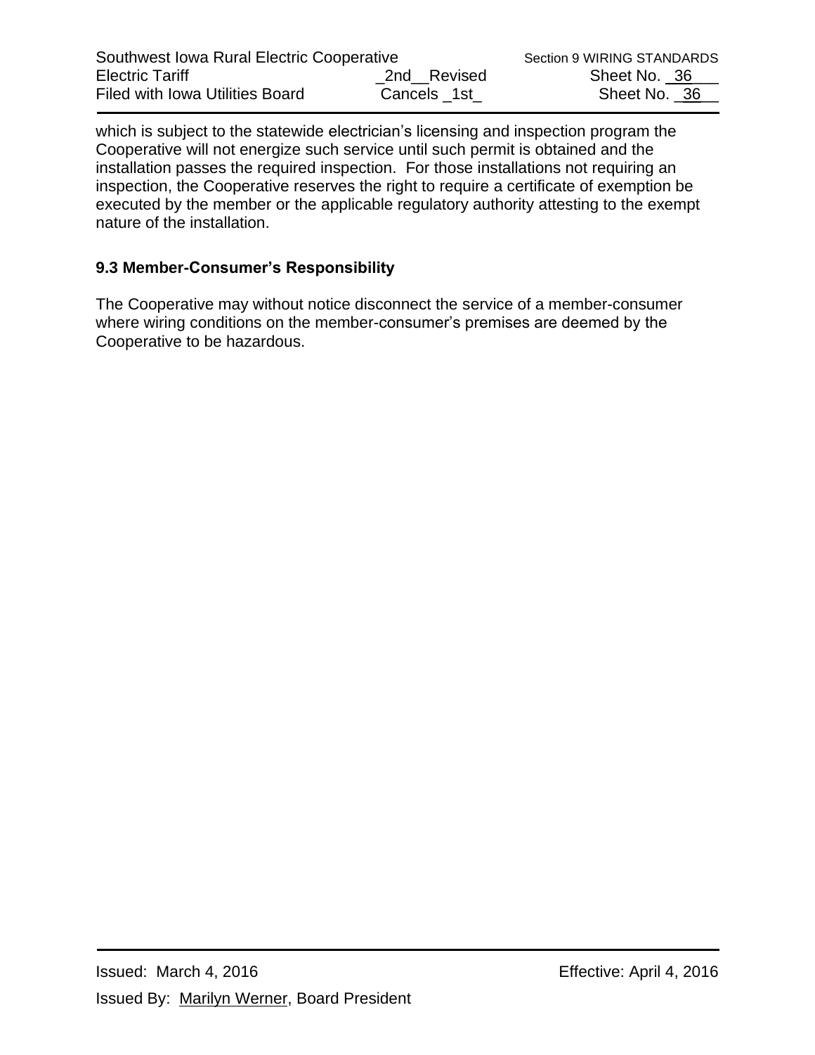which is subject to the statewide electrician's licensing and inspection program the Cooperative will not energize such service until such permit is obtained and the installation passes the required inspection.  For those installations not requiring an inspection, the Cooperative reserves the right to require a certificate of exemption be executed by the member or the applicable regulatory authority attesting to the exempt nature of the installation.

### 9.3 Member-Consumer's Responsibility

The Cooperative may without notice disconnect the service of a member-consumer where wiring conditions on the member-consumer's premises are deemed by the Cooperative to be hazardous.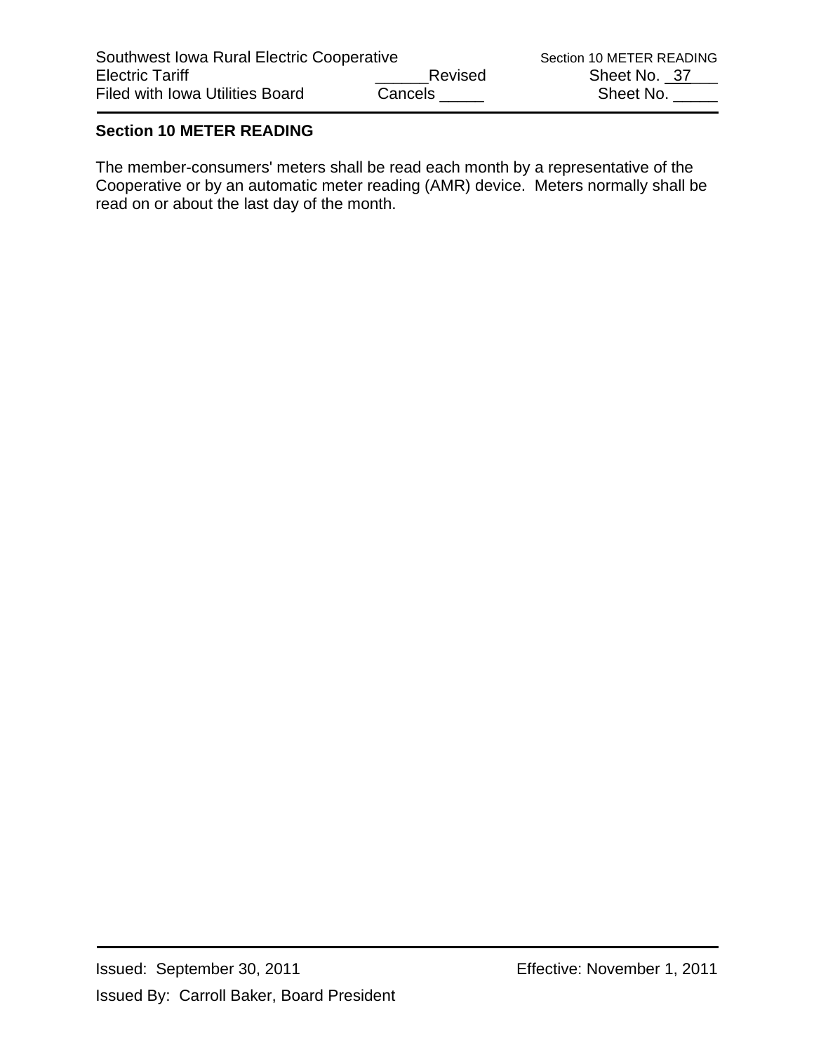## Section 10 METER READING

The member-consumers' meters shall be read each month by a representative of the Cooperative or by an automatic meter reading (AMR) device. Meters normally shall be read on or about the last day of the month.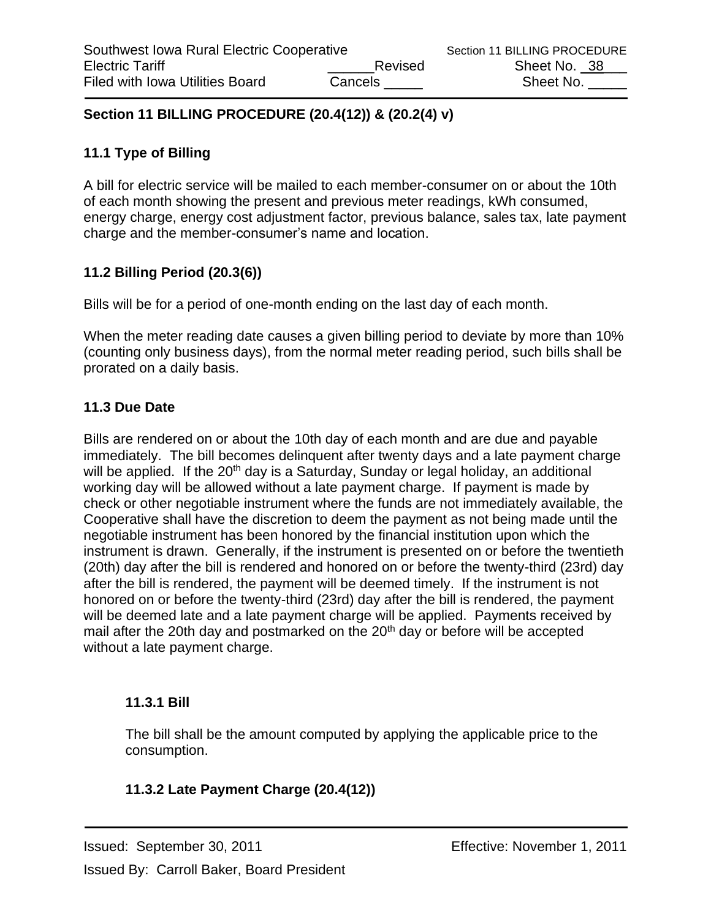## Section 11 BILLING PROCEDURE (20.4(12)) & (20.2(4) v)

### 11.1 Type of Billing

A bill for electric service will be mailed to each member-consumer on or about the 10th of each month showing the present and previous meter readings, kWh consumed, energy charge, energy cost adjustment factor, previous balance, sales tax, late payment charge and the member-consumer's name and location.

### 11.2 Billing Period (20.3(6))

Bills will be for a period of one-month ending on the last day of each month.

When the meter reading date causes a given billing period to deviate by more than 10% (counting only business days), from the normal meter reading period, such bills shall be prorated on a daily basis.

### 11.3 Due Date

Bills are rendered on or about the 10th day of each month and are due and payable immediately. The bill becomes delinquent after twenty days and a late payment charge will be applied. If the 20th day is a Saturday, Sunday or legal holiday, an additional working day will be allowed without a late payment charge. If payment is made by check or other negotiable instrument where the funds are not immediately available, the Cooperative shall have the discretion to deem the payment as not being made until the negotiable instrument has been honored by the financial institution upon which the instrument is drawn. Generally, if the instrument is presented on or before the twentieth (20th) day after the bill is rendered and honored on or before the twenty-third (23rd) day after the bill is rendered, the payment will be deemed timely. If the instrument is not honored on or before the twenty-third (23rd) day after the bill is rendered, the payment will be deemed late and a late payment charge will be applied. Payments received by mail after the 20th day and postmarked on the 20th day or before will be accepted without a late payment charge.

#### 11.3.1 Bill

The bill shall be the amount computed by applying the applicable price to the consumption.

#### 11.3.2 Late Payment Charge (20.4(12))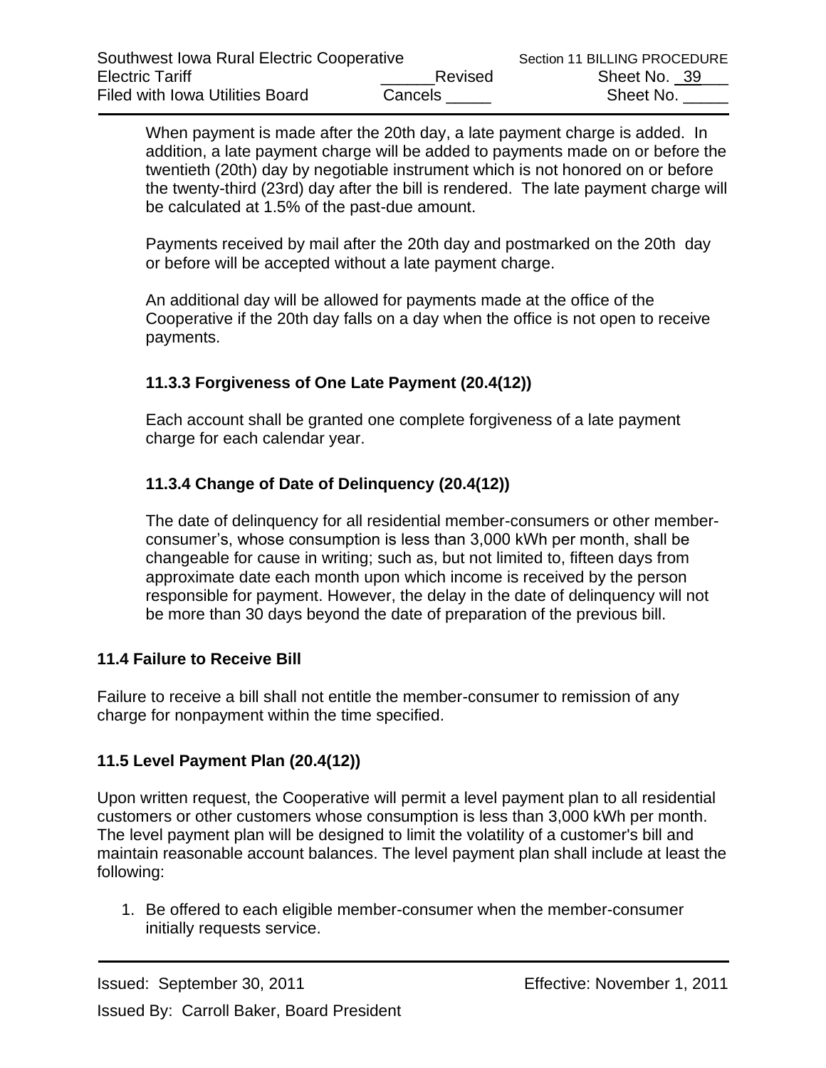When payment is made after the 20th day, a late payment charge is added. In addition, a late payment charge will be added to payments made on or before the twentieth (20th) day by negotiable instrument which is not honored on or before the twenty-third (23rd) day after the bill is rendered. The late payment charge will be calculated at 1.5% of the past-due amount.

Payments received by mail after the 20th day and postmarked on the 20th day or before will be accepted without a late payment charge.

An additional day will be allowed for payments made at the office of the Cooperative if the 20th day falls on a day when the office is not open to receive payments.

#### 11.3.3 Forgiveness of One Late Payment (20.4(12))

Each account shall be granted one complete forgiveness of a late payment charge for each calendar year.

#### 11.3.4 Change of Date of Delinquency (20.4(12))

The date of delinquency for all residential member-consumers or other member-consumer's, whose consumption is less than 3,000 kWh per month, shall be changeable for cause in writing; such as, but not limited to, fifteen days from approximate date each month upon which income is received by the person responsible for payment. However, the delay in the date of delinquency will not be more than 30 days beyond the date of preparation of the previous bill.

### 11.4 Failure to Receive Bill

Failure to receive a bill shall not entitle the member-consumer to remission of any charge for nonpayment within the time specified.

### 11.5 Level Payment Plan (20.4(12))

Upon written request, the Cooperative will permit a level payment plan to all residential customers or other customers whose consumption is less than 3,000 kWh per month. The level payment plan will be designed to limit the volatility of a customer's bill and maintain reasonable account balances. The level payment plan shall include at least the following:

1. Be offered to each eligible member-consumer when the member-consumer initially requests service.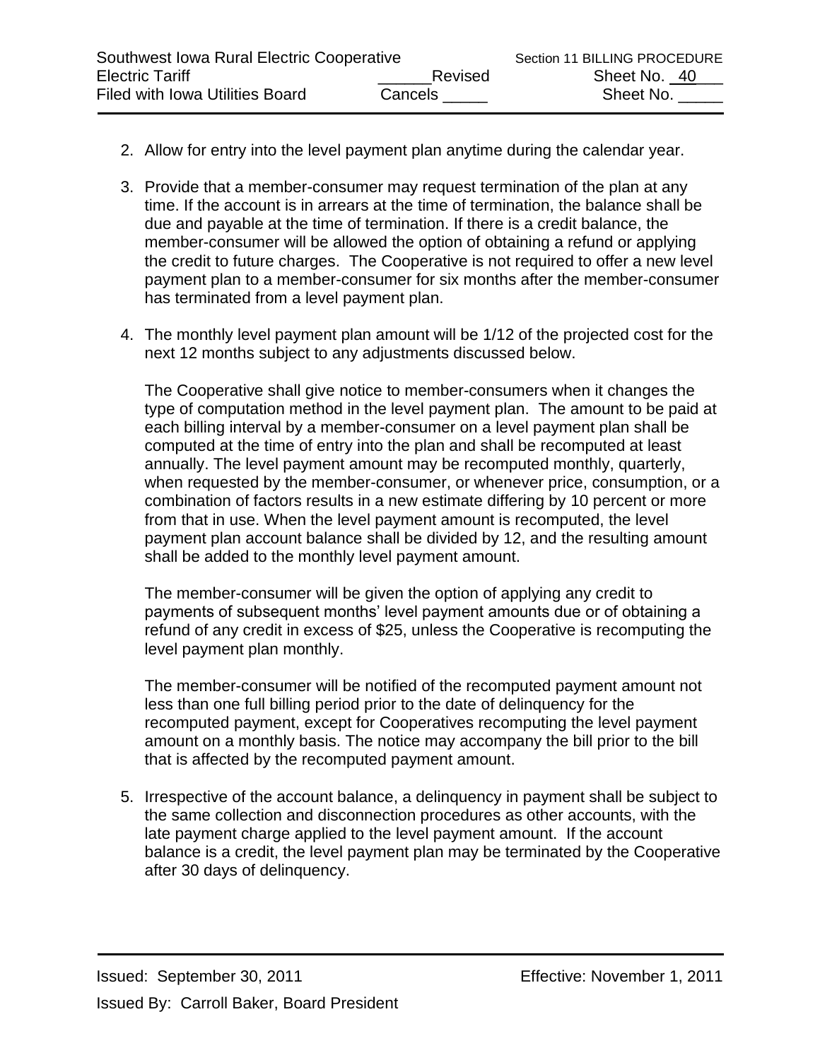2. Allow for entry into the level payment plan anytime during the calendar year.

3. Provide that a member-consumer may request termination of the plan at any time. If the account is in arrears at the time of termination, the balance shall be due and payable at the time of termination. If there is a credit balance, the member-consumer will be allowed the option of obtaining a refund or applying the credit to future charges. The Cooperative is not required to offer a new level payment plan to a member-consumer for six months after the member-consumer has terminated from a level payment plan.

4. The monthly level payment plan amount will be 1/12 of the projected cost for the next 12 months subject to any adjustments discussed below.

   The Cooperative shall give notice to member-consumers when it changes the type of computation method in the level payment plan. The amount to be paid at each billing interval by a member-consumer on a level payment plan shall be computed at the time of entry into the plan and shall be recomputed at least annually. The level payment amount may be recomputed monthly, quarterly, when requested by the member-consumer, or whenever price, consumption, or a combination of factors results in a new estimate differing by 10 percent or more from that in use. When the level payment amount is recomputed, the level payment plan account balance shall be divided by 12, and the resulting amount shall be added to the monthly level payment amount.

   The member-consumer will be given the option of applying any credit to payments of subsequent months' level payment amounts due or of obtaining a refund of any credit in excess of $25, unless the Cooperative is recomputing the level payment plan monthly.

   The member-consumer will be notified of the recomputed payment amount not less than one full billing period prior to the date of delinquency for the recomputed payment, except for Cooperatives recomputing the level payment amount on a monthly basis. The notice may accompany the bill prior to the bill that is affected by the recomputed payment amount.

5. Irrespective of the account balance, a delinquency in payment shall be subject to the same collection and disconnection procedures as other accounts, with the late payment charge applied to the level payment amount. If the account balance is a credit, the level payment plan may be terminated by the Cooperative after 30 days of delinquency.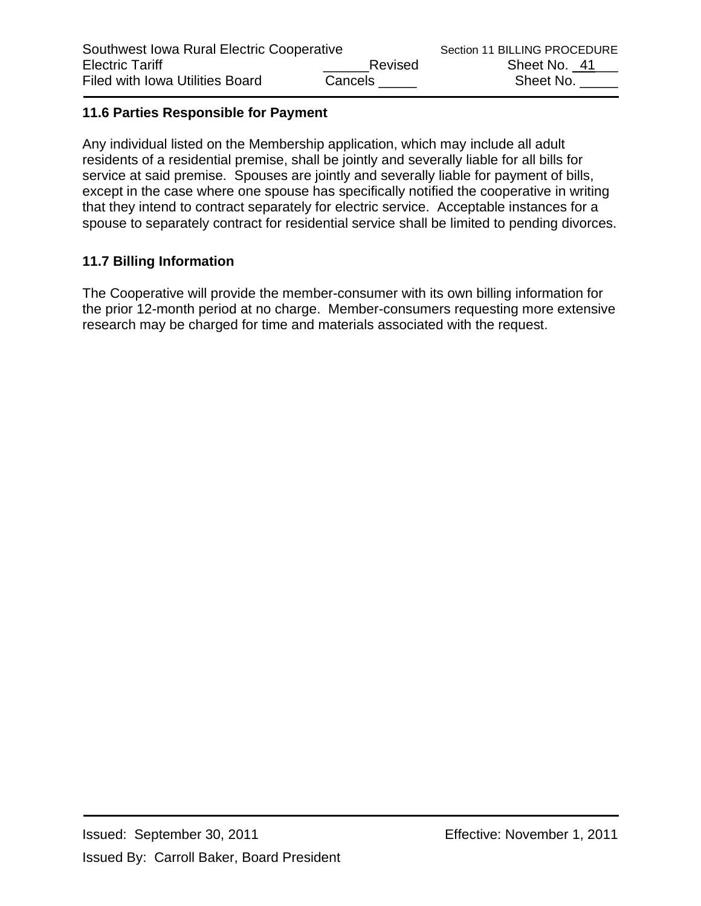### 11.6 Parties Responsible for Payment

Any individual listed on the Membership application, which may include all adult residents of a residential premise, shall be jointly and severally liable for all bills for service at said premise. Spouses are jointly and severally liable for payment of bills, except in the case where one spouse has specifically notified the cooperative in writing that they intend to contract separately for electric service. Acceptable instances for a spouse to separately contract for residential service shall be limited to pending divorces.

### 11.7 Billing Information

The Cooperative will provide the member-consumer with its own billing information for the prior 12-month period at no charge. Member-consumers requesting more extensive research may be charged for time and materials associated with the request.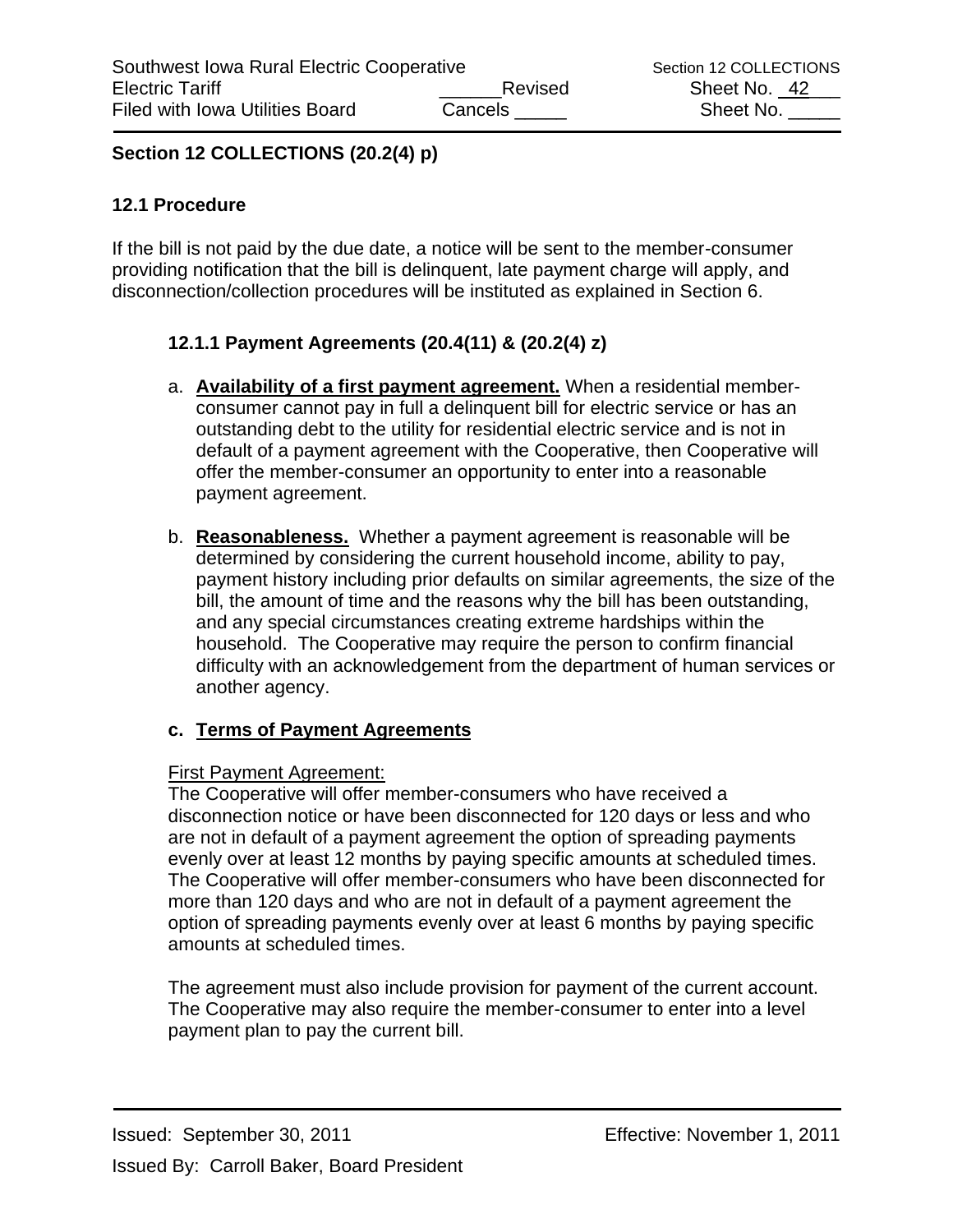## Section 12 COLLECTIONS (20.2(4) p)

### 12.1 Procedure

If the bill is not paid by the due date, a notice will be sent to the member-consumer providing notification that the bill is delinquent, late payment charge will apply, and disconnection/collection procedures will be instituted as explained in Section 6.

#### 12.1.1 Payment Agreements (20.4(11) & (20.2(4) z)

a. **Availability of a first payment agreement.** When a residential member-consumer cannot pay in full a delinquent bill for electric service or has an outstanding debt to the utility for residential electric service and is not in default of a payment agreement with the Cooperative, then Cooperative will offer the member-consumer an opportunity to enter into a reasonable payment agreement.

b. **Reasonableness.** Whether a payment agreement is reasonable will be determined by considering the current household income, ability to pay, payment history including prior defaults on similar agreements, the size of the bill, the amount of time and the reasons why the bill has been outstanding, and any special circumstances creating extreme hardships within the household. The Cooperative may require the person to confirm financial difficulty with an acknowledgement from the department of human services or another agency.

c. **Terms of Payment Agreements**

First Payment Agreement:
The Cooperative will offer member-consumers who have received a disconnection notice or have been disconnected for 120 days or less and who are not in default of a payment agreement the option of spreading payments evenly over at least 12 months by paying specific amounts at scheduled times. The Cooperative will offer member-consumers who have been disconnected for more than 120 days and who are not in default of a payment agreement the option of spreading payments evenly over at least 6 months by paying specific amounts at scheduled times.

The agreement must also include provision for payment of the current account. The Cooperative may also require the member-consumer to enter into a level payment plan to pay the current bill.

Issued: September 30, 2011 Effective: November 1, 2011

Issued By: Carroll Baker, Board President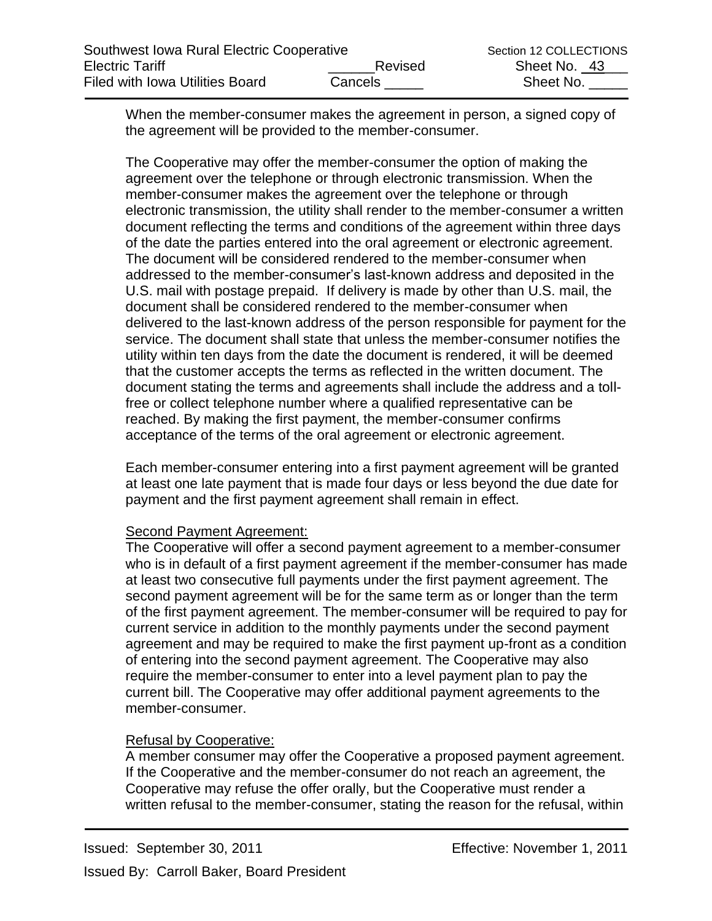When the member-consumer makes the agreement in person, a signed copy of the agreement will be provided to the member-consumer.

The Cooperative may offer the member-consumer the option of making the agreement over the telephone or through electronic transmission. When the member-consumer makes the agreement over the telephone or through electronic transmission, the utility shall render to the member-consumer a written document reflecting the terms and conditions of the agreement within three days of the date the parties entered into the oral agreement or electronic agreement. The document will be considered rendered to the member-consumer when addressed to the member-consumer's last-known address and deposited in the U.S. mail with postage prepaid. If delivery is made by other than U.S. mail, the document shall be considered rendered to the member-consumer when delivered to the last-known address of the person responsible for payment for the service. The document shall state that unless the member-consumer notifies the utility within ten days from the date the document is rendered, it will be deemed that the customer accepts the terms as reflected in the written document. The document stating the terms and agreements shall include the address and a toll-free or collect telephone number where a qualified representative can be reached. By making the first payment, the member-consumer confirms acceptance of the terms of the oral agreement or electronic agreement.

Each member-consumer entering into a first payment agreement will be granted at least one late payment that is made four days or less beyond the due date for payment and the first payment agreement shall remain in effect.

<u>Second Payment Agreement:</u>
The Cooperative will offer a second payment agreement to a member-consumer who is in default of a first payment agreement if the member-consumer has made at least two consecutive full payments under the first payment agreement. The second payment agreement will be for the same term as or longer than the term of the first payment agreement. The member-consumer will be required to pay for current service in addition to the monthly payments under the second payment agreement and may be required to make the first payment up-front as a condition of entering into the second payment agreement. The Cooperative may also require the member-consumer to enter into a level payment plan to pay the current bill. The Cooperative may offer additional payment agreements to the member-consumer.

<u>Refusal by Cooperative:</u>
A member consumer may offer the Cooperative a proposed payment agreement. If the Cooperative and the member-consumer do not reach an agreement, the Cooperative may refuse the offer orally, but the Cooperative must render a written refusal to the member-consumer, stating the reason for the refusal, within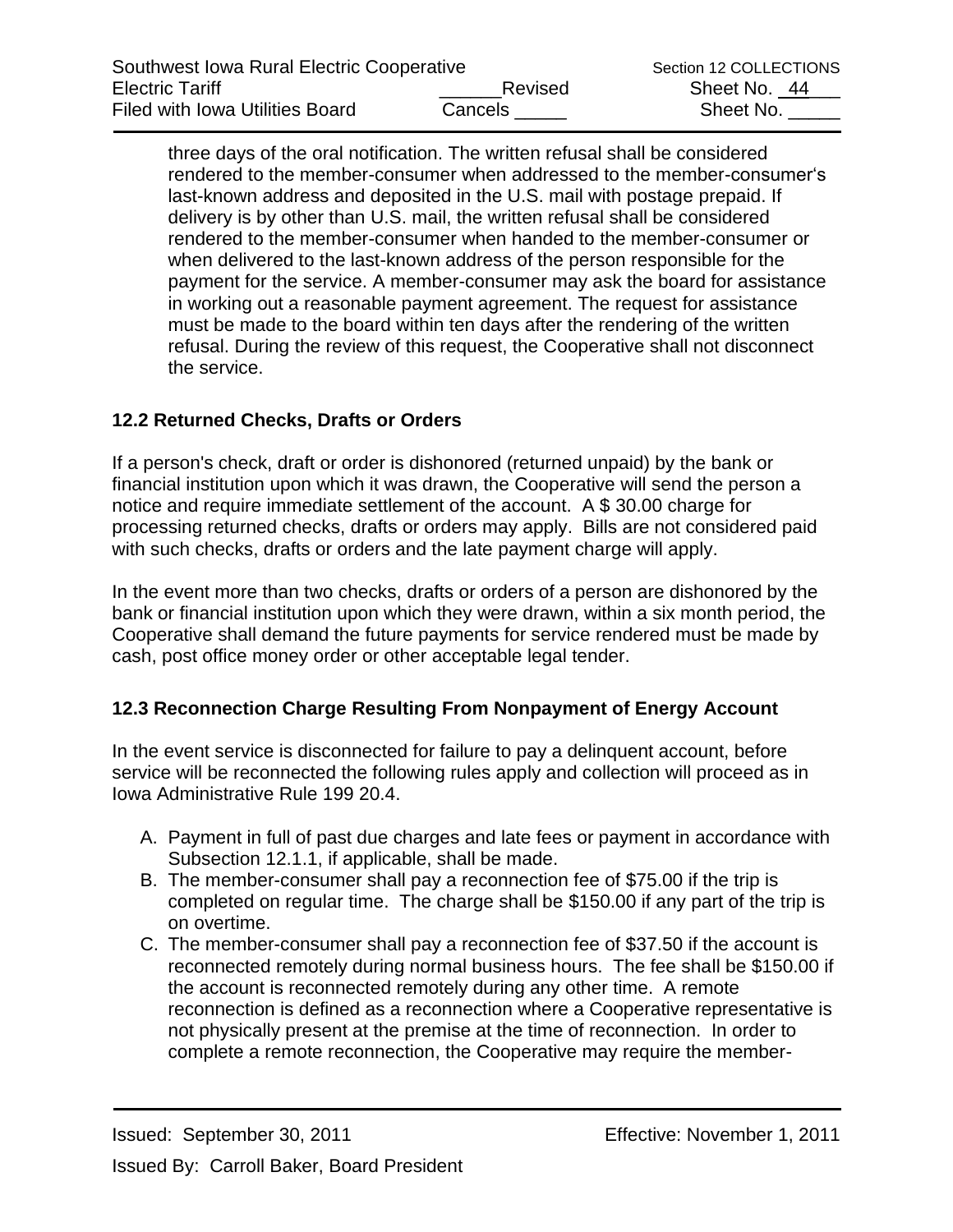three days of the oral notification. The written refusal shall be considered rendered to the member-consumer when addressed to the member-consumer's last-known address and deposited in the U.S. mail with postage prepaid. If delivery is by other than U.S. mail, the written refusal shall be considered rendered to the member-consumer when handed to the member-consumer or when delivered to the last-known address of the person responsible for the payment for the service. A member-consumer may ask the board for assistance in working out a reasonable payment agreement. The request for assistance must be made to the board within ten days after the rendering of the written refusal. During the review of this request, the Cooperative shall not disconnect the service.

### 12.2 Returned Checks, Drafts or Orders

If a person's check, draft or order is dishonored (returned unpaid) by the bank or financial institution upon which it was drawn, the Cooperative will send the person a notice and require immediate settlement of the account. A $ 30.00 charge for processing returned checks, drafts or orders may apply. Bills are not considered paid with such checks, drafts or orders and the late payment charge will apply.

In the event more than two checks, drafts or orders of a person are dishonored by the bank or financial institution upon which they were drawn, within a six month period, the Cooperative shall demand the future payments for service rendered must be made by cash, post office money order or other acceptable legal tender.

### 12.3 Reconnection Charge Resulting From Nonpayment of Energy Account

In the event service is disconnected for failure to pay a delinquent account, before service will be reconnected the following rules apply and collection will proceed as in Iowa Administrative Rule 199 20.4.

A. Payment in full of past due charges and late fees or payment in accordance with Subsection 12.1.1, if applicable, shall be made.
B. The member-consumer shall pay a reconnection fee of $75.00 if the trip is completed on regular time. The charge shall be $150.00 if any part of the trip is on overtime.
C. The member-consumer shall pay a reconnection fee of $37.50 if the account is reconnected remotely during normal business hours. The fee shall be $150.00 if the account is reconnected remotely during any other time. A remote reconnection is defined as a reconnection where a Cooperative representative is not physically present at the premise at the time of reconnection. In order to complete a remote reconnection, the Cooperative may require the member-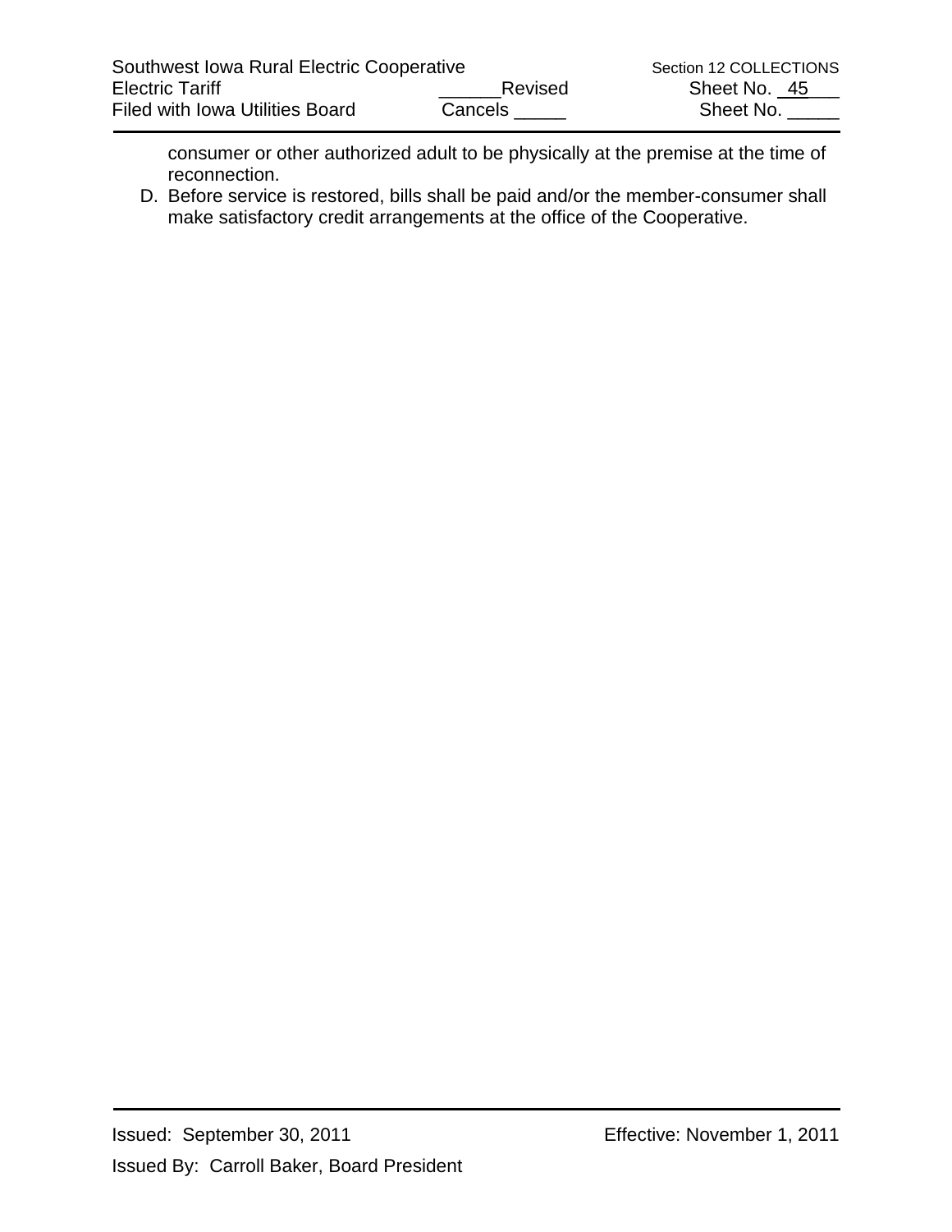consumer or other authorized adult to be physically at the premise at the time of reconnection.

D. Before service is restored, bills shall be paid and/or the member-consumer shall make satisfactory credit arrangements at the office of the Cooperative.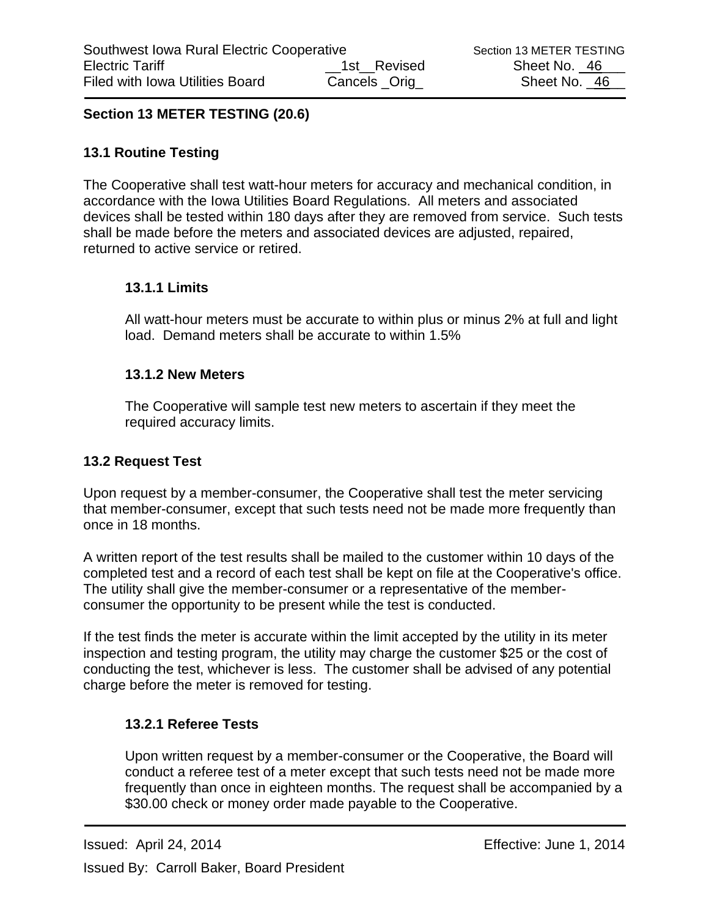## Section 13 METER TESTING (20.6)

### 13.1 Routine Testing

The Cooperative shall test watt-hour meters for accuracy and mechanical condition, in accordance with the Iowa Utilities Board Regulations. All meters and associated devices shall be tested within 180 days after they are removed from service. Such tests shall be made before the meters and associated devices are adjusted, repaired, returned to active service or retired.

#### 13.1.1 Limits

All watt-hour meters must be accurate to within plus or minus 2% at full and light load. Demand meters shall be accurate to within 1.5%

#### 13.1.2 New Meters

The Cooperative will sample test new meters to ascertain if they meet the required accuracy limits.

### 13.2 Request Test

Upon request by a member-consumer, the Cooperative shall test the meter servicing that member-consumer, except that such tests need not be made more frequently than once in 18 months.

A written report of the test results shall be mailed to the customer within 10 days of the completed test and a record of each test shall be kept on file at the Cooperative's office. The utility shall give the member-consumer or a representative of the member-consumer the opportunity to be present while the test is conducted.

If the test finds the meter is accurate within the limit accepted by the utility in its meter inspection and testing program, the utility may charge the customer $25 or the cost of conducting the test, whichever is less. The customer shall be advised of any potential charge before the meter is removed for testing.

#### 13.2.1 Referee Tests

Upon written request by a member-consumer or the Cooperative, the Board will conduct a referee test of a meter except that such tests need not be made more frequently than once in eighteen months. The request shall be accompanied by a $30.00 check or money order made payable to the Cooperative.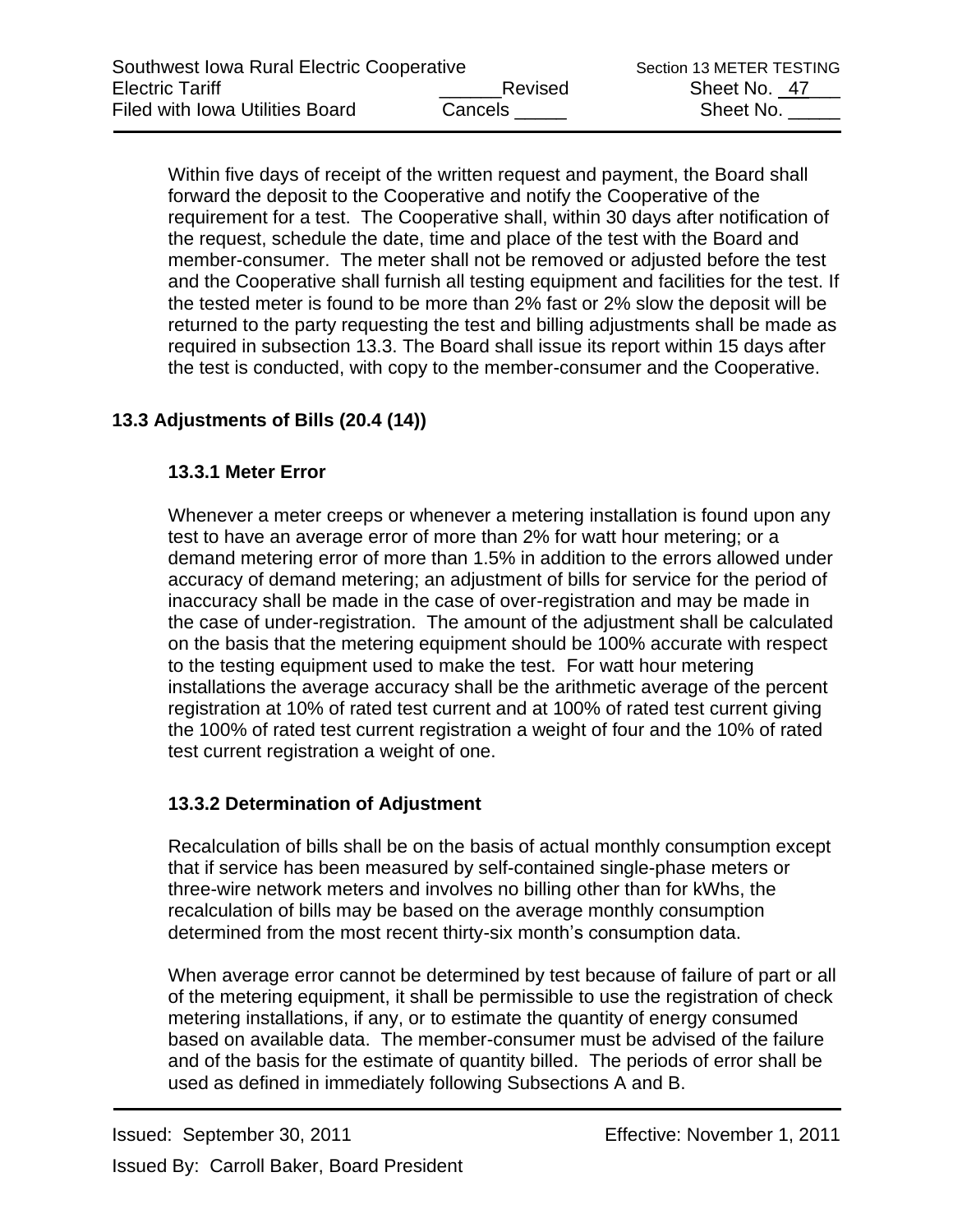Within five days of receipt of the written request and payment, the Board shall forward the deposit to the Cooperative and notify the Cooperative of the requirement for a test. The Cooperative shall, within 30 days after notification of the request, schedule the date, time and place of the test with the Board and member-consumer. The meter shall not be removed or adjusted before the test and the Cooperative shall furnish all testing equipment and facilities for the test. If the tested meter is found to be more than 2% fast or 2% slow the deposit will be returned to the party requesting the test and billing adjustments shall be made as required in subsection 13.3. The Board shall issue its report within 15 days after the test is conducted, with copy to the member-consumer and the Cooperative.

## 13.3 Adjustments of Bills (20.4 (14))

### 13.3.1 Meter Error

Whenever a meter creeps or whenever a metering installation is found upon any test to have an average error of more than 2% for watt hour metering; or a demand metering error of more than 1.5% in addition to the errors allowed under accuracy of demand metering; an adjustment of bills for service for the period of inaccuracy shall be made in the case of over-registration and may be made in the case of under-registration. The amount of the adjustment shall be calculated on the basis that the metering equipment should be 100% accurate with respect to the testing equipment used to make the test. For watt hour metering installations the average accuracy shall be the arithmetic average of the percent registration at 10% of rated test current and at 100% of rated test current giving the 100% of rated test current registration a weight of four and the 10% of rated test current registration a weight of one.

### 13.3.2 Determination of Adjustment

Recalculation of bills shall be on the basis of actual monthly consumption except that if service has been measured by self-contained single-phase meters or three-wire network meters and involves no billing other than for kWhs, the recalculation of bills may be based on the average monthly consumption determined from the most recent thirty-six month's consumption data.

When average error cannot be determined by test because of failure of part or all of the metering equipment, it shall be permissible to use the registration of check metering installations, if any, or to estimate the quantity of energy consumed based on available data. The member-consumer must be advised of the failure and of the basis for the estimate of quantity billed. The periods of error shall be used as defined in immediately following Subsections A and B.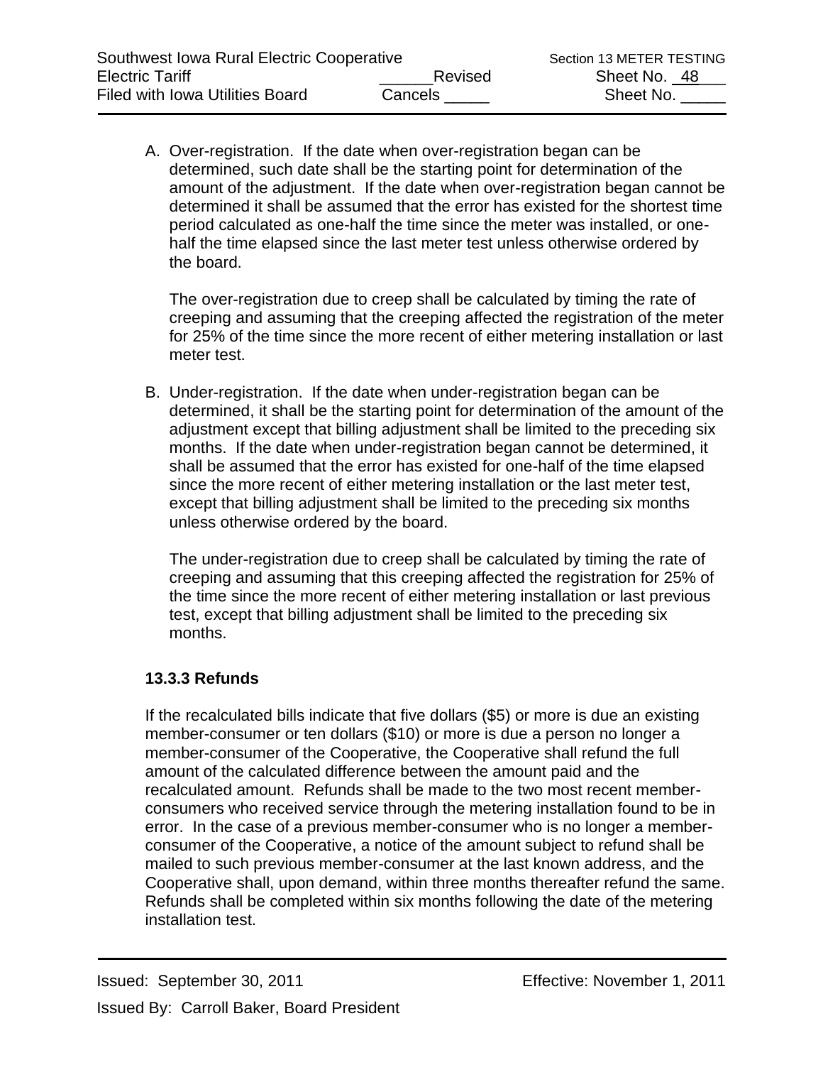A. Over-registration. If the date when over-registration began can be determined, such date shall be the starting point for determination of the amount of the adjustment. If the date when over-registration began cannot be determined it shall be assumed that the error has existed for the shortest time period calculated as one-half the time since the meter was installed, or one-half the time elapsed since the last meter test unless otherwise ordered by the board.

   The over-registration due to creep shall be calculated by timing the rate of creeping and assuming that the creeping affected the registration of the meter for 25% of the time since the more recent of either metering installation or last meter test.

B. Under-registration. If the date when under-registration began can be determined, it shall be the starting point for determination of the amount of the adjustment except that billing adjustment shall be limited to the preceding six months. If the date when under-registration began cannot be determined, it shall be assumed that the error has existed for one-half of the time elapsed since the more recent of either metering installation or the last meter test, except that billing adjustment shall be limited to the preceding six months unless otherwise ordered by the board.

   The under-registration due to creep shall be calculated by timing the rate of creeping and assuming that this creeping affected the registration for 25% of the time since the more recent of either metering installation or last previous test, except that billing adjustment shall be limited to the preceding six months.

### 13.3.3 Refunds

If the recalculated bills indicate that five dollars ($5) or more is due an existing member-consumer or ten dollars ($10) or more is due a person no longer a member-consumer of the Cooperative, the Cooperative shall refund the full amount of the calculated difference between the amount paid and the recalculated amount. Refunds shall be made to the two most recent member-consumers who received service through the metering installation found to be in error. In the case of a previous member-consumer who is no longer a member-consumer of the Cooperative, a notice of the amount subject to refund shall be mailed to such previous member-consumer at the last known address, and the Cooperative shall, upon demand, within three months thereafter refund the same. Refunds shall be completed within six months following the date of the metering installation test.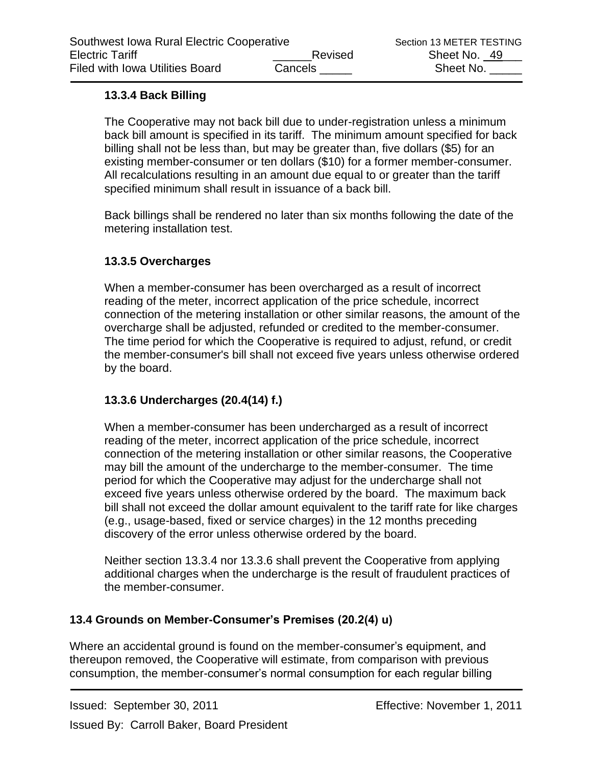### 13.3.4 Back Billing

The Cooperative may not back bill due to under-registration unless a minimum back bill amount is specified in its tariff. The minimum amount specified for back billing shall not be less than, but may be greater than, five dollars ($5) for an existing member-consumer or ten dollars ($10) for a former member-consumer. All recalculations resulting in an amount due equal to or greater than the tariff specified minimum shall result in issuance of a back bill.

Back billings shall be rendered no later than six months following the date of the metering installation test.

### 13.3.5 Overcharges

When a member-consumer has been overcharged as a result of incorrect reading of the meter, incorrect application of the price schedule, incorrect connection of the metering installation or other similar reasons, the amount of the overcharge shall be adjusted, refunded or credited to the member-consumer. The time period for which the Cooperative is required to adjust, refund, or credit the member-consumer's bill shall not exceed five years unless otherwise ordered by the board.

### 13.3.6 Undercharges (20.4(14) f.)

When a member-consumer has been undercharged as a result of incorrect reading of the meter, incorrect application of the price schedule, incorrect connection of the metering installation or other similar reasons, the Cooperative may bill the amount of the undercharge to the member-consumer. The time period for which the Cooperative may adjust for the undercharge shall not exceed five years unless otherwise ordered by the board. The maximum back bill shall not exceed the dollar amount equivalent to the tariff rate for like charges (e.g., usage-based, fixed or service charges) in the 12 months preceding discovery of the error unless otherwise ordered by the board.

Neither section 13.3.4 nor 13.3.6 shall prevent the Cooperative from applying additional charges when the undercharge is the result of fraudulent practices of the member-consumer.

## 13.4 Grounds on Member-Consumer's Premises (20.2(4) u)

Where an accidental ground is found on the member-consumer's equipment, and thereupon removed, the Cooperative will estimate, from comparison with previous consumption, the member-consumer's normal consumption for each regular billing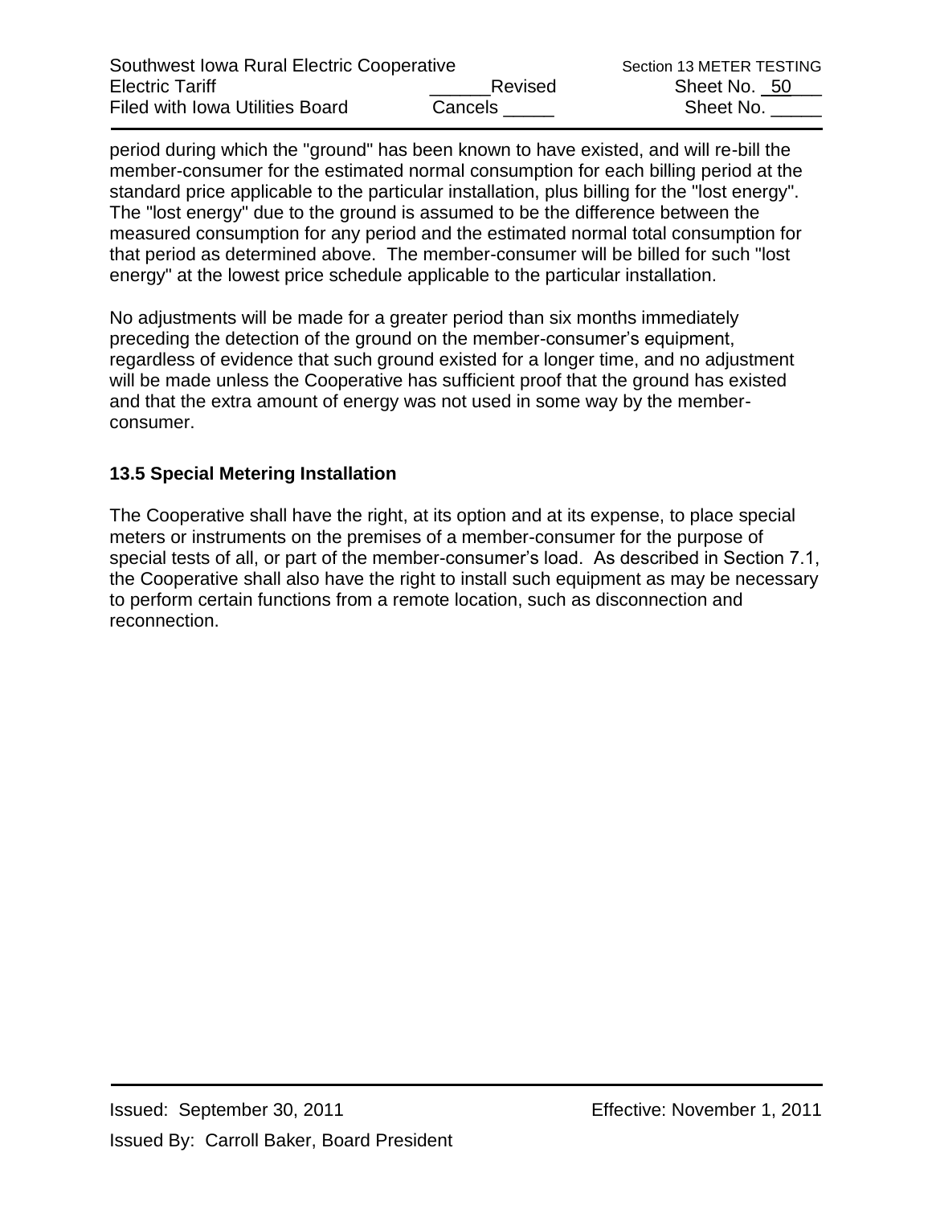period during which the "ground" has been known to have existed, and will re-bill the member-consumer for the estimated normal consumption for each billing period at the standard price applicable to the particular installation, plus billing for the "lost energy". The "lost energy" due to the ground is assumed to be the difference between the measured consumption for any period and the estimated normal total consumption for that period as determined above. The member-consumer will be billed for such "lost energy" at the lowest price schedule applicable to the particular installation.

No adjustments will be made for a greater period than six months immediately preceding the detection of the ground on the member-consumer's equipment, regardless of evidence that such ground existed for a longer time, and no adjustment will be made unless the Cooperative has sufficient proof that the ground has existed and that the extra amount of energy was not used in some way by the member-consumer.

### 13.5 Special Metering Installation

The Cooperative shall have the right, at its option and at its expense, to place special meters or instruments on the premises of a member-consumer for the purpose of special tests of all, or part of the member-consumer's load. As described in Section 7.1, the Cooperative shall also have the right to install such equipment as may be necessary to perform certain functions from a remote location, such as disconnection and reconnection.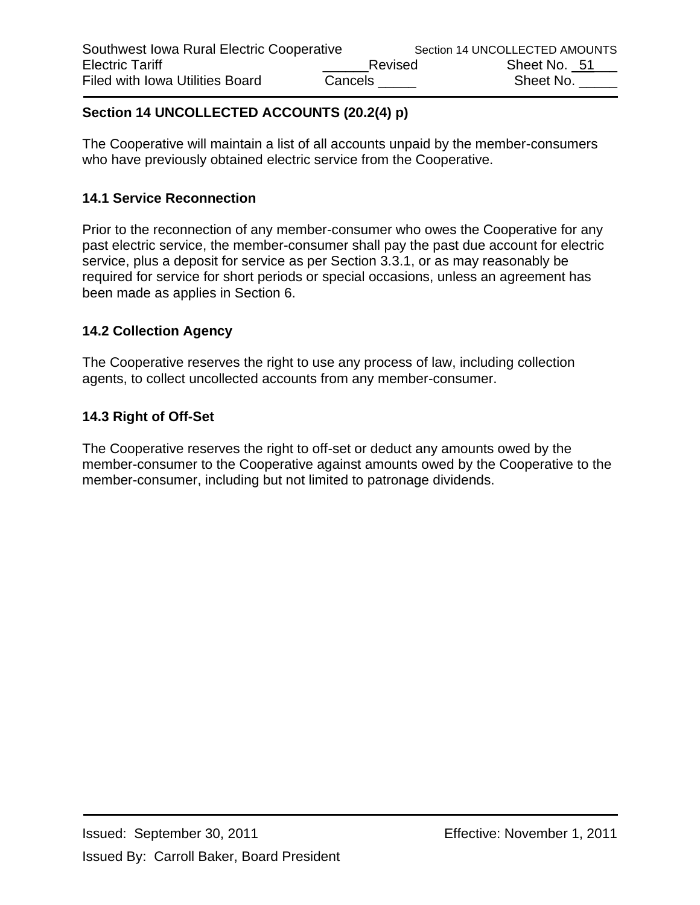## Section 14 UNCOLLECTED ACCOUNTS (20.2(4) p)

The Cooperative will maintain a list of all accounts unpaid by the member-consumers who have previously obtained electric service from the Cooperative.

### 14.1 Service Reconnection

Prior to the reconnection of any member-consumer who owes the Cooperative for any past electric service, the member-consumer shall pay the past due account for electric service, plus a deposit for service as per Section 3.3.1, or as may reasonably be required for service for short periods or special occasions, unless an agreement has been made as applies in Section 6.

### 14.2 Collection Agency

The Cooperative reserves the right to use any process of law, including collection agents, to collect uncollected accounts from any member-consumer.

### 14.3 Right of Off-Set

The Cooperative reserves the right to off-set or deduct any amounts owed by the member-consumer to the Cooperative against amounts owed by the Cooperative to the member-consumer, including but not limited to patronage dividends.

Issued: September 30, 2011 Effective: November 1, 2011

Issued By: Carroll Baker, Board President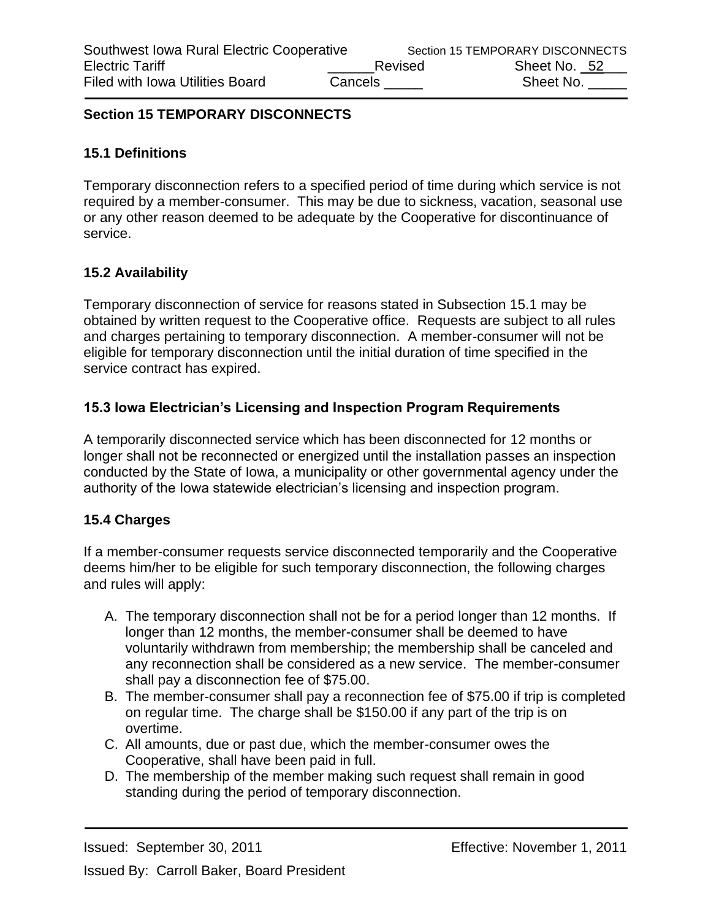## Section 15 TEMPORARY DISCONNECTS

### 15.1 Definitions

Temporary disconnection refers to a specified period of time during which service is not required by a member-consumer. This may be due to sickness, vacation, seasonal use or any other reason deemed to be adequate by the Cooperative for discontinuance of service.

### 15.2 Availability

Temporary disconnection of service for reasons stated in Subsection 15.1 may be obtained by written request to the Cooperative office. Requests are subject to all rules and charges pertaining to temporary disconnection. A member-consumer will not be eligible for temporary disconnection until the initial duration of time specified in the service contract has expired.

### 15.3 Iowa Electrician's Licensing and Inspection Program Requirements

A temporarily disconnected service which has been disconnected for 12 months or longer shall not be reconnected or energized until the installation passes an inspection conducted by the State of Iowa, a municipality or other governmental agency under the authority of the Iowa statewide electrician's licensing and inspection program.

### 15.4 Charges

If a member-consumer requests service disconnected temporarily and the Cooperative deems him/her to be eligible for such temporary disconnection, the following charges and rules will apply:

A. The temporary disconnection shall not be for a period longer than 12 months. If longer than 12 months, the member-consumer shall be deemed to have voluntarily withdrawn from membership; the membership shall be canceled and any reconnection shall be considered as a new service. The member-consumer shall pay a disconnection fee of $75.00.
B. The member-consumer shall pay a reconnection fee of $75.00 if trip is completed on regular time. The charge shall be $150.00 if any part of the trip is on overtime.
C. All amounts, due or past due, which the member-consumer owes the Cooperative, shall have been paid in full.
D. The membership of the member making such request shall remain in good standing during the period of temporary disconnection.

Issued: September 30, 2011 Effective: November 1, 2011

Issued By: Carroll Baker, Board President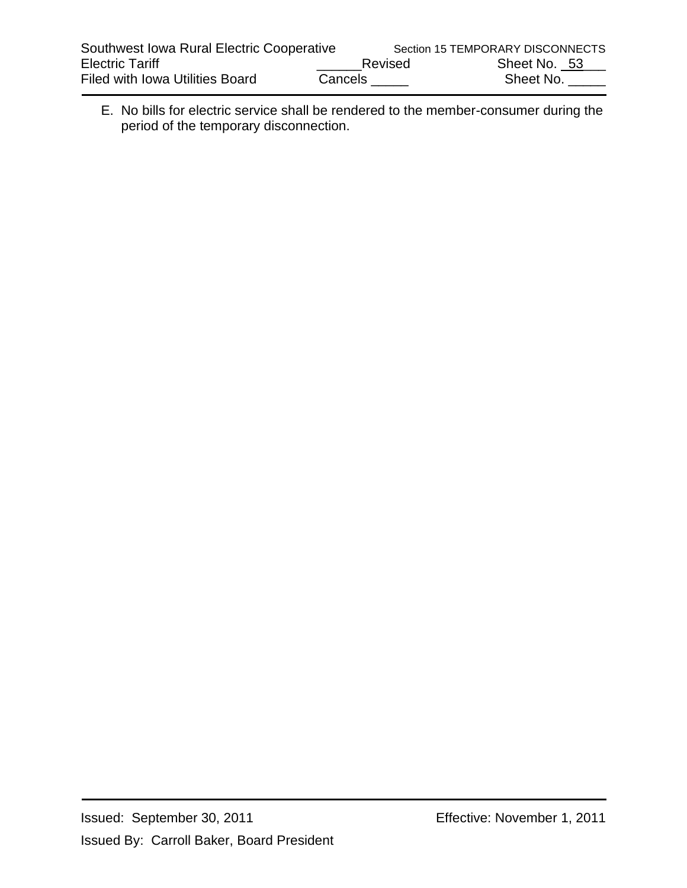E. No bills for electric service shall be rendered to the member-consumer during the period of the temporary disconnection.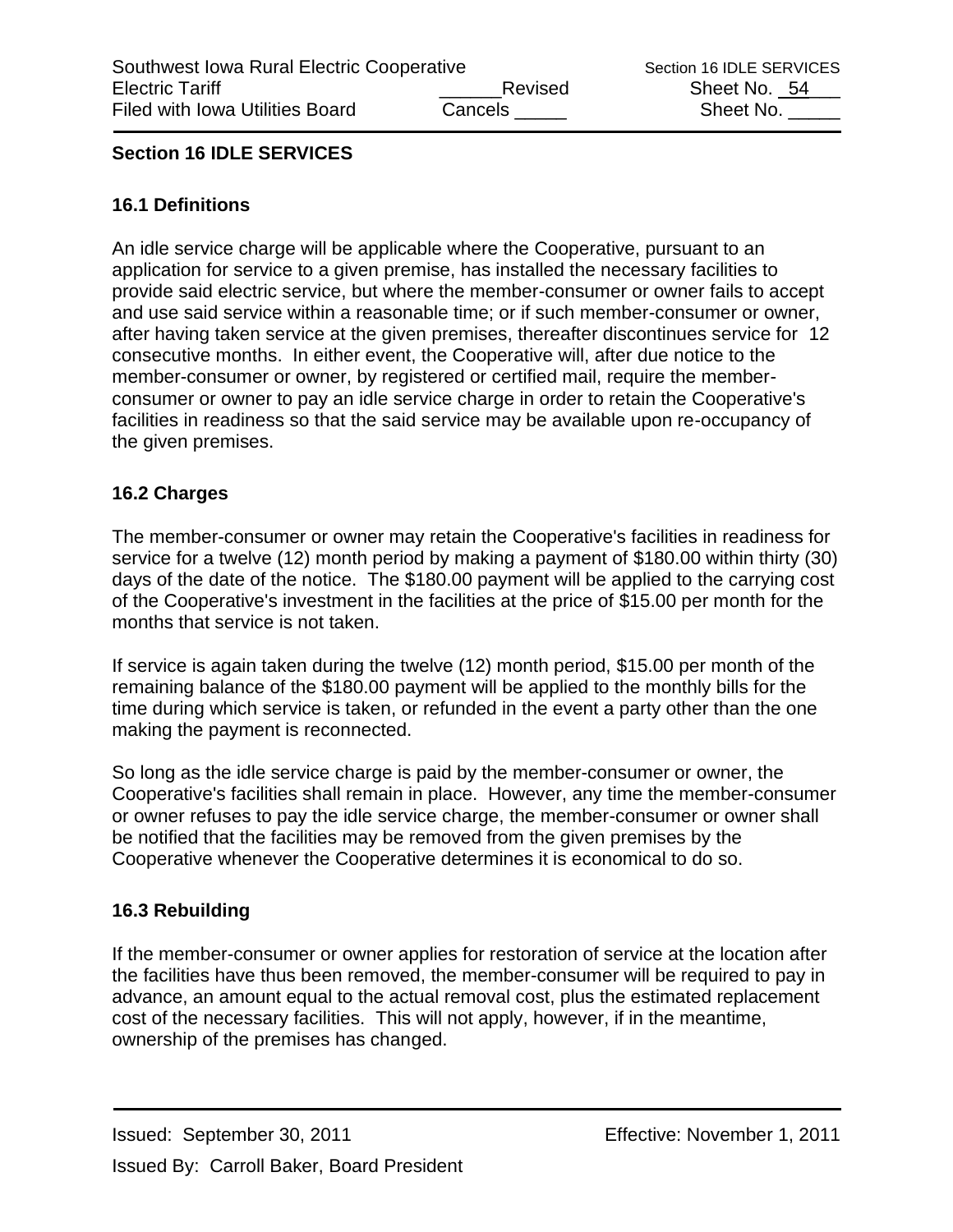## Section 16 IDLE SERVICES

### 16.1 Definitions

An idle service charge will be applicable where the Cooperative, pursuant to an application for service to a given premise, has installed the necessary facilities to provide said electric service, but where the member-consumer or owner fails to accept and use said service within a reasonable time; or if such member-consumer or owner, after having taken service at the given premises, thereafter discontinues service for 12 consecutive months. In either event, the Cooperative will, after due notice to the member-consumer or owner, by registered or certified mail, require the member-consumer or owner to pay an idle service charge in order to retain the Cooperative's facilities in readiness so that the said service may be available upon re-occupancy of the given premises.

### 16.2 Charges

The member-consumer or owner may retain the Cooperative's facilities in readiness for service for a twelve (12) month period by making a payment of $180.00 within thirty (30) days of the date of the notice. The $180.00 payment will be applied to the carrying cost of the Cooperative's investment in the facilities at the price of $15.00 per month for the months that service is not taken.

If service is again taken during the twelve (12) month period, $15.00 per month of the remaining balance of the $180.00 payment will be applied to the monthly bills for the time during which service is taken, or refunded in the event a party other than the one making the payment is reconnected.

So long as the idle service charge is paid by the member-consumer or owner, the Cooperative's facilities shall remain in place. However, any time the member-consumer or owner refuses to pay the idle service charge, the member-consumer or owner shall be notified that the facilities may be removed from the given premises by the Cooperative whenever the Cooperative determines it is economical to do so.

### 16.3 Rebuilding

If the member-consumer or owner applies for restoration of service at the location after the facilities have thus been removed, the member-consumer will be required to pay in advance, an amount equal to the actual removal cost, plus the estimated replacement cost of the necessary facilities. This will not apply, however, if in the meantime, ownership of the premises has changed.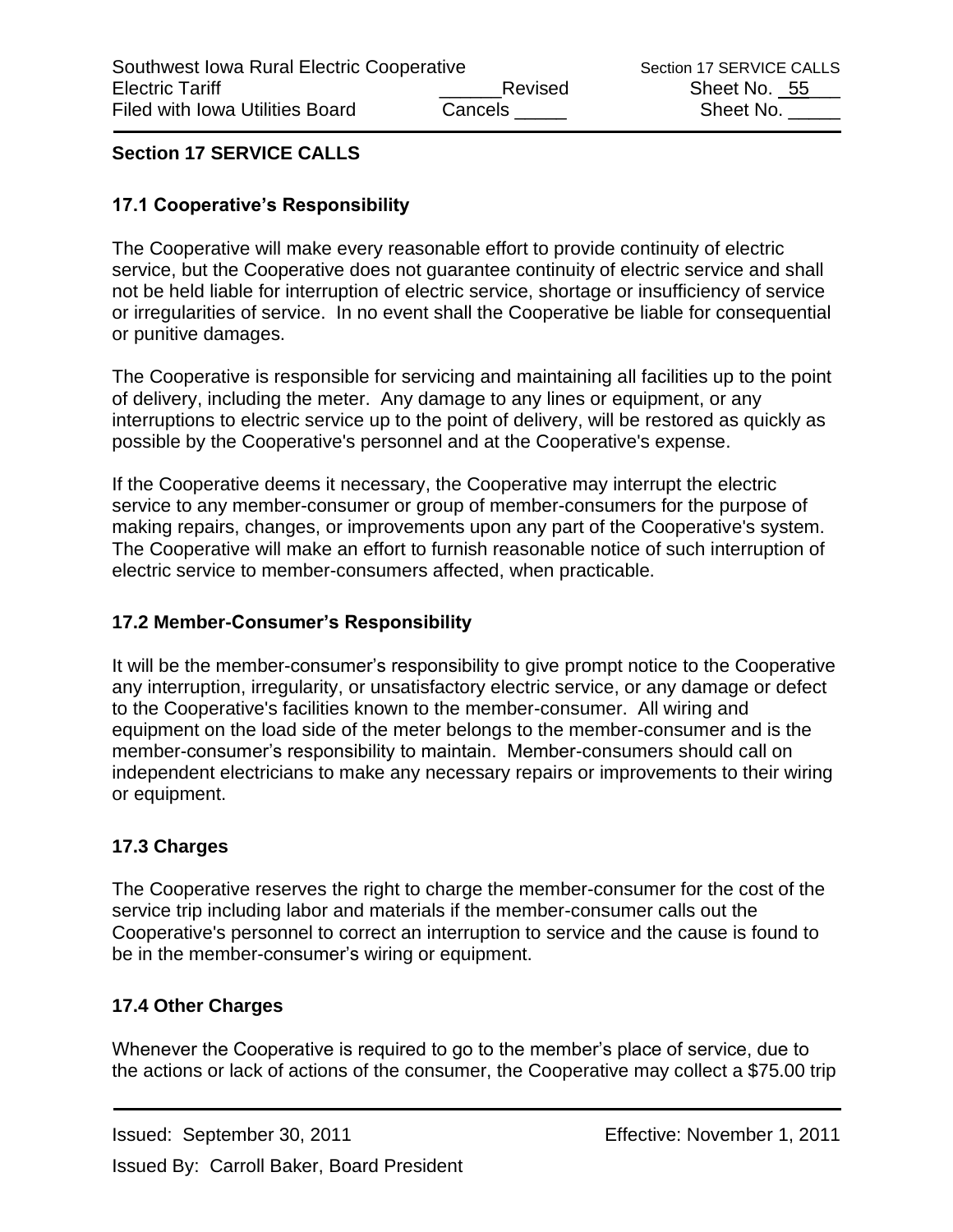## Section 17 SERVICE CALLS

### 17.1 Cooperative's Responsibility

The Cooperative will make every reasonable effort to provide continuity of electric service, but the Cooperative does not guarantee continuity of electric service and shall not be held liable for interruption of electric service, shortage or insufficiency of service or irregularities of service. In no event shall the Cooperative be liable for consequential or punitive damages.

The Cooperative is responsible for servicing and maintaining all facilities up to the point of delivery, including the meter. Any damage to any lines or equipment, or any interruptions to electric service up to the point of delivery, will be restored as quickly as possible by the Cooperative's personnel and at the Cooperative's expense.

If the Cooperative deems it necessary, the Cooperative may interrupt the electric service to any member-consumer or group of member-consumers for the purpose of making repairs, changes, or improvements upon any part of the Cooperative's system. The Cooperative will make an effort to furnish reasonable notice of such interruption of electric service to member-consumers affected, when practicable.

### 17.2 Member-Consumer's Responsibility

It will be the member-consumer's responsibility to give prompt notice to the Cooperative any interruption, irregularity, or unsatisfactory electric service, or any damage or defect to the Cooperative's facilities known to the member-consumer. All wiring and equipment on the load side of the meter belongs to the member-consumer and is the member-consumer's responsibility to maintain. Member-consumers should call on independent electricians to make any necessary repairs or improvements to their wiring or equipment.

### 17.3 Charges

The Cooperative reserves the right to charge the member-consumer for the cost of the service trip including labor and materials if the member-consumer calls out the Cooperative's personnel to correct an interruption to service and the cause is found to be in the member-consumer's wiring or equipment.

### 17.4 Other Charges

Whenever the Cooperative is required to go to the member's place of service, due to the actions or lack of actions of the consumer, the Cooperative may collect a $75.00 trip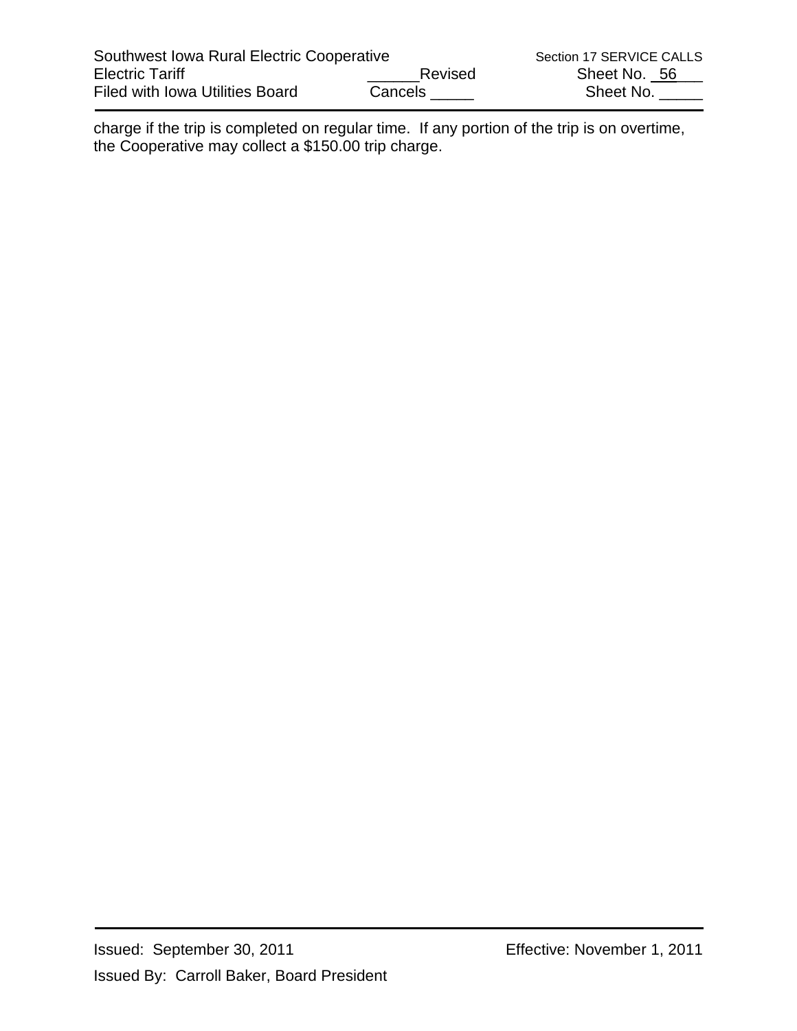charge if the trip is completed on regular time. If any portion of the trip is on overtime, the Cooperative may collect a $150.00 trip charge.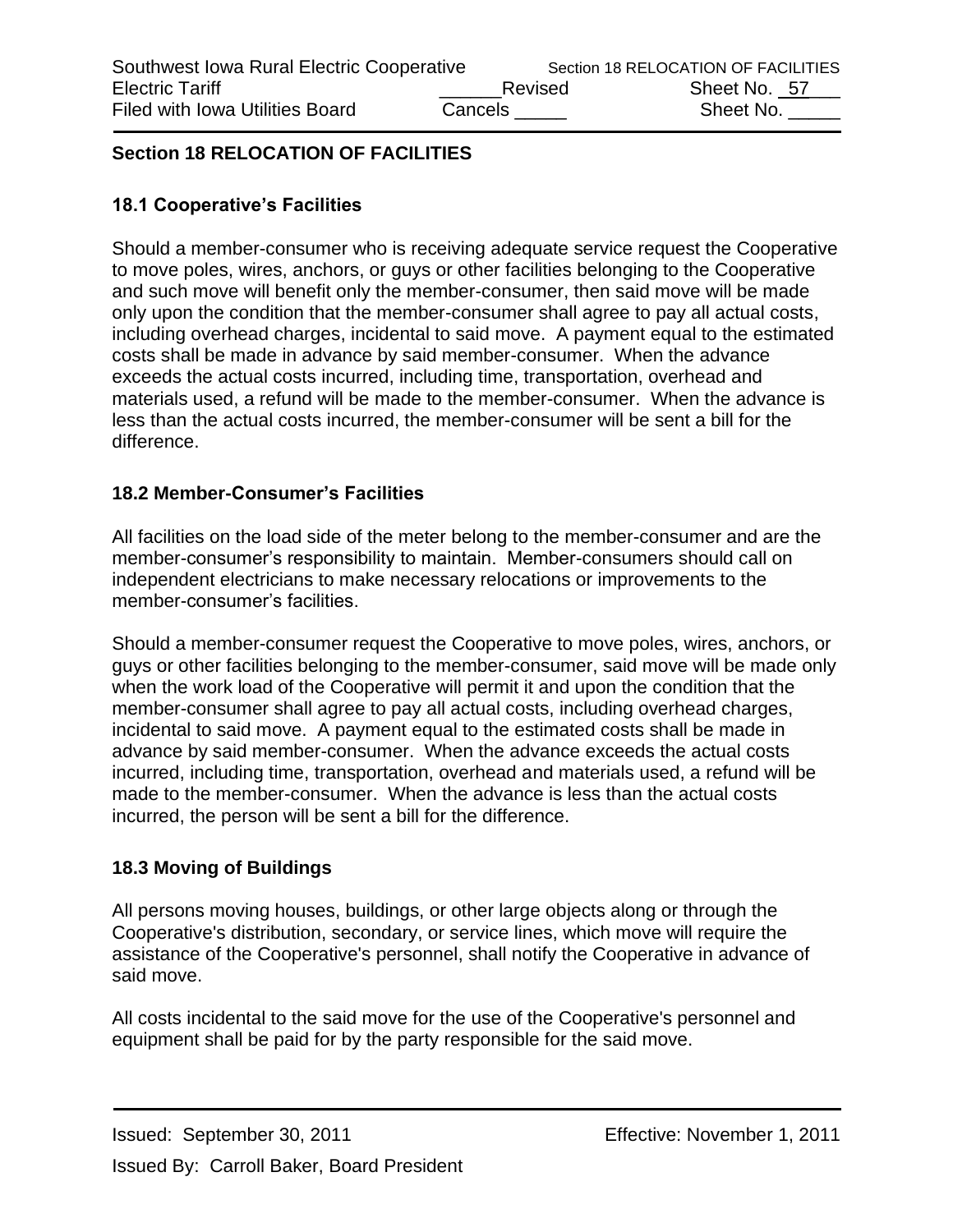## Section 18 RELOCATION OF FACILITIES

### 18.1 Cooperative's Facilities

Should a member-consumer who is receiving adequate service request the Cooperative to move poles, wires, anchors, or guys or other facilities belonging to the Cooperative and such move will benefit only the member-consumer, then said move will be made only upon the condition that the member-consumer shall agree to pay all actual costs, including overhead charges, incidental to said move. A payment equal to the estimated costs shall be made in advance by said member-consumer. When the advance exceeds the actual costs incurred, including time, transportation, overhead and materials used, a refund will be made to the member-consumer. When the advance is less than the actual costs incurred, the member-consumer will be sent a bill for the difference.

### 18.2 Member-Consumer's Facilities

All facilities on the load side of the meter belong to the member-consumer and are the member-consumer's responsibility to maintain. Member-consumers should call on independent electricians to make necessary relocations or improvements to the member-consumer's facilities.

Should a member-consumer request the Cooperative to move poles, wires, anchors, or guys or other facilities belonging to the member-consumer, said move will be made only when the work load of the Cooperative will permit it and upon the condition that the member-consumer shall agree to pay all actual costs, including overhead charges, incidental to said move. A payment equal to the estimated costs shall be made in advance by said member-consumer. When the advance exceeds the actual costs incurred, including time, transportation, overhead and materials used, a refund will be made to the member-consumer. When the advance is less than the actual costs incurred, the person will be sent a bill for the difference.

### 18.3 Moving of Buildings

All persons moving houses, buildings, or other large objects along or through the Cooperative's distribution, secondary, or service lines, which move will require the assistance of the Cooperative's personnel, shall notify the Cooperative in advance of said move.

All costs incidental to the said move for the use of the Cooperative's personnel and equipment shall be paid for by the party responsible for the said move.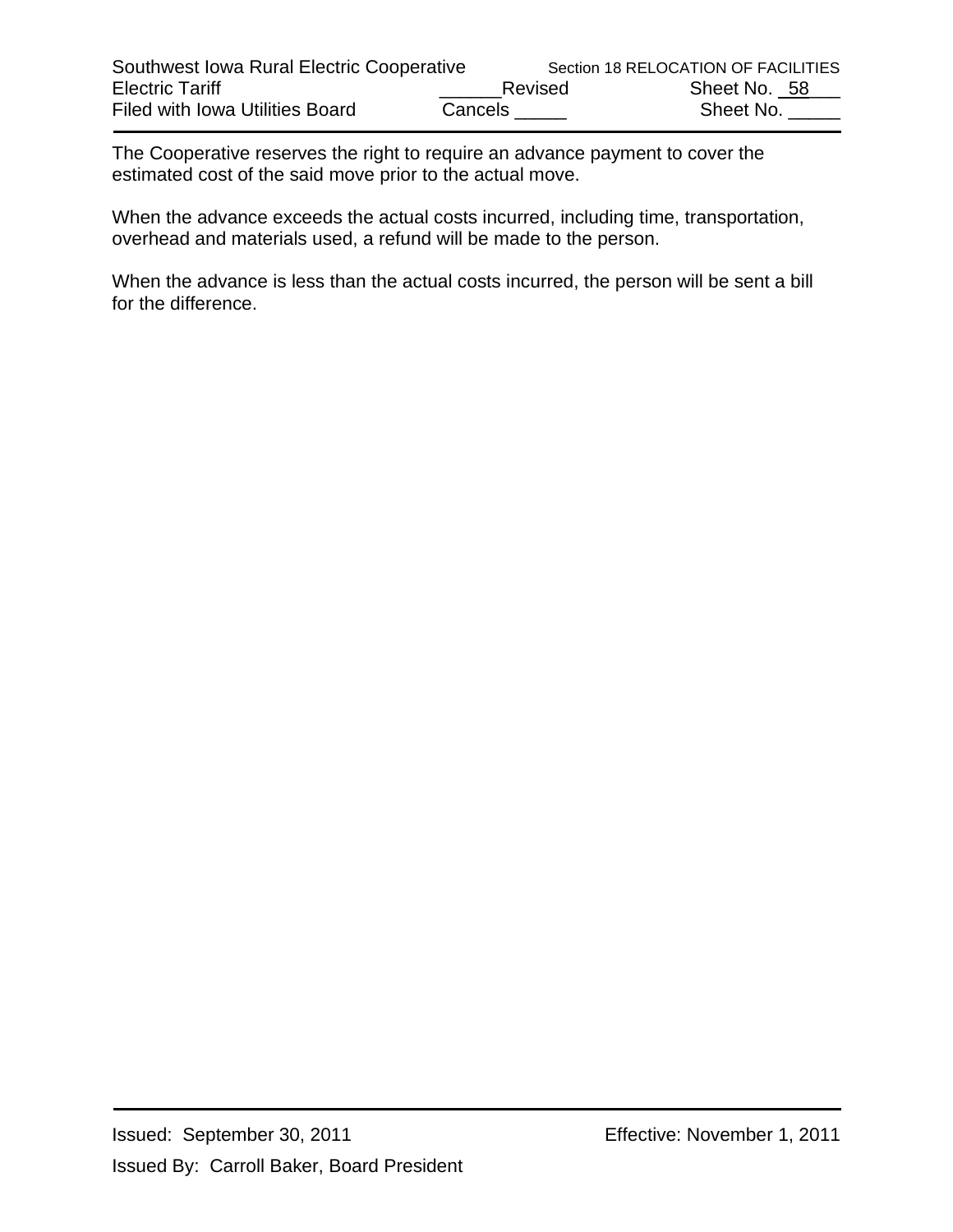The Cooperative reserves the right to require an advance payment to cover the estimated cost of the said move prior to the actual move.

When the advance exceeds the actual costs incurred, including time, transportation, overhead and materials used, a refund will be made to the person.

When the advance is less than the actual costs incurred, the person will be sent a bill for the difference.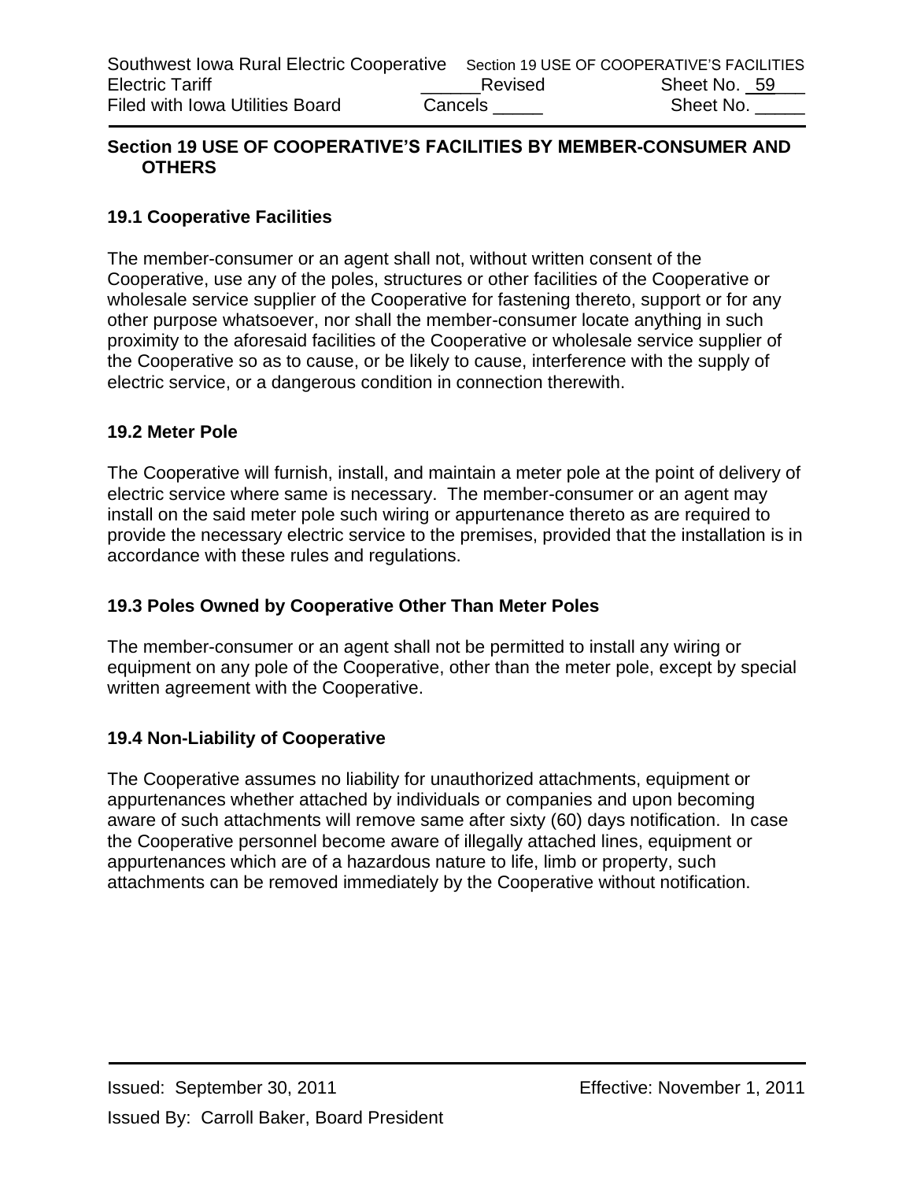## Section 19 USE OF COOPERATIVE'S FACILITIES BY MEMBER-CONSUMER AND OTHERS

### 19.1 Cooperative Facilities

The member-consumer or an agent shall not, without written consent of the Cooperative, use any of the poles, structures or other facilities of the Cooperative or wholesale service supplier of the Cooperative for fastening thereto, support or for any other purpose whatsoever, nor shall the member-consumer locate anything in such proximity to the aforesaid facilities of the Cooperative or wholesale service supplier of the Cooperative so as to cause, or be likely to cause, interference with the supply of electric service, or a dangerous condition in connection therewith.

### 19.2 Meter Pole

The Cooperative will furnish, install, and maintain a meter pole at the point of delivery of electric service where same is necessary. The member-consumer or an agent may install on the said meter pole such wiring or appurtenance thereto as are required to provide the necessary electric service to the premises, provided that the installation is in accordance with these rules and regulations.

### 19.3 Poles Owned by Cooperative Other Than Meter Poles

The member-consumer or an agent shall not be permitted to install any wiring or equipment on any pole of the Cooperative, other than the meter pole, except by special written agreement with the Cooperative.

### 19.4 Non-Liability of Cooperative

The Cooperative assumes no liability for unauthorized attachments, equipment or appurtenances whether attached by individuals or companies and upon becoming aware of such attachments will remove same after sixty (60) days notification. In case the Cooperative personnel become aware of illegally attached lines, equipment or appurtenances which are of a hazardous nature to life, limb or property, such attachments can be removed immediately by the Cooperative without notification.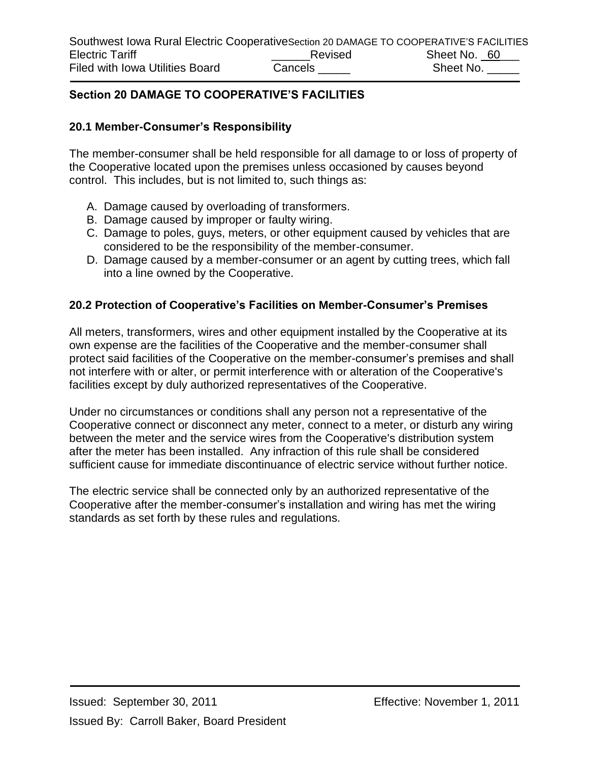## Section 20 DAMAGE TO COOPERATIVE'S FACILITIES

### 20.1 Member-Consumer's Responsibility

The member-consumer shall be held responsible for all damage to or loss of property of the Cooperative located upon the premises unless occasioned by causes beyond control. This includes, but is not limited to, such things as:

A. Damage caused by overloading of transformers.
B. Damage caused by improper or faulty wiring.
C. Damage to poles, guys, meters, or other equipment caused by vehicles that are considered to be the responsibility of the member-consumer.
D. Damage caused by a member-consumer or an agent by cutting trees, which fall into a line owned by the Cooperative.

### 20.2 Protection of Cooperative's Facilities on Member-Consumer's Premises

All meters, transformers, wires and other equipment installed by the Cooperative at its own expense are the facilities of the Cooperative and the member-consumer shall protect said facilities of the Cooperative on the member-consumer's premises and shall not interfere with or alter, or permit interference with or alteration of the Cooperative's facilities except by duly authorized representatives of the Cooperative.

Under no circumstances or conditions shall any person not a representative of the Cooperative connect or disconnect any meter, connect to a meter, or disturb any wiring between the meter and the service wires from the Cooperative's distribution system after the meter has been installed. Any infraction of this rule shall be considered sufficient cause for immediate discontinuance of electric service without further notice.

The electric service shall be connected only by an authorized representative of the Cooperative after the member-consumer's installation and wiring has met the wiring standards as set forth by these rules and regulations.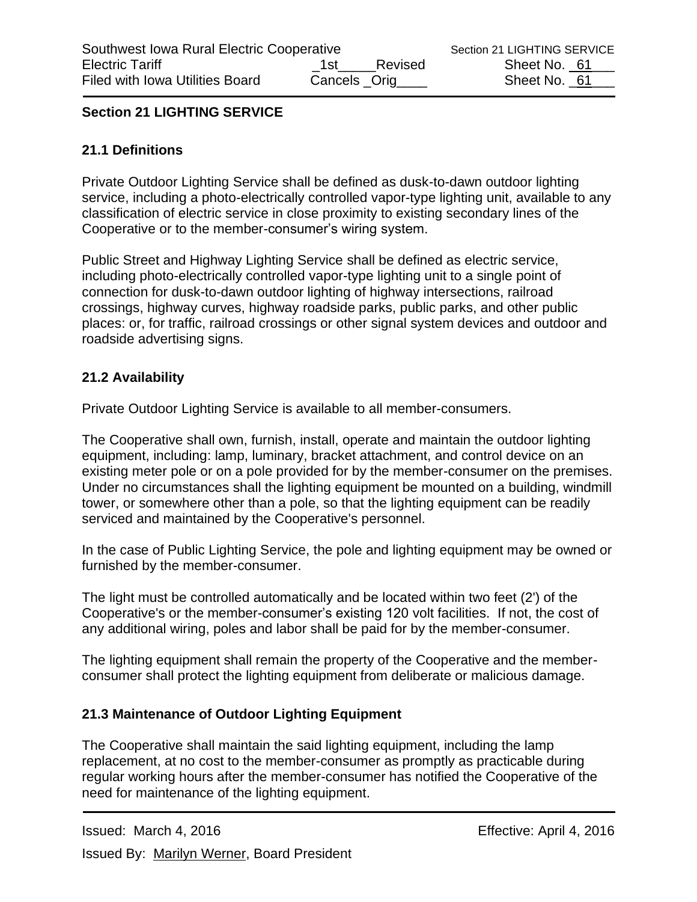# Section 21 LIGHTING SERVICE

## 21.1 Definitions

Private Outdoor Lighting Service shall be defined as dusk-to-dawn outdoor lighting service, including a photo-electrically controlled vapor-type lighting unit, available to any classification of electric service in close proximity to existing secondary lines of the Cooperative or to the member-consumer's wiring system.

Public Street and Highway Lighting Service shall be defined as electric service, including photo-electrically controlled vapor-type lighting unit to a single point of connection for dusk-to-dawn outdoor lighting of highway intersections, railroad crossings, highway curves, highway roadside parks, public parks, and other public places: or, for traffic, railroad crossings or other signal system devices and outdoor and roadside advertising signs.

## 21.2 Availability

Private Outdoor Lighting Service is available to all member-consumers.

The Cooperative shall own, furnish, install, operate and maintain the outdoor lighting equipment, including: lamp, luminary, bracket attachment, and control device on an existing meter pole or on a pole provided for by the member-consumer on the premises. Under no circumstances shall the lighting equipment be mounted on a building, windmill tower, or somewhere other than a pole, so that the lighting equipment can be readily serviced and maintained by the Cooperative's personnel.

In the case of Public Lighting Service, the pole and lighting equipment may be owned or furnished by the member-consumer.

The light must be controlled automatically and be located within two feet (2') of the Cooperative's or the member-consumer's existing 120 volt facilities. If not, the cost of any additional wiring, poles and labor shall be paid for by the member-consumer.

The lighting equipment shall remain the property of the Cooperative and the member-consumer shall protect the lighting equipment from deliberate or malicious damage.

## 21.3 Maintenance of Outdoor Lighting Equipment

The Cooperative shall maintain the said lighting equipment, including the lamp replacement, at no cost to the member-consumer as promptly as practicable during regular working hours after the member-consumer has notified the Cooperative of the need for maintenance of the lighting equipment.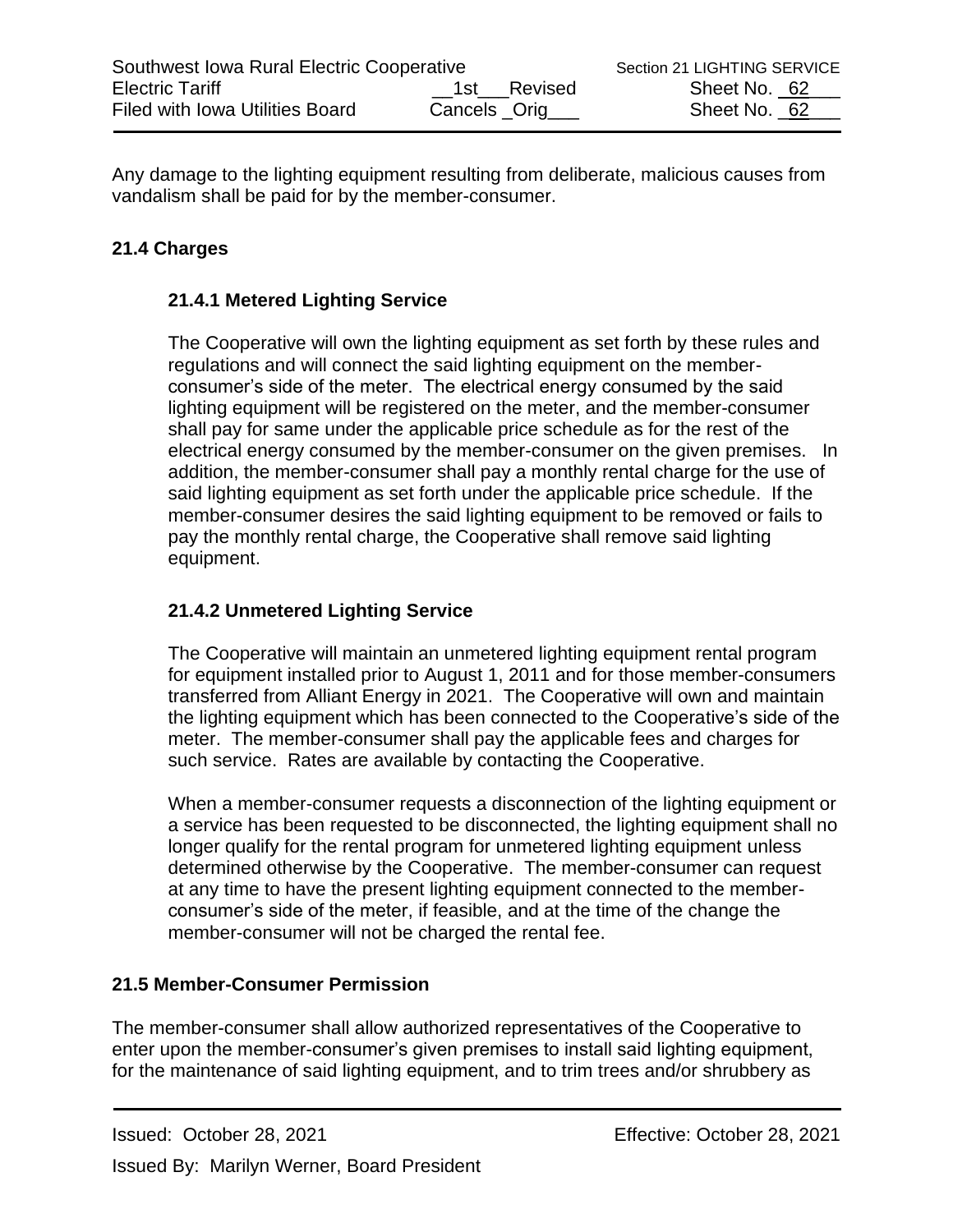Any damage to the lighting equipment resulting from deliberate, malicious causes from vandalism shall be paid for by the member-consumer.

## 21.4 Charges

### 21.4.1 Metered Lighting Service

The Cooperative will own the lighting equipment as set forth by these rules and regulations and will connect the said lighting equipment on the member-consumer's side of the meter. The electrical energy consumed by the said lighting equipment will be registered on the meter, and the member-consumer shall pay for same under the applicable price schedule as for the rest of the electrical energy consumed by the member-consumer on the given premises. In addition, the member-consumer shall pay a monthly rental charge for the use of said lighting equipment as set forth under the applicable price schedule. If the member-consumer desires the said lighting equipment to be removed or fails to pay the monthly rental charge, the Cooperative shall remove said lighting equipment.

### 21.4.2 Unmetered Lighting Service

The Cooperative will maintain an unmetered lighting equipment rental program for equipment installed prior to August 1, 2011 and for those member-consumers transferred from Alliant Energy in 2021. The Cooperative will own and maintain the lighting equipment which has been connected to the Cooperative's side of the meter. The member-consumer shall pay the applicable fees and charges for such service. Rates are available by contacting the Cooperative.

When a member-consumer requests a disconnection of the lighting equipment or a service has been requested to be disconnected, the lighting equipment shall no longer qualify for the rental program for unmetered lighting equipment unless determined otherwise by the Cooperative. The member-consumer can request at any time to have the present lighting equipment connected to the member-consumer's side of the meter, if feasible, and at the time of the change the member-consumer will not be charged the rental fee.

## 21.5 Member-Consumer Permission

The member-consumer shall allow authorized representatives of the Cooperative to enter upon the member-consumer's given premises to install said lighting equipment, for the maintenance of said lighting equipment, and to trim trees and/or shrubbery as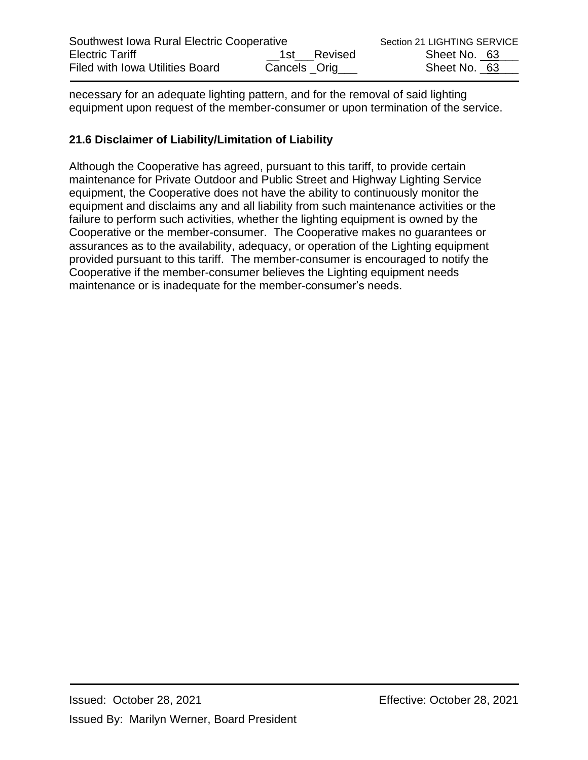necessary for an adequate lighting pattern, and for the removal of said lighting equipment upon request of the member-consumer or upon termination of the service.

### 21.6 Disclaimer of Liability/Limitation of Liability

Although the Cooperative has agreed, pursuant to this tariff, to provide certain maintenance for Private Outdoor and Public Street and Highway Lighting Service equipment, the Cooperative does not have the ability to continuously monitor the equipment and disclaims any and all liability from such maintenance activities or the failure to perform such activities, whether the lighting equipment is owned by the Cooperative or the member-consumer. The Cooperative makes no guarantees or assurances as to the availability, adequacy, or operation of the Lighting equipment provided pursuant to this tariff. The member-consumer is encouraged to notify the Cooperative if the member-consumer believes the Lighting equipment needs maintenance or is inadequate for the member-consumer's needs.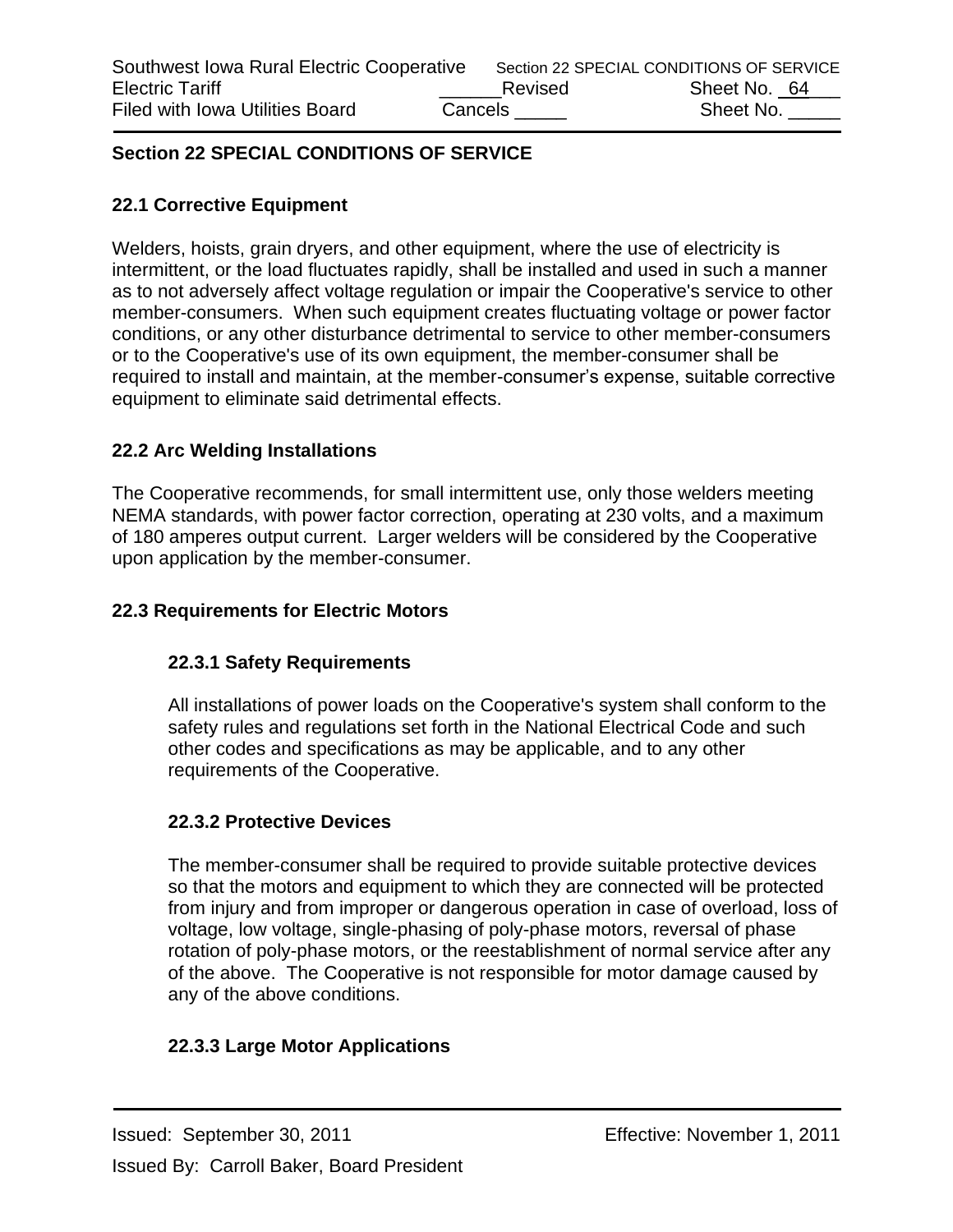## Section 22 SPECIAL CONDITIONS OF SERVICE

### 22.1 Corrective Equipment

Welders, hoists, grain dryers, and other equipment, where the use of electricity is intermittent, or the load fluctuates rapidly, shall be installed and used in such a manner as to not adversely affect voltage regulation or impair the Cooperative's service to other member-consumers. When such equipment creates fluctuating voltage or power factor conditions, or any other disturbance detrimental to service to other member-consumers or to the Cooperative's use of its own equipment, the member-consumer shall be required to install and maintain, at the member-consumer's expense, suitable corrective equipment to eliminate said detrimental effects.

### 22.2 Arc Welding Installations

The Cooperative recommends, for small intermittent use, only those welders meeting NEMA standards, with power factor correction, operating at 230 volts, and a maximum of 180 amperes output current. Larger welders will be considered by the Cooperative upon application by the member-consumer.

### 22.3 Requirements for Electric Motors

#### 22.3.1 Safety Requirements

All installations of power loads on the Cooperative's system shall conform to the safety rules and regulations set forth in the National Electrical Code and such other codes and specifications as may be applicable, and to any other requirements of the Cooperative.

#### 22.3.2 Protective Devices

The member-consumer shall be required to provide suitable protective devices so that the motors and equipment to which they are connected will be protected from injury and from improper or dangerous operation in case of overload, loss of voltage, low voltage, single-phasing of poly-phase motors, reversal of phase rotation of poly-phase motors, or the reestablishment of normal service after any of the above. The Cooperative is not responsible for motor damage caused by any of the above conditions.

#### 22.3.3 Large Motor Applications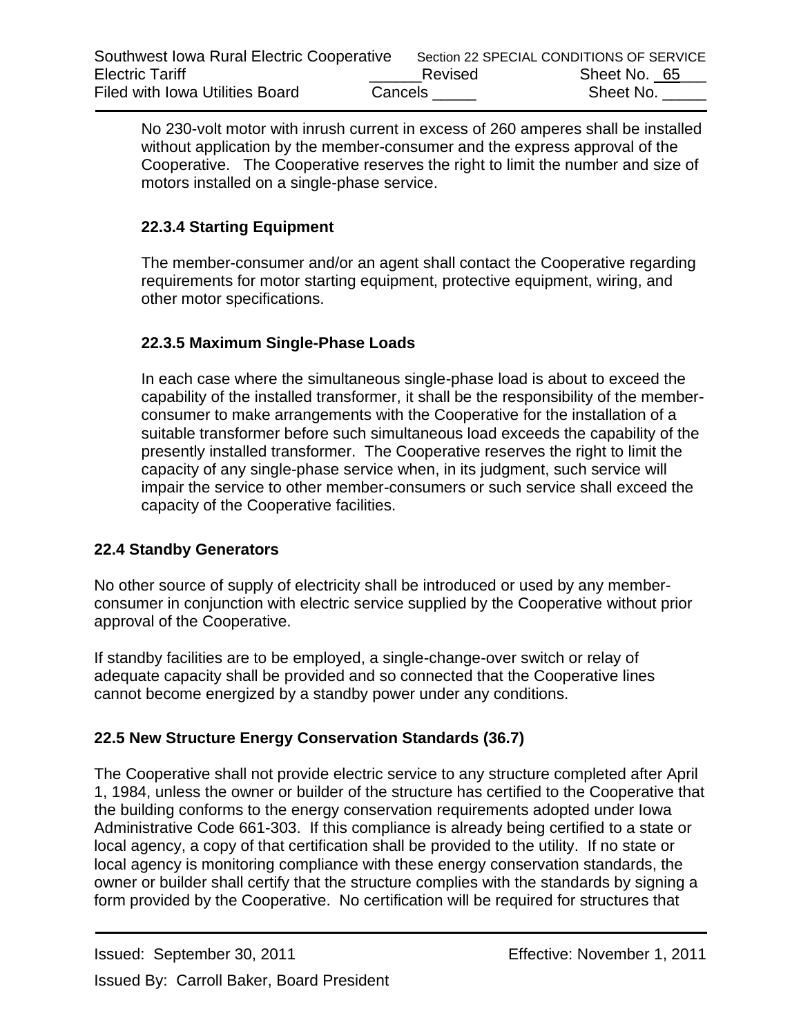No 230-volt motor with inrush current in excess of 260 amperes shall be installed without application by the member-consumer and the express approval of the Cooperative. The Cooperative reserves the right to limit the number and size of motors installed on a single-phase service.

#### 22.3.4 Starting Equipment

The member-consumer and/or an agent shall contact the Cooperative regarding requirements for motor starting equipment, protective equipment, wiring, and other motor specifications.

#### 22.3.5 Maximum Single-Phase Loads

In each case where the simultaneous single-phase load is about to exceed the capability of the installed transformer, it shall be the responsibility of the member-consumer to make arrangements with the Cooperative for the installation of a suitable transformer before such simultaneous load exceeds the capability of the presently installed transformer. The Cooperative reserves the right to limit the capacity of any single-phase service when, in its judgment, such service will impair the service to other member-consumers or such service shall exceed the capacity of the Cooperative facilities.

### 22.4 Standby Generators

No other source of supply of electricity shall be introduced or used by any member-consumer in conjunction with electric service supplied by the Cooperative without prior approval of the Cooperative.

If standby facilities are to be employed, a single-change-over switch or relay of adequate capacity shall be provided and so connected that the Cooperative lines cannot become energized by a standby power under any conditions.

### 22.5 New Structure Energy Conservation Standards (36.7)

The Cooperative shall not provide electric service to any structure completed after April 1, 1984, unless the owner or builder of the structure has certified to the Cooperative that the building conforms to the energy conservation requirements adopted under Iowa Administrative Code 661-303. If this compliance is already being certified to a state or local agency, a copy of that certification shall be provided to the utility. If no state or local agency is monitoring compliance with these energy conservation standards, the owner or builder shall certify that the structure complies with the standards by signing a form provided by the Cooperative. No certification will be required for structures that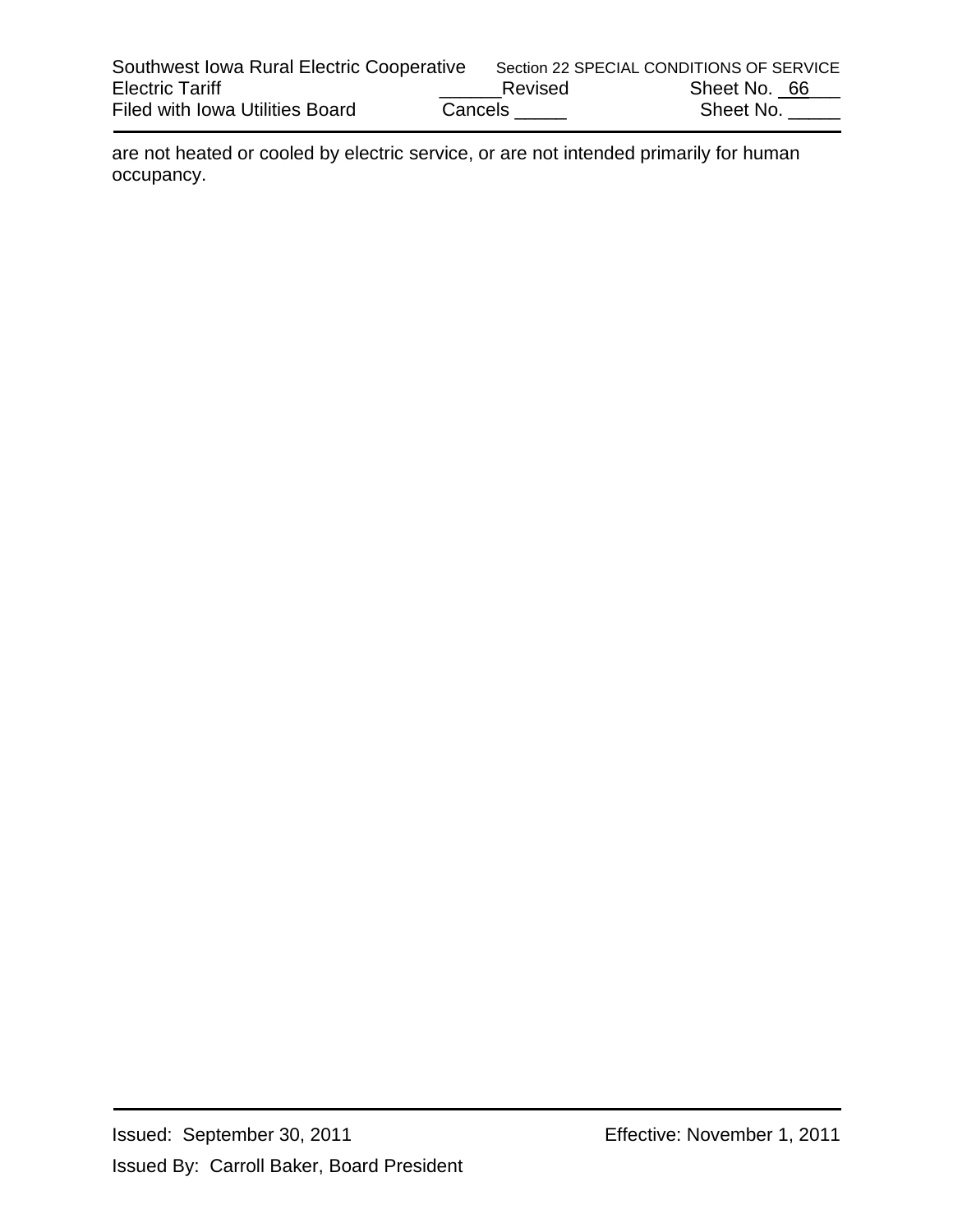are not heated or cooled by electric service, or are not intended primarily for human occupancy.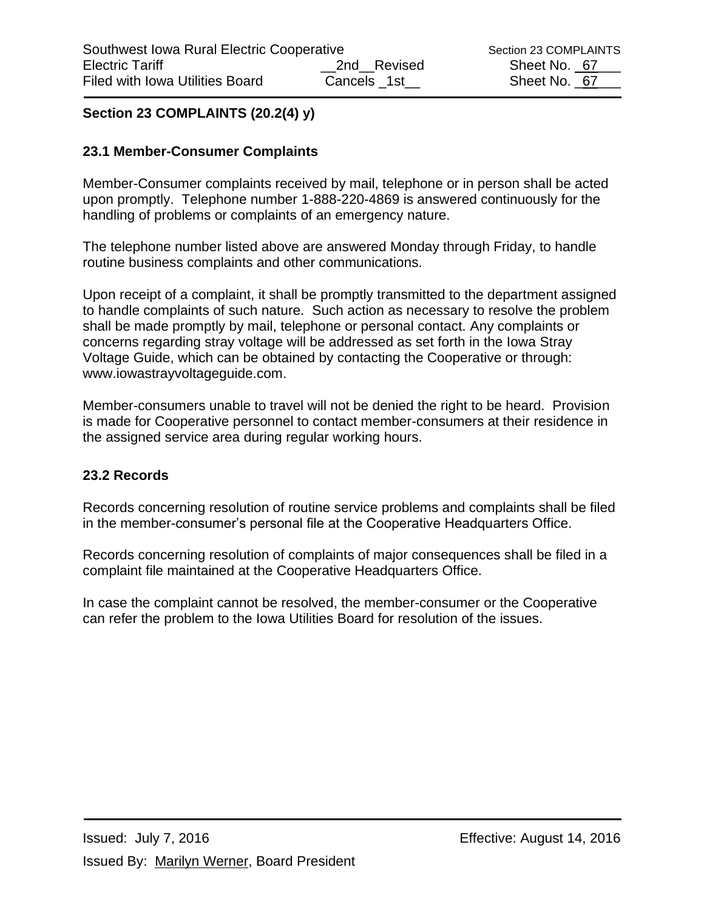## Section 23 COMPLAINTS (20.2(4) y)

### 23.1 Member-Consumer Complaints

Member-Consumer complaints received by mail, telephone or in person shall be acted upon promptly. Telephone number 1-888-220-4869 is answered continuously for the handling of problems or complaints of an emergency nature.

The telephone number listed above are answered Monday through Friday, to handle routine business complaints and other communications.

Upon receipt of a complaint, it shall be promptly transmitted to the department assigned to handle complaints of such nature. Such action as necessary to resolve the problem shall be made promptly by mail, telephone or personal contact. Any complaints or concerns regarding stray voltage will be addressed as set forth in the Iowa Stray Voltage Guide, which can be obtained by contacting the Cooperative or through: www.iowastrayvoltageguide.com.

Member-consumers unable to travel will not be denied the right to be heard. Provision is made for Cooperative personnel to contact member-consumers at their residence in the assigned service area during regular working hours.

### 23.2 Records

Records concerning resolution of routine service problems and complaints shall be filed in the member-consumer's personal file at the Cooperative Headquarters Office.

Records concerning resolution of complaints of major consequences shall be filed in a complaint file maintained at the Cooperative Headquarters Office.

In case the complaint cannot be resolved, the member-consumer or the Cooperative can refer the problem to the Iowa Utilities Board for resolution of the issues.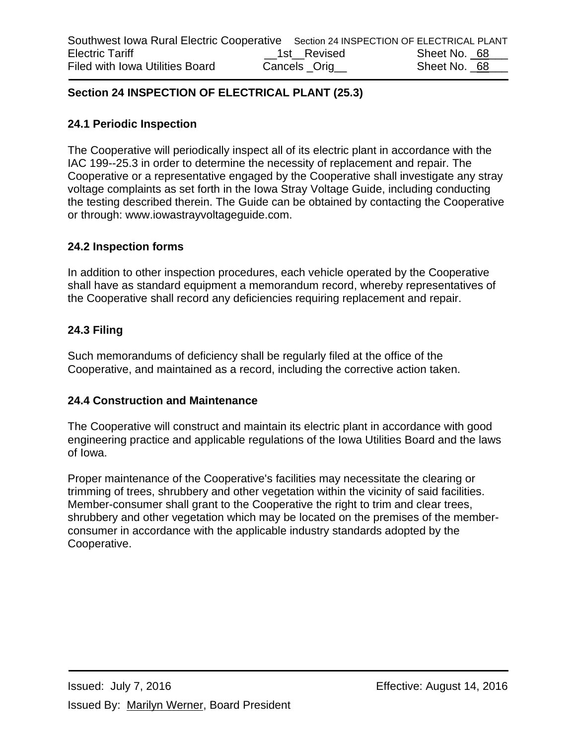## Section 24 INSPECTION OF ELECTRICAL PLANT (25.3)

### 24.1 Periodic Inspection

The Cooperative will periodically inspect all of its electric plant in accordance with the IAC 199--25.3 in order to determine the necessity of replacement and repair. The Cooperative or a representative engaged by the Cooperative shall investigate any stray voltage complaints as set forth in the Iowa Stray Voltage Guide, including conducting the testing described therein. The Guide can be obtained by contacting the Cooperative or through: www.iowastrayvoltageguide.com.

### 24.2 Inspection forms

In addition to other inspection procedures, each vehicle operated by the Cooperative shall have as standard equipment a memorandum record, whereby representatives of the Cooperative shall record any deficiencies requiring replacement and repair.

### 24.3 Filing

Such memorandums of deficiency shall be regularly filed at the office of the Cooperative, and maintained as a record, including the corrective action taken.

### 24.4 Construction and Maintenance

The Cooperative will construct and maintain its electric plant in accordance with good engineering practice and applicable regulations of the Iowa Utilities Board and the laws of Iowa.

Proper maintenance of the Cooperative's facilities may necessitate the clearing or trimming of trees, shrubbery and other vegetation within the vicinity of said facilities. Member-consumer shall grant to the Cooperative the right to trim and clear trees, shrubbery and other vegetation which may be located on the premises of the member-consumer in accordance with the applicable industry standards adopted by the Cooperative.

Issued: July 7, 2016 Effective: August 14, 2016

Issued By: Marilyn Werner, Board President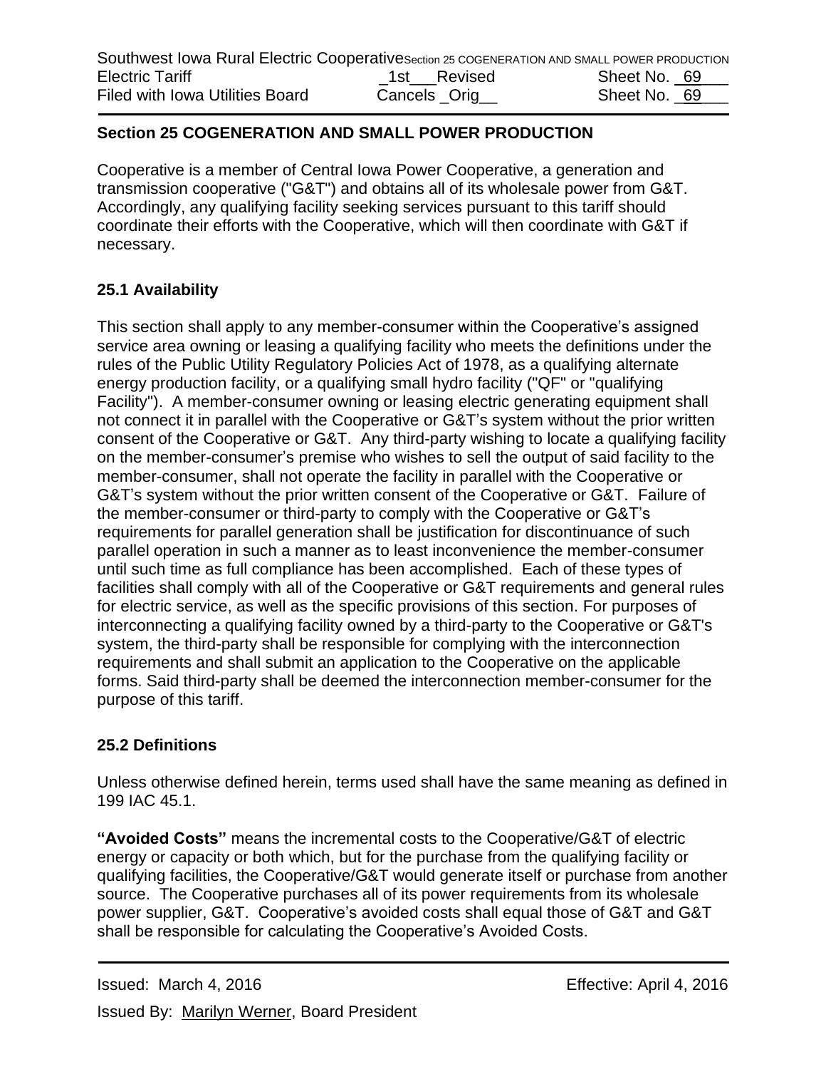## Section 25 COGENERATION AND SMALL POWER PRODUCTION

Cooperative is a member of Central Iowa Power Cooperative, a generation and transmission cooperative ("G&T") and obtains all of its wholesale power from G&T. Accordingly, any qualifying facility seeking services pursuant to this tariff should coordinate their efforts with the Cooperative, which will then coordinate with G&T if necessary.

### 25.1 Availability

This section shall apply to any member-consumer within the Cooperative's assigned service area owning or leasing a qualifying facility who meets the definitions under the rules of the Public Utility Regulatory Policies Act of 1978, as a qualifying alternate energy production facility, or a qualifying small hydro facility ("QF" or "qualifying Facility"). A member-consumer owning or leasing electric generating equipment shall not connect it in parallel with the Cooperative or G&T's system without the prior written consent of the Cooperative or G&T. Any third-party wishing to locate a qualifying facility on the member-consumer's premise who wishes to sell the output of said facility to the member-consumer, shall not operate the facility in parallel with the Cooperative or G&T's system without the prior written consent of the Cooperative or G&T. Failure of the member-consumer or third-party to comply with the Cooperative or G&T's requirements for parallel generation shall be justification for discontinuance of such parallel operation in such a manner as to least inconvenience the member-consumer until such time as full compliance has been accomplished. Each of these types of facilities shall comply with all of the Cooperative or G&T requirements and general rules for electric service, as well as the specific provisions of this section. For purposes of interconnecting a qualifying facility owned by a third-party to the Cooperative or G&T's system, the third-party shall be responsible for complying with the interconnection requirements and shall submit an application to the Cooperative on the applicable forms. Said third-party shall be deemed the interconnection member-consumer for the purpose of this tariff.

### 25.2 Definitions

Unless otherwise defined herein, terms used shall have the same meaning as defined in 199 IAC 45.1.

**"Avoided Costs"** means the incremental costs to the Cooperative/G&T of electric energy or capacity or both which, but for the purchase from the qualifying facility or qualifying facilities, the Cooperative/G&T would generate itself or purchase from another source. The Cooperative purchases all of its power requirements from its wholesale power supplier, G&T. Cooperative's avoided costs shall equal those of G&T and G&T shall be responsible for calculating the Cooperative's Avoided Costs.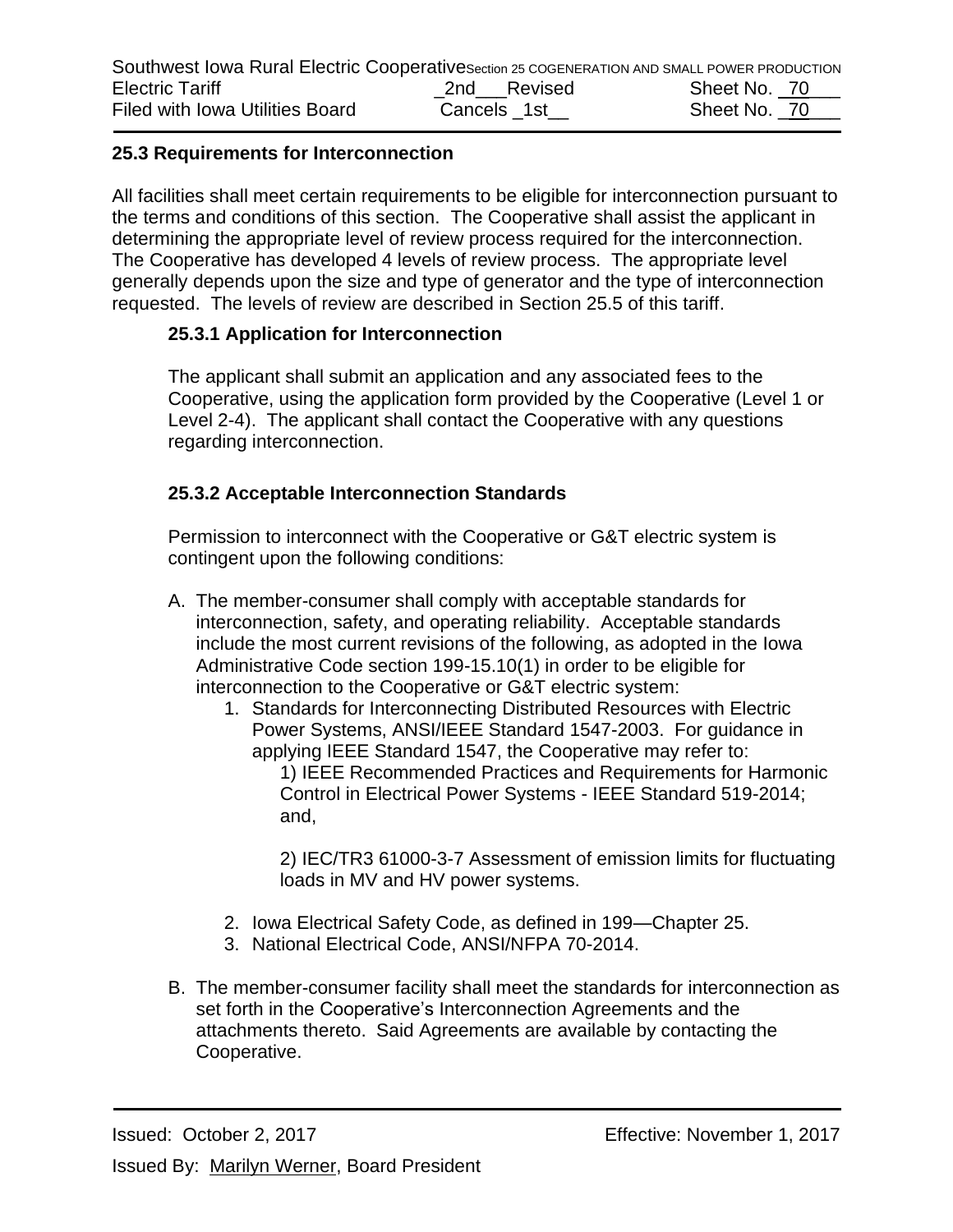## 25.3 Requirements for Interconnection

All facilities shall meet certain requirements to be eligible for interconnection pursuant to the terms and conditions of this section. The Cooperative shall assist the applicant in determining the appropriate level of review process required for the interconnection. The Cooperative has developed 4 levels of review process. The appropriate level generally depends upon the size and type of generator and the type of interconnection requested. The levels of review are described in Section 25.5 of this tariff.

### 25.3.1 Application for Interconnection

The applicant shall submit an application and any associated fees to the Cooperative, using the application form provided by the Cooperative (Level 1 or Level 2-4). The applicant shall contact the Cooperative with any questions regarding interconnection.

### 25.3.2 Acceptable Interconnection Standards

Permission to interconnect with the Cooperative or G&T electric system is contingent upon the following conditions:

A. The member-consumer shall comply with acceptable standards for interconnection, safety, and operating reliability. Acceptable standards include the most current revisions of the following, as adopted in the Iowa Administrative Code section 199-15.10(1) in order to be eligible for interconnection to the Cooperative or G&T electric system:
   1. Standards for Interconnecting Distributed Resources with Electric Power Systems, ANSI/IEEE Standard 1547-2003. For guidance in applying IEEE Standard 1547, the Cooperative may refer to:

      1) IEEE Recommended Practices and Requirements for Harmonic Control in Electrical Power Systems - IEEE Standard 519-2014; and,

      2) IEC/TR3 61000-3-7 Assessment of emission limits for fluctuating loads in MV and HV power systems.
   2. Iowa Electrical Safety Code, as defined in 199—Chapter 25.
   3. National Electrical Code, ANSI/NFPA 70-2014.

B. The member-consumer facility shall meet the standards for interconnection as set forth in the Cooperative's Interconnection Agreements and the attachments thereto. Said Agreements are available by contacting the Cooperative.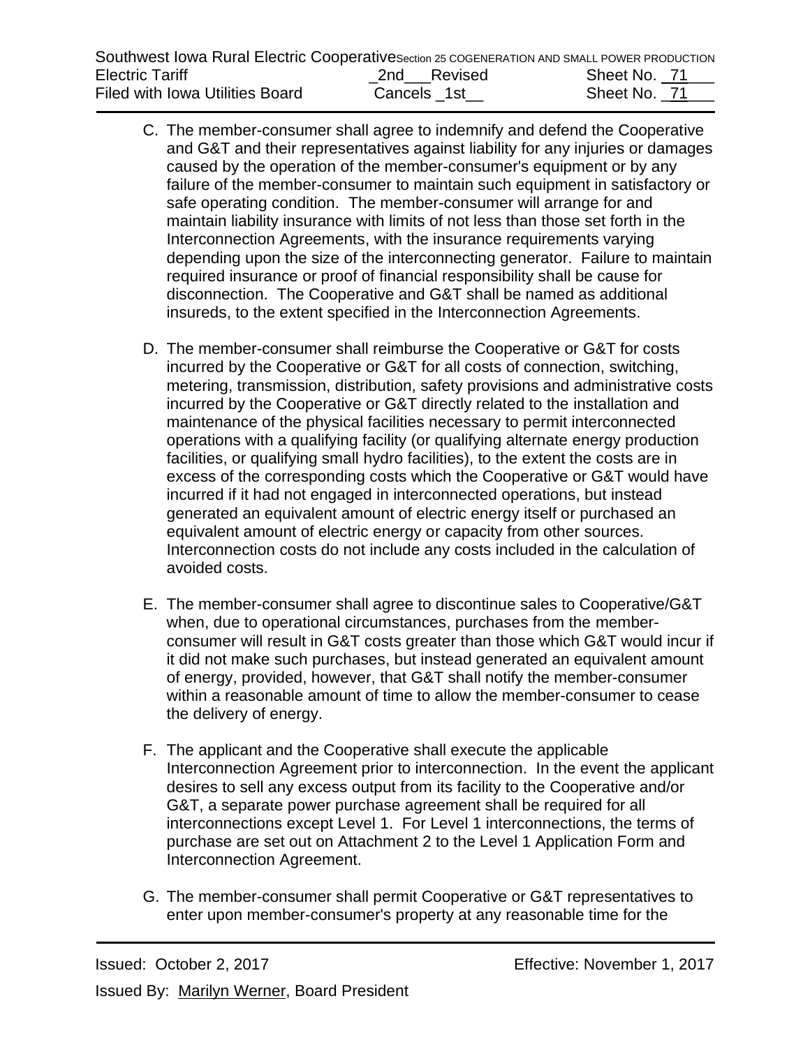C. The member-consumer shall agree to indemnify and defend the Cooperative and G&T and their representatives against liability for any injuries or damages caused by the operation of the member-consumer's equipment or by any failure of the member-consumer to maintain such equipment in satisfactory or safe operating condition. The member-consumer will arrange for and maintain liability insurance with limits of not less than those set forth in the Interconnection Agreements, with the insurance requirements varying depending upon the size of the interconnecting generator. Failure to maintain required insurance or proof of financial responsibility shall be cause for disconnection. The Cooperative and G&T shall be named as additional insureds, to the extent specified in the Interconnection Agreements.

D. The member-consumer shall reimburse the Cooperative or G&T for costs incurred by the Cooperative or G&T for all costs of connection, switching, metering, transmission, distribution, safety provisions and administrative costs incurred by the Cooperative or G&T directly related to the installation and maintenance of the physical facilities necessary to permit interconnected operations with a qualifying facility (or qualifying alternate energy production facilities, or qualifying small hydro facilities), to the extent the costs are in excess of the corresponding costs which the Cooperative or G&T would have incurred if it had not engaged in interconnected operations, but instead generated an equivalent amount of electric energy itself or purchased an equivalent amount of electric energy or capacity from other sources. Interconnection costs do not include any costs included in the calculation of avoided costs.

E. The member-consumer shall agree to discontinue sales to Cooperative/G&T when, due to operational circumstances, purchases from the member-consumer will result in G&T costs greater than those which G&T would incur if it did not make such purchases, but instead generated an equivalent amount of energy, provided, however, that G&T shall notify the member-consumer within a reasonable amount of time to allow the member-consumer to cease the delivery of energy.

F. The applicant and the Cooperative shall execute the applicable Interconnection Agreement prior to interconnection. In the event the applicant desires to sell any excess output from its facility to the Cooperative and/or G&T, a separate power purchase agreement shall be required for all interconnections except Level 1. For Level 1 interconnections, the terms of purchase are set out on Attachment 2 to the Level 1 Application Form and Interconnection Agreement.

G. The member-consumer shall permit Cooperative or G&T representatives to enter upon member-consumer's property at any reasonable time for the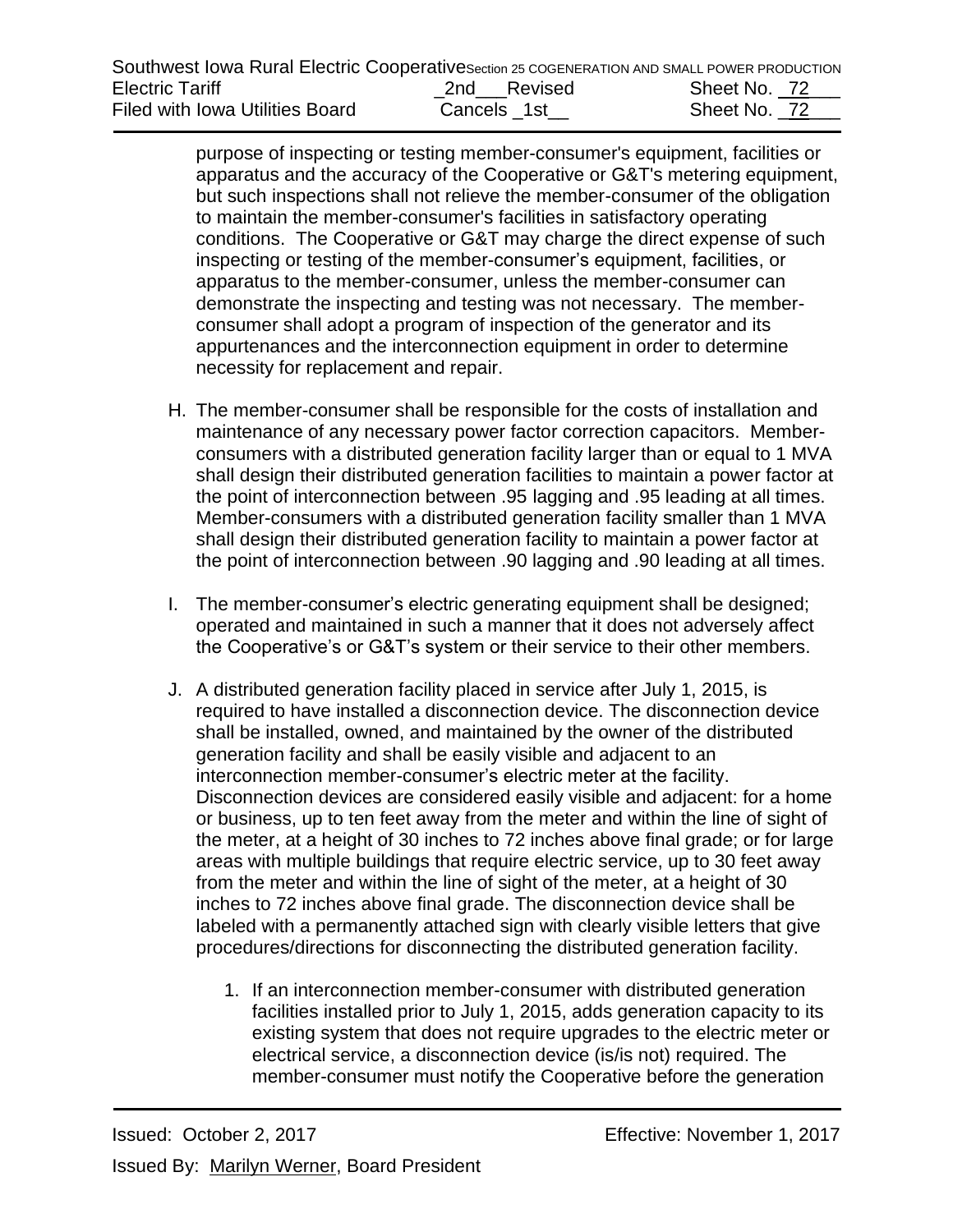purpose of inspecting or testing member-consumer's equipment, facilities or apparatus and the accuracy of the Cooperative or G&T's metering equipment, but such inspections shall not relieve the member-consumer of the obligation to maintain the member-consumer's facilities in satisfactory operating conditions. The Cooperative or G&T may charge the direct expense of such inspecting or testing of the member-consumer's equipment, facilities, or apparatus to the member-consumer, unless the member-consumer can demonstrate the inspecting and testing was not necessary. The member-consumer shall adopt a program of inspection of the generator and its appurtenances and the interconnection equipment in order to determine necessity for replacement and repair.

H. The member-consumer shall be responsible for the costs of installation and maintenance of any necessary power factor correction capacitors. Member-consumers with a distributed generation facility larger than or equal to 1 MVA shall design their distributed generation facilities to maintain a power factor at the point of interconnection between .95 lagging and .95 leading at all times. Member-consumers with a distributed generation facility smaller than 1 MVA shall design their distributed generation facility to maintain a power factor at the point of interconnection between .90 lagging and .90 leading at all times.

I. The member-consumer's electric generating equipment shall be designed; operated and maintained in such a manner that it does not adversely affect the Cooperative's or G&T's system or their service to their other members.

J. A distributed generation facility placed in service after July 1, 2015, is required to have installed a disconnection device. The disconnection device shall be installed, owned, and maintained by the owner of the distributed generation facility and shall be easily visible and adjacent to an interconnection member-consumer's electric meter at the facility. Disconnection devices are considered easily visible and adjacent: for a home or business, up to ten feet away from the meter and within the line of sight of the meter, at a height of 30 inches to 72 inches above final grade; or for large areas with multiple buildings that require electric service, up to 30 feet away from the meter and within the line of sight of the meter, at a height of 30 inches to 72 inches above final grade. The disconnection device shall be labeled with a permanently attached sign with clearly visible letters that give procedures/directions for disconnecting the distributed generation facility.

   1. If an interconnection member-consumer with distributed generation facilities installed prior to July 1, 2015, adds generation capacity to its existing system that does not require upgrades to the electric meter or electrical service, a disconnection device (is/is not) required. The member-consumer must notify the Cooperative before the generation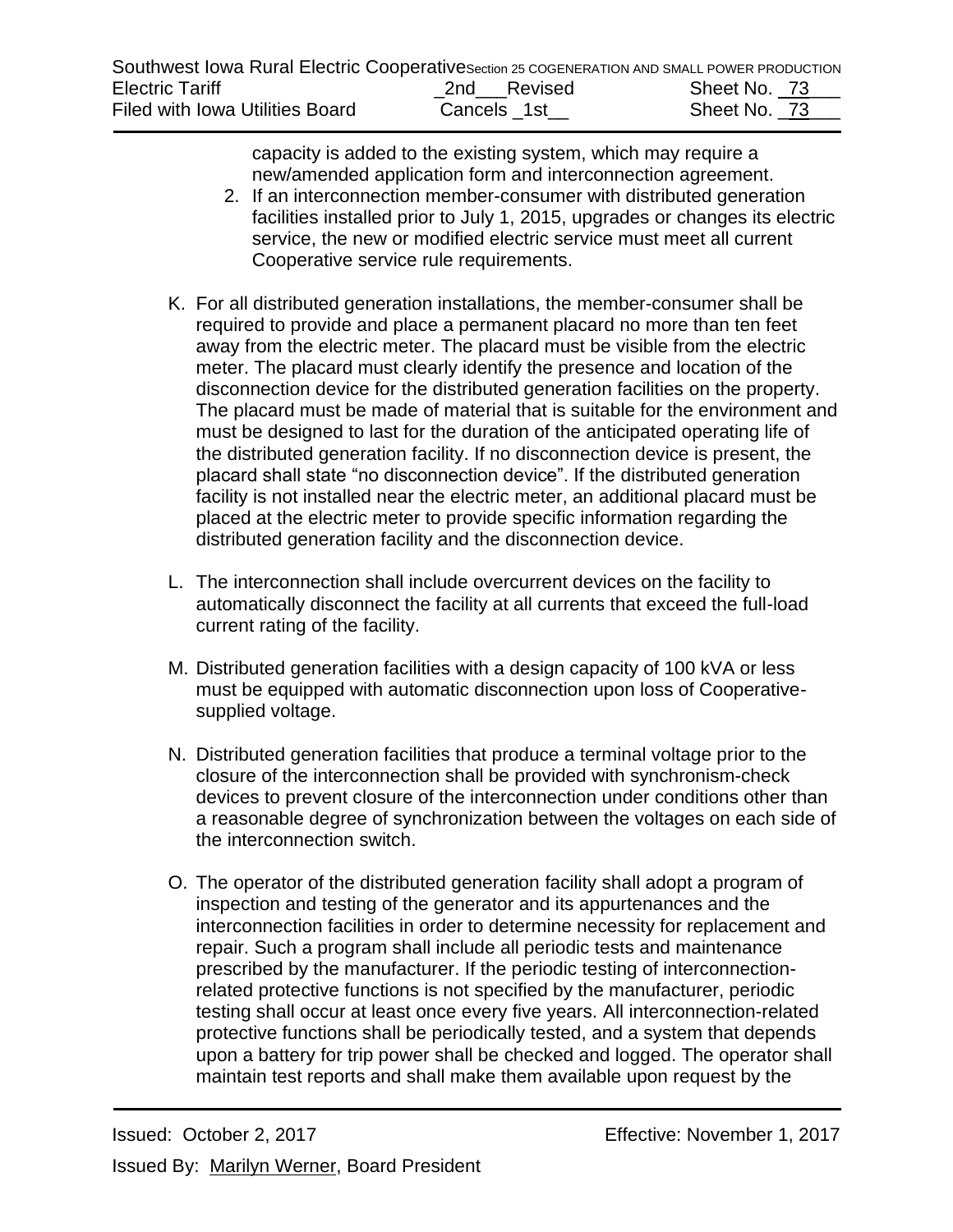capacity is added to the existing system, which may require a new/amended application form and interconnection agreement.

2. If an interconnection member-consumer with distributed generation facilities installed prior to July 1, 2015, upgrades or changes its electric service, the new or modified electric service must meet all current Cooperative service rule requirements.

K. For all distributed generation installations, the member-consumer shall be required to provide and place a permanent placard no more than ten feet away from the electric meter. The placard must be visible from the electric meter. The placard must clearly identify the presence and location of the disconnection device for the distributed generation facilities on the property. The placard must be made of material that is suitable for the environment and must be designed to last for the duration of the anticipated operating life of the distributed generation facility. If no disconnection device is present, the placard shall state "no disconnection device". If the distributed generation facility is not installed near the electric meter, an additional placard must be placed at the electric meter to provide specific information regarding the distributed generation facility and the disconnection device.

L. The interconnection shall include overcurrent devices on the facility to automatically disconnect the facility at all currents that exceed the full-load current rating of the facility.

M. Distributed generation facilities with a design capacity of 100 kVA or less must be equipped with automatic disconnection upon loss of Cooperative-supplied voltage.

N. Distributed generation facilities that produce a terminal voltage prior to the closure of the interconnection shall be provided with synchronism-check devices to prevent closure of the interconnection under conditions other than a reasonable degree of synchronization between the voltages on each side of the interconnection switch.

O. The operator of the distributed generation facility shall adopt a program of inspection and testing of the generator and its appurtenances and the interconnection facilities in order to determine necessity for replacement and repair. Such a program shall include all periodic tests and maintenance prescribed by the manufacturer. If the periodic testing of interconnection-related protective functions is not specified by the manufacturer, periodic testing shall occur at least once every five years. All interconnection-related protective functions shall be periodically tested, and a system that depends upon a battery for trip power shall be checked and logged. The operator shall maintain test reports and shall make them available upon request by the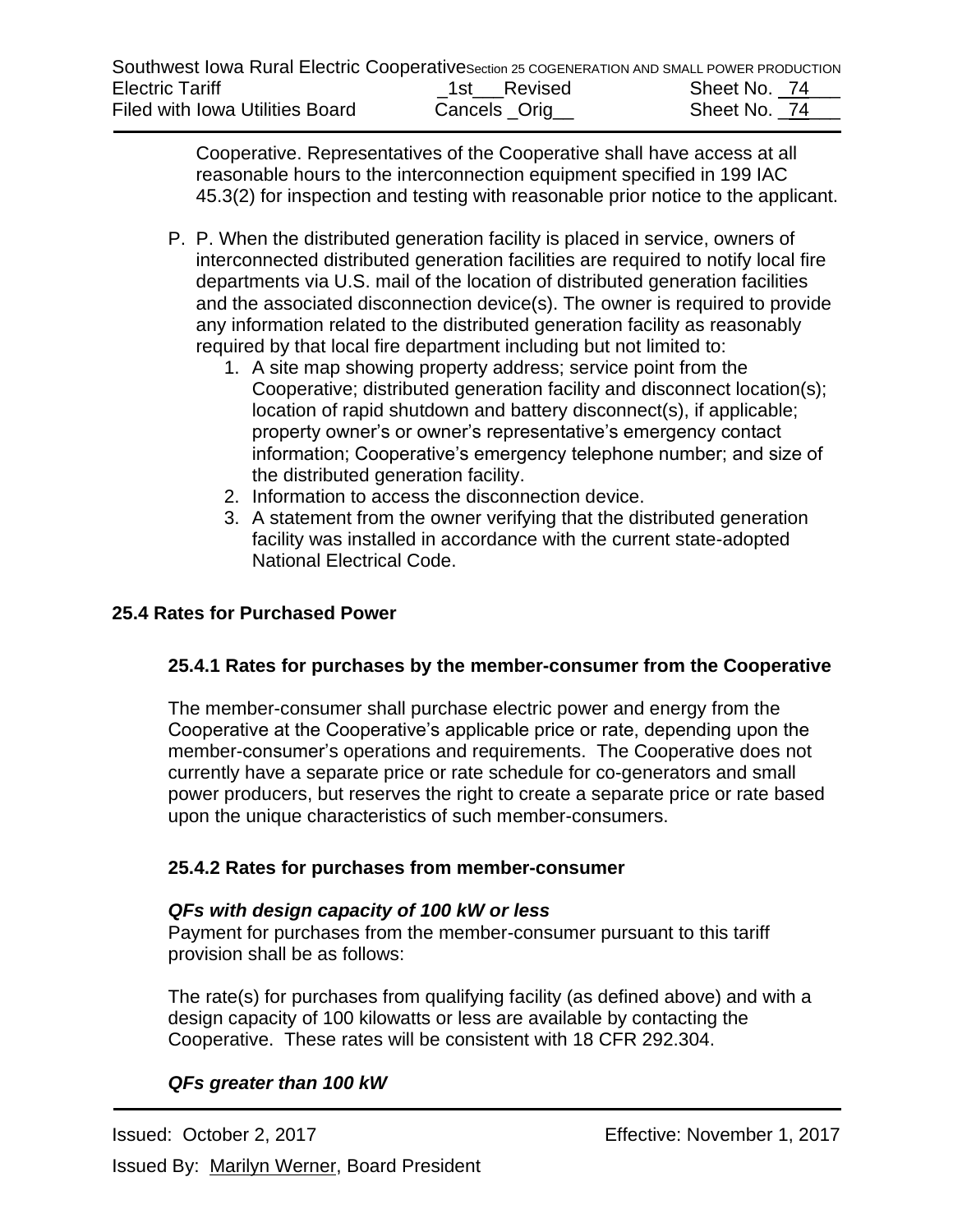Cooperative. Representatives of the Cooperative shall have access at all reasonable hours to the interconnection equipment specified in 199 IAC 45.3(2) for inspection and testing with reasonable prior notice to the applicant.

P. P. When the distributed generation facility is placed in service, owners of interconnected distributed generation facilities are required to notify local fire departments via U.S. mail of the location of distributed generation facilities and the associated disconnection device(s). The owner is required to provide any information related to the distributed generation facility as reasonably required by that local fire department including but not limited to:
   1. A site map showing property address; service point from the Cooperative; distributed generation facility and disconnect location(s); location of rapid shutdown and battery disconnect(s), if applicable; property owner's or owner's representative's emergency contact information; Cooperative's emergency telephone number; and size of the distributed generation facility.
   2. Information to access the disconnection device.
   3. A statement from the owner verifying that the distributed generation facility was installed in accordance with the current state-adopted National Electrical Code.

## 25.4 Rates for Purchased Power

### 25.4.1 Rates for purchases by the member-consumer from the Cooperative

The member-consumer shall purchase electric power and energy from the Cooperative at the Cooperative's applicable price or rate, depending upon the member-consumer's operations and requirements. The Cooperative does not currently have a separate price or rate schedule for co-generators and small power producers, but reserves the right to create a separate price or rate based upon the unique characteristics of such member-consumers.

### 25.4.2 Rates for purchases from member-consumer

***QFs with design capacity of 100 kW or less***

Payment for purchases from the member-consumer pursuant to this tariff provision shall be as follows:

The rate(s) for purchases from qualifying facility (as defined above) and with a design capacity of 100 kilowatts or less are available by contacting the Cooperative. These rates will be consistent with 18 CFR 292.304.

***QFs greater than 100 kW***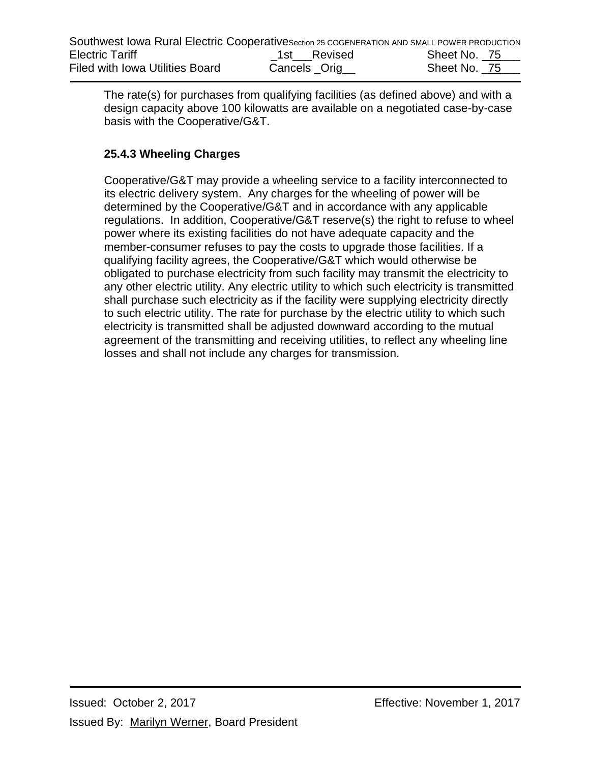The rate(s) for purchases from qualifying facilities (as defined above) and with a design capacity above 100 kilowatts are available on a negotiated case-by-case basis with the Cooperative/G&T.

### 25.4.3 Wheeling Charges

Cooperative/G&T may provide a wheeling service to a facility interconnected to its electric delivery system. Any charges for the wheeling of power will be determined by the Cooperative/G&T and in accordance with any applicable regulations. In addition, Cooperative/G&T reserve(s) the right to refuse to wheel power where its existing facilities do not have adequate capacity and the member-consumer refuses to pay the costs to upgrade those facilities. If a qualifying facility agrees, the Cooperative/G&T which would otherwise be obligated to purchase electricity from such facility may transmit the electricity to any other electric utility. Any electric utility to which such electricity is transmitted shall purchase such electricity as if the facility were supplying electricity directly to such electric utility. The rate for purchase by the electric utility to which such electricity is transmitted shall be adjusted downward according to the mutual agreement of the transmitting and receiving utilities, to reflect any wheeling line losses and shall not include any charges for transmission.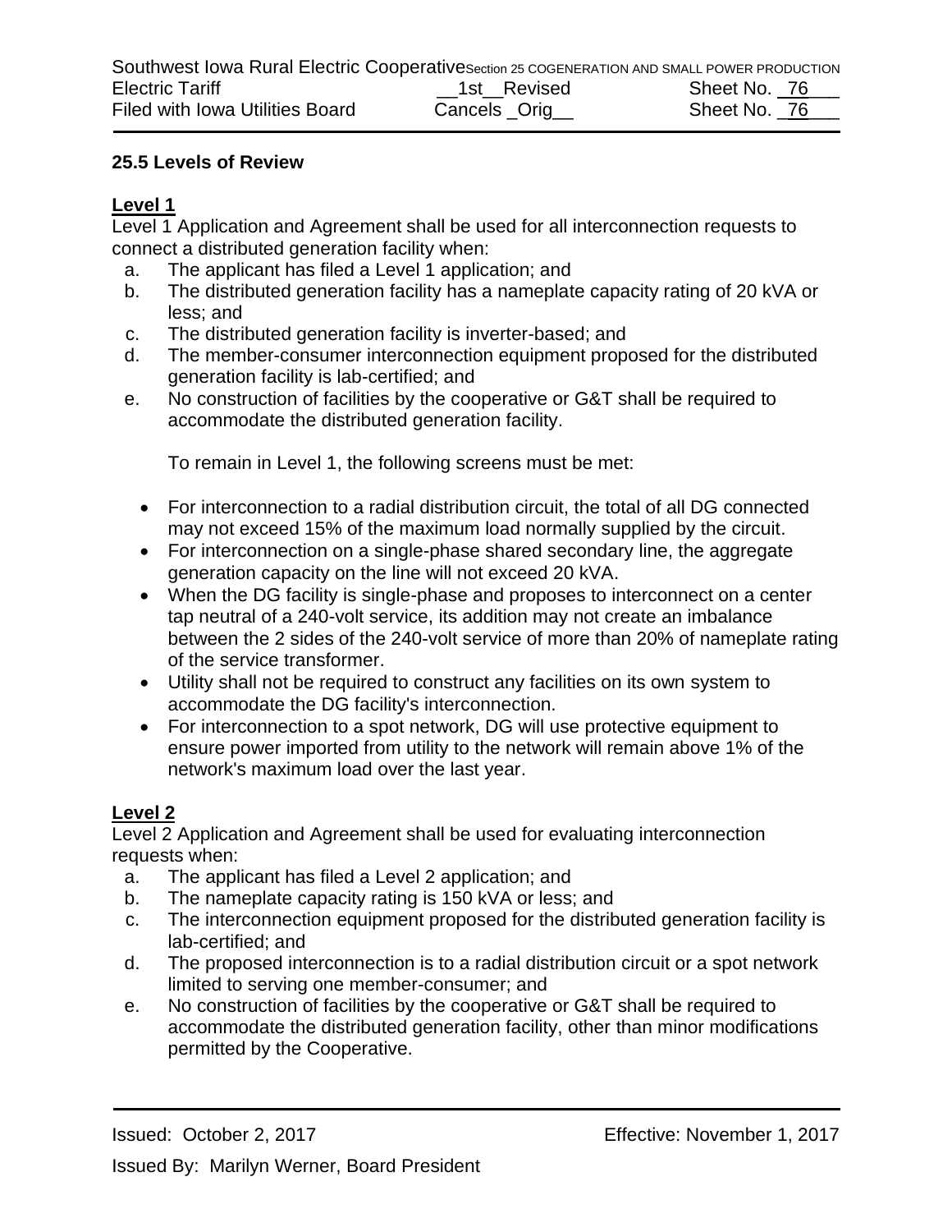## 25.5 Levels of Review

**Level 1**

Level 1 Application and Agreement shall be used for all interconnection requests to connect a distributed generation facility when:

a. The applicant has filed a Level 1 application; and
b. The distributed generation facility has a nameplate capacity rating of 20 kVA or less; and
c. The distributed generation facility is inverter-based; and
d. The member-consumer interconnection equipment proposed for the distributed generation facility is lab-certified; and
e. No construction of facilities by the cooperative or G&T shall be required to accommodate the distributed generation facility.

To remain in Level 1, the following screens must be met:

- For interconnection to a radial distribution circuit, the total of all DG connected may not exceed 15% of the maximum load normally supplied by the circuit.
- For interconnection on a single-phase shared secondary line, the aggregate generation capacity on the line will not exceed 20 kVA.
- When the DG facility is single-phase and proposes to interconnect on a center tap neutral of a 240-volt service, its addition may not create an imbalance between the 2 sides of the 240-volt service of more than 20% of nameplate rating of the service transformer.
- Utility shall not be required to construct any facilities on its own system to accommodate the DG facility's interconnection.
- For interconnection to a spot network, DG will use protective equipment to ensure power imported from utility to the network will remain above 1% of the network's maximum load over the last year.

**Level 2**

Level 2 Application and Agreement shall be used for evaluating interconnection requests when:

a. The applicant has filed a Level 2 application; and
b. The nameplate capacity rating is 150 kVA or less; and
c. The interconnection equipment proposed for the distributed generation facility is lab-certified; and
d. The proposed interconnection is to a radial distribution circuit or a spot network limited to serving one member-consumer; and
e. No construction of facilities by the cooperative or G&T shall be required to accommodate the distributed generation facility, other than minor modifications permitted by the Cooperative.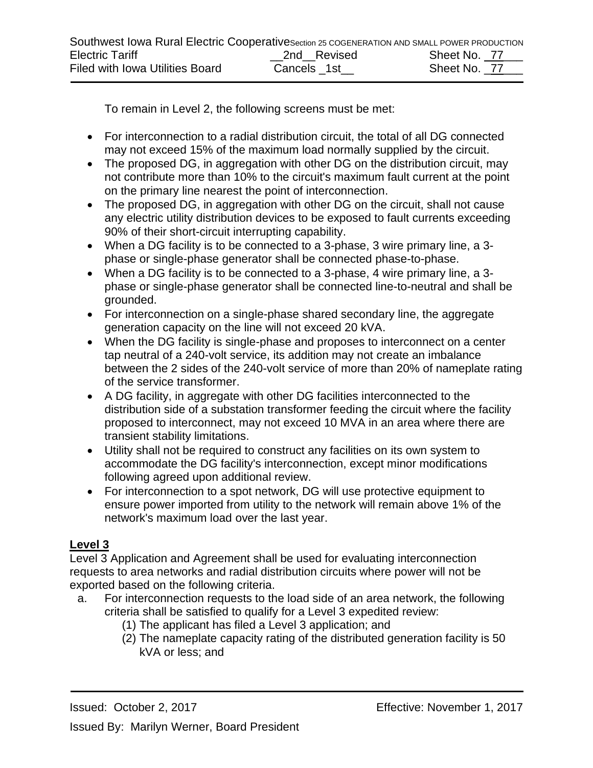To remain in Level 2, the following screens must be met:

- For interconnection to a radial distribution circuit, the total of all DG connected may not exceed 15% of the maximum load normally supplied by the circuit.
- The proposed DG, in aggregation with other DG on the distribution circuit, may not contribute more than 10% to the circuit's maximum fault current at the point on the primary line nearest the point of interconnection.
- The proposed DG, in aggregation with other DG on the circuit, shall not cause any electric utility distribution devices to be exposed to fault currents exceeding 90% of their short-circuit interrupting capability.
- When a DG facility is to be connected to a 3-phase, 3 wire primary line, a 3-phase or single-phase generator shall be connected phase-to-phase.
- When a DG facility is to be connected to a 3-phase, 4 wire primary line, a 3-phase or single-phase generator shall be connected line-to-neutral and shall be grounded.
- For interconnection on a single-phase shared secondary line, the aggregate generation capacity on the line will not exceed 20 kVA.
- When the DG facility is single-phase and proposes to interconnect on a center tap neutral of a 240-volt service, its addition may not create an imbalance between the 2 sides of the 240-volt service of more than 20% of nameplate rating of the service transformer.
- A DG facility, in aggregate with other DG facilities interconnected to the distribution side of a substation transformer feeding the circuit where the facility proposed to interconnect, may not exceed 10 MVA in an area where there are transient stability limitations.
- Utility shall not be required to construct any facilities on its own system to accommodate the DG facility's interconnection, except minor modifications following agreed upon additional review.
- For interconnection to a spot network, DG will use protective equipment to ensure power imported from utility to the network will remain above 1% of the network's maximum load over the last year.

**Level 3**

Level 3 Application and Agreement shall be used for evaluating interconnection requests to area networks and radial distribution circuits where power will not be exported based on the following criteria.

a. For interconnection requests to the load side of an area network, the following criteria shall be satisfied to qualify for a Level 3 expedited review:
   (1) The applicant has filed a Level 3 application; and
   (2) The nameplate capacity rating of the distributed generation facility is 50 kVA or less; and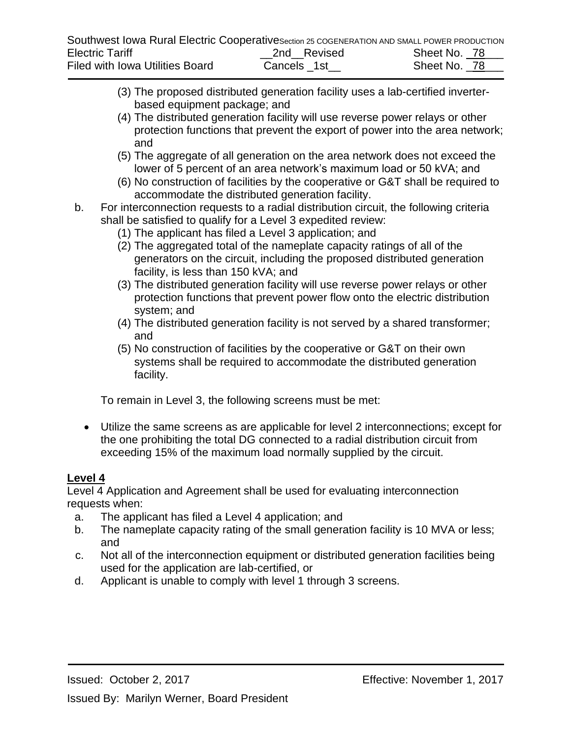(3) The proposed distributed generation facility uses a lab-certified inverter-based equipment package; and

(4) The distributed generation facility will use reverse power relays or other protection functions that prevent the export of power into the area network; and

(5) The aggregate of all generation on the area network does not exceed the lower of 5 percent of an area network's maximum load or 50 kVA; and

(6) No construction of facilities by the cooperative or G&T shall be required to accommodate the distributed generation facility.

b. For interconnection requests to a radial distribution circuit, the following criteria shall be satisfied to qualify for a Level 3 expedited review:

(1) The applicant has filed a Level 3 application; and

(2) The aggregated total of the nameplate capacity ratings of all of the generators on the circuit, including the proposed distributed generation facility, is less than 150 kVA; and

(3) The distributed generation facility will use reverse power relays or other protection functions that prevent power flow onto the electric distribution system; and

(4) The distributed generation facility is not served by a shared transformer; and

(5) No construction of facilities by the cooperative or G&T on their own systems shall be required to accommodate the distributed generation facility.

To remain in Level 3, the following screens must be met:

- Utilize the same screens as are applicable for level 2 interconnections; except for the one prohibiting the total DG connected to a radial distribution circuit from exceeding 15% of the maximum load normally supplied by the circuit.

**Level 4**

Level 4 Application and Agreement shall be used for evaluating interconnection requests when:

a. The applicant has filed a Level 4 application; and
b. The nameplate capacity rating of the small generation facility is 10 MVA or less; and
c. Not all of the interconnection equipment or distributed generation facilities being used for the application are lab-certified, or
d. Applicant is unable to comply with level 1 through 3 screens.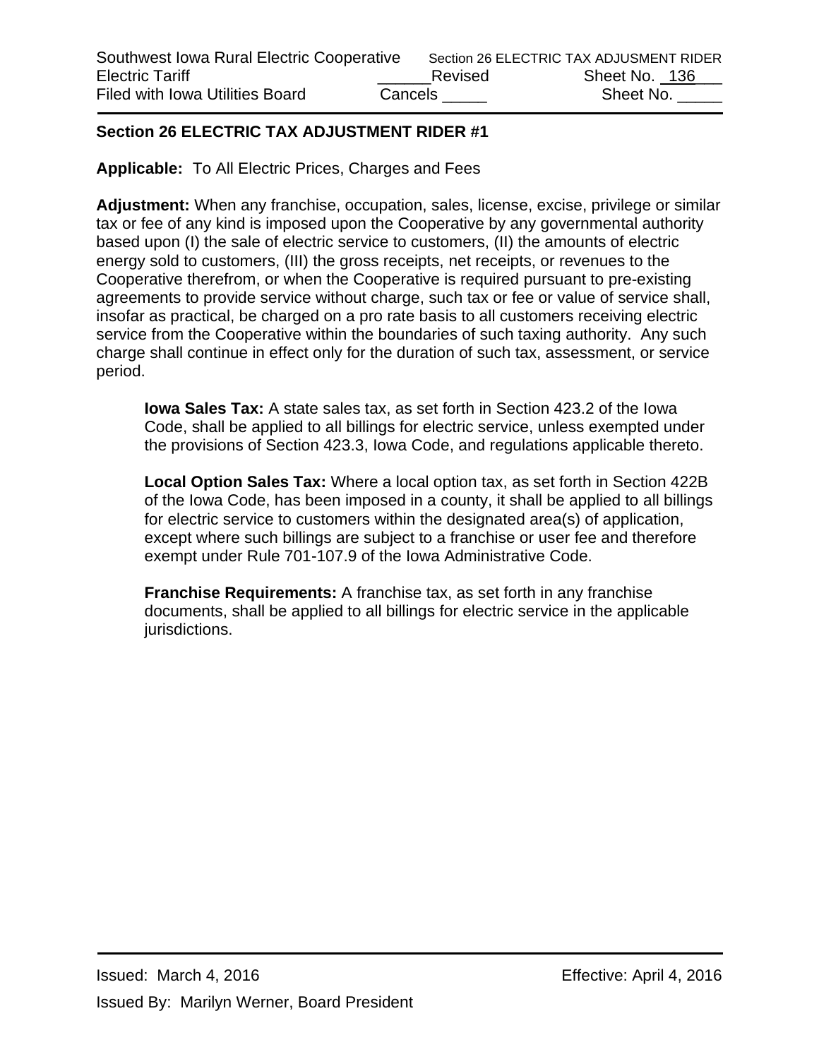## Section 26 ELECTRIC TAX ADJUSTMENT RIDER #1

**Applicable:** To All Electric Prices, Charges and Fees

**Adjustment:** When any franchise, occupation, sales, license, excise, privilege or similar tax or fee of any kind is imposed upon the Cooperative by any governmental authority based upon (I) the sale of electric service to customers, (II) the amounts of electric energy sold to customers, (III) the gross receipts, net receipts, or revenues to the Cooperative therefrom, or when the Cooperative is required pursuant to pre-existing agreements to provide service without charge, such tax or fee or value of service shall, insofar as practical, be charged on a pro rate basis to all customers receiving electric service from the Cooperative within the boundaries of such taxing authority. Any such charge shall continue in effect only for the duration of such tax, assessment, or service period.

**Iowa Sales Tax:** A state sales tax, as set forth in Section 423.2 of the Iowa Code, shall be applied to all billings for electric service, unless exempted under the provisions of Section 423.3, Iowa Code, and regulations applicable thereto.

**Local Option Sales Tax:** Where a local option tax, as set forth in Section 422B of the Iowa Code, has been imposed in a county, it shall be applied to all billings for electric service to customers within the designated area(s) of application, except where such billings are subject to a franchise or user fee and therefore exempt under Rule 701-107.9 of the Iowa Administrative Code.

**Franchise Requirements:** A franchise tax, as set forth in any franchise documents, shall be applied to all billings for electric service in the applicable jurisdictions.

Issued: March 4, 2016 Effective: April 4, 2016

Issued By: Marilyn Werner, Board President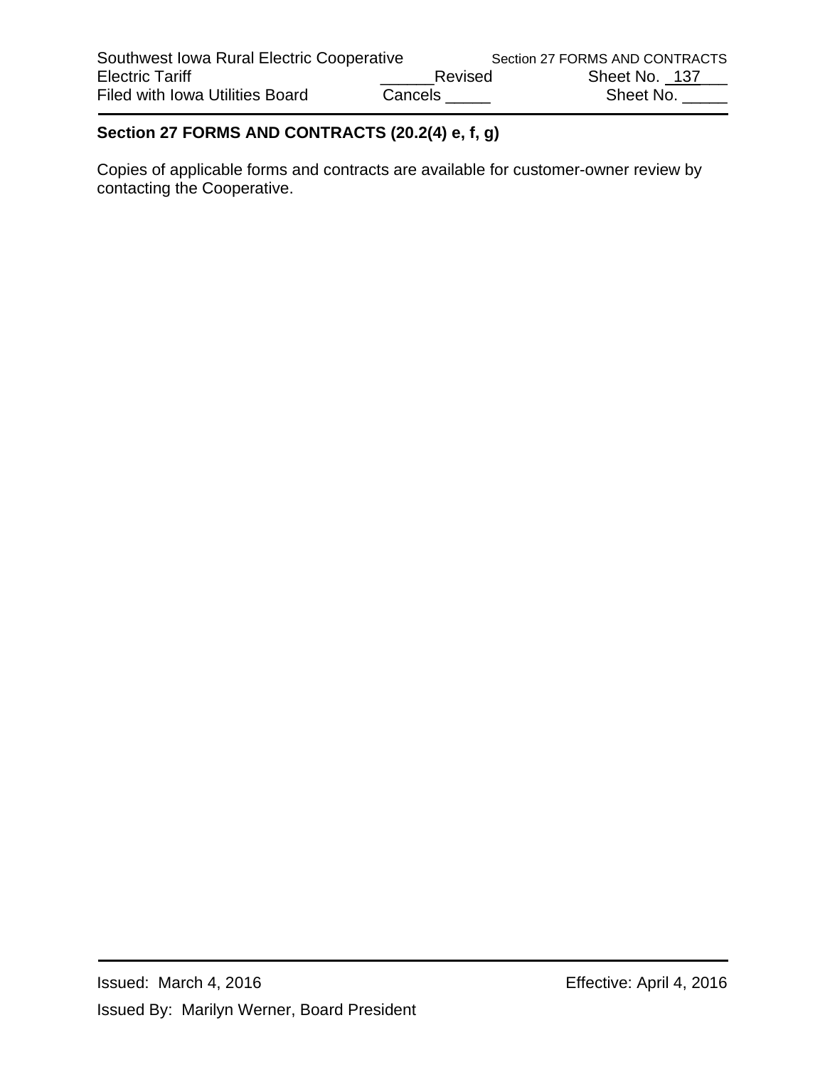## Section 27 FORMS AND CONTRACTS (20.2(4) e, f, g)

Copies of applicable forms and contracts are available for customer-owner review by contacting the Cooperative.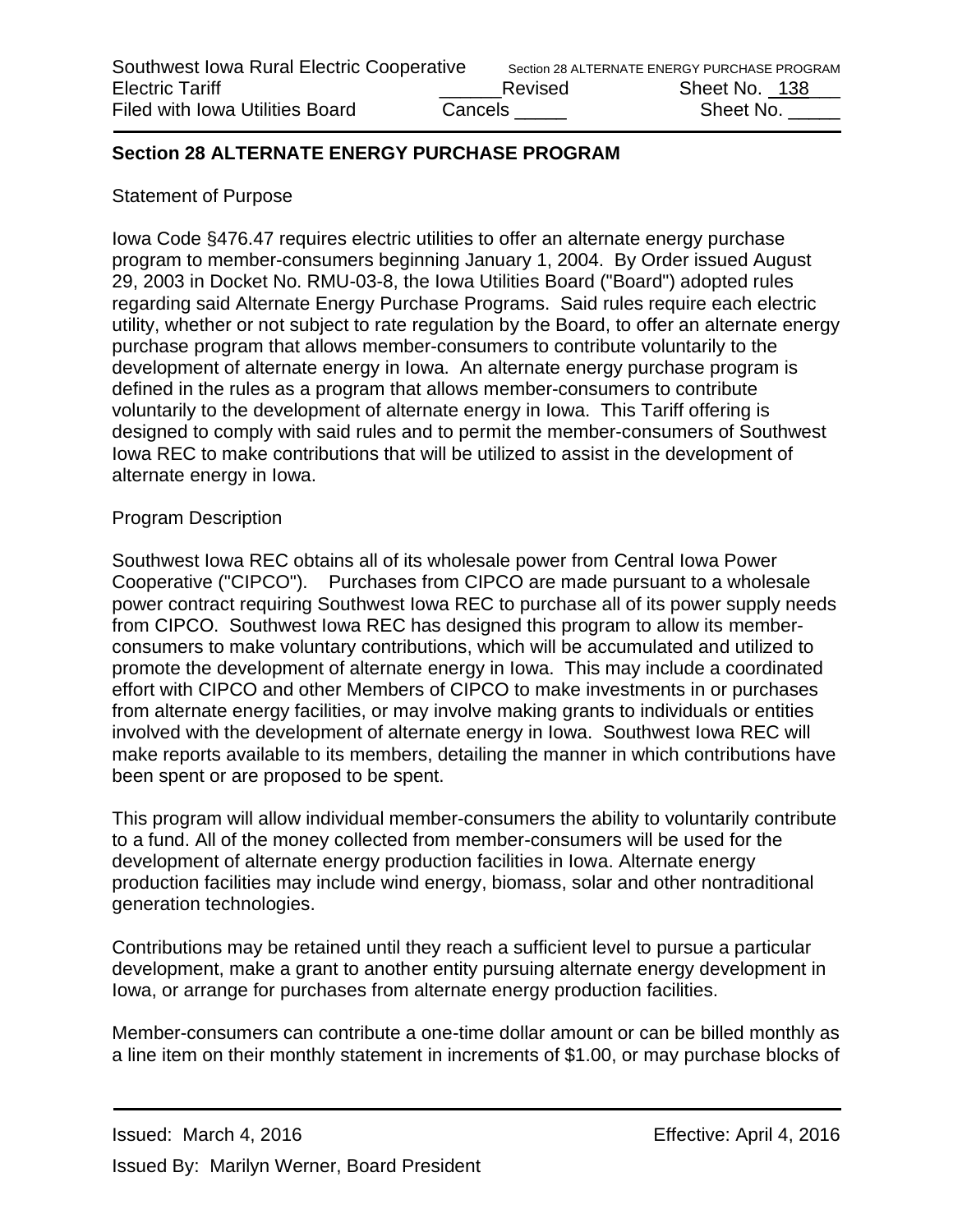## Section 28 ALTERNATE ENERGY PURCHASE PROGRAM

Statement of Purpose

Iowa Code §476.47 requires electric utilities to offer an alternate energy purchase program to member-consumers beginning January 1, 2004. By Order issued August 29, 2003 in Docket No. RMU-03-8, the Iowa Utilities Board ("Board") adopted rules regarding said Alternate Energy Purchase Programs. Said rules require each electric utility, whether or not subject to rate regulation by the Board, to offer an alternate energy purchase program that allows member-consumers to contribute voluntarily to the development of alternate energy in Iowa. An alternate energy purchase program is defined in the rules as a program that allows member-consumers to contribute voluntarily to the development of alternate energy in Iowa. This Tariff offering is designed to comply with said rules and to permit the member-consumers of Southwest Iowa REC to make contributions that will be utilized to assist in the development of alternate energy in Iowa.

Program Description

Southwest Iowa REC obtains all of its wholesale power from Central Iowa Power Cooperative ("CIPCO"). Purchases from CIPCO are made pursuant to a wholesale power contract requiring Southwest Iowa REC to purchase all of its power supply needs from CIPCO. Southwest Iowa REC has designed this program to allow its member-consumers to make voluntary contributions, which will be accumulated and utilized to promote the development of alternate energy in Iowa. This may include a coordinated effort with CIPCO and other Members of CIPCO to make investments in or purchases from alternate energy facilities, or may involve making grants to individuals or entities involved with the development of alternate energy in Iowa. Southwest Iowa REC will make reports available to its members, detailing the manner in which contributions have been spent or are proposed to be spent.

This program will allow individual member-consumers the ability to voluntarily contribute to a fund. All of the money collected from member-consumers will be used for the development of alternate energy production facilities in Iowa. Alternate energy production facilities may include wind energy, biomass, solar and other nontraditional generation technologies.

Contributions may be retained until they reach a sufficient level to pursue a particular development, make a grant to another entity pursuing alternate energy development in Iowa, or arrange for purchases from alternate energy production facilities.

Member-consumers can contribute a one-time dollar amount or can be billed monthly as a line item on their monthly statement in increments of $1.00, or may purchase blocks of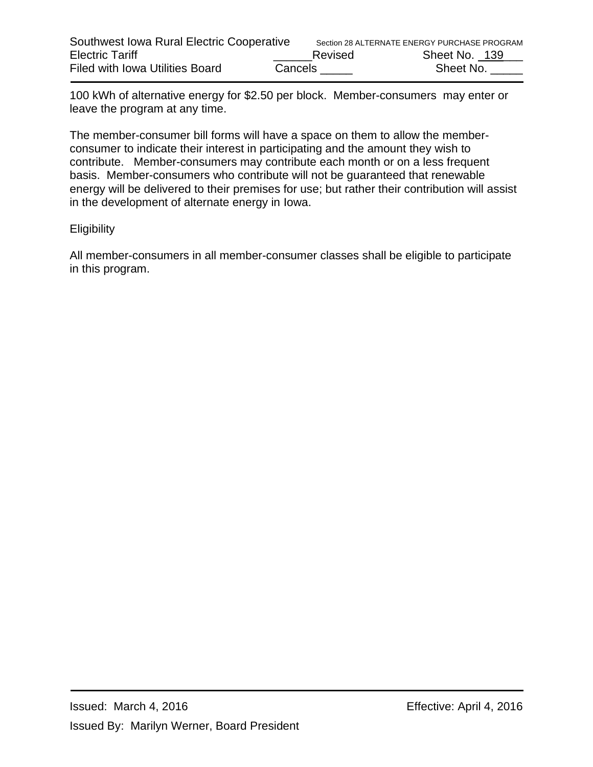100 kWh of alternative energy for $2.50 per block. Member-consumers may enter or leave the program at any time.

The member-consumer bill forms will have a space on them to allow the member-consumer to indicate their interest in participating and the amount they wish to contribute. Member-consumers may contribute each month or on a less frequent basis. Member-consumers who contribute will not be guaranteed that renewable energy will be delivered to their premises for use; but rather their contribution will assist in the development of alternate energy in Iowa.

Eligibility

All member-consumers in all member-consumer classes shall be eligible to participate in this program.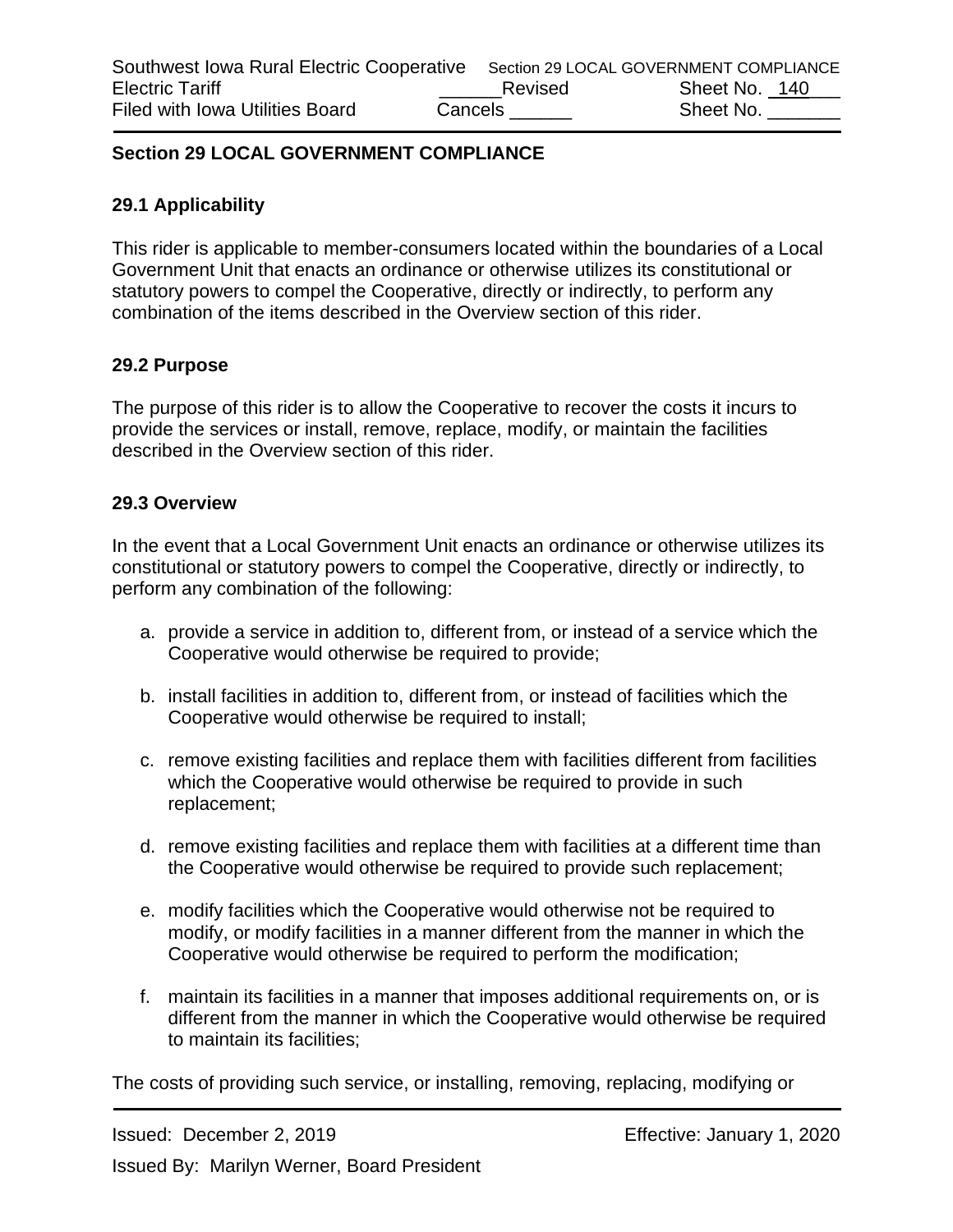## Section 29 LOCAL GOVERNMENT COMPLIANCE

### 29.1 Applicability

This rider is applicable to member-consumers located within the boundaries of a Local Government Unit that enacts an ordinance or otherwise utilizes its constitutional or statutory powers to compel the Cooperative, directly or indirectly, to perform any combination of the items described in the Overview section of this rider.

### 29.2 Purpose

The purpose of this rider is to allow the Cooperative to recover the costs it incurs to provide the services or install, remove, replace, modify, or maintain the facilities described in the Overview section of this rider.

### 29.3 Overview

In the event that a Local Government Unit enacts an ordinance or otherwise utilizes its constitutional or statutory powers to compel the Cooperative, directly or indirectly, to perform any combination of the following:

a. provide a service in addition to, different from, or instead of a service which the Cooperative would otherwise be required to provide;

b. install facilities in addition to, different from, or instead of facilities which the Cooperative would otherwise be required to install;

c. remove existing facilities and replace them with facilities different from facilities which the Cooperative would otherwise be required to provide in such replacement;

d. remove existing facilities and replace them with facilities at a different time than the Cooperative would otherwise be required to provide such replacement;

e. modify facilities which the Cooperative would otherwise not be required to modify, or modify facilities in a manner different from the manner in which the Cooperative would otherwise be required to perform the modification;

f. maintain its facilities in a manner that imposes additional requirements on, or is different from the manner in which the Cooperative would otherwise be required to maintain its facilities;

The costs of providing such service, or installing, removing, replacing, modifying or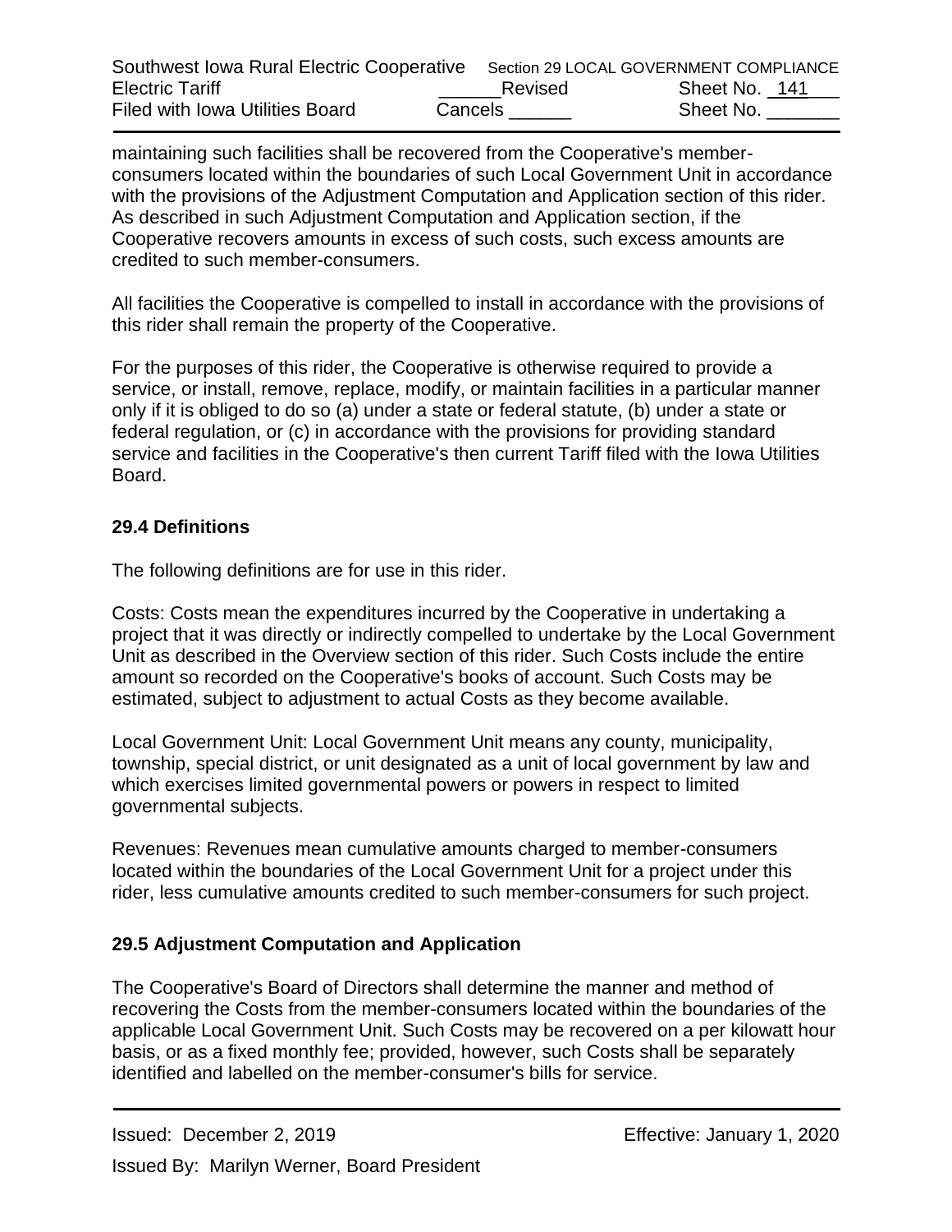maintaining such facilities shall be recovered from the Cooperative's member-consumers located within the boundaries of such Local Government Unit in accordance with the provisions of the Adjustment Computation and Application section of this rider. As described in such Adjustment Computation and Application section, if the Cooperative recovers amounts in excess of such costs, such excess amounts are credited to such member-consumers.

All facilities the Cooperative is compelled to install in accordance with the provisions of this rider shall remain the property of the Cooperative.

For the purposes of this rider, the Cooperative is otherwise required to provide a service, or install, remove, replace, modify, or maintain facilities in a particular manner only if it is obliged to do so (a) under a state or federal statute, (b) under a state or federal regulation, or (c) in accordance with the provisions for providing standard service and facilities in the Cooperative's then current Tariff filed with the Iowa Utilities Board.

## 29.4 Definitions

The following definitions are for use in this rider.

Costs: Costs mean the expenditures incurred by the Cooperative in undertaking a project that it was directly or indirectly compelled to undertake by the Local Government Unit as described in the Overview section of this rider. Such Costs include the entire amount so recorded on the Cooperative's books of account. Such Costs may be estimated, subject to adjustment to actual Costs as they become available.

Local Government Unit: Local Government Unit means any county, municipality, township, special district, or unit designated as a unit of local government by law and which exercises limited governmental powers or powers in respect to limited governmental subjects.

Revenues: Revenues mean cumulative amounts charged to member-consumers located within the boundaries of the Local Government Unit for a project under this rider, less cumulative amounts credited to such member-consumers for such project.

## 29.5 Adjustment Computation and Application

The Cooperative's Board of Directors shall determine the manner and method of recovering the Costs from the member-consumers located within the boundaries of the applicable Local Government Unit. Such Costs may be recovered on a per kilowatt hour basis, or as a fixed monthly fee; provided, however, such Costs shall be separately identified and labelled on the member-consumer's bills for service.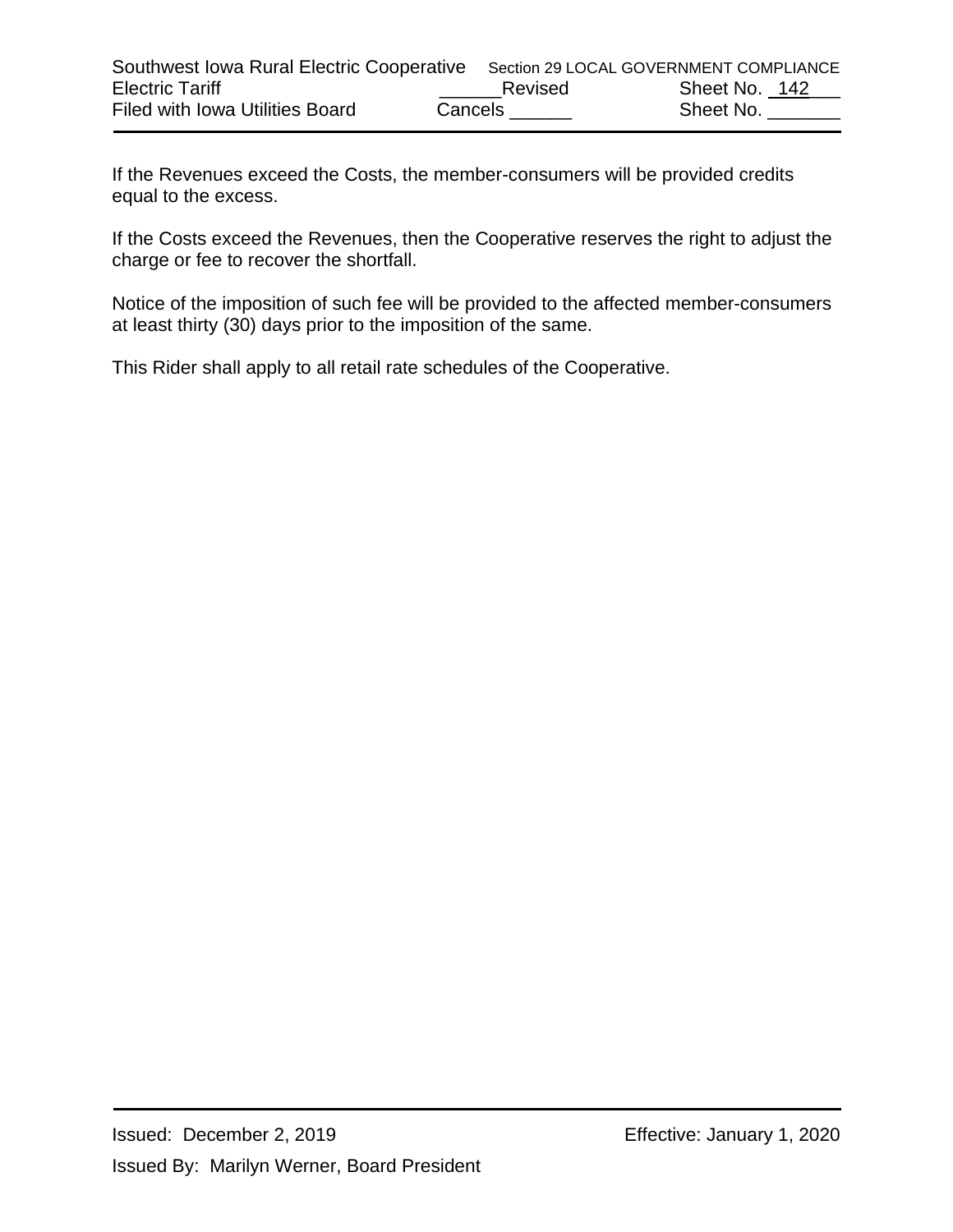If the Revenues exceed the Costs, the member-consumers will be provided credits equal to the excess.

If the Costs exceed the Revenues, then the Cooperative reserves the right to adjust the charge or fee to recover the shortfall.

Notice of the imposition of such fee will be provided to the affected member-consumers at least thirty (30) days prior to the imposition of the same.

This Rider shall apply to all retail rate schedules of the Cooperative.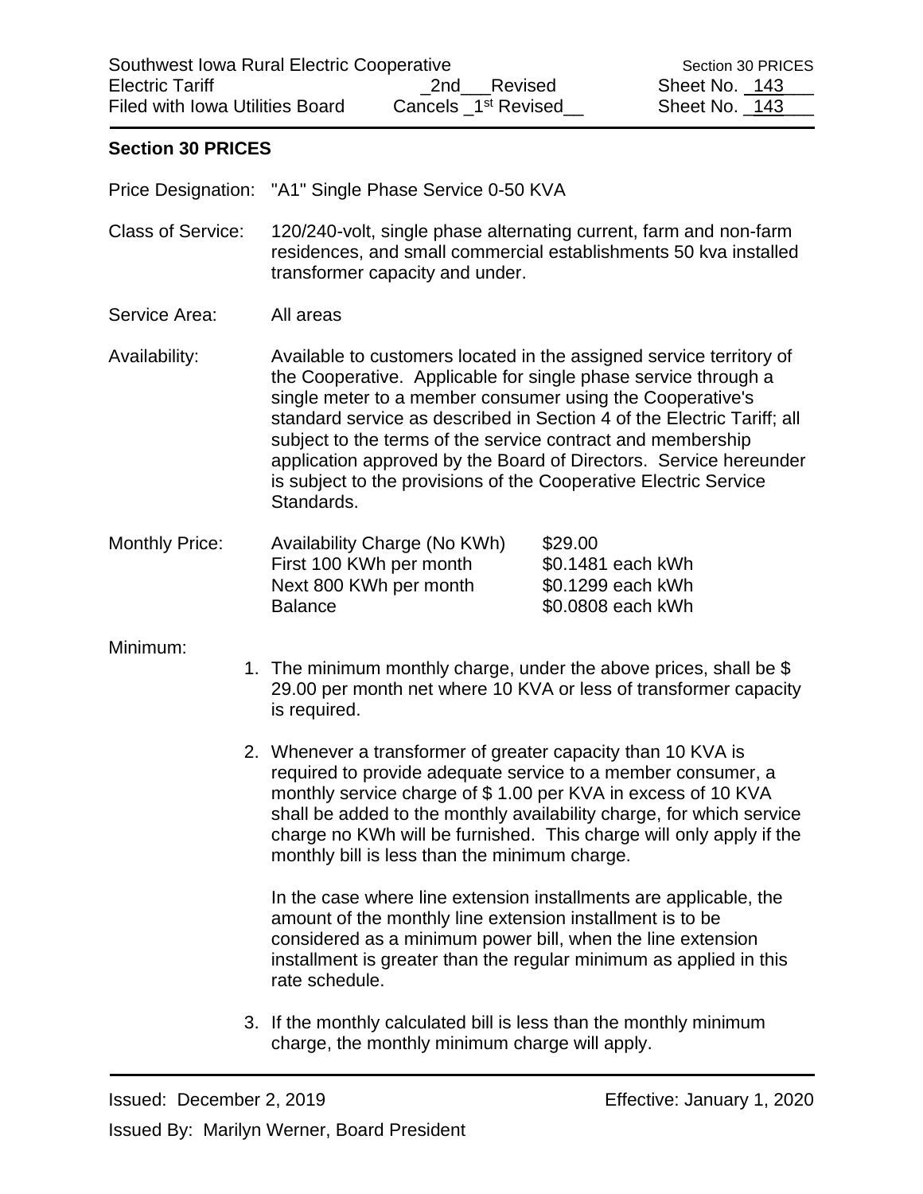## Section 30 PRICES

Price Designation: "A1" Single Phase Service 0-50 KVA

Class of Service: 120/240-volt, single phase alternating current, farm and non-farm residences, and small commercial establishments 50 kva installed transformer capacity and under.

Service Area: All areas

Availability: Available to customers located in the assigned service territory of the Cooperative. Applicable for single phase service through a single meter to a member consumer using the Cooperative's standard service as described in Section 4 of the Electric Tariff; all subject to the terms of the service contract and membership application approved by the Board of Directors. Service hereunder is subject to the provisions of the Cooperative Electric Service Standards.

Monthly Price:

| | |
|---|---|
| Availability Charge (No KWh) | $29.00 |
| First 100 KWh per month | $0.1481 each kWh |
| Next 800 KWh per month | $0.1299 each kWh |
| Balance | $0.0808 each kWh |

Minimum:

1. The minimum monthly charge, under the above prices, shall be $ 29.00 per month net where 10 KVA or less of transformer capacity is required.
2. Whenever a transformer of greater capacity than 10 KVA is required to provide adequate service to a member consumer, a monthly service charge of $ 1.00 per KVA in excess of 10 KVA shall be added to the monthly availability charge, for which service charge no KWh will be furnished. This charge will only apply if the monthly bill is less than the minimum charge.

   In the case where line extension installments are applicable, the amount of the monthly line extension installment is to be considered as a minimum power bill, when the line extension installment is greater than the regular minimum as applied in this rate schedule.
3. If the monthly calculated bill is less than the monthly minimum charge, the monthly minimum charge will apply.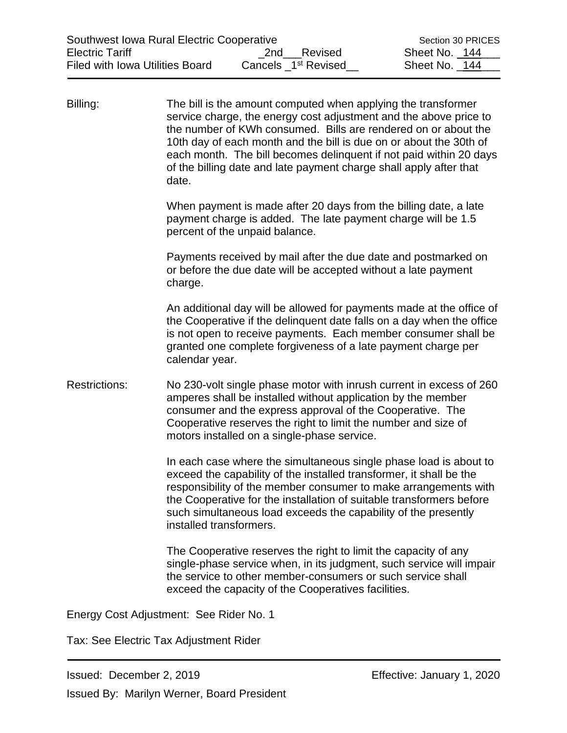Billing: The bill is the amount computed when applying the transformer service charge, the energy cost adjustment and the above price to the number of KWh consumed. Bills are rendered on or about the 10th day of each month and the bill is due on or about the 30th of each month. The bill becomes delinquent if not paid within 20 days of the billing date and late payment charge shall apply after that date.

When payment is made after 20 days from the billing date, a late payment charge is added. The late payment charge will be 1.5 percent of the unpaid balance.

Payments received by mail after the due date and postmarked on or before the due date will be accepted without a late payment charge.

An additional day will be allowed for payments made at the office of the Cooperative if the delinquent date falls on a day when the office is not open to receive payments. Each member consumer shall be granted one complete forgiveness of a late payment charge per calendar year.

Restrictions: No 230-volt single phase motor with inrush current in excess of 260 amperes shall be installed without application by the member consumer and the express approval of the Cooperative. The Cooperative reserves the right to limit the number and size of motors installed on a single-phase service.

In each case where the simultaneous single phase load is about to exceed the capability of the installed transformer, it shall be the responsibility of the member consumer to make arrangements with the Cooperative for the installation of suitable transformers before such simultaneous load exceeds the capability of the presently installed transformers.

The Cooperative reserves the right to limit the capacity of any single-phase service when, in its judgment, such service will impair the service to other member-consumers or such service shall exceed the capacity of the Cooperatives facilities.

Energy Cost Adjustment: See Rider No. 1

Tax: See Electric Tax Adjustment Rider

Issued: December 2, 2019 Effective: January 1, 2020

Issued By: Marilyn Werner, Board President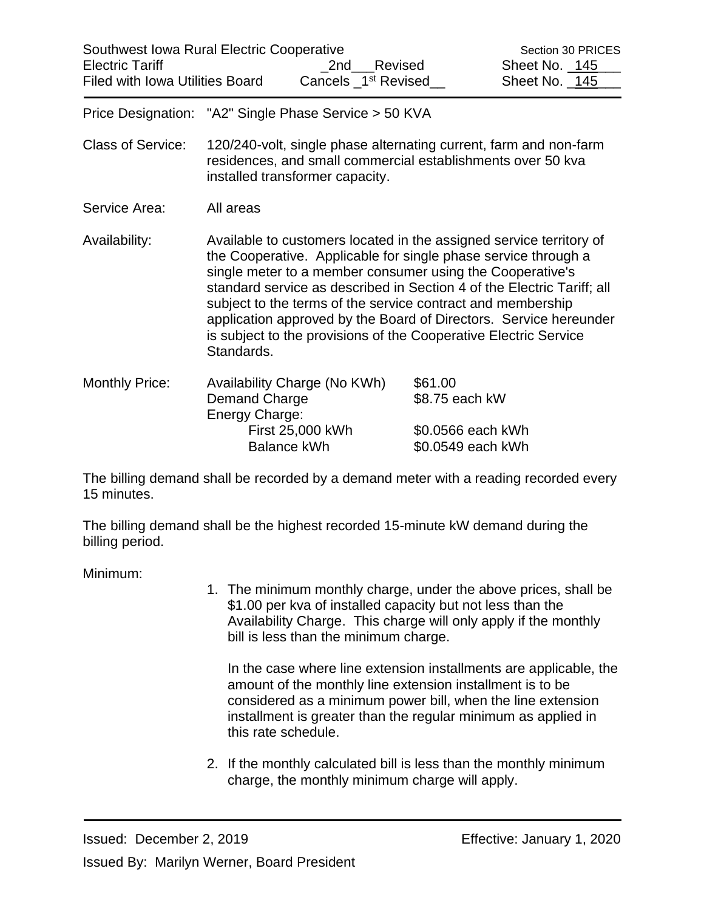Southwest Iowa Rural Electric Cooperative — Section 30 PRICES
Electric Tariff — _2nd___Revised — Sheet No. _145___
Filed with Iowa Utilities Board — Cancels _1st Revised__ — Sheet No. _145___

Price Designation: "A2" Single Phase Service > 50 KVA

Class of Service: 120/240-volt, single phase alternating current, farm and non-farm residences, and small commercial establishments over 50 kva installed transformer capacity.

Service Area: All areas

Availability: Available to customers located in the assigned service territory of the Cooperative. Applicable for single phase service through a single meter to a member consumer using the Cooperative's standard service as described in Section 4 of the Electric Tariff; all subject to the terms of the service contract and membership application approved by the Board of Directors. Service hereunder is subject to the provisions of the Cooperative Electric Service Standards.

Monthly Price:

| | |
|---|---|
| Availability Charge (No KWh) | $61.00 |
| Demand Charge | $8.75 each kW |
| Energy Charge: | |
| First 25,000 kWh | $0.0566 each kWh |
| Balance kWh | $0.0549 each kWh |

The billing demand shall be recorded by a demand meter with a reading recorded every 15 minutes.

The billing demand shall be the highest recorded 15-minute kW demand during the billing period.

Minimum:

1. The minimum monthly charge, under the above prices, shall be $1.00 per kva of installed capacity but not less than the Availability Charge. This charge will only apply if the monthly bill is less than the minimum charge.

   In the case where line extension installments are applicable, the amount of the monthly line extension installment is to be considered as a minimum power bill, when the line extension installment is greater than the regular minimum as applied in this rate schedule.

2. If the monthly calculated bill is less than the monthly minimum charge, the monthly minimum charge will apply.

Issued: December 2, 2019 — Effective: January 1, 2020

Issued By: Marilyn Werner, Board President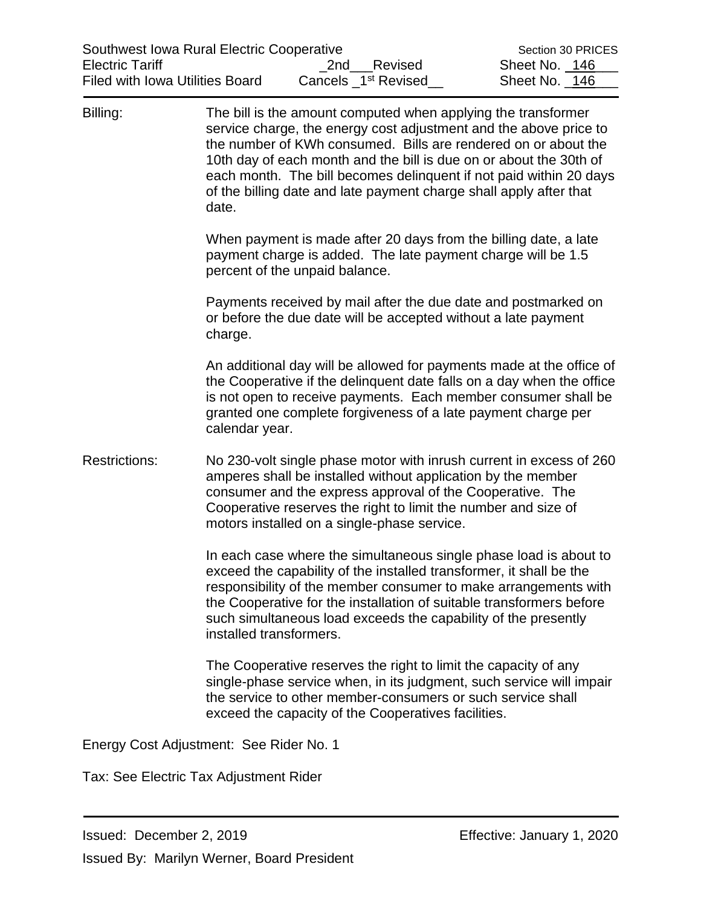Southwest Iowa Rural Electric Cooperative — Section 30 PRICES
Electric Tariff — _2nd___Revised — Sheet No. _146___
Filed with Iowa Utilities Board — Cancels _1st Revised__ — Sheet No. _146___

**Billing:**

The bill is the amount computed when applying the transformer service charge, the energy cost adjustment and the above price to the number of KWh consumed. Bills are rendered on or about the 10th day of each month and the bill is due on or about the 30th of each month. The bill becomes delinquent if not paid within 20 days of the billing date and late payment charge shall apply after that date.

When payment is made after 20 days from the billing date, a late payment charge is added. The late payment charge will be 1.5 percent of the unpaid balance.

Payments received by mail after the due date and postmarked on or before the due date will be accepted without a late payment charge.

An additional day will be allowed for payments made at the office of the Cooperative if the delinquent date falls on a day when the office is not open to receive payments. Each member consumer shall be granted one complete forgiveness of a late payment charge per calendar year.

**Restrictions:**

No 230-volt single phase motor with inrush current in excess of 260 amperes shall be installed without application by the member consumer and the express approval of the Cooperative. The Cooperative reserves the right to limit the number and size of motors installed on a single-phase service.

In each case where the simultaneous single phase load is about to exceed the capability of the installed transformer, it shall be the responsibility of the member consumer to make arrangements with the Cooperative for the installation of suitable transformers before such simultaneous load exceeds the capability of the presently installed transformers.

The Cooperative reserves the right to limit the capacity of any single-phase service when, in its judgment, such service will impair the service to other member-consumers or such service shall exceed the capacity of the Cooperatives facilities.

Energy Cost Adjustment: See Rider No. 1

Tax: See Electric Tax Adjustment Rider

Issued: December 2, 2019 — Effective: January 1, 2020

Issued By: Marilyn Werner, Board President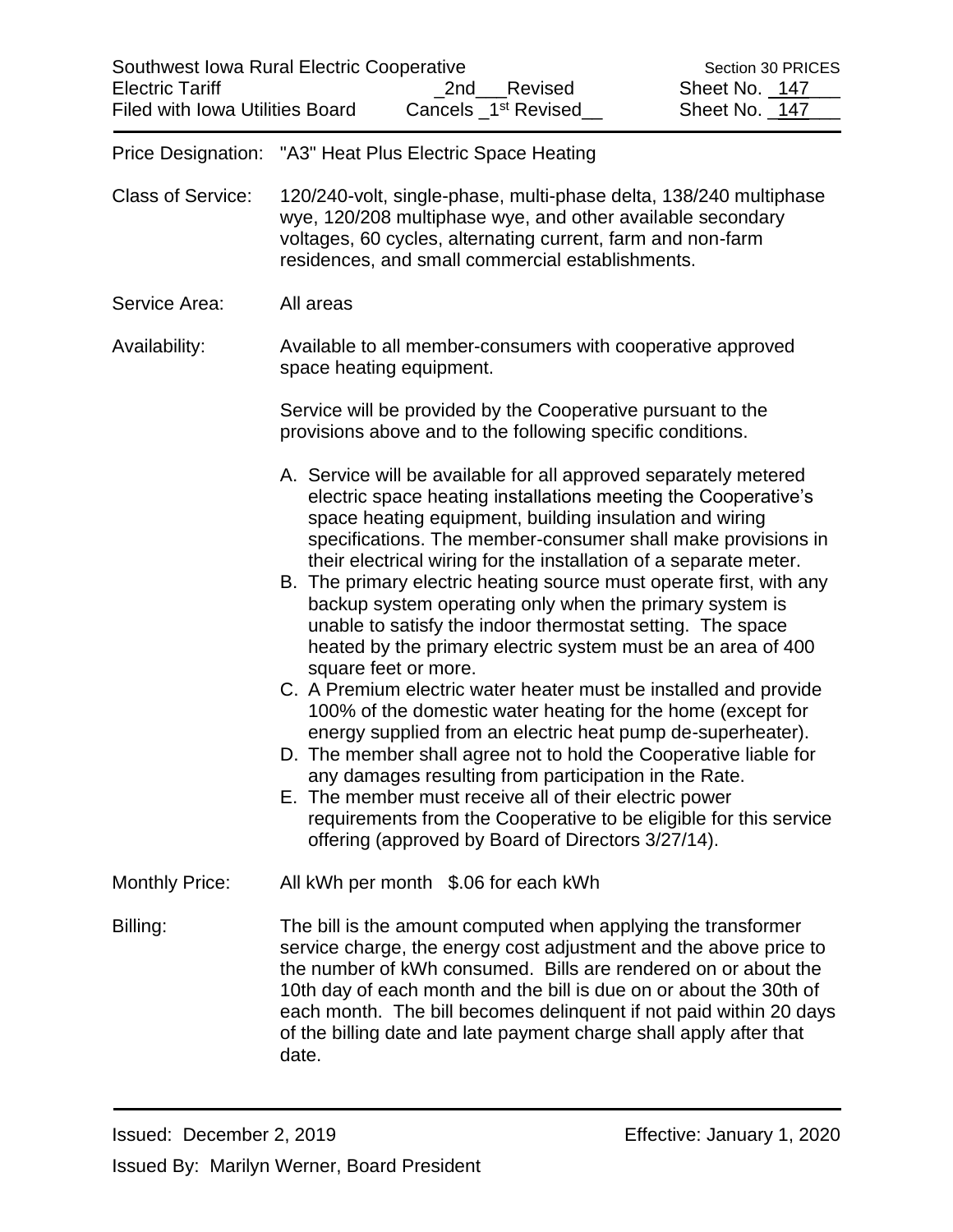| Southwest Iowa Rural Electric Cooperative | | Section 30 PRICES |
|---|---|---|
| Electric Tariff | _2nd___Revised | Sheet No. _147___ |
| Filed with Iowa Utilities Board | Cancels _1st Revised__ | Sheet No. _147___ |

**Price Designation:** "A3" Heat Plus Electric Space Heating

**Class of Service:** 120/240-volt, single-phase, multi-phase delta, 138/240 multiphase wye, 120/208 multiphase wye, and other available secondary voltages, 60 cycles, alternating current, farm and non-farm residences, and small commercial establishments.

**Service Area:** All areas

**Availability:** Available to all member-consumers with cooperative approved space heating equipment.

Service will be provided by the Cooperative pursuant to the provisions above and to the following specific conditions.

A. Service will be available for all approved separately metered electric space heating installations meeting the Cooperative's space heating equipment, building insulation and wiring specifications. The member-consumer shall make provisions in their electrical wiring for the installation of a separate meter.
B. The primary electric heating source must operate first, with any backup system operating only when the primary system is unable to satisfy the indoor thermostat setting. The space heated by the primary electric system must be an area of 400 square feet or more.
C. A Premium electric water heater must be installed and provide 100% of the domestic water heating for the home (except for energy supplied from an electric heat pump de-superheater).
D. The member shall agree not to hold the Cooperative liable for any damages resulting from participation in the Rate.
E. The member must receive all of their electric power requirements from the Cooperative to be eligible for this service offering (approved by Board of Directors 3/27/14).

**Monthly Price:** All kWh per month $.06 for each kWh

**Billing:** The bill is the amount computed when applying the transformer service charge, the energy cost adjustment and the above price to the number of kWh consumed. Bills are rendered on or about the 10th day of each month and the bill is due on or about the 30th of each month. The bill becomes delinquent if not paid within 20 days of the billing date and late payment charge shall apply after that date.

Issued: December 2, 2019 Effective: January 1, 2020

Issued By: Marilyn Werner, Board President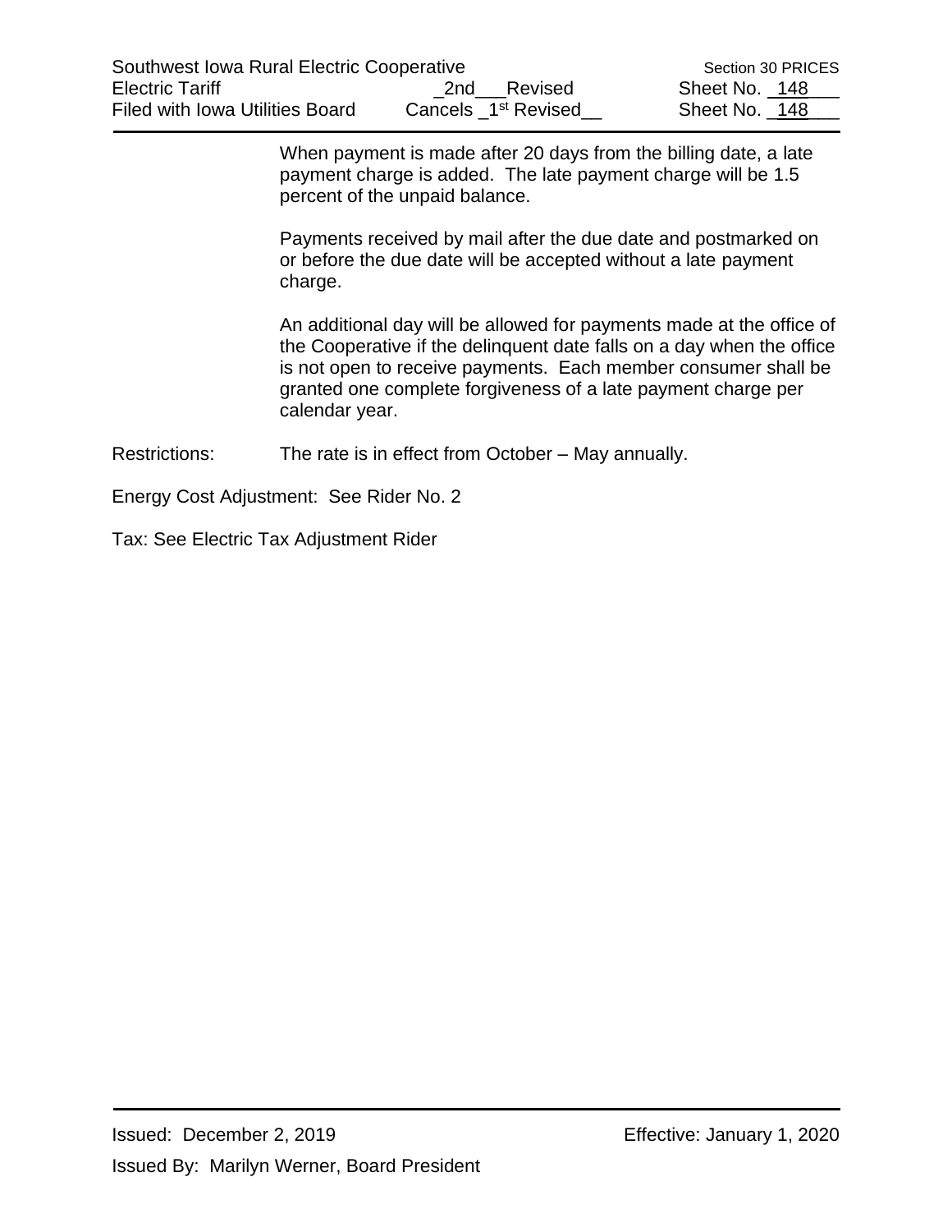When payment is made after 20 days from the billing date, a late payment charge is added. The late payment charge will be 1.5 percent of the unpaid balance.

Payments received by mail after the due date and postmarked on or before the due date will be accepted without a late payment charge.

An additional day will be allowed for payments made at the office of the Cooperative if the delinquent date falls on a day when the office is not open to receive payments. Each member consumer shall be granted one complete forgiveness of a late payment charge per calendar year.

Restrictions: The rate is in effect from October – May annually.

Energy Cost Adjustment: See Rider No. 2

Tax: See Electric Tax Adjustment Rider

Issued: December 2, 2019 Effective: January 1, 2020

Issued By: Marilyn Werner, Board President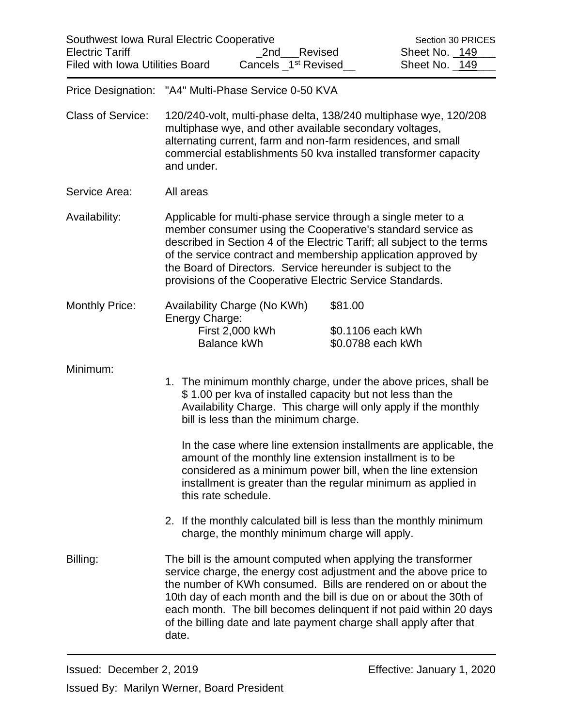Southwest Iowa Rural Electric Cooperative
Electric Tariff
Filed with Iowa Utilities Board

_2nd___Revised
Cancels _1st Revised__

Section 30 PRICES
Sheet No. _149___
Sheet No. _149___

Price Designation: "A4" Multi-Phase Service 0-50 KVA

Class of Service: 120/240-volt, multi-phase delta, 138/240 multiphase wye, 120/208 multiphase wye, and other available secondary voltages, alternating current, farm and non-farm residences, and small commercial establishments 50 kva installed transformer capacity and under.

Service Area: All areas

Availability: Applicable for multi-phase service through a single meter to a member consumer using the Cooperative's standard service as described in Section 4 of the Electric Tariff; all subject to the terms of the service contract and membership application approved by the Board of Directors. Service hereunder is subject to the provisions of the Cooperative Electric Service Standards.

Monthly Price:

| | |
|---|---|
| Availability Charge (No KWh) | $81.00 |
| Energy Charge: | |
| First 2,000 kWh | $0.1106 each kWh |
| Balance kWh | $0.0788 each kWh |

Minimum:

1. The minimum monthly charge, under the above prices, shall be $ 1.00 per kva of installed capacity but not less than the Availability Charge. This charge will only apply if the monthly bill is less than the minimum charge.

   In the case where line extension installments are applicable, the amount of the monthly line extension installment is to be considered as a minimum power bill, when the line extension installment is greater than the regular minimum as applied in this rate schedule.

2. If the monthly calculated bill is less than the monthly minimum charge, the monthly minimum charge will apply.

Billing: The bill is the amount computed when applying the transformer service charge, the energy cost adjustment and the above price to the number of KWh consumed. Bills are rendered on or about the 10th day of each month and the bill is due on or about the 30th of each month. The bill becomes delinquent if not paid within 20 days of the billing date and late payment charge shall apply after that date.

Issued: December 2, 2019 Effective: January 1, 2020

Issued By: Marilyn Werner, Board President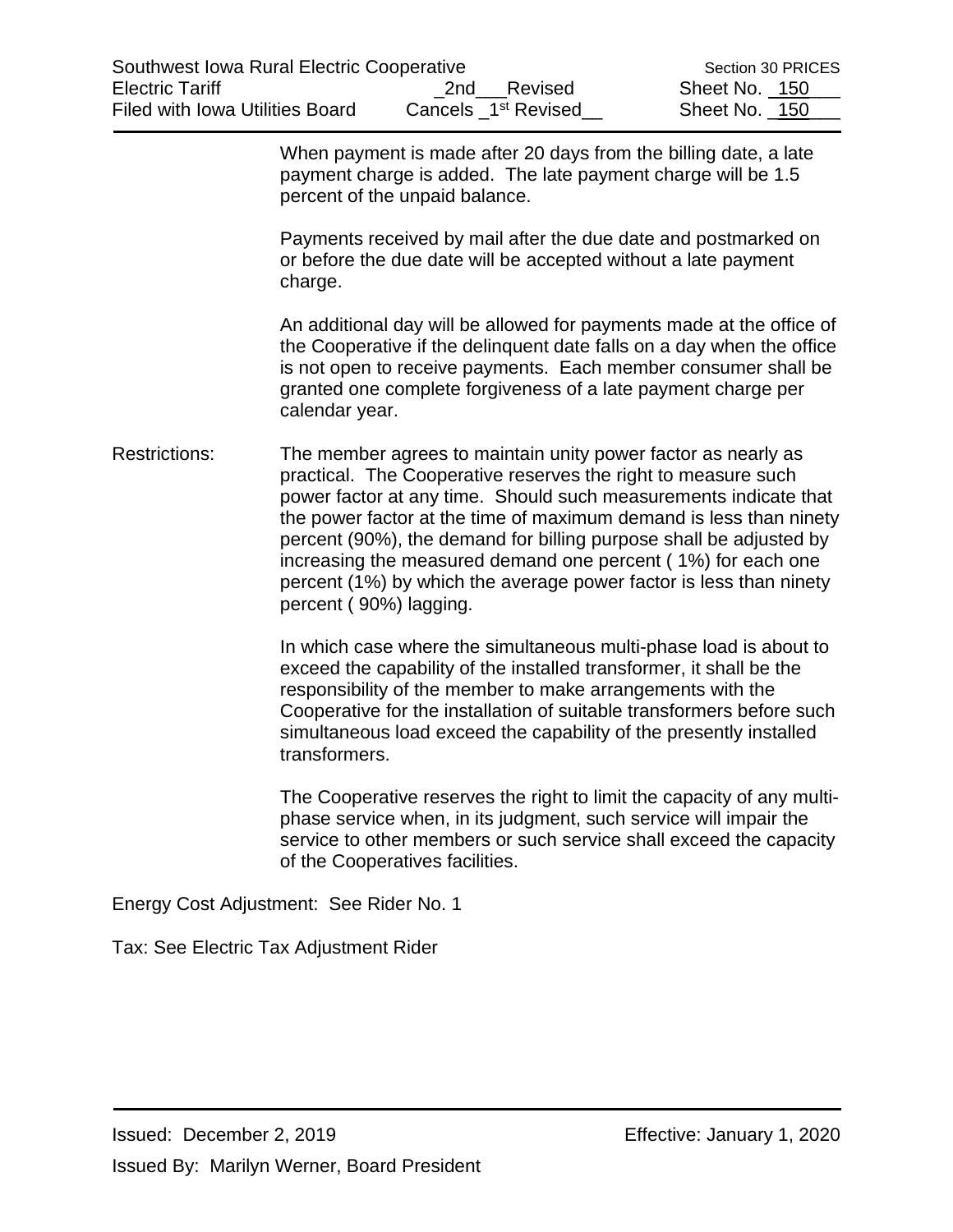When payment is made after 20 days from the billing date, a late payment charge is added. The late payment charge will be 1.5 percent of the unpaid balance.

Payments received by mail after the due date and postmarked on or before the due date will be accepted without a late payment charge.

An additional day will be allowed for payments made at the office of the Cooperative if the delinquent date falls on a day when the office is not open to receive payments. Each member consumer shall be granted one complete forgiveness of a late payment charge per calendar year.

Restrictions: The member agrees to maintain unity power factor as nearly as practical. The Cooperative reserves the right to measure such power factor at any time. Should such measurements indicate that the power factor at the time of maximum demand is less than ninety percent (90%), the demand for billing purpose shall be adjusted by increasing the measured demand one percent ( 1%) for each one percent (1%) by which the average power factor is less than ninety percent ( 90%) lagging.

In which case where the simultaneous multi-phase load is about to exceed the capability of the installed transformer, it shall be the responsibility of the member to make arrangements with the Cooperative for the installation of suitable transformers before such simultaneous load exceed the capability of the presently installed transformers.

The Cooperative reserves the right to limit the capacity of any multi-phase service when, in its judgment, such service will impair the service to other members or such service shall exceed the capacity of the Cooperatives facilities.

Energy Cost Adjustment: See Rider No. 1

Tax: See Electric Tax Adjustment Rider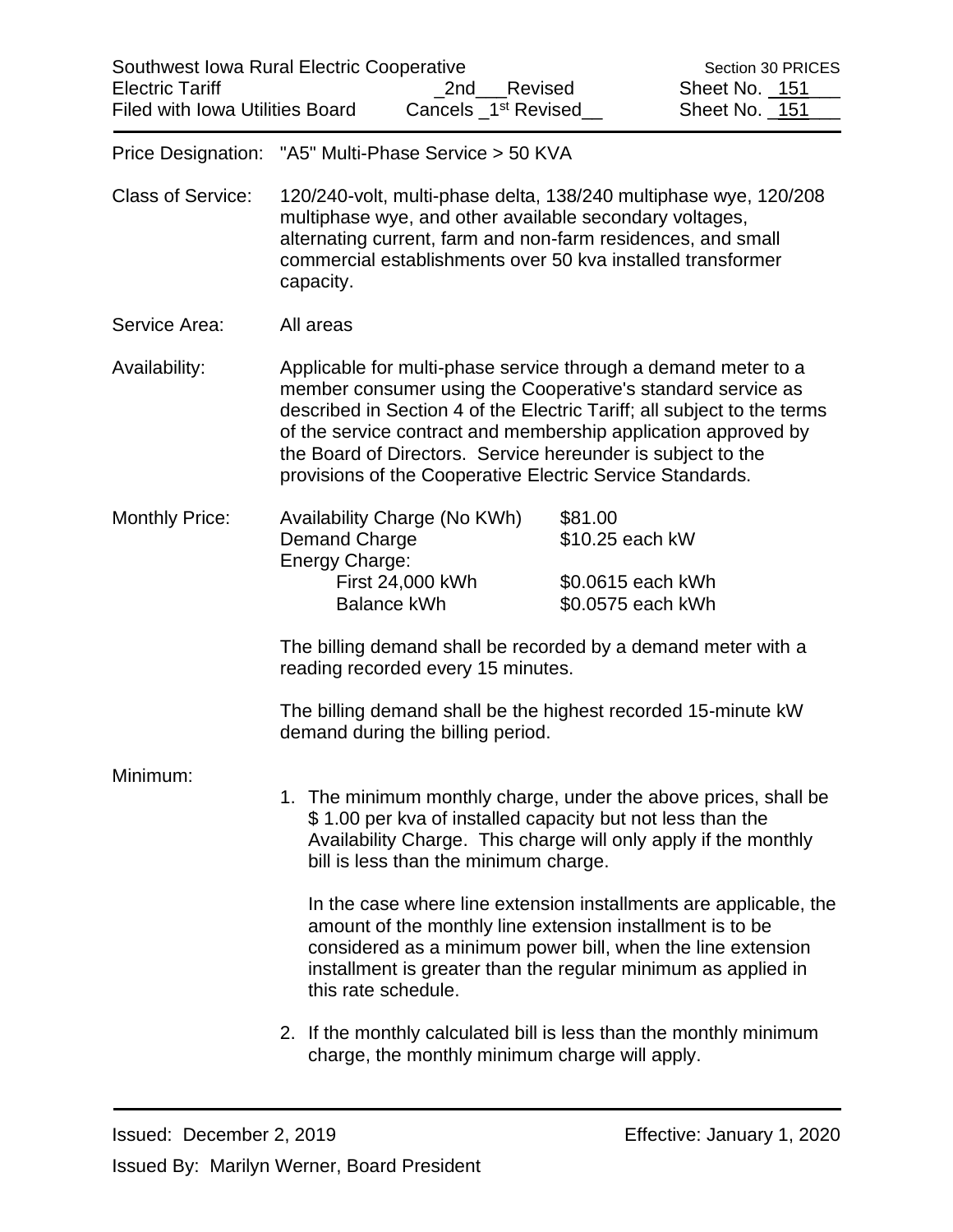Southwest Iowa Rural Electric Cooperative | Section 30 PRICES
Electric Tariff | _2nd___Revised | Sheet No. _151___
Filed with Iowa Utilities Board | Cancels _1st Revised__ | Sheet No. _151___

Price Designation: "A5" Multi-Phase Service > 50 KVA

Class of Service: 120/240-volt, multi-phase delta, 138/240 multiphase wye, 120/208 multiphase wye, and other available secondary voltages, alternating current, farm and non-farm residences, and small commercial establishments over 50 kva installed transformer capacity.

Service Area: All areas

Availability: Applicable for multi-phase service through a demand meter to a member consumer using the Cooperative's standard service as described in Section 4 of the Electric Tariff; all subject to the terms of the service contract and membership application approved by the Board of Directors. Service hereunder is subject to the provisions of the Cooperative Electric Service Standards.

Monthly Price:

| | |
|---|---|
| Availability Charge (No KWh) | $81.00 |
| Demand Charge | $10.25 each kW |
| Energy Charge: | |
| First 24,000 kWh | $0.0615 each kWh |
| Balance kWh | $0.0575 each kWh |

The billing demand shall be recorded by a demand meter with a reading recorded every 15 minutes.

The billing demand shall be the highest recorded 15-minute kW demand during the billing period.

Minimum:

1. The minimum monthly charge, under the above prices, shall be $ 1.00 per kva of installed capacity but not less than the Availability Charge. This charge will only apply if the monthly bill is less than the minimum charge.

   In the case where line extension installments are applicable, the amount of the monthly line extension installment is to be considered as a minimum power bill, when the line extension installment is greater than the regular minimum as applied in this rate schedule.

2. If the monthly calculated bill is less than the monthly minimum charge, the monthly minimum charge will apply.

Issued: December 2, 2019 | Effective: January 1, 2020

Issued By: Marilyn Werner, Board President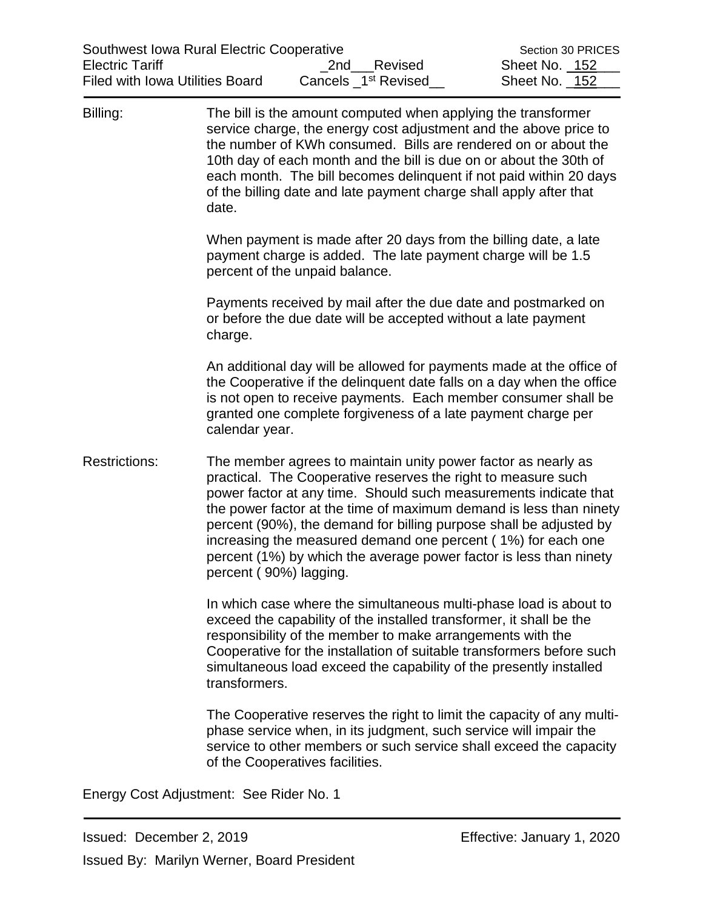Billing: The bill is the amount computed when applying the transformer service charge, the energy cost adjustment and the above price to the number of KWh consumed. Bills are rendered on or about the 10th day of each month and the bill is due on or about the 30th of each month. The bill becomes delinquent if not paid within 20 days of the billing date and late payment charge shall apply after that date.

When payment is made after 20 days from the billing date, a late payment charge is added. The late payment charge will be 1.5 percent of the unpaid balance.

Payments received by mail after the due date and postmarked on or before the due date will be accepted without a late payment charge.

An additional day will be allowed for payments made at the office of the Cooperative if the delinquent date falls on a day when the office is not open to receive payments. Each member consumer shall be granted one complete forgiveness of a late payment charge per calendar year.

Restrictions: The member agrees to maintain unity power factor as nearly as practical. The Cooperative reserves the right to measure such power factor at any time. Should such measurements indicate that the power factor at the time of maximum demand is less than ninety percent (90%), the demand for billing purpose shall be adjusted by increasing the measured demand one percent ( 1%) for each one percent (1%) by which the average power factor is less than ninety percent ( 90%) lagging.

In which case where the simultaneous multi-phase load is about to exceed the capability of the installed transformer, it shall be the responsibility of the member to make arrangements with the Cooperative for the installation of suitable transformers before such simultaneous load exceed the capability of the presently installed transformers.

The Cooperative reserves the right to limit the capacity of any multi-phase service when, in its judgment, such service will impair the service to other members or such service shall exceed the capacity of the Cooperatives facilities.

Energy Cost Adjustment: See Rider No. 1

Issued: December 2, 2019 Effective: January 1, 2020

Issued By: Marilyn Werner, Board President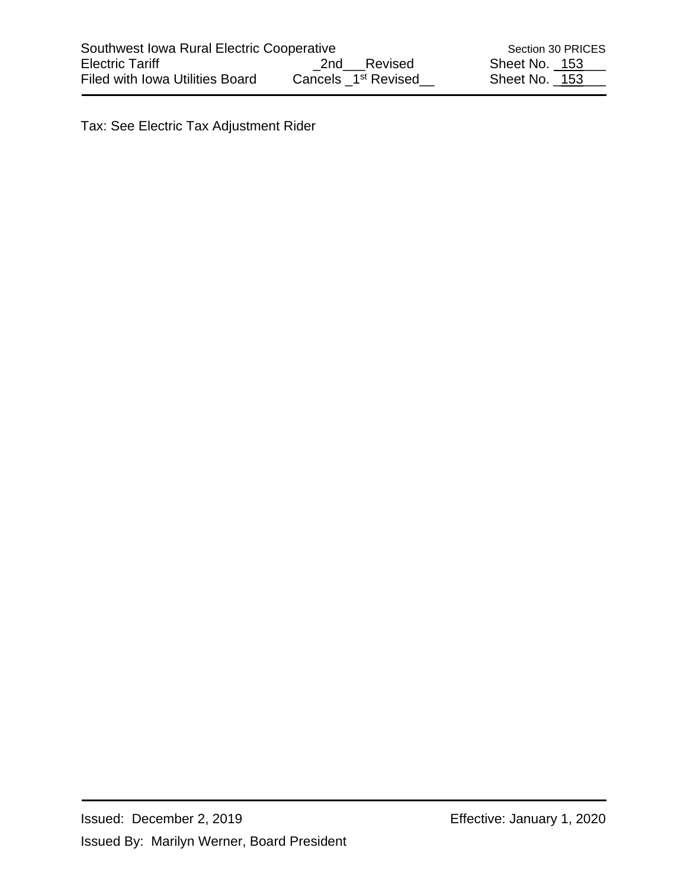Tax: See Electric Tax Adjustment Rider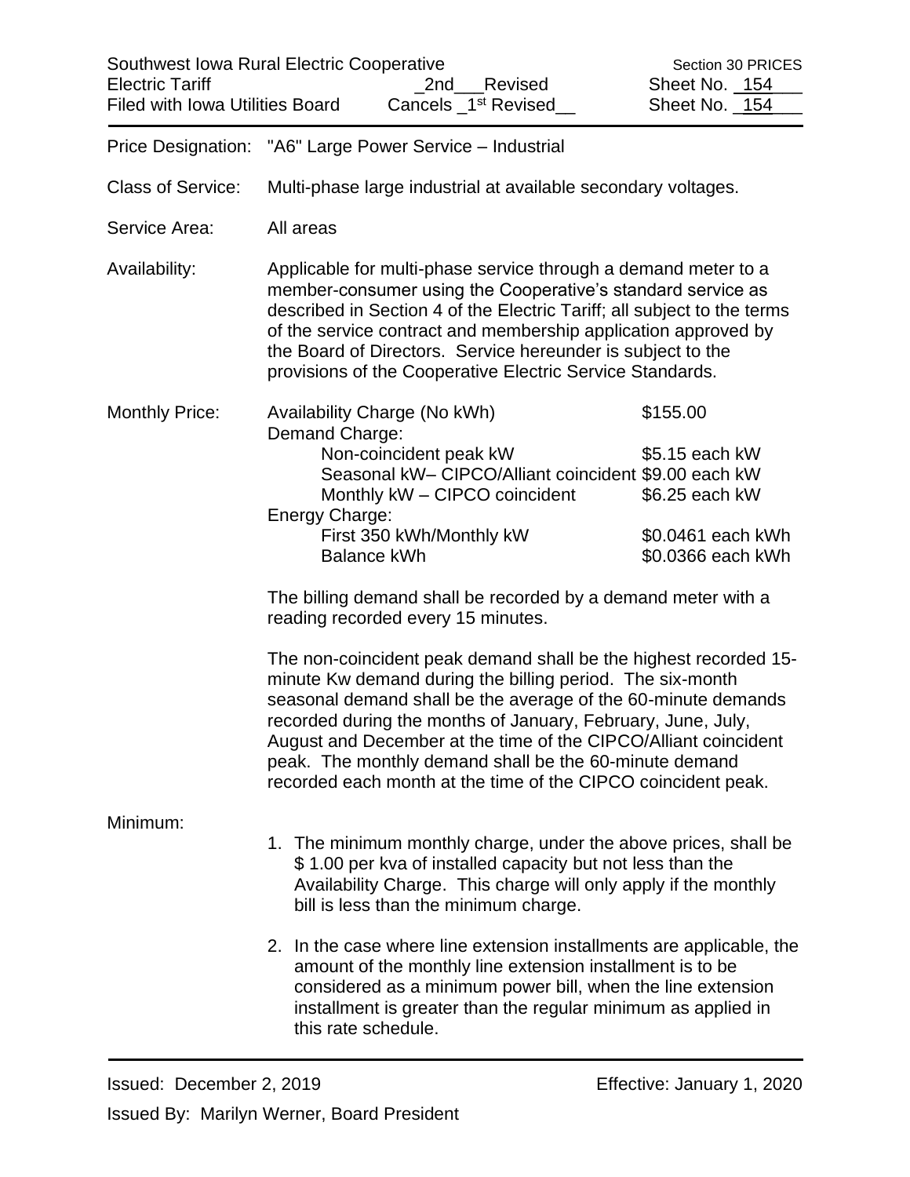Southwest Iowa Rural Electric Cooperative — Section 30 PRICES
Electric Tariff — _2nd___Revised — Sheet No. _154___
Filed with Iowa Utilities Board — Cancels _1st Revised__ — Sheet No. _154___

**Price Designation:** "A6" Large Power Service – Industrial

**Class of Service:** Multi-phase large industrial at available secondary voltages.

**Service Area:** All areas

**Availability:** Applicable for multi-phase service through a demand meter to a member-consumer using the Cooperative's standard service as described in Section 4 of the Electric Tariff; all subject to the terms of the service contract and membership application approved by the Board of Directors. Service hereunder is subject to the provisions of the Cooperative Electric Service Standards.

**Monthly Price:**

| | |
|---|---|
| Availability Charge (No kWh) | $155.00 |
| Demand Charge: | |
| Non-coincident peak kW | $5.15 each kW |
| Seasonal kW– CIPCO/Alliant coincident | $9.00 each kW |
| Monthly kW – CIPCO coincident | $6.25 each kW |
| Energy Charge: | |
| First 350 kWh/Monthly kW | $0.0461 each kWh |
| Balance kWh | $0.0366 each kWh |

The billing demand shall be recorded by a demand meter with a reading recorded every 15 minutes.

The non-coincident peak demand shall be the highest recorded 15-minute Kw demand during the billing period. The six-month seasonal demand shall be the average of the 60-minute demands recorded during the months of January, February, June, July, August and December at the time of the CIPCO/Alliant coincident peak. The monthly demand shall be the 60-minute demand recorded each month at the time of the CIPCO coincident peak.

**Minimum:**

1. The minimum monthly charge, under the above prices, shall be $ 1.00 per kva of installed capacity but not less than the Availability Charge. This charge will only apply if the monthly bill is less than the minimum charge.
2. In the case where line extension installments are applicable, the amount of the monthly line extension installment is to be considered as a minimum power bill, when the line extension installment is greater than the regular minimum as applied in this rate schedule.

Issued: December 2, 2019 — Effective: January 1, 2020

Issued By: Marilyn Werner, Board President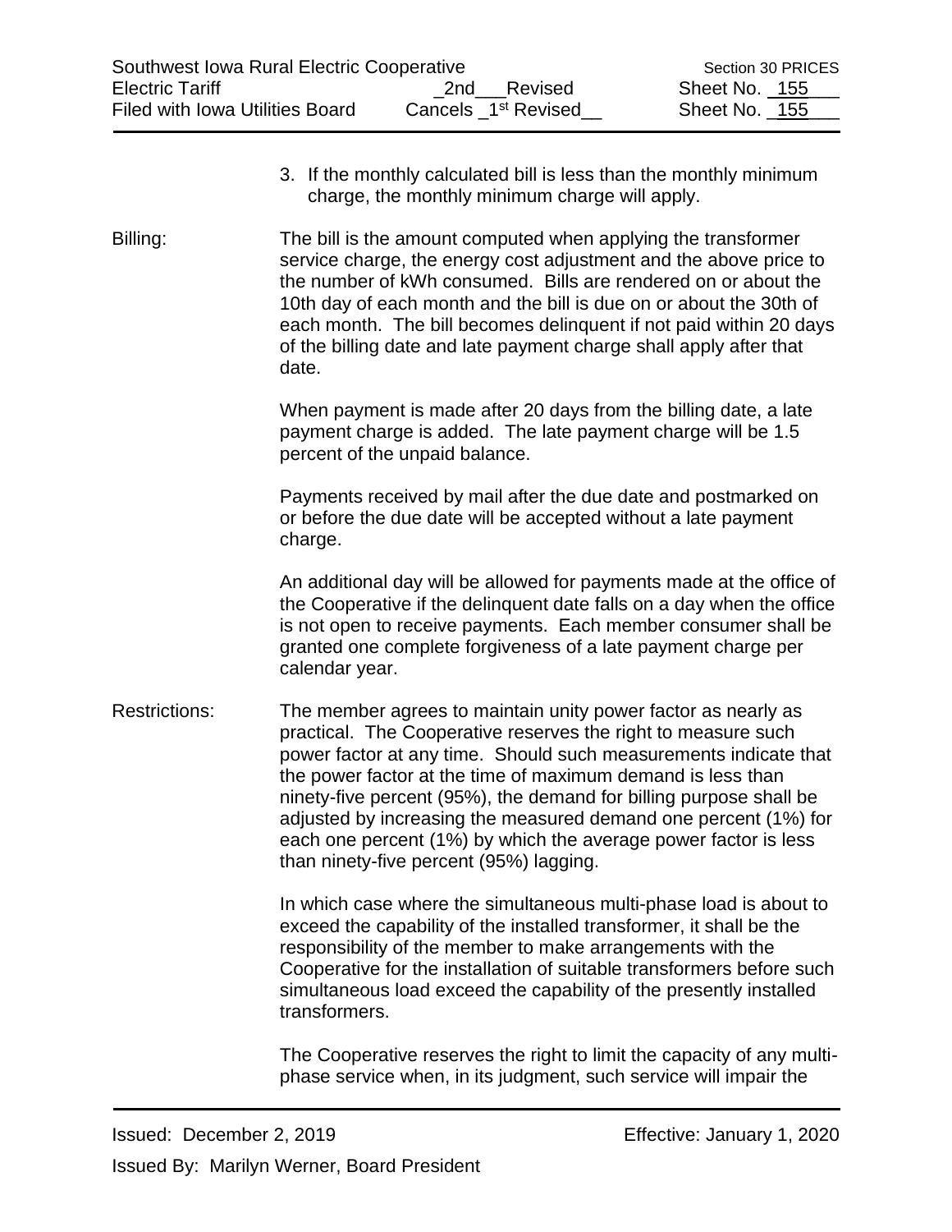3. If the monthly calculated bill is less than the monthly minimum charge, the monthly minimum charge will apply.

Billing: The bill is the amount computed when applying the transformer service charge, the energy cost adjustment and the above price to the number of kWh consumed. Bills are rendered on or about the 10th day of each month and the bill is due on or about the 30th of each month. The bill becomes delinquent if not paid within 20 days of the billing date and late payment charge shall apply after that date.

When payment is made after 20 days from the billing date, a late payment charge is added. The late payment charge will be 1.5 percent of the unpaid balance.

Payments received by mail after the due date and postmarked on or before the due date will be accepted without a late payment charge.

An additional day will be allowed for payments made at the office of the Cooperative if the delinquent date falls on a day when the office is not open to receive payments. Each member consumer shall be granted one complete forgiveness of a late payment charge per calendar year.

Restrictions: The member agrees to maintain unity power factor as nearly as practical. The Cooperative reserves the right to measure such power factor at any time. Should such measurements indicate that the power factor at the time of maximum demand is less than ninety-five percent (95%), the demand for billing purpose shall be adjusted by increasing the measured demand one percent (1%) for each one percent (1%) by which the average power factor is less than ninety-five percent (95%) lagging.

In which case where the simultaneous multi-phase load is about to exceed the capability of the installed transformer, it shall be the responsibility of the member to make arrangements with the Cooperative for the installation of suitable transformers before such simultaneous load exceed the capability of the presently installed transformers.

The Cooperative reserves the right to limit the capacity of any multi-phase service when, in its judgment, such service will impair the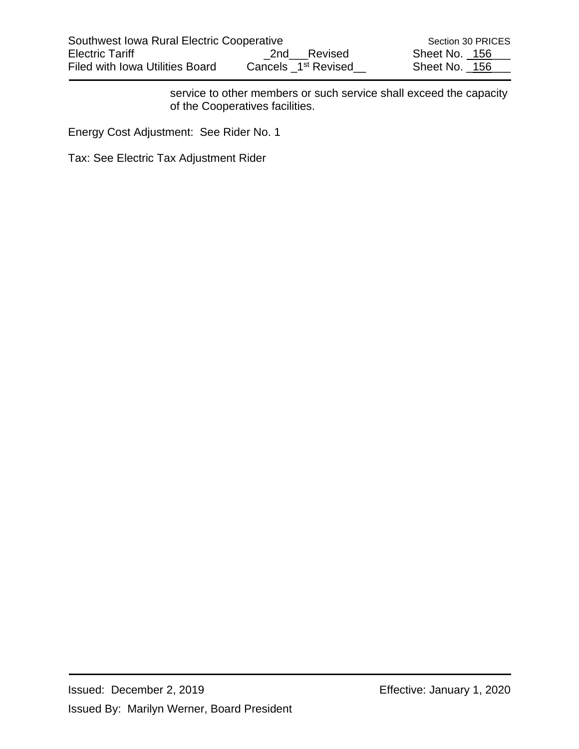service to other members or such service shall exceed the capacity of the Cooperatives facilities.

Energy Cost Adjustment: See Rider No. 1

Tax: See Electric Tax Adjustment Rider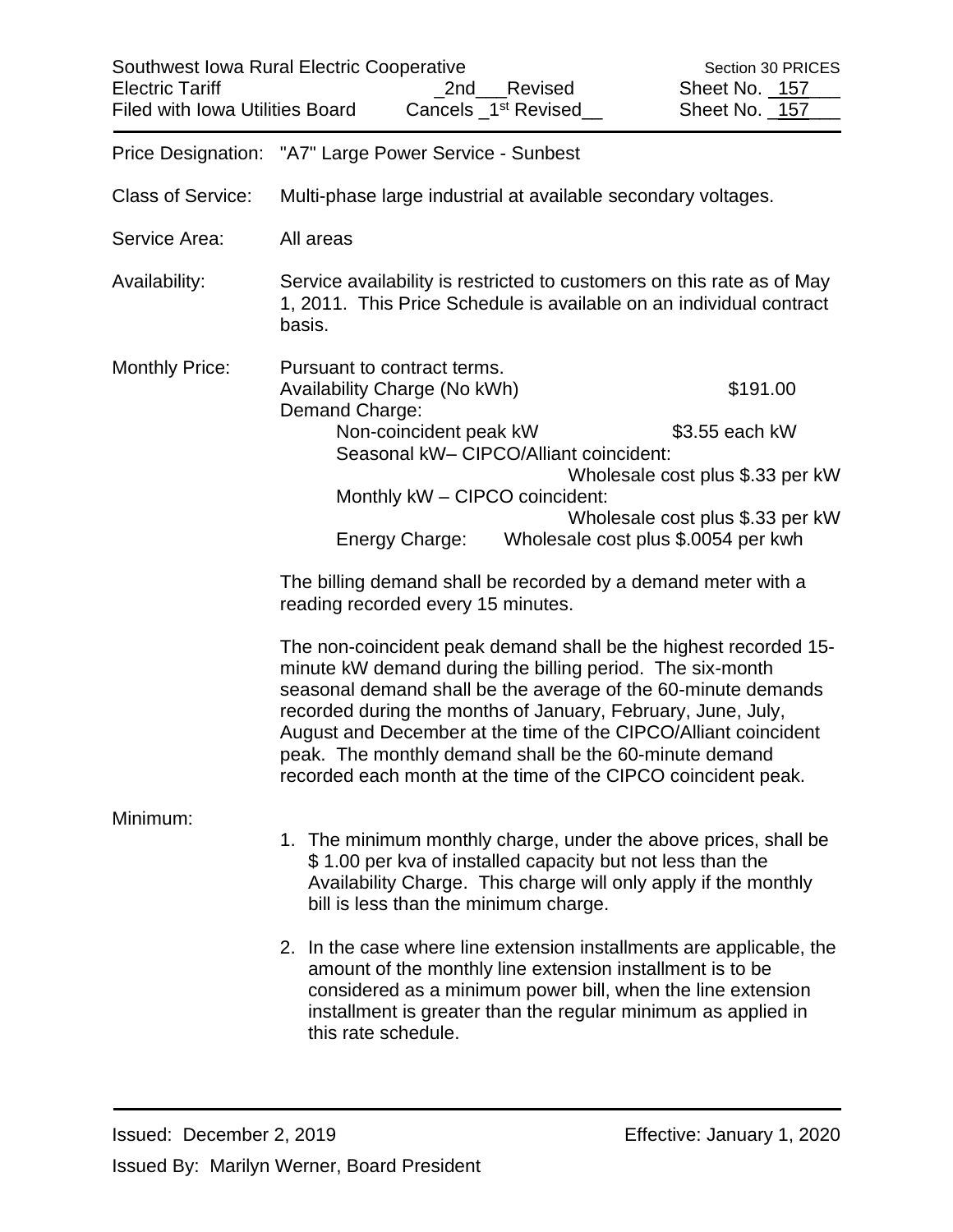Southwest Iowa Rural Electric Cooperative — Section 30 PRICES
Electric Tariff — _2nd___Revised — Sheet No. _157___
Filed with Iowa Utilities Board — Cancels _1st Revised__ — Sheet No. _157___

Price Designation: "A7" Large Power Service - Sunbest

Class of Service: Multi-phase large industrial at available secondary voltages.

Service Area: All areas

Availability: Service availability is restricted to customers on this rate as of May 1, 2011. This Price Schedule is available on an individual contract basis.

Monthly Price: Pursuant to contract terms.

| | |
|---|---|
| Availability Charge (No kWh) | $191.00 |
| Demand Charge: | |
| Non-coincident peak kW | $3.55 each kW |
| Seasonal kW– CIPCO/Alliant coincident: | Wholesale cost plus $.33 per kW |
| Monthly kW – CIPCO coincident: | Wholesale cost plus $.33 per kW |
| Energy Charge: | Wholesale cost plus $.0054 per kwh |

The billing demand shall be recorded by a demand meter with a reading recorded every 15 minutes.

The non-coincident peak demand shall be the highest recorded 15-minute kW demand during the billing period. The six-month seasonal demand shall be the average of the 60-minute demands recorded during the months of January, February, June, July, August and December at the time of the CIPCO/Alliant coincident peak. The monthly demand shall be the 60-minute demand recorded each month at the time of the CIPCO coincident peak.

Minimum:

1. The minimum monthly charge, under the above prices, shall be $ 1.00 per kva of installed capacity but not less than the Availability Charge. This charge will only apply if the monthly bill is less than the minimum charge.

2. In the case where line extension installments are applicable, the amount of the monthly line extension installment is to be considered as a minimum power bill, when the line extension installment is greater than the regular minimum as applied in this rate schedule.

Issued: December 2, 2019 — Effective: January 1, 2020

Issued By: Marilyn Werner, Board President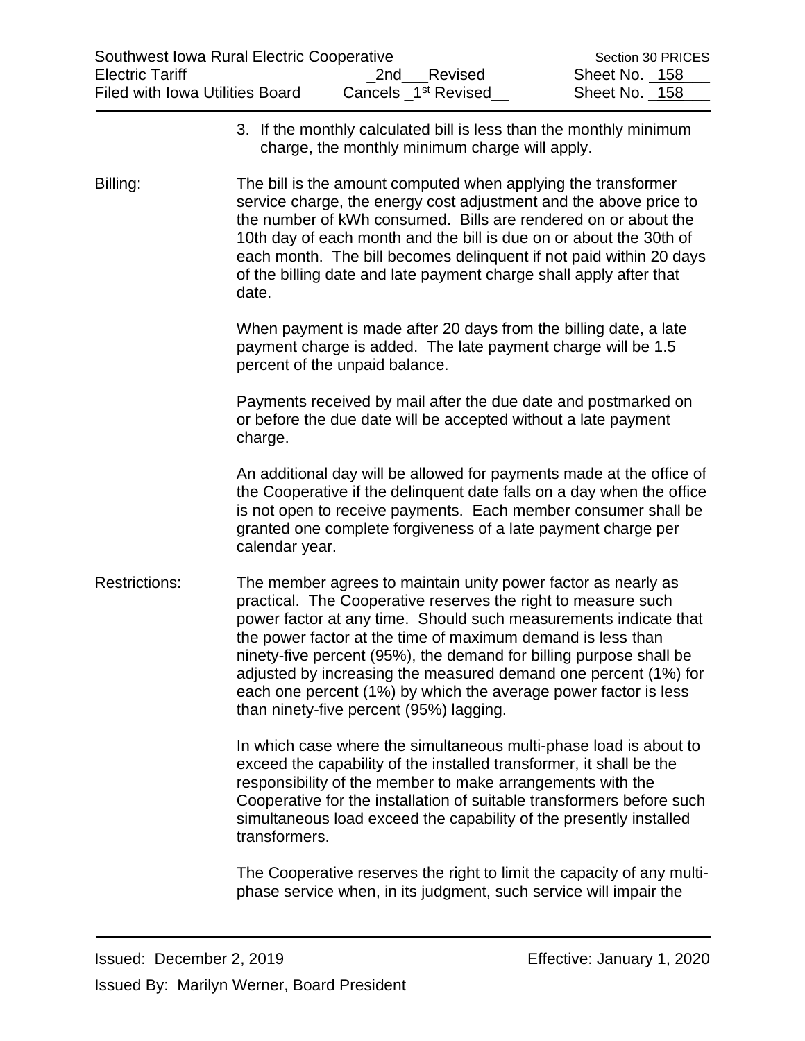3. If the monthly calculated bill is less than the monthly minimum charge, the monthly minimum charge will apply.

**Billing:** The bill is the amount computed when applying the transformer service charge, the energy cost adjustment and the above price to the number of kWh consumed. Bills are rendered on or about the 10th day of each month and the bill is due on or about the 30th of each month. The bill becomes delinquent if not paid within 20 days of the billing date and late payment charge shall apply after that date.

When payment is made after 20 days from the billing date, a late payment charge is added. The late payment charge will be 1.5 percent of the unpaid balance.

Payments received by mail after the due date and postmarked on or before the due date will be accepted without a late payment charge.

An additional day will be allowed for payments made at the office of the Cooperative if the delinquent date falls on a day when the office is not open to receive payments. Each member consumer shall be granted one complete forgiveness of a late payment charge per calendar year.

**Restrictions:** The member agrees to maintain unity power factor as nearly as practical. The Cooperative reserves the right to measure such power factor at any time. Should such measurements indicate that the power factor at the time of maximum demand is less than ninety-five percent (95%), the demand for billing purpose shall be adjusted by increasing the measured demand one percent (1%) for each one percent (1%) by which the average power factor is less than ninety-five percent (95%) lagging.

In which case where the simultaneous multi-phase load is about to exceed the capability of the installed transformer, it shall be the responsibility of the member to make arrangements with the Cooperative for the installation of suitable transformers before such simultaneous load exceed the capability of the presently installed transformers.

The Cooperative reserves the right to limit the capacity of any multi-phase service when, in its judgment, such service will impair the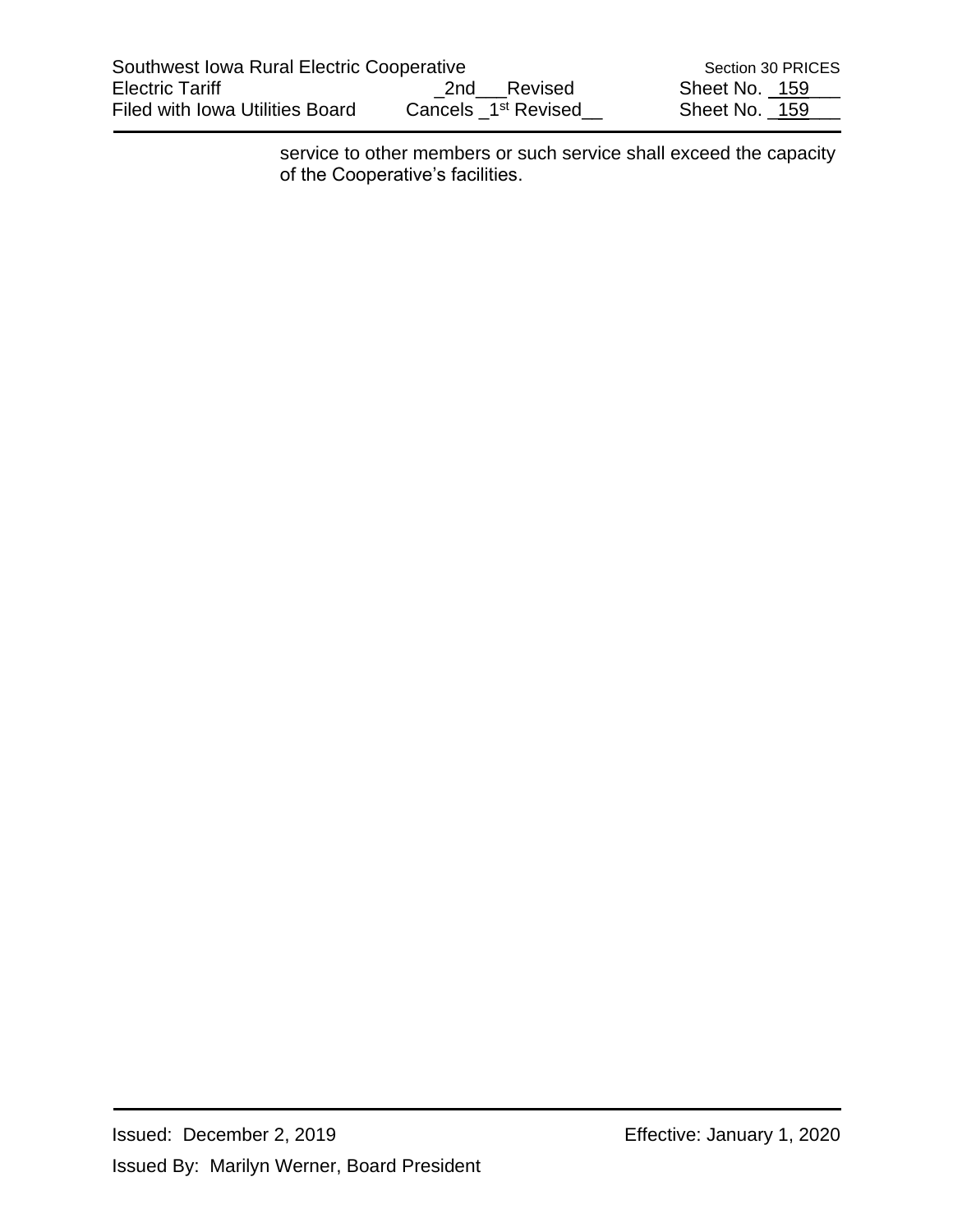service to other members or such service shall exceed the capacity of the Cooperative's facilities.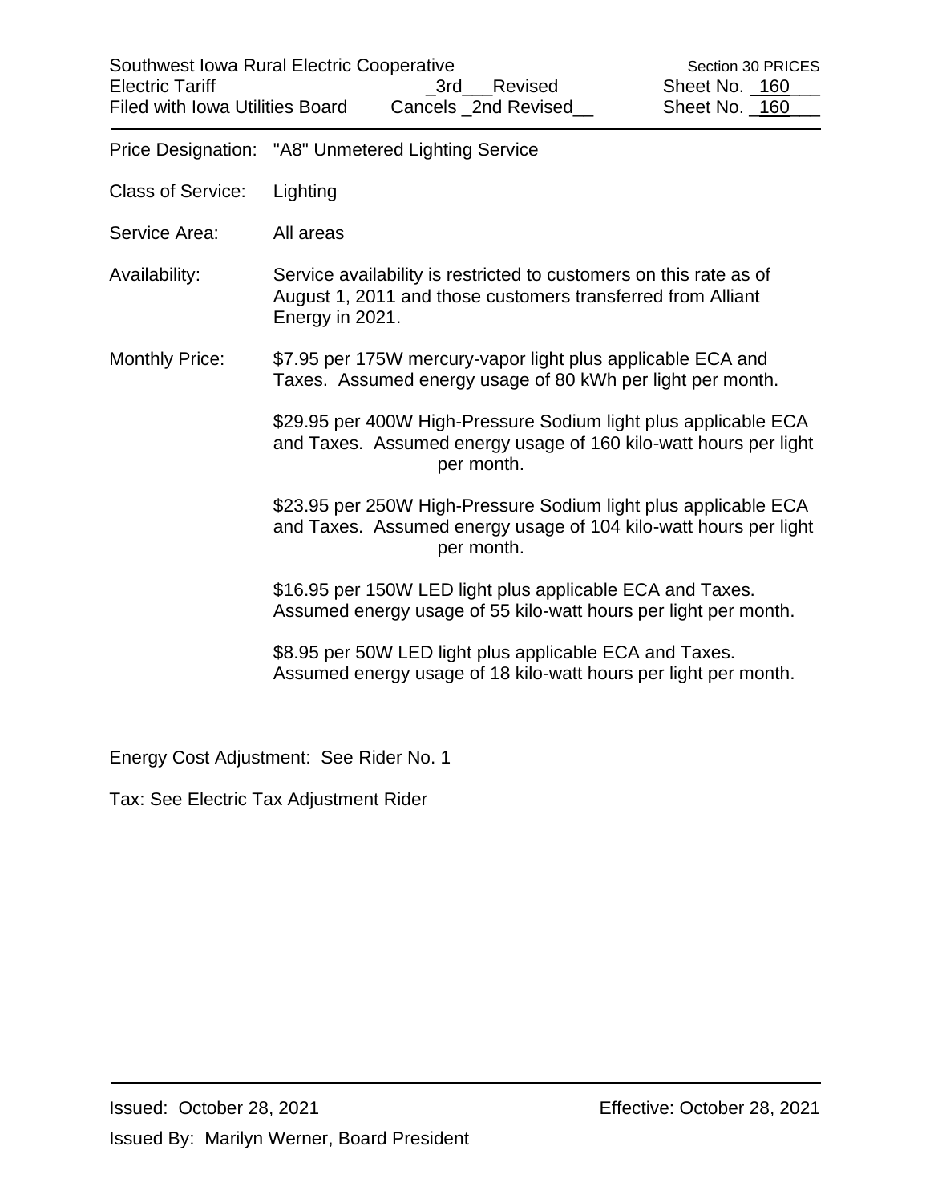Southwest Iowa Rural Electric Cooperative — Section 30 PRICES
Electric Tariff — _3rd___Revised — Sheet No. _160___
Filed with Iowa Utilities Board — Cancels _2nd Revised__ — Sheet No. _160___

Price Designation: "A8" Unmetered Lighting Service

Class of Service: Lighting

Service Area: All areas

Availability: Service availability is restricted to customers on this rate as of August 1, 2011 and those customers transferred from Alliant Energy in 2021.

Monthly Price: $7.95 per 175W mercury-vapor light plus applicable ECA and Taxes. Assumed energy usage of 80 kWh per light per month.

$29.95 per 400W High-Pressure Sodium light plus applicable ECA and Taxes. Assumed energy usage of 160 kilo-watt hours per light per month.

$23.95 per 250W High-Pressure Sodium light plus applicable ECA and Taxes. Assumed energy usage of 104 kilo-watt hours per light per month.

$16.95 per 150W LED light plus applicable ECA and Taxes. Assumed energy usage of 55 kilo-watt hours per light per month.

$8.95 per 50W LED light plus applicable ECA and Taxes. Assumed energy usage of 18 kilo-watt hours per light per month.

Energy Cost Adjustment: See Rider No. 1

Tax: See Electric Tax Adjustment Rider

Issued: October 28, 2021 — Effective: October 28, 2021

Issued By: Marilyn Werner, Board President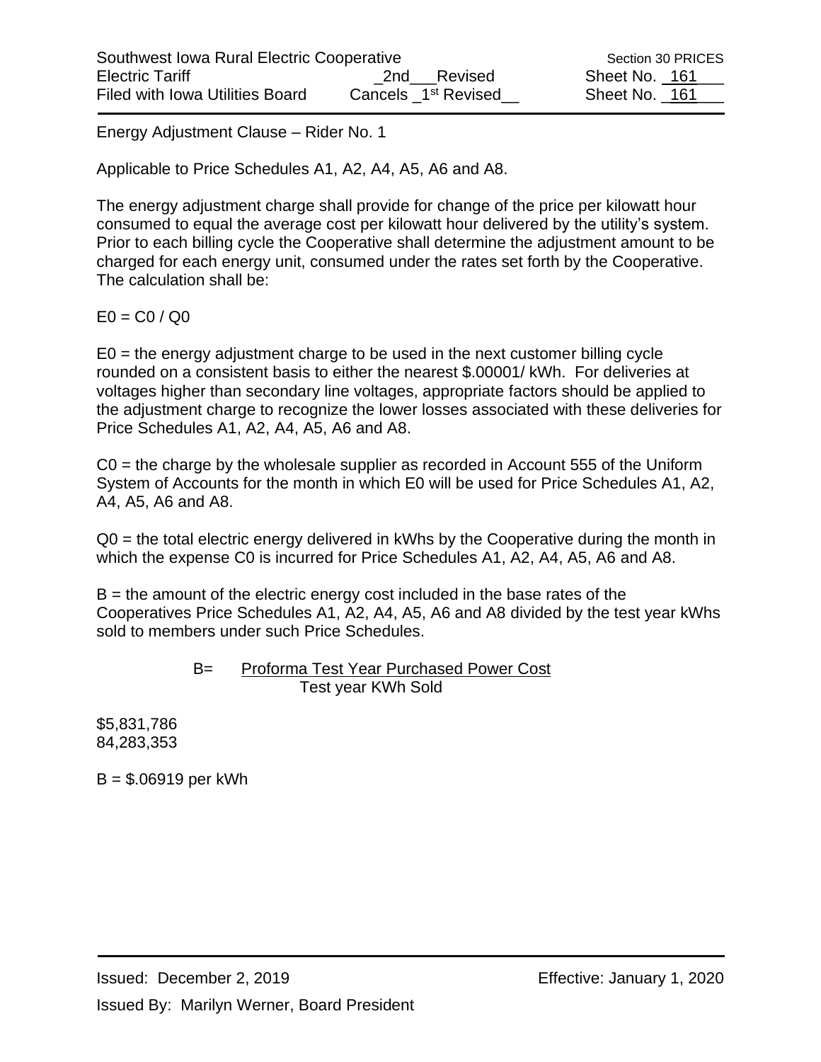Energy Adjustment Clause – Rider No. 1

Applicable to Price Schedules A1, A2, A4, A5, A6 and A8.

The energy adjustment charge shall provide for change of the price per kilowatt hour consumed to equal the average cost per kilowatt hour delivered by the utility's system. Prior to each billing cycle the Cooperative shall determine the adjustment amount to be charged for each energy unit, consumed under the rates set forth by the Cooperative. The calculation shall be:

$E0 = C0 / Q0$

E0 = the energy adjustment charge to be used in the next customer billing cycle rounded on a consistent basis to either the nearest $.00001/ kWh. For deliveries at voltages higher than secondary line voltages, appropriate factors should be applied to the adjustment charge to recognize the lower losses associated with these deliveries for Price Schedules A1, A2, A4, A5, A6 and A8.

C0 = the charge by the wholesale supplier as recorded in Account 555 of the Uniform System of Accounts for the month in which E0 will be used for Price Schedules A1, A2, A4, A5, A6 and A8.

Q0 = the total electric energy delivered in kWhs by the Cooperative during the month in which the expense C0 is incurred for Price Schedules A1, A2, A4, A5, A6 and A8.

B = the amount of the electric energy cost included in the base rates of the Cooperatives Price Schedules A1, A2, A4, A5, A6 and A8 divided by the test year kWhs sold to members under such Price Schedules.

$$B = \frac{\text{Proforma Test Year Purchased Power Cost}}{\text{Test year KWh Sold}}$$

$5,831,786
84,283,353

B = $.06919 per kWh

Issued: December 2, 2019

Effective: January 1, 2020

Issued By: Marilyn Werner, Board President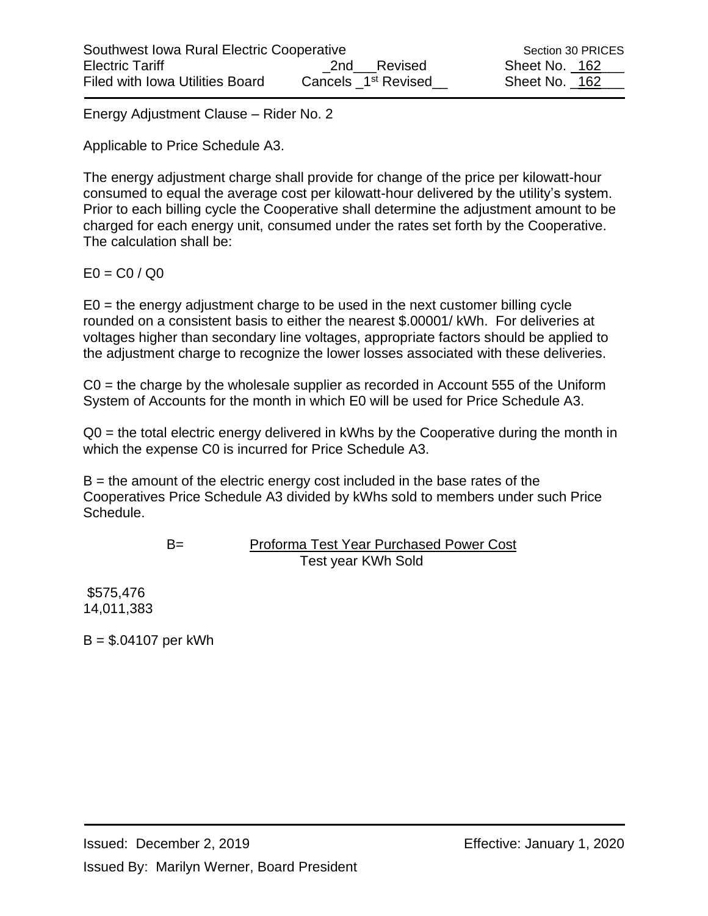Southwest Iowa Rural Electric Cooperative — Section 30 PRICES
Electric Tariff — _2nd___Revised — Sheet No. _162___
Filed with Iowa Utilities Board — Cancels _1st Revised__ — Sheet No. _162___

Energy Adjustment Clause – Rider No. 2

Applicable to Price Schedule A3.

The energy adjustment charge shall provide for change of the price per kilowatt-hour consumed to equal the average cost per kilowatt-hour delivered by the utility's system. Prior to each billing cycle the Cooperative shall determine the adjustment amount to be charged for each energy unit, consumed under the rates set forth by the Cooperative. The calculation shall be:

$E0 = C0 / Q0$

E0 = the energy adjustment charge to be used in the next customer billing cycle rounded on a consistent basis to either the nearest $.00001/ kWh. For deliveries at voltages higher than secondary line voltages, appropriate factors should be applied to the adjustment charge to recognize the lower losses associated with these deliveries.

C0 = the charge by the wholesale supplier as recorded in Account 555 of the Uniform System of Accounts for the month in which E0 will be used for Price Schedule A3.

Q0 = the total electric energy delivered in kWhs by the Cooperative during the month in which the expense C0 is incurred for Price Schedule A3.

B = the amount of the electric energy cost included in the base rates of the Cooperatives Price Schedule A3 divided by kWhs sold to members under such Price Schedule.

$$B = \frac{\text{Proforma Test Year Purchased Power Cost}}{\text{Test year KWh Sold}}$$

$575,476
14,011,383

B = $.04107 per kWh

Issued: December 2, 2019 — Effective: January 1, 2020

Issued By: Marilyn Werner, Board President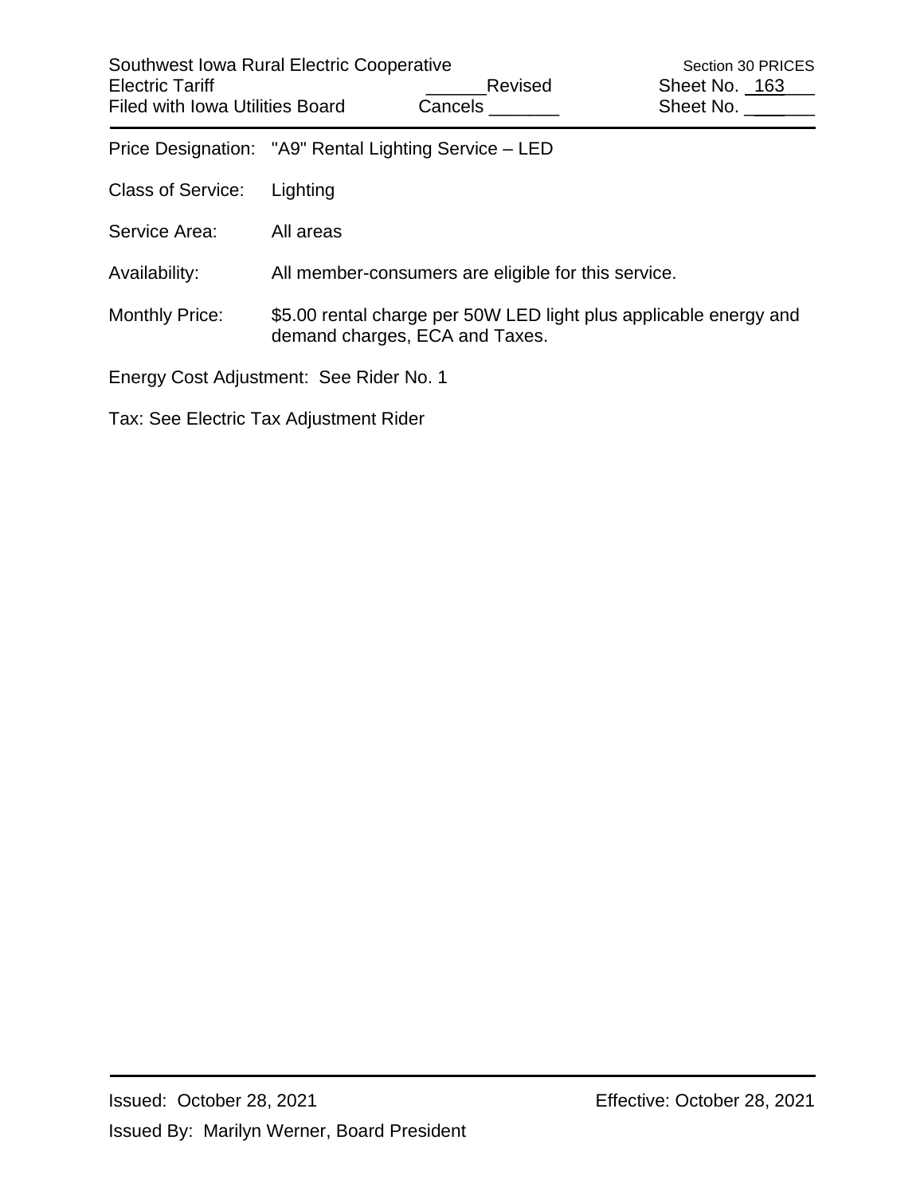Southwest Iowa Rural Electric Cooperative
Electric Tariff
Filed with Iowa Utilities Board

______Revised
Cancels _______

Section 30 PRICES
Sheet No. _163___
Sheet No. _______

Price Designation: "A9" Rental Lighting Service – LED

Class of Service: Lighting

Service Area: All areas

Availability: All member-consumers are eligible for this service.

Monthly Price: $5.00 rental charge per 50W LED light plus applicable energy and demand charges, ECA and Taxes.

Energy Cost Adjustment: See Rider No. 1

Tax: See Electric Tax Adjustment Rider

Issued: October 28, 2021

Effective: October 28, 2021

Issued By: Marilyn Werner, Board President